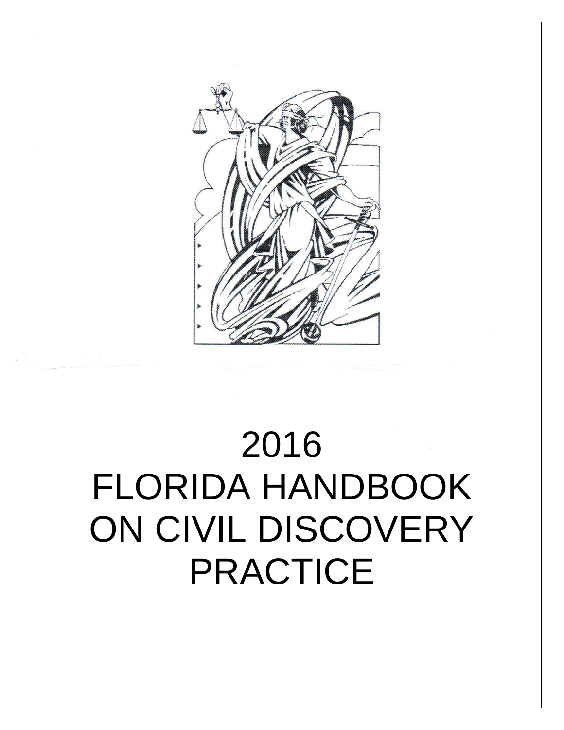# 2016
# FLORIDA HANDBOOK ON CIVIL DISCOVERY PRACTICE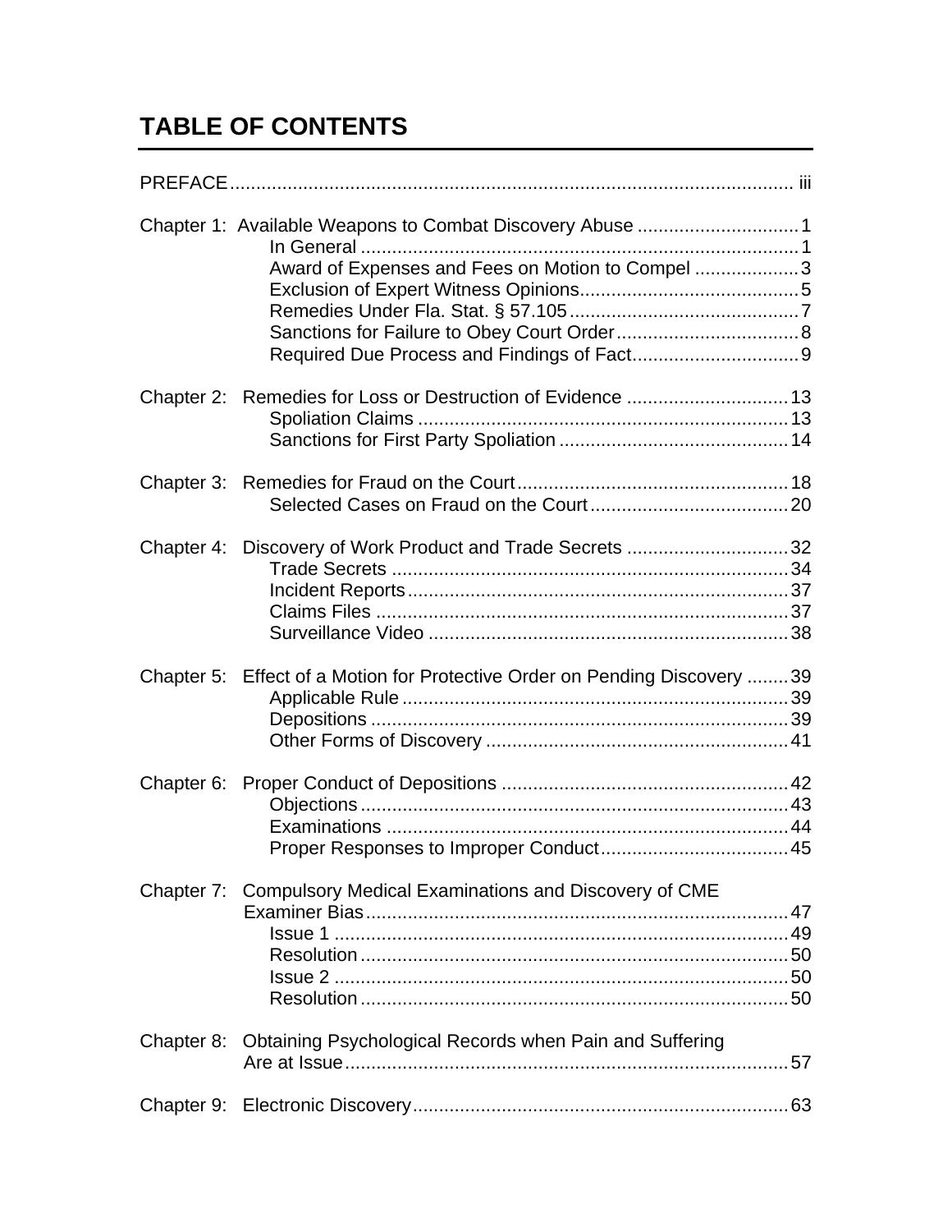# TABLE OF CONTENTS

PREFACE ........................................................................................................ iii

Chapter 1: Available Weapons to Combat Discovery Abuse ............................... 1
- In General ..................................................................................... 1
- Award of Expenses and Fees on Motion to Compel .................... 3
- Exclusion of Expert Witness Opinions.......................................... 5
- Remedies Under Fla. Stat. § 57.105 ............................................ 7
- Sanctions for Failure to Obey Court Order ................................... 8
- Required Due Process and Findings of Fact................................ 9

Chapter 2: Remedies for Loss or Destruction of Evidence ............................... 13
- Spoliation Claims ....................................................................... 13
- Sanctions for First Party Spoliation ............................................ 14

Chapter 3: Remedies for Fraud on the Court .................................................... 18
- Selected Cases on Fraud on the Court ...................................... 20

Chapter 4: Discovery of Work Product and Trade Secrets ............................... 32
- Trade Secrets ............................................................................ 34
- Incident Reports......................................................................... 37
- Claims Files ............................................................................... 37
- Surveillance Video ..................................................................... 38

Chapter 5: Effect of a Motion for Protective Order on Pending Discovery ........ 39
- Applicable Rule .......................................................................... 39
- Depositions ................................................................................ 39
- Other Forms of Discovery .......................................................... 41

Chapter 6: Proper Conduct of Depositions ....................................................... 42
- Objections .................................................................................. 43
- Examinations ............................................................................. 44
- Proper Responses to Improper Conduct .................................... 45

Chapter 7: Compulsory Medical Examinations and Discovery of CME Examiner Bias ................................................................................. 47
- Issue 1 ....................................................................................... 49
- Resolution .................................................................................. 50
- Issue 2 ....................................................................................... 50
- Resolution .................................................................................. 50

Chapter 8: Obtaining Psychological Records when Pain and Suffering Are at Issue ..................................................................................... 57

Chapter 9: Electronic Discovery ........................................................................ 63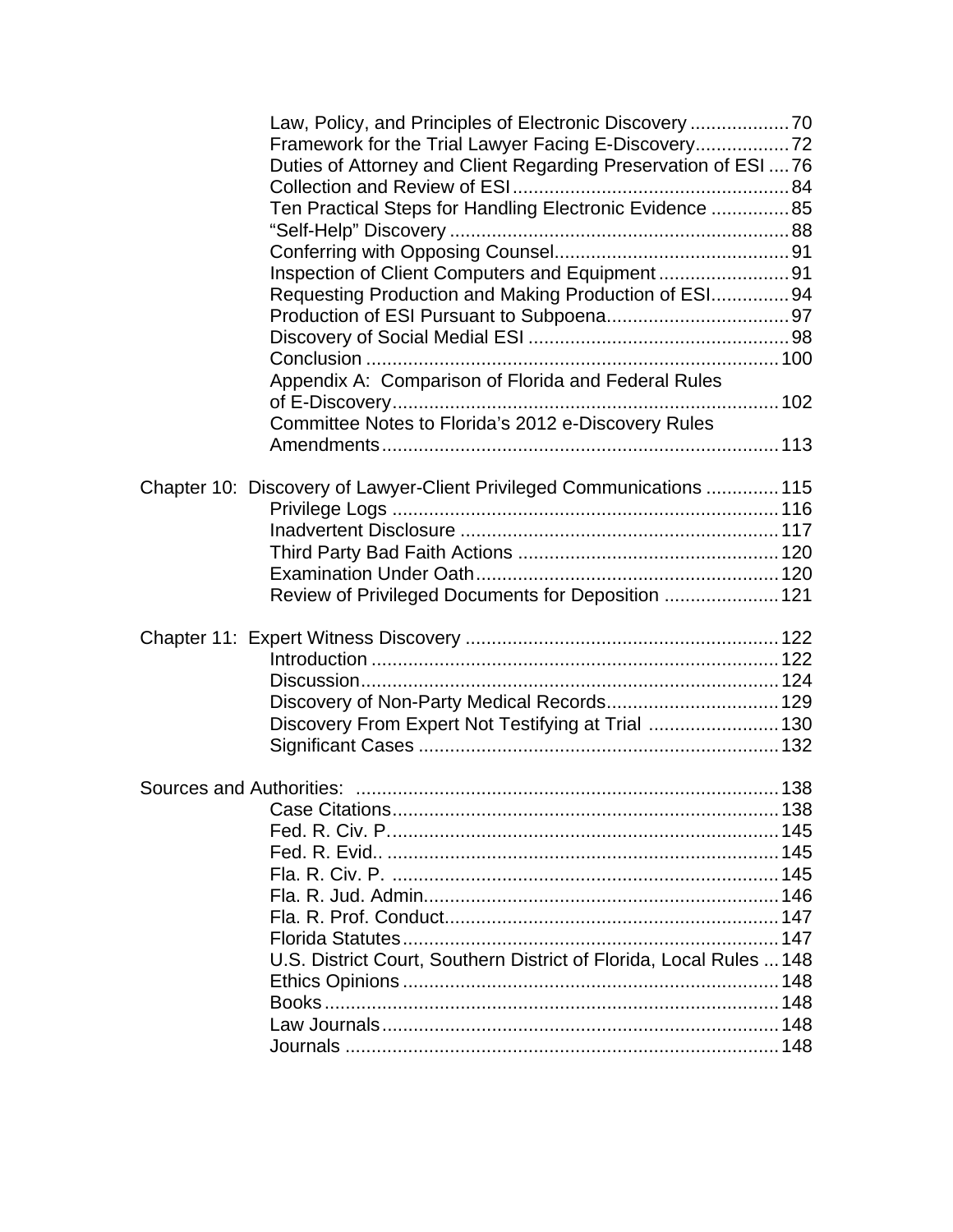Law, Policy, and Principles of Electronic Discovery ................... 70
Framework for the Trial Lawyer Facing E-Discovery.................. 72
Duties of Attorney and Client Regarding Preservation of ESI .... 76
Collection and Review of ESI..................................................... 84
Ten Practical Steps for Handling Electronic Evidence ............... 85
“Self-Help” Discovery ................................................................ 88
Conferring with Opposing Counsel............................................. 91
Inspection of Client Computers and Equipment ......................... 91
Requesting Production and Making Production of ESI............... 94
Production of ESI Pursuant to Subpoena................................... 97
Discovery of Social Medial ESI .................................................. 98
Conclusion ............................................................................... 100
Appendix A: Comparison of Florida and Federal Rules of E-Discovery......................................................................... 102
Committee Notes to Florida’s 2012 e-Discovery Rules Amendments........................................................................... 113

Chapter 10: Discovery of Lawyer-Client Privileged Communications .............. 115
Privilege Logs .......................................................................... 116
Inadvertent Disclosure ............................................................. 117
Third Party Bad Faith Actions .................................................. 120
Examination Under Oath.......................................................... 120
Review of Privileged Documents for Deposition ...................... 121

Chapter 11: Expert Witness Discovery ............................................................ 122
Introduction .............................................................................. 122
Discussion................................................................................ 124
Discovery of Non-Party Medical Records................................. 129
Discovery From Expert Not Testifying at Trial ......................... 130
Significant Cases ..................................................................... 132

Sources and Authorities: ................................................................................ 138
Case Citations.......................................................................... 138
Fed. R. Civ. P........................................................................... 145
Fed. R. Evid.. ........................................................................... 145
Fla. R. Civ. P. .......................................................................... 145
Fla. R. Jud. Admin.................................................................... 146
Fla. R. Prof. Conduct................................................................ 147
Florida Statutes........................................................................ 147
U.S. District Court, Southern District of Florida, Local Rules ... 148
Ethics Opinions ........................................................................ 148
Books....................................................................................... 148
Law Journals............................................................................ 148
Journals ................................................................................... 148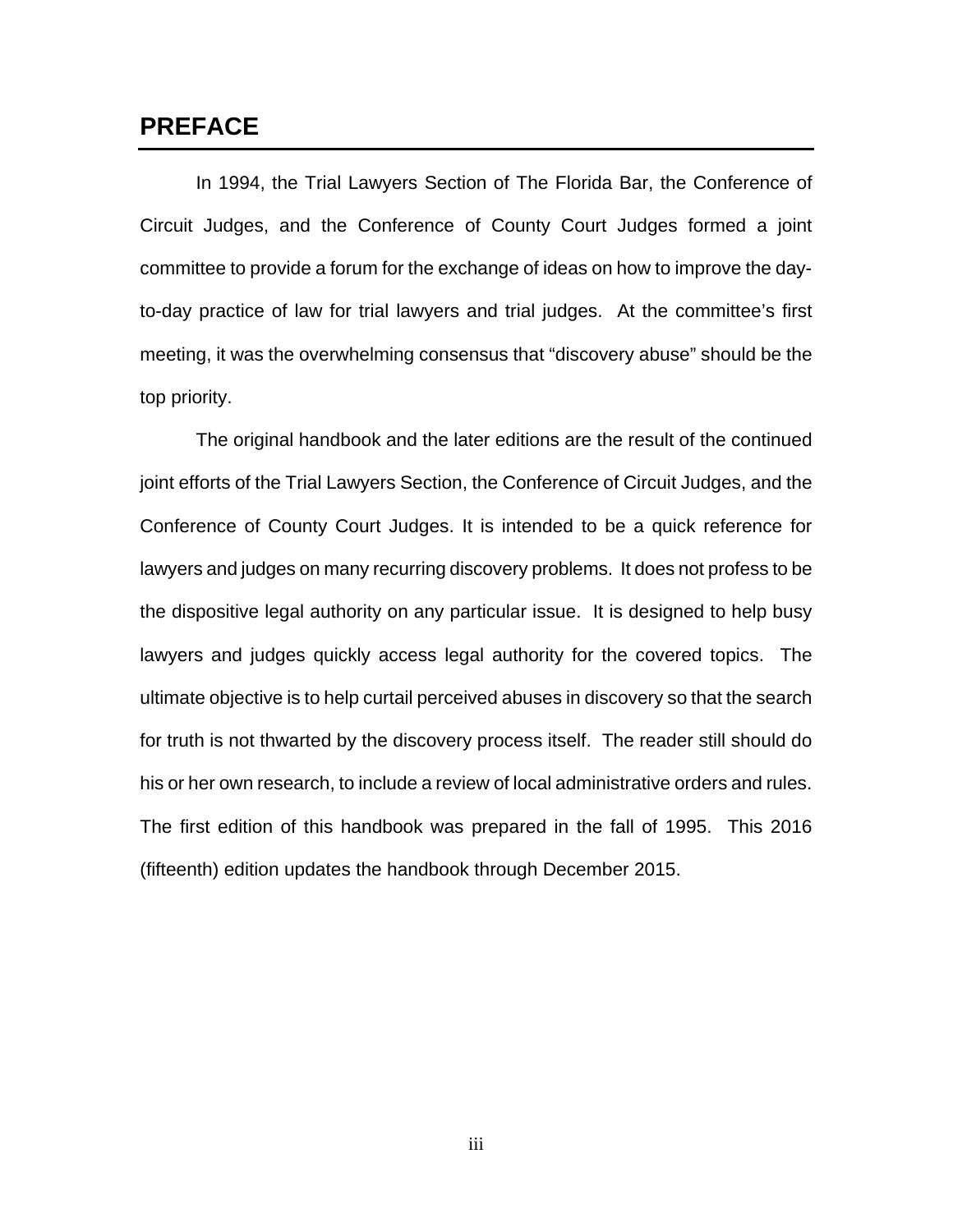## PREFACE

In 1994, the Trial Lawyers Section of The Florida Bar, the Conference of Circuit Judges, and the Conference of County Court Judges formed a joint committee to provide a forum for the exchange of ideas on how to improve the day-to-day practice of law for trial lawyers and trial judges. At the committee's first meeting, it was the overwhelming consensus that "discovery abuse" should be the top priority.

The original handbook and the later editions are the result of the continued joint efforts of the Trial Lawyers Section, the Conference of Circuit Judges, and the Conference of County Court Judges. It is intended to be a quick reference for lawyers and judges on many recurring discovery problems. It does not profess to be the dispositive legal authority on any particular issue. It is designed to help busy lawyers and judges quickly access legal authority for the covered topics. The ultimate objective is to help curtail perceived abuses in discovery so that the search for truth is not thwarted by the discovery process itself. The reader still should do his or her own research, to include a review of local administrative orders and rules. The first edition of this handbook was prepared in the fall of 1995. This 2016 (fifteenth) edition updates the handbook through December 2015.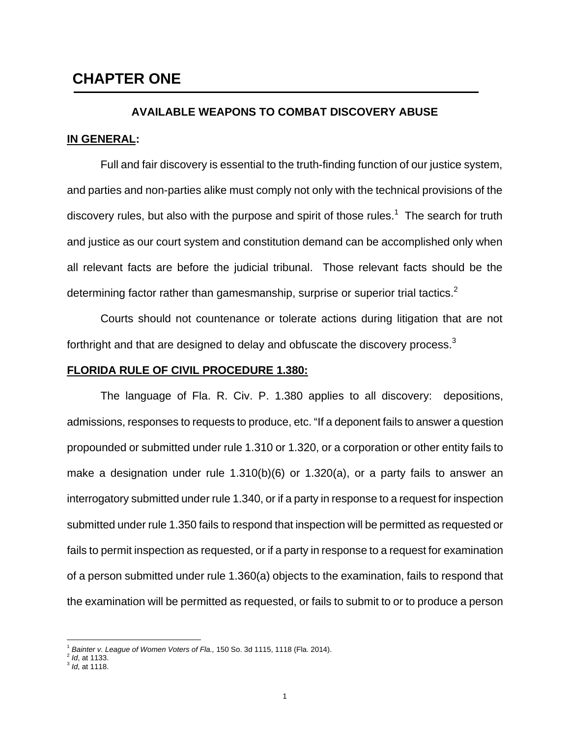# CHAPTER ONE

### AVAILABLE WEAPONS TO COMBAT DISCOVERY ABUSE

**IN GENERAL:**

Full and fair discovery is essential to the truth-finding function of our justice system, and parties and non-parties alike must comply not only with the technical provisions of the discovery rules, but also with the purpose and spirit of those rules.[1] The search for truth and justice as our court system and constitution demand can be accomplished only when all relevant facts are before the judicial tribunal. Those relevant facts should be the determining factor rather than gamesmanship, surprise or superior trial tactics.[2]

Courts should not countenance or tolerate actions during litigation that are not forthright and that are designed to delay and obfuscate the discovery process.[3]

**FLORIDA RULE OF CIVIL PROCEDURE 1.380:**

The language of Fla. R. Civ. P. 1.380 applies to all discovery: depositions, admissions, responses to requests to produce, etc. "If a deponent fails to answer a question propounded or submitted under rule 1.310 or 1.320, or a corporation or other entity fails to make a designation under rule 1.310(b)(6) or 1.320(a), or a party fails to answer an interrogatory submitted under rule 1.340, or if a party in response to a request for inspection submitted under rule 1.350 fails to respond that inspection will be permitted as requested or fails to permit inspection as requested, or if a party in response to a request for examination of a person submitted under rule 1.360(a) objects to the examination, fails to respond that the examination will be permitted as requested, or fails to submit to or to produce a person

---

[1] *Bainter v. League of Women Voters of Fla.,* 150 So. 3d 1115, 1118 (Fla. 2014).
[2] *Id*, at 1133.
[3] *Id*, at 1118.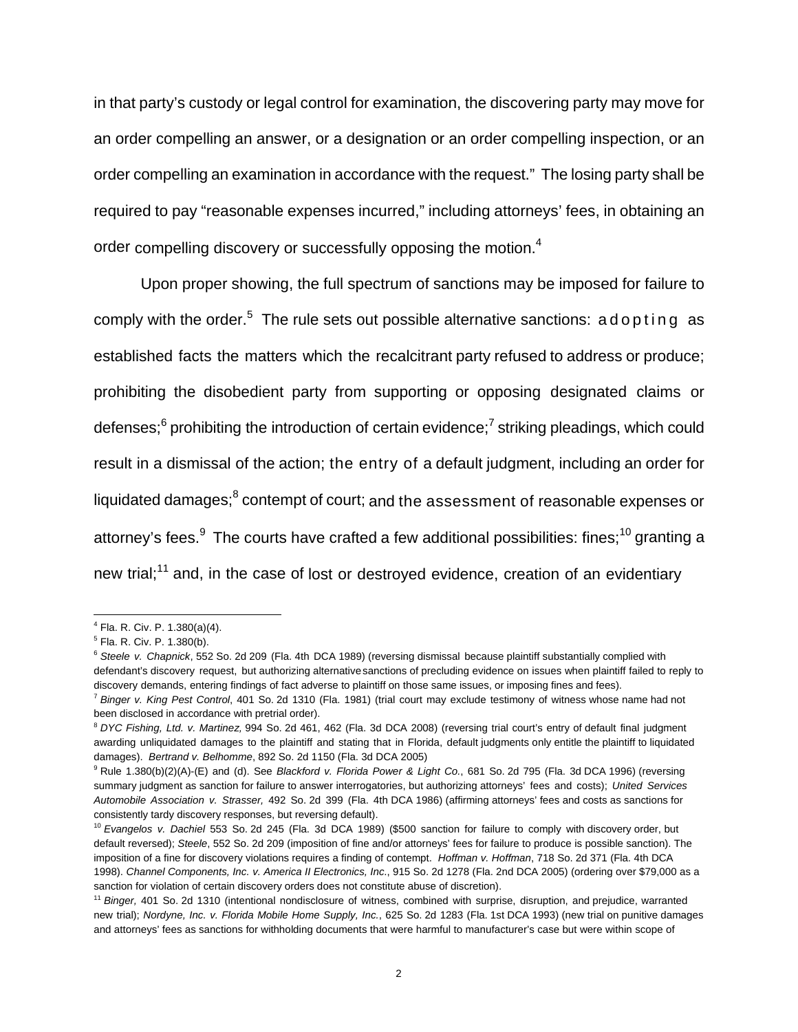in that party's custody or legal control for examination, the discovering party may move for an order compelling an answer, or a designation or an order compelling inspection, or an order compelling an examination in accordance with the request." The losing party shall be required to pay "reasonable expenses incurred," including attorneys' fees, in obtaining an order compelling discovery or successfully opposing the motion.[4]

Upon proper showing, the full spectrum of sanctions may be imposed for failure to comply with the order.[5] The rule sets out possible alternative sanctions: adopting as established facts the matters which the recalcitrant party refused to address or produce; prohibiting the disobedient party from supporting or opposing designated claims or defenses;[6] prohibiting the introduction of certain evidence;[7] striking pleadings, which could result in a dismissal of the action; the entry of a default judgment, including an order for liquidated damages;[8] contempt of court; and the assessment of reasonable expenses or attorney's fees.[9] The courts have crafted a few additional possibilities: fines;[10] granting a new trial;[11] and, in the case of lost or destroyed evidence, creation of an evidentiary

---

[4] Fla. R. Civ. P. 1.380(a)(4).

[5] Fla. R. Civ. P. 1.380(b).

[6] *Steele v. Chapnick*, 552 So. 2d 209 (Fla. 4th DCA 1989) (reversing dismissal because plaintiff substantially complied with defendant's discovery request, but authorizing alternative sanctions of precluding evidence on issues when plaintiff failed to reply to discovery demands, entering findings of fact adverse to plaintiff on those same issues, or imposing fines and fees).

[7] *Binger v. King Pest Control*, 401 So. 2d 1310 (Fla. 1981) (trial court may exclude testimony of witness whose name had not been disclosed in accordance with pretrial order).

[8] *DYC Fishing, Ltd. v. Martinez,* 994 So. 2d 461, 462 (Fla. 3d DCA 2008) (reversing trial court's entry of default final judgment awarding unliquidated damages to the plaintiff and stating that in Florida, default judgments only entitle the plaintiff to liquidated damages). *Bertrand v. Belhomme*, 892 So. 2d 1150 (Fla. 3d DCA 2005)

[9] Rule 1.380(b)(2)(A)-(E) and (d). See *Blackford v. Florida Power & Light Co.*, 681 So. 2d 795 (Fla. 3d DCA 1996) (reversing summary judgment as sanction for failure to answer interrogatories, but authorizing attorneys' fees and costs); *United Services Automobile Association v. Strasser,* 492 So. 2d 399 (Fla. 4th DCA 1986) (affirming attorneys' fees and costs as sanctions for consistently tardy discovery responses, but reversing default).

[10] *Evangelos v. Dachiel* 553 So. 2d 245 (Fla. 3d DCA 1989) ($500 sanction for failure to comply with discovery order, but default reversed); *Steele*, 552 So. 2d 209 (imposition of fine and/or attorneys' fees for failure to produce is possible sanction). The imposition of a fine for discovery violations requires a finding of contempt. *Hoffman v. Hoffman*, 718 So. 2d 371 (Fla. 4th DCA 1998). *Channel Components, Inc. v. America II Electronics, Inc.*, 915 So. 2d 1278 (Fla. 2nd DCA 2005) (ordering over $79,000 as a sanction for violation of certain discovery orders does not constitute abuse of discretion).

[11] *Binger,* 401 So. 2d 1310 (intentional nondisclosure of witness, combined with surprise, disruption, and prejudice, warranted new trial); *Nordyne, Inc. v. Florida Mobile Home Supply, Inc.*, 625 So. 2d 1283 (Fla. 1st DCA 1993) (new trial on punitive damages and attorneys' fees as sanctions for withholding documents that were harmful to manufacturer's case but were within scope of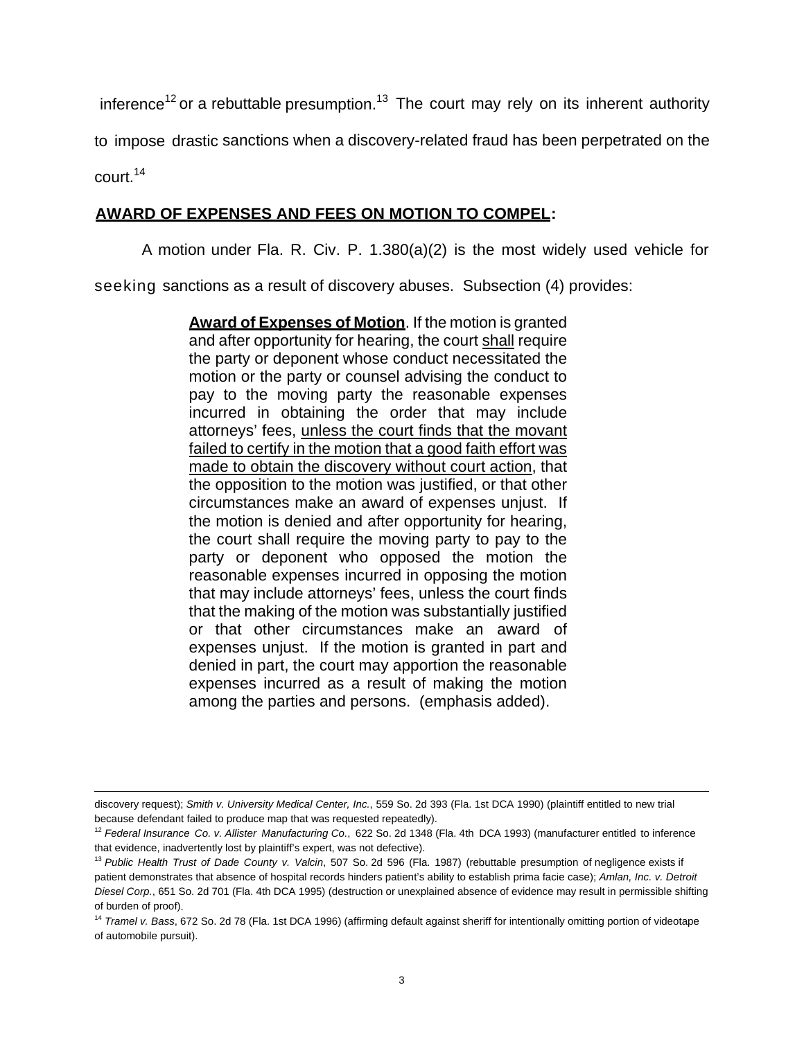inference[12] or a rebuttable presumption.[13] The court may rely on its inherent authority to impose drastic sanctions when a discovery-related fraud has been perpetrated on the court.[14]

**AWARD OF EXPENSES AND FEES ON MOTION TO COMPEL:**

A motion under Fla. R. Civ. P. 1.380(a)(2) is the most widely used vehicle for seeking sanctions as a result of discovery abuses. Subsection (4) provides:

> **Award of Expenses of Motion**. If the motion is granted and after opportunity for hearing, the court shall require the party or deponent whose conduct necessitated the motion or the party or counsel advising the conduct to pay to the moving party the reasonable expenses incurred in obtaining the order that may include attorneys' fees, unless the court finds that the movant failed to certify in the motion that a good faith effort was made to obtain the discovery without court action, that the opposition to the motion was justified, or that other circumstances make an award of expenses unjust. If the motion is denied and after opportunity for hearing, the court shall require the moving party to pay to the party or deponent who opposed the motion the reasonable expenses incurred in opposing the motion that may include attorneys' fees, unless the court finds that the making of the motion was substantially justified or that other circumstances make an award of expenses unjust. If the motion is granted in part and denied in part, the court may apportion the reasonable expenses incurred as a result of making the motion among the parties and persons. (emphasis added).

---

discovery request); *Smith v. University Medical Center, Inc.*, 559 So. 2d 393 (Fla. 1st DCA 1990) (plaintiff entitled to new trial because defendant failed to produce map that was requested repeatedly).

[12] *Federal Insurance Co. v. Allister Manufacturing Co.*, 622 So. 2d 1348 (Fla. 4th DCA 1993) (manufacturer entitled to inference that evidence, inadvertently lost by plaintiff's expert, was not defective).

[13] *Public Health Trust of Dade County v. Valcin*, 507 So. 2d 596 (Fla. 1987) (rebuttable presumption of negligence exists if patient demonstrates that absence of hospital records hinders patient's ability to establish prima facie case); *Amlan, Inc. v. Detroit Diesel Corp.*, 651 So. 2d 701 (Fla. 4th DCA 1995) (destruction or unexplained absence of evidence may result in permissible shifting of burden of proof).

[14] *Tramel v. Bass*, 672 So. 2d 78 (Fla. 1st DCA 1996) (affirming default against sheriff for intentionally omitting portion of videotape of automobile pursuit).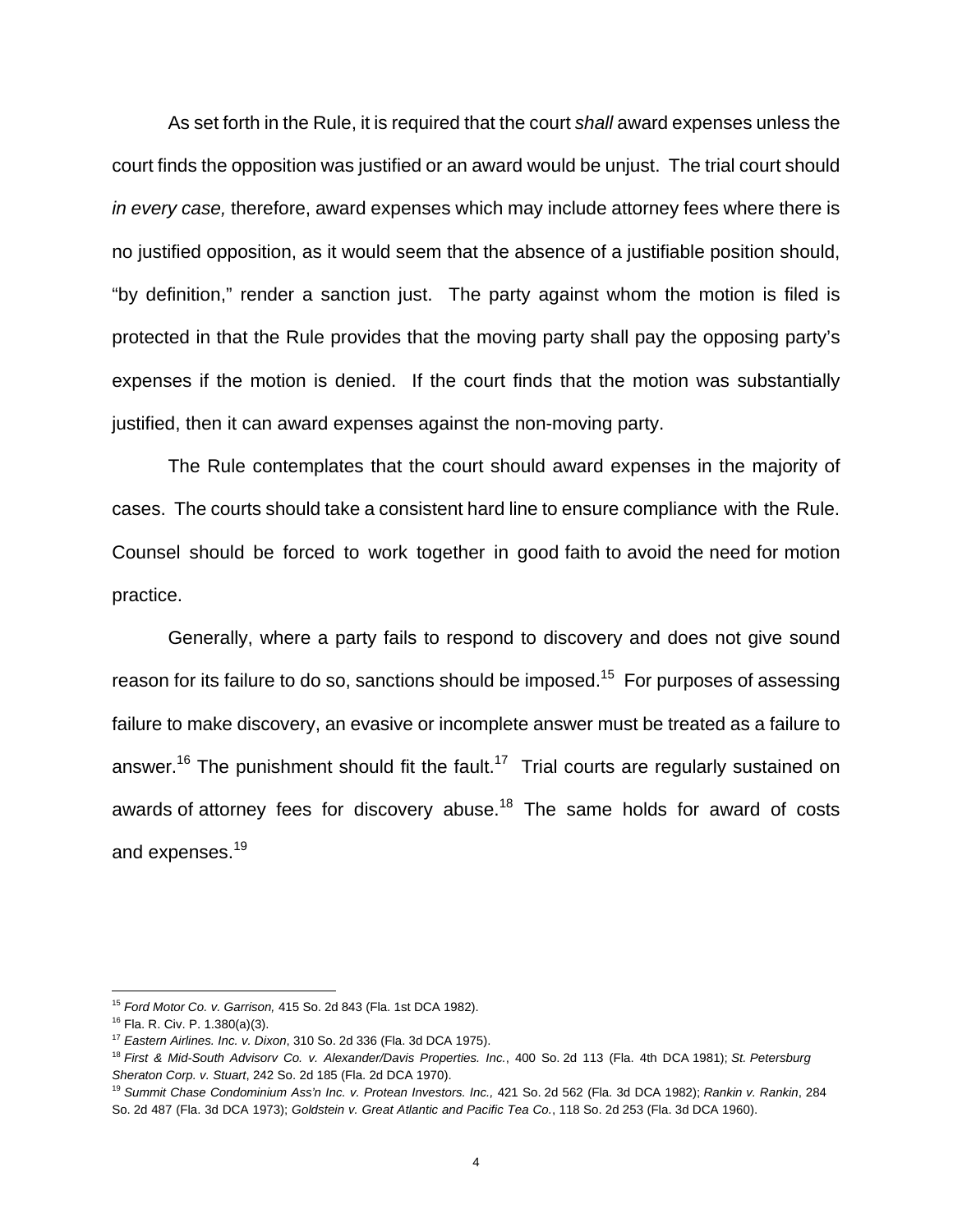As set forth in the Rule, it is required that the court *shall* award expenses unless the court finds the opposition was justified or an award would be unjust. The trial court should *in every case,* therefore, award expenses which may include attorney fees where there is no justified opposition, as it would seem that the absence of a justifiable position should, "by definition," render a sanction just. The party against whom the motion is filed is protected in that the Rule provides that the moving party shall pay the opposing party's expenses if the motion is denied. If the court finds that the motion was substantially justified, then it can award expenses against the non-moving party.

The Rule contemplates that the court should award expenses in the majority of cases. The courts should take a consistent hard line to ensure compliance with the Rule. Counsel should be forced to work together in good faith to avoid the need for motion practice.

Generally, where a party fails to respond to discovery and does not give sound reason for its failure to do so, sanctions should be imposed.[15] For purposes of assessing failure to make discovery, an evasive or incomplete answer must be treated as a failure to answer.[16] The punishment should fit the fault.[17] Trial courts are regularly sustained on awards of attorney fees for discovery abuse.[18] The same holds for award of costs and expenses.[19]

---

[15] *Ford Motor Co. v. Garrison,* 415 So. 2d 843 (Fla. 1st DCA 1982).

[16] Fla. R. Civ. P. 1.380(a)(3).

[17] *Eastern Airlines. Inc. v. Dixon*, 310 So. 2d 336 (Fla. 3d DCA 1975).

[18] *First & Mid-South Advisorv Co. v. Alexander/Davis Properties. Inc.*, 400 So. 2d 113 (Fla. 4th DCA 1981); *St. Petersburg Sheraton Corp. v. Stuart*, 242 So. 2d 185 (Fla. 2d DCA 1970).

[19] *Summit Chase Condominium Ass'n Inc. v. Protean Investors. Inc.,* 421 So. 2d 562 (Fla. 3d DCA 1982); *Rankin v. Rankin*, 284 So. 2d 487 (Fla. 3d DCA 1973); *Goldstein v. Great Atlantic and Pacific Tea Co.*, 118 So. 2d 253 (Fla. 3d DCA 1960).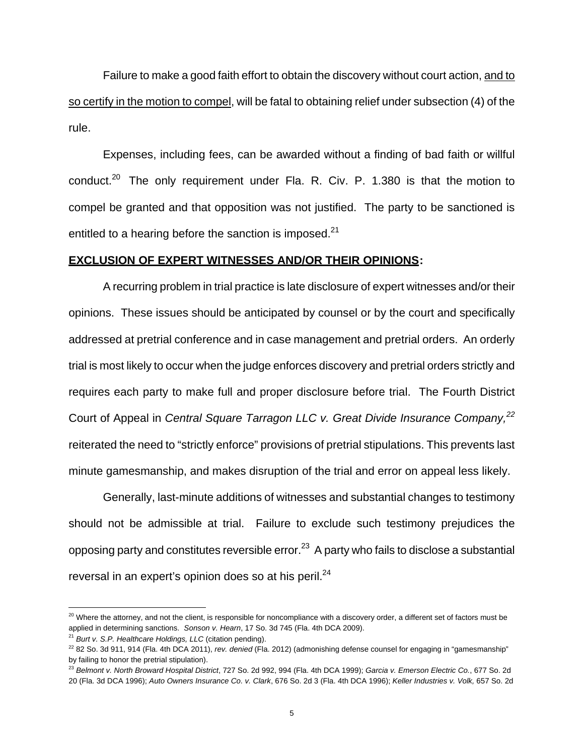Failure to make a good faith effort to obtain the discovery without court action, <u>and to so certify in the motion to compel</u>, will be fatal to obtaining relief under subsection (4) of the rule.

Expenses, including fees, can be awarded without a finding of bad faith or willful conduct.[20] The only requirement under Fla. R. Civ. P. 1.380 is that the motion to compel be granted and that opposition was not justified. The party to be sanctioned is entitled to a hearing before the sanction is imposed.[21]

**<u>EXCLUSION OF EXPERT WITNESSES AND/OR THEIR OPINIONS</u>:**

A recurring problem in trial practice is late disclosure of expert witnesses and/or their opinions. These issues should be anticipated by counsel or by the court and specifically addressed at pretrial conference and in case management and pretrial orders. An orderly trial is most likely to occur when the judge enforces discovery and pretrial orders strictly and requires each party to make full and proper disclosure before trial. The Fourth District Court of Appeal in *Central Square Tarragon LLC v. Great Divide Insurance Company,*[22] reiterated the need to "strictly enforce" provisions of pretrial stipulations. This prevents last minute gamesmanship, and makes disruption of the trial and error on appeal less likely.

Generally, last-minute additions of witnesses and substantial changes to testimony should not be admissible at trial. Failure to exclude such testimony prejudices the opposing party and constitutes reversible error.[23] A party who fails to disclose a substantial reversal in an expert's opinion does so at his peril.[24]

---

[20] Where the attorney, and not the client, is responsible for noncompliance with a discovery order, a different set of factors must be applied in determining sanctions. *Sonson v. Hearn*, 17 So. 3d 745 (Fla. 4th DCA 2009).

[21] *Burt v. S.P. Healthcare Holdings, LLC* (citation pending).

[22] 82 So. 3d 911, 914 (Fla. 4th DCA 2011), *rev. denied* (Fla. 2012) (admonishing defense counsel for engaging in "gamesmanship" by failing to honor the pretrial stipulation).

[23] *Belmont v. North Broward Hospital District*, 727 So. 2d 992, 994 (Fla. 4th DCA 1999); *Garcia v. Emerson Electric Co.*, 677 So. 2d 20 (Fla. 3d DCA 1996); *Auto Owners Insurance Co. v. Clark*, 676 So. 2d 3 (Fla. 4th DCA 1996); *Keller Industries v. Volk,* 657 So. 2d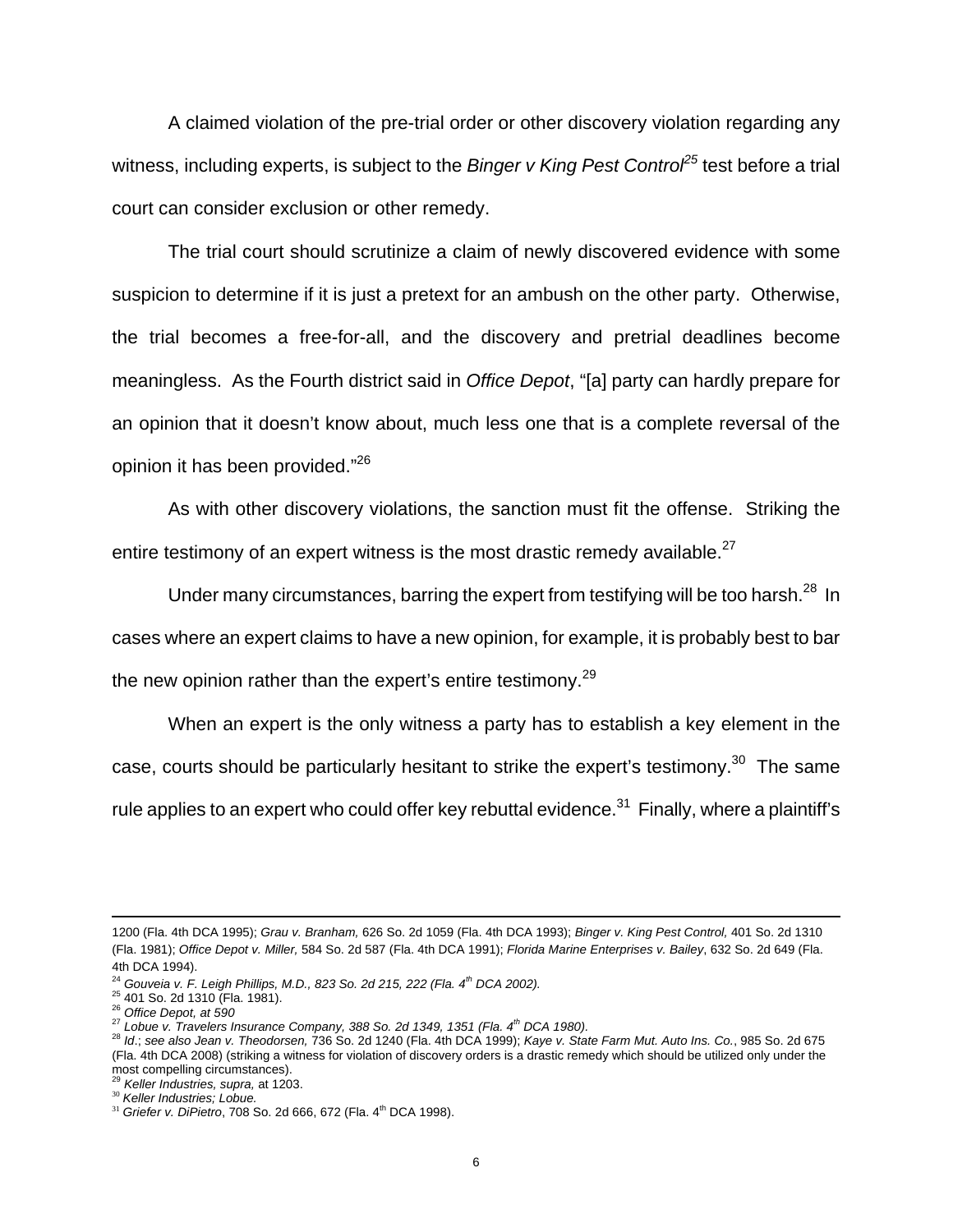A claimed violation of the pre-trial order or other discovery violation regarding any witness, including experts, is subject to the *Binger v King Pest Control*[25] test before a trial court can consider exclusion or other remedy.

The trial court should scrutinize a claim of newly discovered evidence with some suspicion to determine if it is just a pretext for an ambush on the other party. Otherwise, the trial becomes a free-for-all, and the discovery and pretrial deadlines become meaningless. As the Fourth district said in *Office Depot*, "[a] party can hardly prepare for an opinion that it doesn't know about, much less one that is a complete reversal of the opinion it has been provided."[26]

As with other discovery violations, the sanction must fit the offense. Striking the entire testimony of an expert witness is the most drastic remedy available.[27]

Under many circumstances, barring the expert from testifying will be too harsh.[28] In cases where an expert claims to have a new opinion, for example, it is probably best to bar the new opinion rather than the expert's entire testimony.[29]

When an expert is the only witness a party has to establish a key element in the case, courts should be particularly hesitant to strike the expert's testimony.[30] The same rule applies to an expert who could offer key rebuttal evidence.[31] Finally, where a plaintiff's

---

1200 (Fla. 4th DCA 1995); *Grau v. Branham,* 626 So. 2d 1059 (Fla. 4th DCA 1993); *Binger v. King Pest Control,* 401 So. 2d 1310 (Fla. 1981); *Office Depot v. Miller,* 584 So. 2d 587 (Fla. 4th DCA 1991); *Florida Marine Enterprises v. Bailey*, 632 So. 2d 649 (Fla. 4th DCA 1994).

[24] *Gouveia v. F. Leigh Phillips, M.D., 823 So. 2d 215, 222 (Fla. 4th DCA 2002).*

[25] 401 So. 2d 1310 (Fla. 1981).

[26] *Office Depot, at 590*

[27] *Lobue v. Travelers Insurance Company, 388 So. 2d 1349, 1351 (Fla. 4th DCA 1980).*

[28] *Id*.; *see also Jean v. Theodorsen,* 736 So. 2d 1240 (Fla. 4th DCA 1999); *Kaye v. State Farm Mut. Auto Ins. Co.*, 985 So. 2d 675 (Fla. 4th DCA 2008) (striking a witness for violation of discovery orders is a drastic remedy which should be utilized only under the most compelling circumstances).

[29] *Keller Industries, supra,* at 1203.

[30] *Keller Industries; Lobue.*

[31] *Griefer v. DiPietro*, 708 So. 2d 666, 672 (Fla. 4th DCA 1998).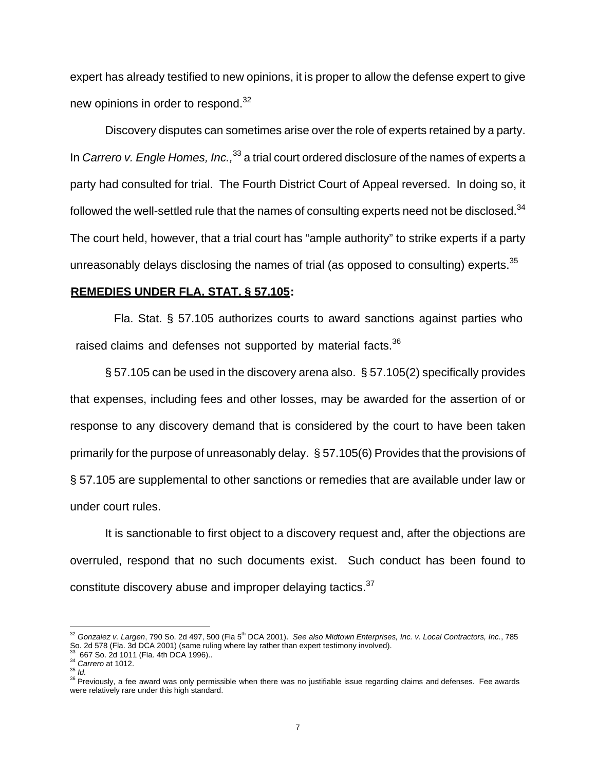expert has already testified to new opinions, it is proper to allow the defense expert to give new opinions in order to respond.[32]

Discovery disputes can sometimes arise over the role of experts retained by a party. In *Carrero v. Engle Homes, Inc.,*[33] a trial court ordered disclosure of the names of experts a party had consulted for trial. The Fourth District Court of Appeal reversed. In doing so, it followed the well-settled rule that the names of consulting experts need not be disclosed.[34] The court held, however, that a trial court has "ample authority" to strike experts if a party unreasonably delays disclosing the names of trial (as opposed to consulting) experts.[35]

**REMEDIES UNDER FLA. STAT. § 57.105:**

Fla. Stat. § 57.105 authorizes courts to award sanctions against parties who raised claims and defenses not supported by material facts.[36]

§ 57.105 can be used in the discovery arena also. § 57.105(2) specifically provides that expenses, including fees and other losses, may be awarded for the assertion of or response to any discovery demand that is considered by the court to have been taken primarily for the purpose of unreasonably delay. § 57.105(6) Provides that the provisions of § 57.105 are supplemental to other sanctions or remedies that are available under law or under court rules.

It is sanctionable to first object to a discovery request and, after the objections are overruled, respond that no such documents exist. Such conduct has been found to constitute discovery abuse and improper delaying tactics.[37]

---

[32] *Gonzalez v. Largen*, 790 So. 2d 497, 500 (Fla 5th DCA 2001). *See also Midtown Enterprises, Inc. v. Local Contractors, Inc.*, 785 So. 2d 578 (Fla. 3d DCA 2001) (same ruling where lay rather than expert testimony involved).

[33] 667 So. 2d 1011 (Fla. 4th DCA 1996)..

[34] *Carrero* at 1012.

[35] *Id.*

[36] Previously, a fee award was only permissible when there was no justifiable issue regarding claims and defenses. Fee awards were relatively rare under this high standard.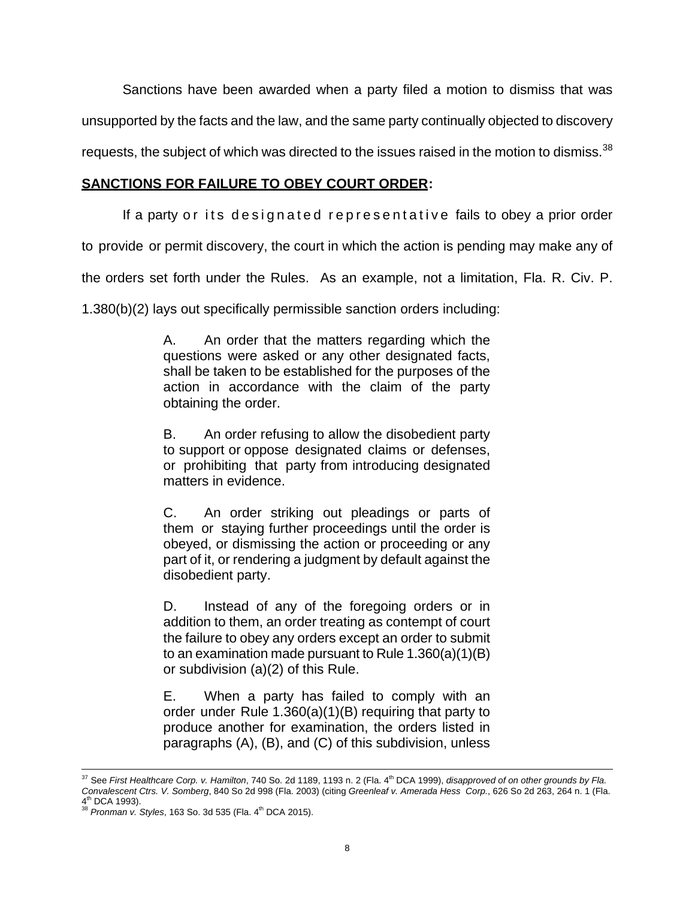Sanctions have been awarded when a party filed a motion to dismiss that was unsupported by the facts and the law, and the same party continually objected to discovery requests, the subject of which was directed to the issues raised in the motion to dismiss.[38]

**<u>SANCTIONS FOR FAILURE TO OBEY COURT ORDER</u>:**

If a party or its designated representative fails to obey a prior order to provide or permit discovery, the court in which the action is pending may make any of the orders set forth under the Rules. As an example, not a limitation, Fla. R. Civ. P. 1.380(b)(2) lays out specifically permissible sanction orders including:

> A. An order that the matters regarding which the questions were asked or any other designated facts, shall be taken to be established for the purposes of the action in accordance with the claim of the party obtaining the order.
>
> B. An order refusing to allow the disobedient party to support or oppose designated claims or defenses, or prohibiting that party from introducing designated matters in evidence.
>
> C. An order striking out pleadings or parts of them or staying further proceedings until the order is obeyed, or dismissing the action or proceeding or any part of it, or rendering a judgment by default against the disobedient party.
>
> D. Instead of any of the foregoing orders or in addition to them, an order treating as contempt of court the failure to obey any orders except an order to submit to an examination made pursuant to Rule 1.360(a)(1)(B) or subdivision (a)(2) of this Rule.
>
> E. When a party has failed to comply with an order under Rule 1.360(a)(1)(B) requiring that party to produce another for examination, the orders listed in paragraphs (A), (B), and (C) of this subdivision, unless

---

[37] See *First Healthcare Corp. v. Hamilton*, 740 So. 2d 1189, 1193 n. 2 (Fla. 4th DCA 1999), *disapproved of on other grounds by Fla. Convalescent Ctrs. V. Somberg*, 840 So 2d 998 (Fla. 2003) (citing *Greenleaf v. Amerada Hess Corp.*, 626 So 2d 263, 264 n. 1 (Fla. 4th DCA 1993).

[38] *Pronman v. Styles*, 163 So. 3d 535 (Fla. 4th DCA 2015).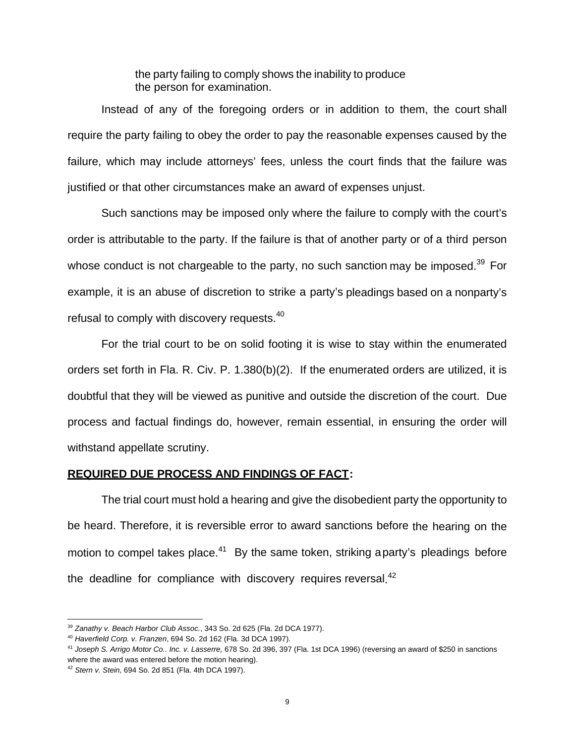> the party failing to comply shows the inability to produce the person for examination.

Instead of any of the foregoing orders or in addition to them, the court shall require the party failing to obey the order to pay the reasonable expenses caused by the failure, which may include attorneys' fees, unless the court finds that the failure was justified or that other circumstances make an award of expenses unjust.

Such sanctions may be imposed only where the failure to comply with the court's order is attributable to the party. If the failure is that of another party or of a third person whose conduct is not chargeable to the party, no such sanction may be imposed.[39] For example, it is an abuse of discretion to strike a party's pleadings based on a nonparty's refusal to comply with discovery requests.[40]

For the trial court to be on solid footing it is wise to stay within the enumerated orders set forth in Fla. R. Civ. P. 1.380(b)(2). If the enumerated orders are utilized, it is doubtful that they will be viewed as punitive and outside the discretion of the court. Due process and factual findings do, however, remain essential, in ensuring the order will withstand appellate scrutiny.

**REQUIRED DUE PROCESS AND FINDINGS OF FACT:**

The trial court must hold a hearing and give the disobedient party the opportunity to be heard. Therefore, it is reversible error to award sanctions before the hearing on the motion to compel takes place.[41] By the same token, striking a party's pleadings before the deadline for compliance with discovery requires reversal.[42]

---

[39] *Zanathy v. Beach Harbor Club Assoc.*, 343 So. 2d 625 (Fla. 2d DCA 1977).

[40] *Haverfield Corp. v. Franzen*, 694 So. 2d 162 (Fla. 3d DCA 1997).

[41] *Joseph S. Arrigo Motor Co.. Inc. v. Lasserre,* 678 So. 2d 396, 397 (Fla. 1st DCA 1996) (reversing an award of $250 in sanctions where the award was entered before the motion hearing).

[42] *Stern v. Stein,* 694 So. 2d 851 (Fla. 4th DCA 1997).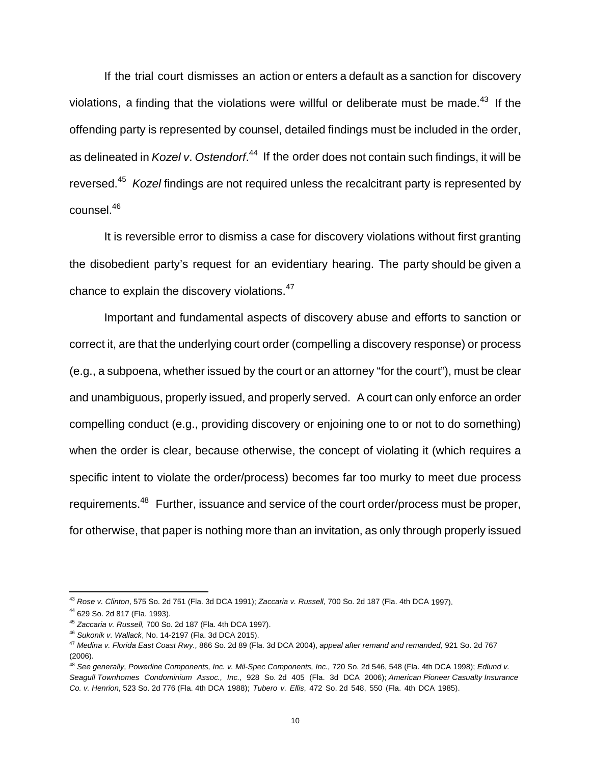If the trial court dismisses an action or enters a default as a sanction for discovery violations, a finding that the violations were willful or deliberate must be made.[43] If the offending party is represented by counsel, detailed findings must be included in the order, as delineated in *Kozel v. Ostendorf*.[44] If the order does not contain such findings, it will be reversed.[45] *Kozel* findings are not required unless the recalcitrant party is represented by counsel.[46]

It is reversible error to dismiss a case for discovery violations without first granting the disobedient party's request for an evidentiary hearing. The party should be given a chance to explain the discovery violations.[47]

Important and fundamental aspects of discovery abuse and efforts to sanction or correct it, are that the underlying court order (compelling a discovery response) or process (e.g., a subpoena, whether issued by the court or an attorney "for the court"), must be clear and unambiguous, properly issued, and properly served. A court can only enforce an order compelling conduct (e.g., providing discovery or enjoining one to or not to do something) when the order is clear, because otherwise, the concept of violating it (which requires a specific intent to violate the order/process) becomes far too murky to meet due process requirements.[48] Further, issuance and service of the court order/process must be proper, for otherwise, that paper is nothing more than an invitation, as only through properly issued

---

[43] *Rose v. Clinton*, 575 So. 2d 751 (Fla. 3d DCA 1991); *Zaccaria v. Russell,* 700 So. 2d 187 (Fla. 4th DCA 1997).

[44] 629 So. 2d 817 (Fla. 1993).

[45] *Zaccaria v. Russell,* 700 So. 2d 187 (Fla. 4th DCA 1997).

[46] *Sukonik v. Wallack*, No. 14-2197 (Fla. 3d DCA 2015).

[47] *Medina v. Florida East Coast Rwy.,* 866 So. 2d 89 (Fla. 3d DCA 2004), *appeal after remand and remanded,* 921 So. 2d 767 (2006).

[48] *See generally, Powerline Components, Inc. v. Mil-Spec Components, Inc.,* 720 So. 2d 546, 548 (Fla. 4th DCA 1998); *Edlund v. Seagull Townhomes Condominium Assoc., Inc.*, 928 So. 2d 405 (Fla. 3d DCA 2006); *American Pioneer Casualty Insurance Co. v. Henrion*, 523 So. 2d 776 (Fla. 4th DCA 1988); *Tubero v. Ellis*, 472 So. 2d 548, 550 (Fla. 4th DCA 1985).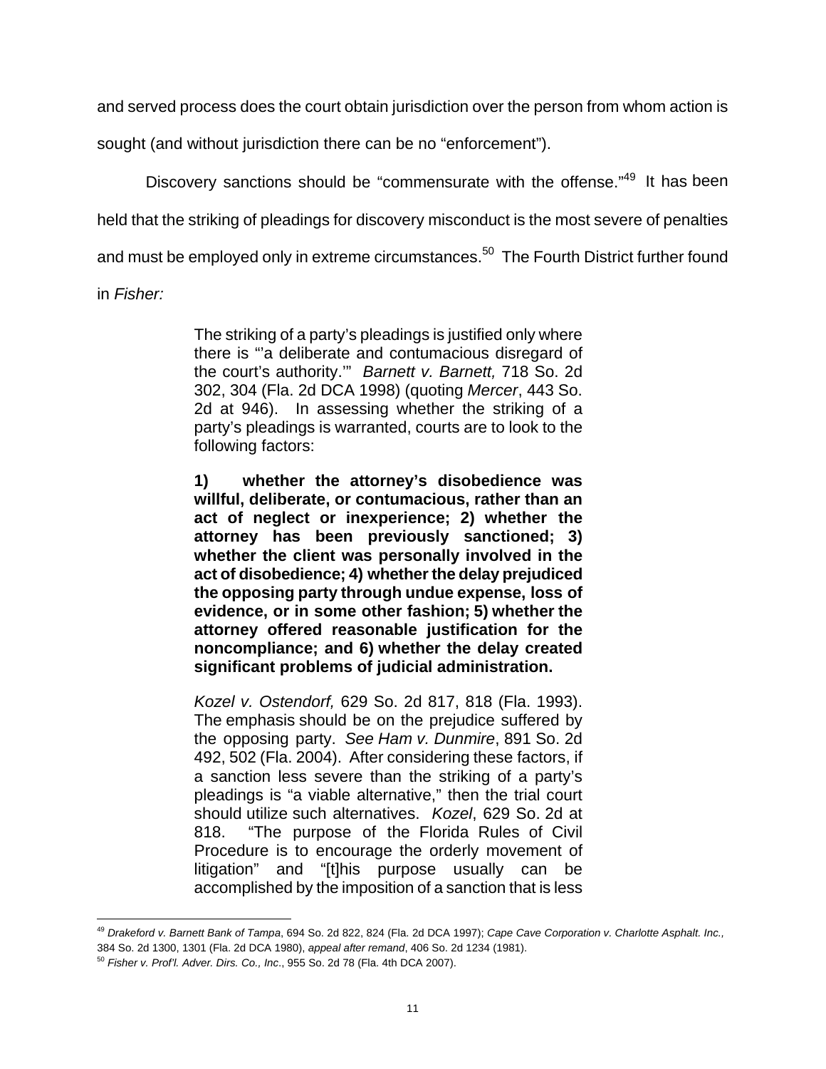and served process does the court obtain jurisdiction over the person from whom action is sought (and without jurisdiction there can be no "enforcement").

Discovery sanctions should be "commensurate with the offense."[49] It has been held that the striking of pleadings for discovery misconduct is the most severe of penalties and must be employed only in extreme circumstances.[50] The Fourth District further found in *Fisher:*

> The striking of a party's pleadings is justified only where there is "'a deliberate and contumacious disregard of the court's authority.'" *Barnett v. Barnett,* 718 So. 2d 302, 304 (Fla. 2d DCA 1998) (quoting *Mercer*, 443 So. 2d at 946). In assessing whether the striking of a party's pleadings is warranted, courts are to look to the following factors:
>
> **1) whether the attorney's disobedience was willful, deliberate, or contumacious, rather than an act of neglect or inexperience; 2) whether the attorney has been previously sanctioned; 3) whether the client was personally involved in the act of disobedience; 4) whether the delay prejudiced the opposing party through undue expense, loss of evidence, or in some other fashion; 5) whether the attorney offered reasonable justification for the noncompliance; and 6) whether the delay created significant problems of judicial administration.**
>
> *Kozel v. Ostendorf,* 629 So. 2d 817, 818 (Fla. 1993). The emphasis should be on the prejudice suffered by the opposing party. *See Ham v. Dunmire*, 891 So. 2d 492, 502 (Fla. 2004). After considering these factors, if a sanction less severe than the striking of a party's pleadings is "a viable alternative," then the trial court should utilize such alternatives. *Kozel*, 629 So. 2d at 818. "The purpose of the Florida Rules of Civil Procedure is to encourage the orderly movement of litigation" and "[t]his purpose usually can be accomplished by the imposition of a sanction that is less

---

[49] *Drakeford v. Barnett Bank of Tampa*, 694 So. 2d 822, 824 (Fla. 2d DCA 1997); *Cape Cave Corporation v. Charlotte Asphalt. Inc.,* 384 So. 2d 1300, 1301 (Fla. 2d DCA 1980), *appeal after remand*, 406 So. 2d 1234 (1981).

[50] *Fisher v. Prof'l. Adver. Dirs. Co., Inc*., 955 So. 2d 78 (Fla. 4th DCA 2007).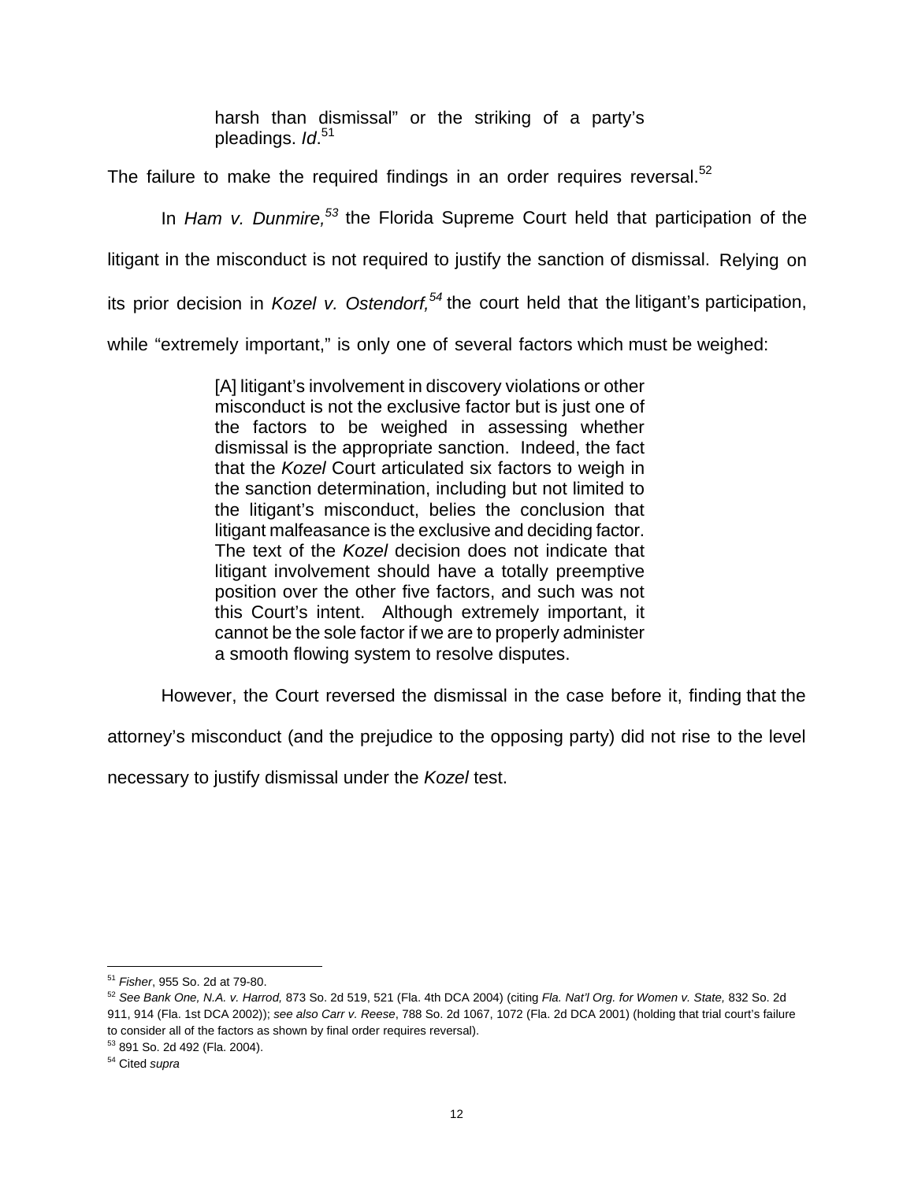> harsh than dismissal" or the striking of a party's pleadings. *Id*.[51]

The failure to make the required findings in an order requires reversal.[52]

In *Ham v. Dunmire,*[53] the Florida Supreme Court held that participation of the litigant in the misconduct is not required to justify the sanction of dismissal. Relying on its prior decision in *Kozel v. Ostendorf,*[54] the court held that the litigant's participation, while "extremely important," is only one of several factors which must be weighed:

> [A] litigant's involvement in discovery violations or other misconduct is not the exclusive factor but is just one of the factors to be weighed in assessing whether dismissal is the appropriate sanction. Indeed, the fact that the *Kozel* Court articulated six factors to weigh in the sanction determination, including but not limited to the litigant's misconduct, belies the conclusion that litigant malfeasance is the exclusive and deciding factor. The text of the *Kozel* decision does not indicate that litigant involvement should have a totally preemptive position over the other five factors, and such was not this Court's intent. Although extremely important, it cannot be the sole factor if we are to properly administer a smooth flowing system to resolve disputes.

However, the Court reversed the dismissal in the case before it, finding that the attorney's misconduct (and the prejudice to the opposing party) did not rise to the level necessary to justify dismissal under the *Kozel* test.

---

[51] *Fisher*, 955 So. 2d at 79-80.

[52] *See Bank One, N.A. v. Harrod,* 873 So. 2d 519, 521 (Fla. 4th DCA 2004) (citing *Fla. Nat'l Org. for Women v. State,* 832 So. 2d 911, 914 (Fla. 1st DCA 2002)); *see also Carr v. Reese*, 788 So. 2d 1067, 1072 (Fla. 2d DCA 2001) (holding that trial court's failure to consider all of the factors as shown by final order requires reversal).

[53] 891 So. 2d 492 (Fla. 2004).

[54] Cited *supra*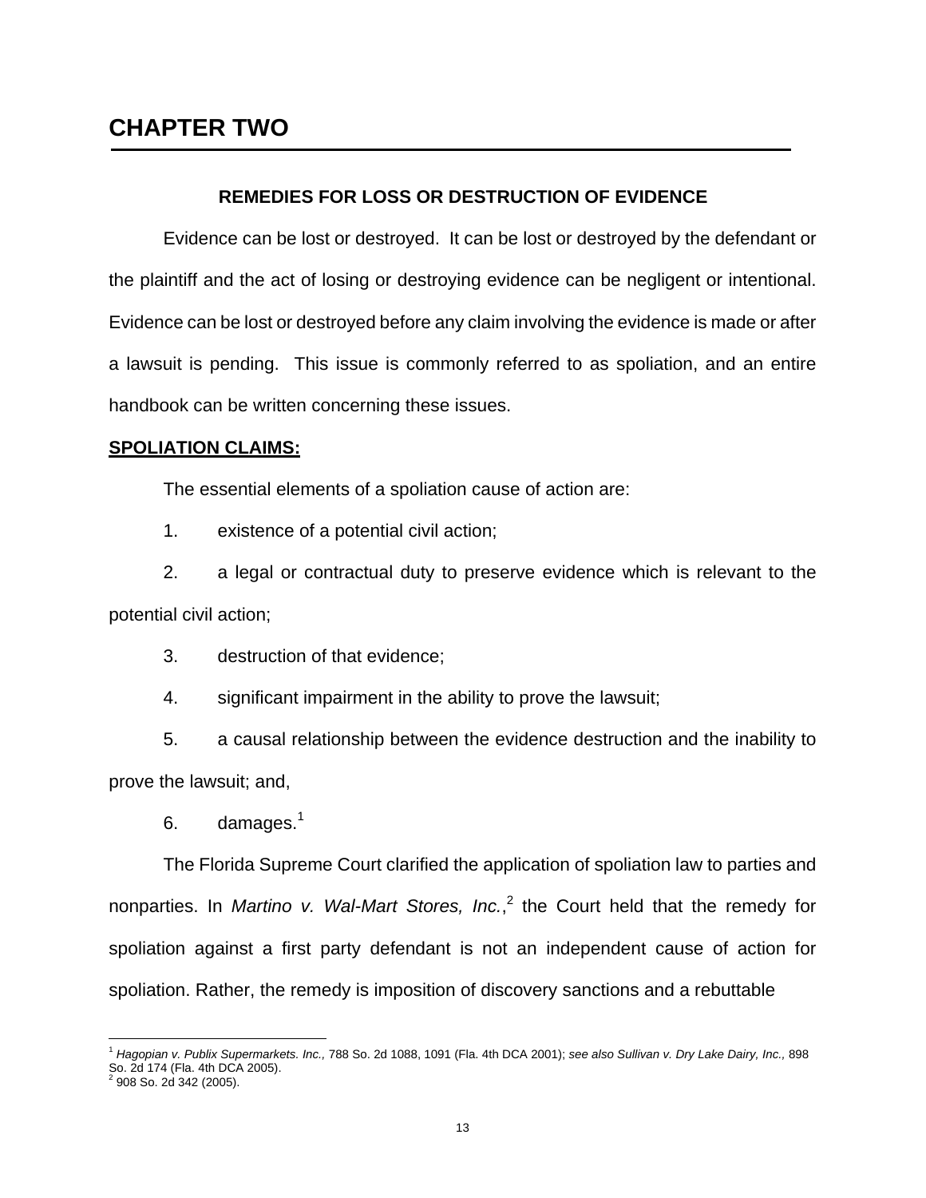# CHAPTER TWO

### REMEDIES FOR LOSS OR DESTRUCTION OF EVIDENCE

Evidence can be lost or destroyed. It can be lost or destroyed by the defendant or the plaintiff and the act of losing or destroying evidence can be negligent or intentional. Evidence can be lost or destroyed before any claim involving the evidence is made or after a lawsuit is pending. This issue is commonly referred to as spoliation, and an entire handbook can be written concerning these issues.

**SPOLIATION CLAIMS:**

The essential elements of a spoliation cause of action are:

1. existence of a potential civil action;
2. a legal or contractual duty to preserve evidence which is relevant to the potential civil action;
3. destruction of that evidence;
4. significant impairment in the ability to prove the lawsuit;
5. a causal relationship between the evidence destruction and the inability to prove the lawsuit; and,
6. damages.[1]

The Florida Supreme Court clarified the application of spoliation law to parties and nonparties. In *Martino v. Wal-Mart Stores, Inc.*,[2] the Court held that the remedy for spoliation against a first party defendant is not an independent cause of action for spoliation. Rather, the remedy is imposition of discovery sanctions and a rebuttable

---

[1] *Hagopian v. Publix Supermarkets. Inc.,* 788 So. 2d 1088, 1091 (Fla. 4th DCA 2001); *see also Sullivan v. Dry Lake Dairy, Inc.,* 898 So. 2d 174 (Fla. 4th DCA 2005).

[2] 908 So. 2d 342 (2005).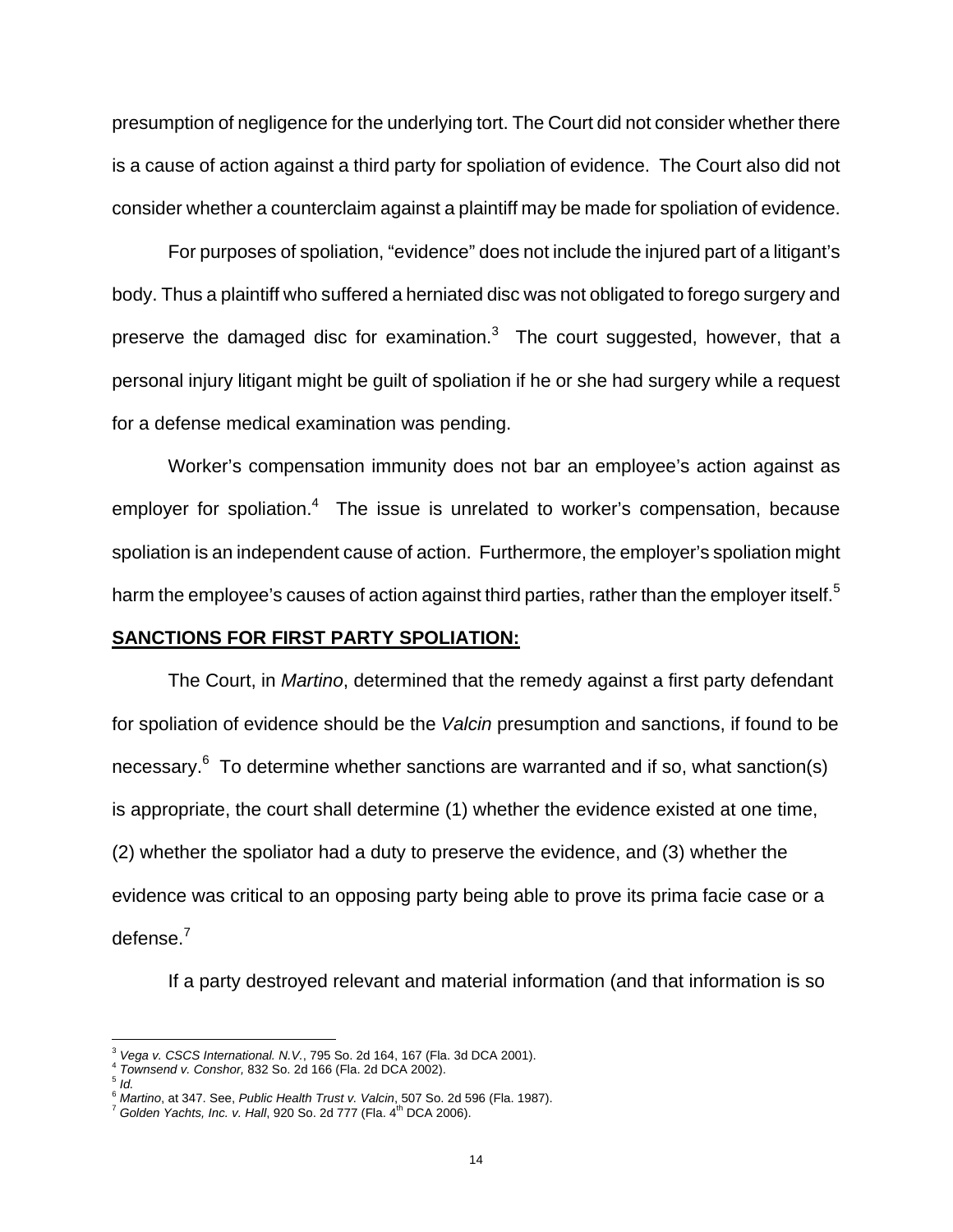presumption of negligence for the underlying tort. The Court did not consider whether there is a cause of action against a third party for spoliation of evidence. The Court also did not consider whether a counterclaim against a plaintiff may be made for spoliation of evidence.

For purposes of spoliation, "evidence" does not include the injured part of a litigant's body. Thus a plaintiff who suffered a herniated disc was not obligated to forego surgery and preserve the damaged disc for examination.[3] The court suggested, however, that a personal injury litigant might be guilt of spoliation if he or she had surgery while a request for a defense medical examination was pending.

Worker's compensation immunity does not bar an employee's action against as employer for spoliation.[4] The issue is unrelated to worker's compensation, because spoliation is an independent cause of action. Furthermore, the employer's spoliation might harm the employee's causes of action against third parties, rather than the employer itself.[5]

## SANCTIONS FOR FIRST PARTY SPOLIATION:

The Court, in *Martino*, determined that the remedy against a first party defendant for spoliation of evidence should be the *Valcin* presumption and sanctions, if found to be necessary.[6] To determine whether sanctions are warranted and if so, what sanction(s) is appropriate, the court shall determine (1) whether the evidence existed at one time, (2) whether the spoliator had a duty to preserve the evidence, and (3) whether the evidence was critical to an opposing party being able to prove its prima facie case or a defense.[7]

If a party destroyed relevant and material information (and that information is so

---

[3] *Vega v. CSCS International. N.V.*, 795 So. 2d 164, 167 (Fla. 3d DCA 2001).
[4] *Townsend v. Conshor,* 832 So. 2d 166 (Fla. 2d DCA 2002).
[5] *Id.*
[6] *Martino*, at 347. See, *Public Health Trust v. Valcin*, 507 So. 2d 596 (Fla. 1987).
[7] *Golden Yachts, Inc. v. Hall*, 920 So. 2d 777 (Fla. 4th DCA 2006).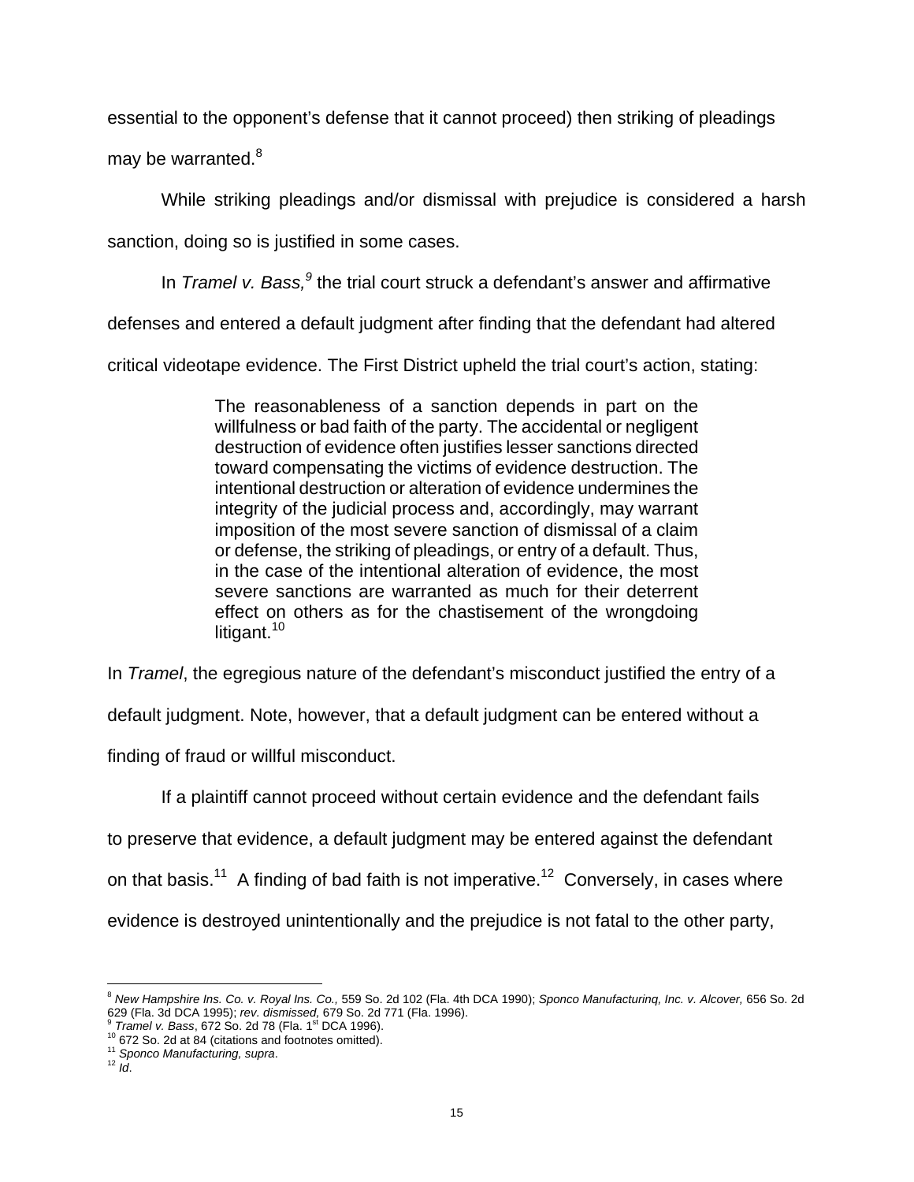essential to the opponent's defense that it cannot proceed) then striking of pleadings may be warranted.[8]

While striking pleadings and/or dismissal with prejudice is considered a harsh sanction, doing so is justified in some cases.

In *Tramel v. Bass,*[9] the trial court struck a defendant's answer and affirmative defenses and entered a default judgment after finding that the defendant had altered critical videotape evidence. The First District upheld the trial court's action, stating:

> The reasonableness of a sanction depends in part on the willfulness or bad faith of the party. The accidental or negligent destruction of evidence often justifies lesser sanctions directed toward compensating the victims of evidence destruction. The intentional destruction or alteration of evidence undermines the integrity of the judicial process and, accordingly, may warrant imposition of the most severe sanction of dismissal of a claim or defense, the striking of pleadings, or entry of a default. Thus, in the case of the intentional alteration of evidence, the most severe sanctions are warranted as much for their deterrent effect on others as for the chastisement of the wrongdoing litigant.[10]

In *Tramel*, the egregious nature of the defendant's misconduct justified the entry of a default judgment. Note, however, that a default judgment can be entered without a finding of fraud or willful misconduct.

If a plaintiff cannot proceed without certain evidence and the defendant fails to preserve that evidence, a default judgment may be entered against the defendant on that basis.[11] A finding of bad faith is not imperative.[12] Conversely, in cases where evidence is destroyed unintentionally and the prejudice is not fatal to the other party,

---

[8] *New Hampshire Ins. Co. v. Royal Ins. Co.,* 559 So. 2d 102 (Fla. 4th DCA 1990); *Sponco Manufacturinq, Inc. v. Alcover,* 656 So. 2d 629 (Fla. 3d DCA 1995); *rev. dismissed,* 679 So. 2d 771 (Fla. 1996).

[9] *Tramel v. Bass*, 672 So. 2d 78 (Fla. 1st DCA 1996).

[10] 672 So. 2d at 84 (citations and footnotes omitted).

[11] *Sponco Manufacturing, supra*.

[12] *Id*.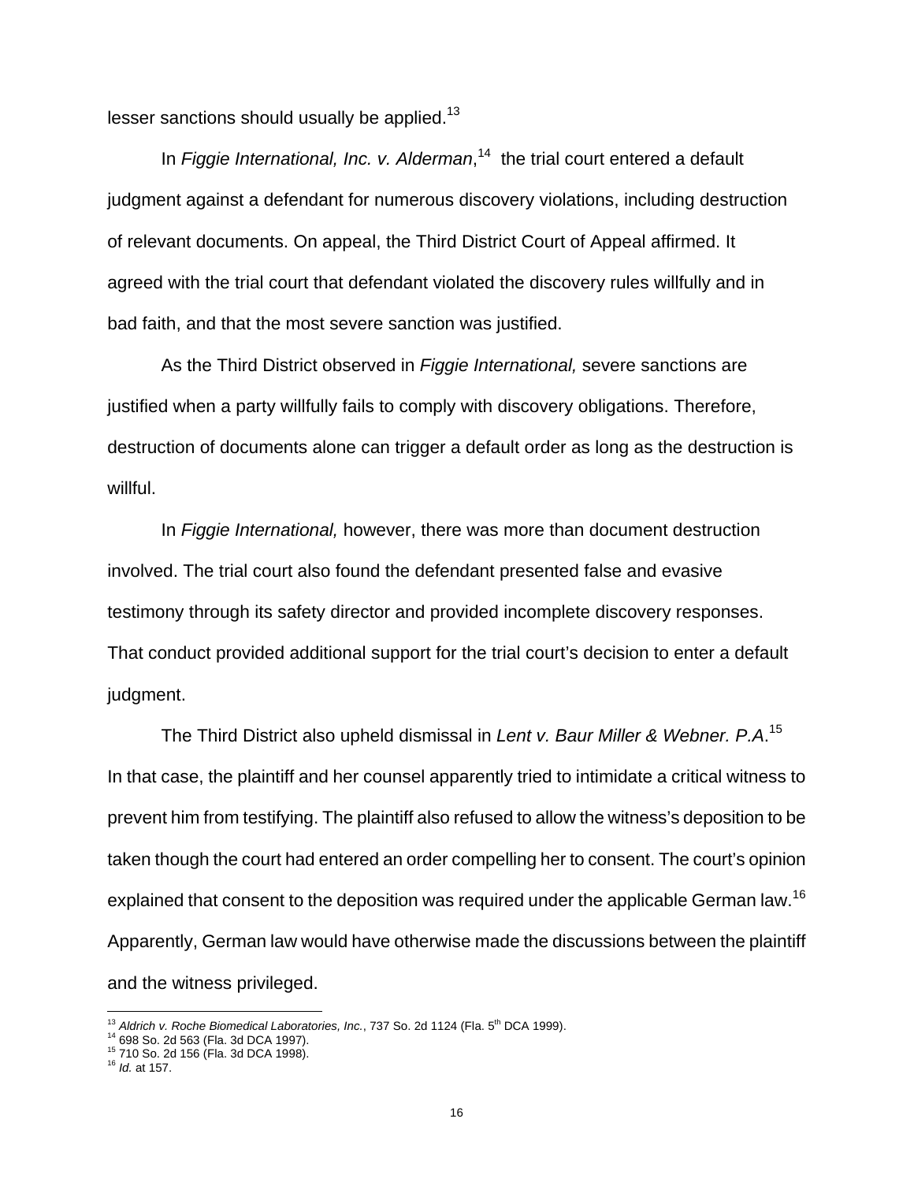lesser sanctions should usually be applied.[13]

In *Figgie International, Inc. v. Alderman*,[14] the trial court entered a default judgment against a defendant for numerous discovery violations, including destruction of relevant documents. On appeal, the Third District Court of Appeal affirmed. It agreed with the trial court that defendant violated the discovery rules willfully and in bad faith, and that the most severe sanction was justified.

As the Third District observed in *Figgie International,* severe sanctions are justified when a party willfully fails to comply with discovery obligations. Therefore, destruction of documents alone can trigger a default order as long as the destruction is willful.

In *Figgie International,* however, there was more than document destruction involved. The trial court also found the defendant presented false and evasive testimony through its safety director and provided incomplete discovery responses. That conduct provided additional support for the trial court's decision to enter a default judgment.

The Third District also upheld dismissal in *Lent v. Baur Miller & Webner. P.A*.[15] In that case, the plaintiff and her counsel apparently tried to intimidate a critical witness to prevent him from testifying. The plaintiff also refused to allow the witness's deposition to be taken though the court had entered an order compelling her to consent. The court's opinion explained that consent to the deposition was required under the applicable German law.[16] Apparently, German law would have otherwise made the discussions between the plaintiff and the witness privileged.

---

[13] *Aldrich v. Roche Biomedical Laboratories, Inc.*, 737 So. 2d 1124 (Fla. 5th DCA 1999).
[14] 698 So. 2d 563 (Fla. 3d DCA 1997).
[15] 710 So. 2d 156 (Fla. 3d DCA 1998).
[16] *Id.* at 157.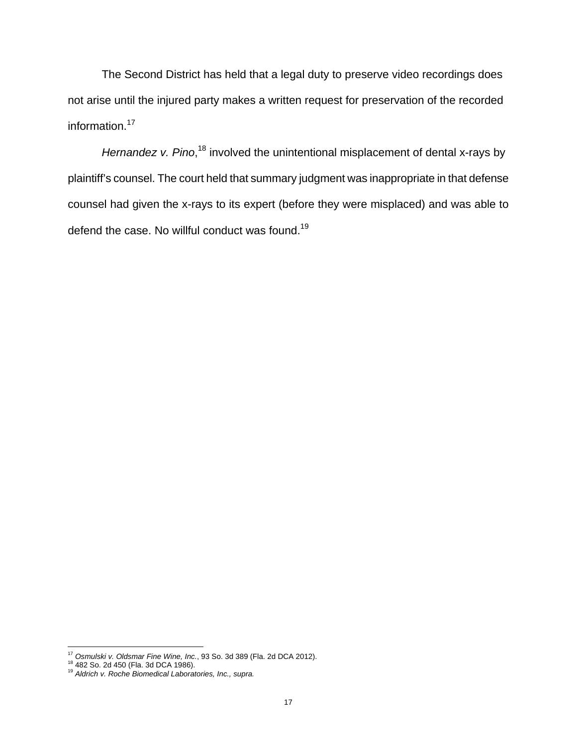The Second District has held that a legal duty to preserve video recordings does not arise until the injured party makes a written request for preservation of the recorded information.[17]

*Hernandez v. Pino*,[18] involved the unintentional misplacement of dental x-rays by plaintiff's counsel. The court held that summary judgment was inappropriate in that defense counsel had given the x-rays to its expert (before they were misplaced) and was able to defend the case. No willful conduct was found.[19]

---

[17] *Osmulski v. Oldsmar Fine Wine, Inc.*, 93 So. 3d 389 (Fla. 2d DCA 2012).
[18] 482 So. 2d 450 (Fla. 3d DCA 1986).
[19] *Aldrich v. Roche Biomedical Laboratories, Inc., supra.*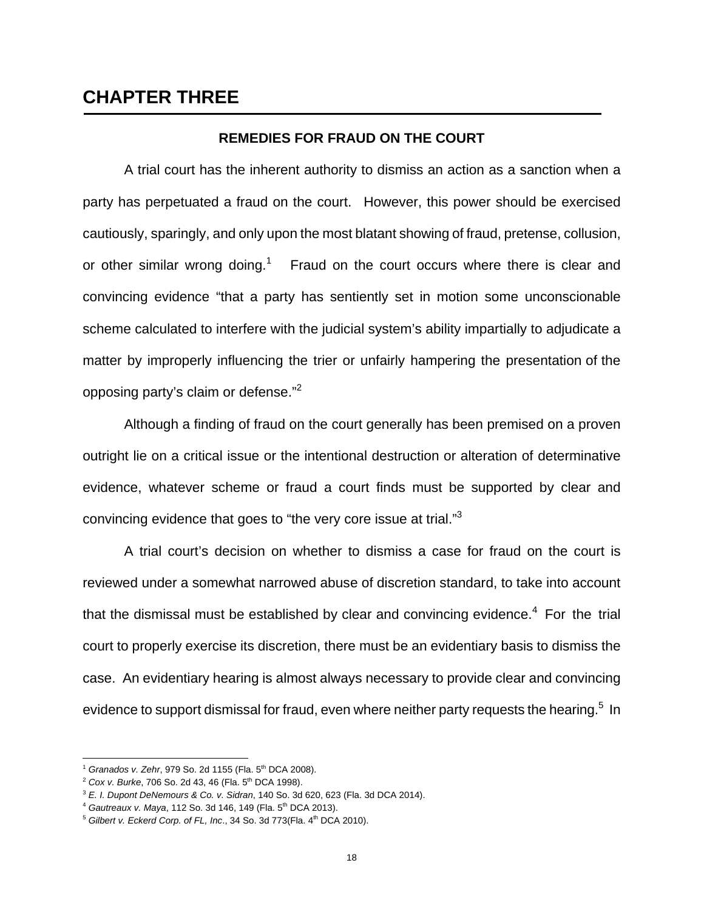# CHAPTER THREE

**REMEDIES FOR FRAUD ON THE COURT**

A trial court has the inherent authority to dismiss an action as a sanction when a party has perpetuated a fraud on the court. However, this power should be exercised cautiously, sparingly, and only upon the most blatant showing of fraud, pretense, collusion, or other similar wrong doing.[1] Fraud on the court occurs where there is clear and convincing evidence "that a party has sentiently set in motion some unconscionable scheme calculated to interfere with the judicial system's ability impartially to adjudicate a matter by improperly influencing the trier or unfairly hampering the presentation of the opposing party's claim or defense."[2]

Although a finding of fraud on the court generally has been premised on a proven outright lie on a critical issue or the intentional destruction or alteration of determinative evidence, whatever scheme or fraud a court finds must be supported by clear and convincing evidence that goes to "the very core issue at trial."[3]

A trial court's decision on whether to dismiss a case for fraud on the court is reviewed under a somewhat narrowed abuse of discretion standard, to take into account that the dismissal must be established by clear and convincing evidence.[4] For the trial court to properly exercise its discretion, there must be an evidentiary basis to dismiss the case. An evidentiary hearing is almost always necessary to provide clear and convincing evidence to support dismissal for fraud, even where neither party requests the hearing.[5] In

---

[1] *Granados v. Zehr*, 979 So. 2d 1155 (Fla. 5th DCA 2008).

[2] *Cox v. Burke*, 706 So. 2d 43, 46 (Fla. 5th DCA 1998).

[3] *E. I. Dupont DeNemours & Co. v. Sidran*, 140 So. 3d 620, 623 (Fla. 3d DCA 2014).

[4] *Gautreaux v. Maya*, 112 So. 3d 146, 149 (Fla. 5th DCA 2013).

[5] *Gilbert v. Eckerd Corp. of FL, Inc*., 34 So. 3d 773(Fla. 4th DCA 2010).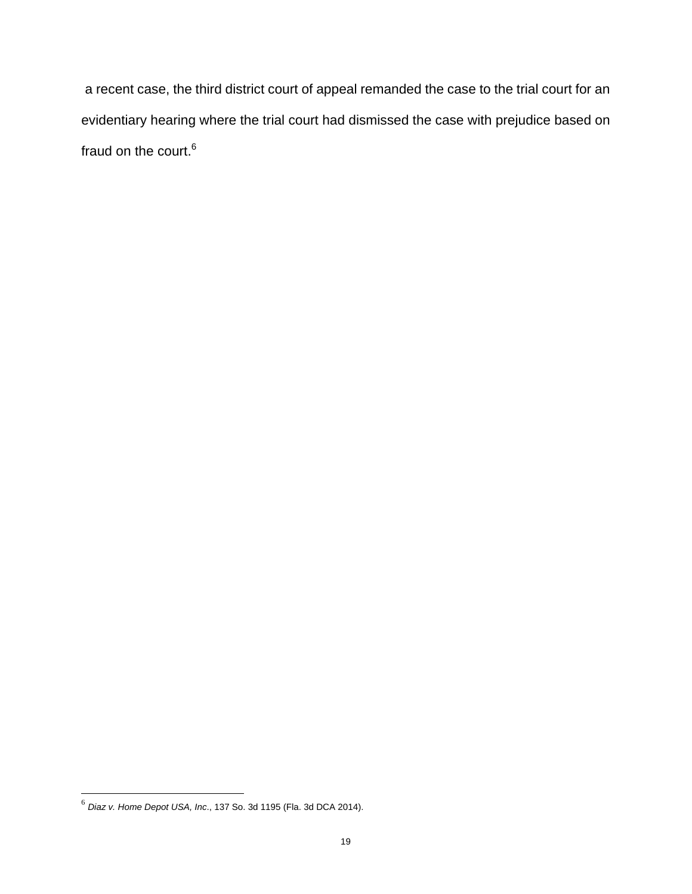a recent case, the third district court of appeal remanded the case to the trial court for an evidentiary hearing where the trial court had dismissed the case with prejudice based on fraud on the court.[6]

---

[6] *Diaz v. Home Depot USA, Inc*., 137 So. 3d 1195 (Fla. 3d DCA 2014).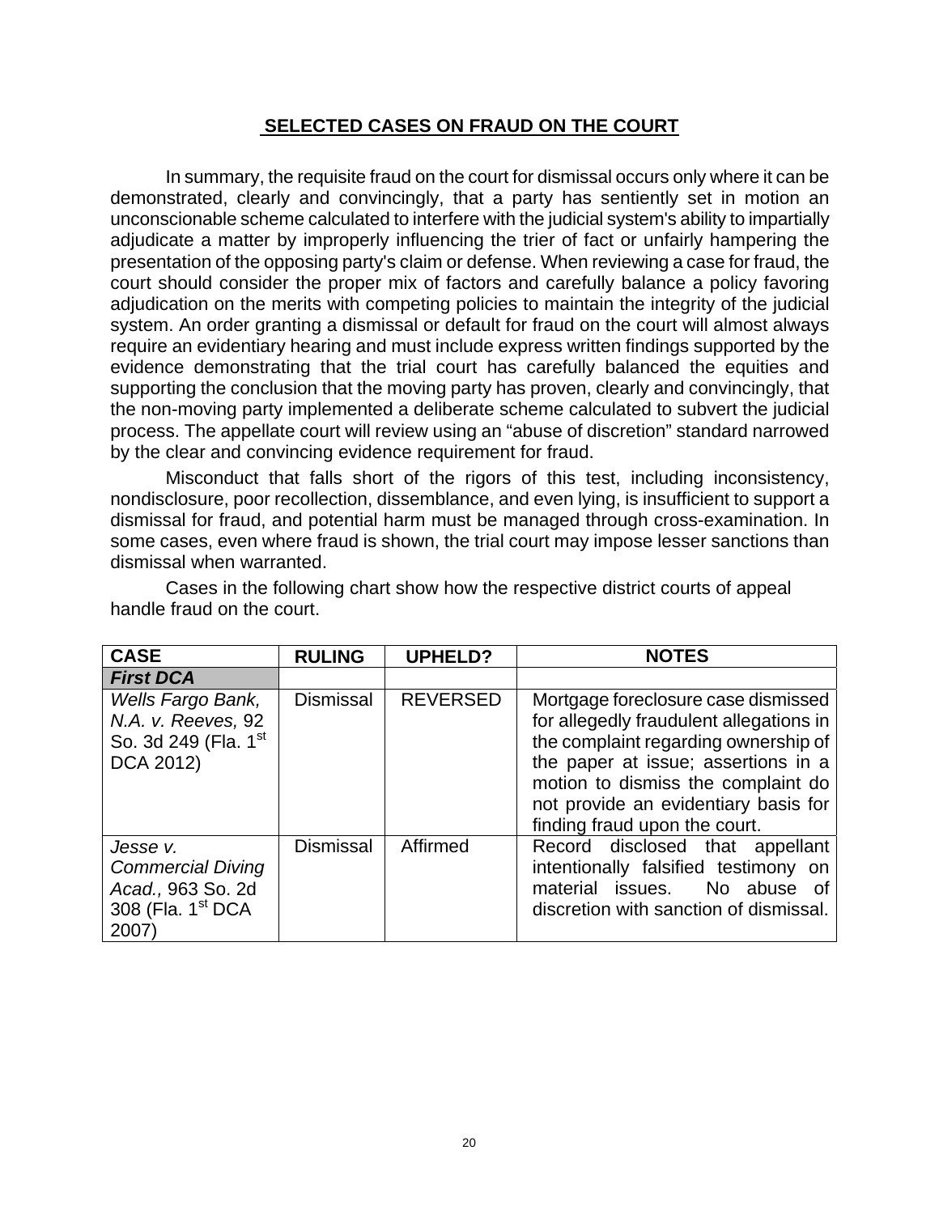## SELECTED CASES ON FRAUD ON THE COURT

In summary, the requisite fraud on the court for dismissal occurs only where it can be demonstrated, clearly and convincingly, that a party has sentiently set in motion an unconscionable scheme calculated to interfere with the judicial system's ability to impartially adjudicate a matter by improperly influencing the trier of fact or unfairly hampering the presentation of the opposing party's claim or defense. When reviewing a case for fraud, the court should consider the proper mix of factors and carefully balance a policy favoring adjudication on the merits with competing policies to maintain the integrity of the judicial system. An order granting a dismissal or default for fraud on the court will almost always require an evidentiary hearing and must include express written findings supported by the evidence demonstrating that the trial court has carefully balanced the equities and supporting the conclusion that the moving party has proven, clearly and convincingly, that the non-moving party implemented a deliberate scheme calculated to subvert the judicial process. The appellate court will review using an "abuse of discretion" standard narrowed by the clear and convincing evidence requirement for fraud.

Misconduct that falls short of the rigors of this test, including inconsistency, nondisclosure, poor recollection, dissemblance, and even lying, is insufficient to support a dismissal for fraud, and potential harm must be managed through cross-examination. In some cases, even where fraud is shown, the trial court may impose lesser sanctions than dismissal when warranted.

Cases in the following chart show how the respective district courts of appeal handle fraud on the court.

| CASE | RULING | UPHELD? | NOTES |
|---|---|---|---|
| ***First DCA*** | | | |
| *Wells Fargo Bank, N.A. v. Reeves,* 92 So. 3d 249 (Fla. 1st DCA 2012) | Dismissal | REVERSED | Mortgage foreclosure case dismissed for allegedly fraudulent allegations in the complaint regarding ownership of the paper at issue; assertions in a motion to dismiss the complaint do not provide an evidentiary basis for finding fraud upon the court. |
| *Jesse v. Commercial Diving Acad.,* 963 So. 2d 308 (Fla. 1st DCA 2007) | Dismissal | Affirmed | Record disclosed that appellant intentionally falsified testimony on material issues. No abuse of discretion with sanction of dismissal. |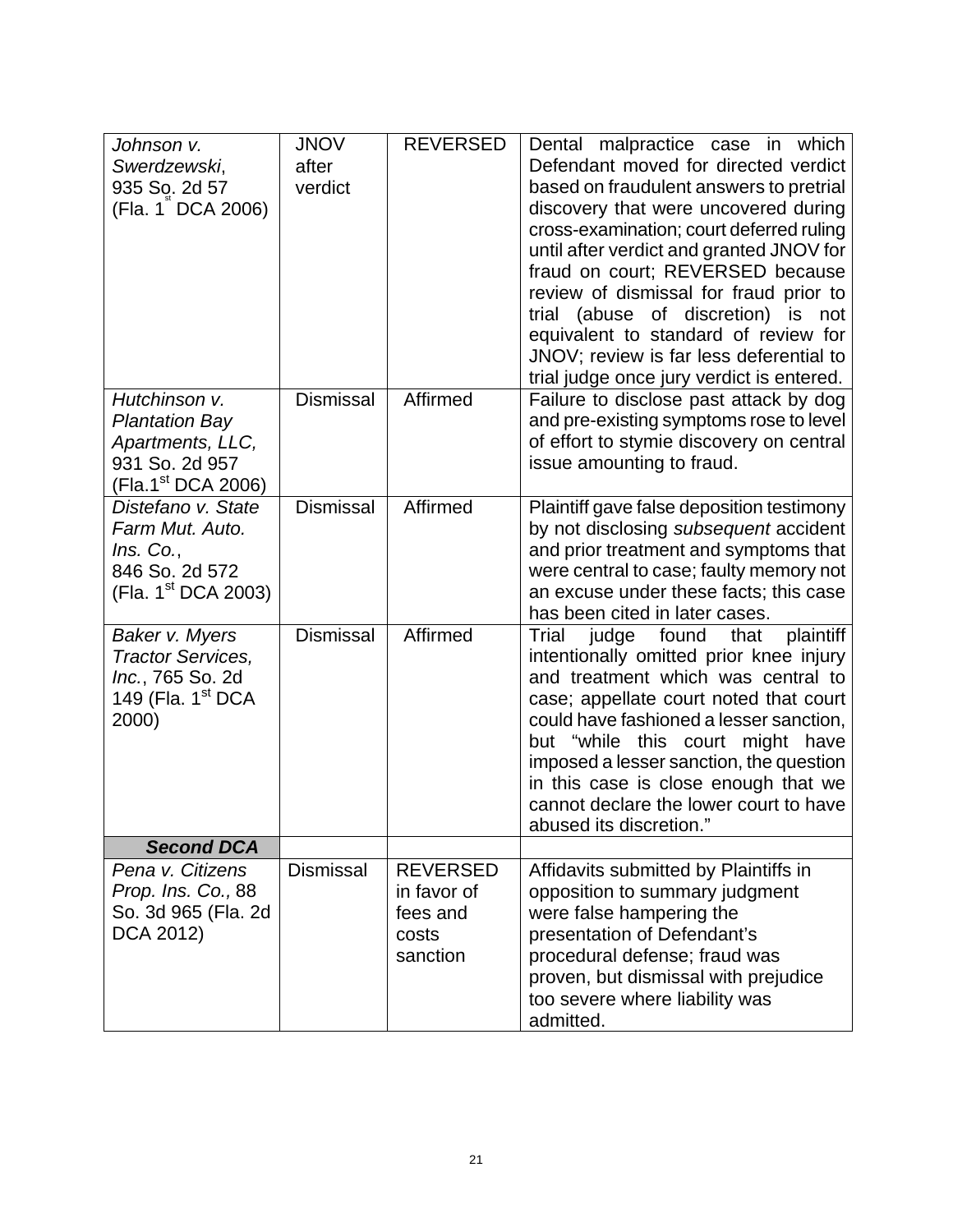| | | | |
|---|---|---|---|
| *Johnson v. Swerdzewski*, 935 So. 2d 57 (Fla. 1st DCA 2006) | JNOV after verdict | REVERSED | Dental malpractice case in which Defendant moved for directed verdict based on fraudulent answers to pretrial discovery that were uncovered during cross-examination; court deferred ruling until after verdict and granted JNOV for fraud on court; REVERSED because review of dismissal for fraud prior to trial (abuse of discretion) is not equivalent to standard of review for JNOV; review is far less deferential to trial judge once jury verdict is entered. |
| *Hutchinson v. Plantation Bay Apartments, LLC*, 931 So. 2d 957 (Fla.1st DCA 2006) | Dismissal | Affirmed | Failure to disclose past attack by dog and pre-existing symptoms rose to level of effort to stymie discovery on central issue amounting to fraud. |
| *Distefano v. State Farm Mut. Auto. Ins. Co.*, 846 So. 2d 572 (Fla. 1st DCA 2003) | Dismissal | Affirmed | Plaintiff gave false deposition testimony by not disclosing *subsequent* accident and prior treatment and symptoms that were central to case; faulty memory not an excuse under these facts; this case has been cited in later cases. |
| *Baker v. Myers Tractor Services, Inc.*, 765 So. 2d 149 (Fla. 1st DCA 2000) | Dismissal | Affirmed | Trial judge found that plaintiff intentionally omitted prior knee injury and treatment which was central to case; appellate court noted that court could have fashioned a lesser sanction, but "while this court might have imposed a lesser sanction, the question in this case is close enough that we cannot declare the lower court to have abused its discretion." |
| ***Second DCA*** | | | |
| *Pena v. Citizens Prop. Ins. Co.,* 88 So. 3d 965 (Fla. 2d DCA 2012) | Dismissal | REVERSED in favor of fees and costs sanction | Affidavits submitted by Plaintiffs in opposition to summary judgment were false hampering the presentation of Defendant's procedural defense; fraud was proven, but dismissal with prejudice too severe where liability was admitted. |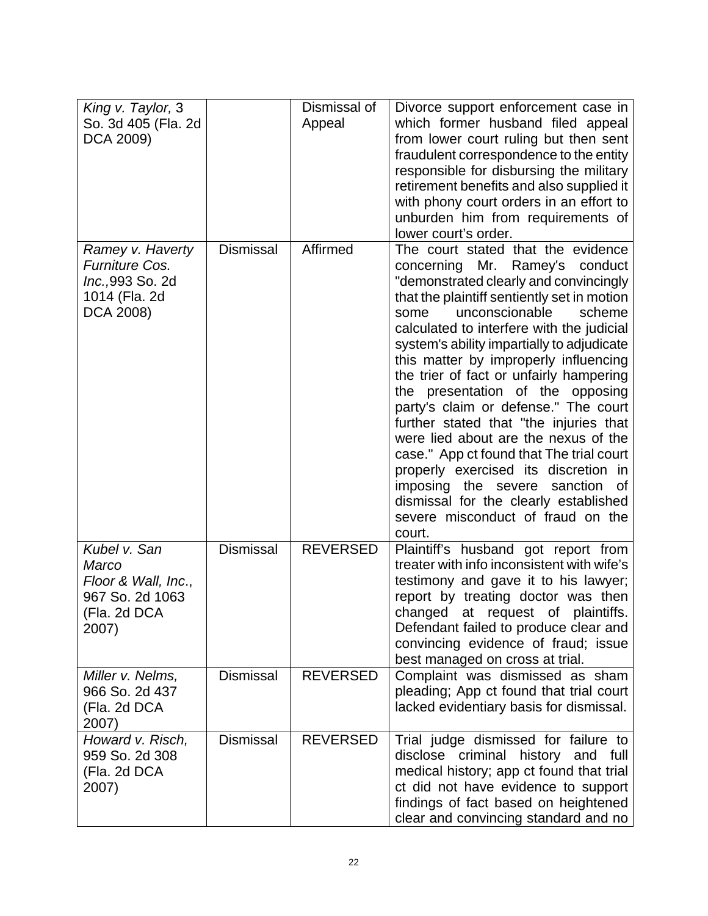| | | | |
|---|---|---|---|
| *King v. Taylor,* 3 So. 3d 405 (Fla. 2d DCA 2009) | | Dismissal of Appeal | Divorce support enforcement case in which former husband filed appeal from lower court ruling but then sent fraudulent correspondence to the entity responsible for disbursing the military retirement benefits and also supplied it with phony court orders in an effort to unburden him from requirements of lower court's order. |
| *Ramey v. Haverty Furniture Cos. Inc.,*993 So. 2d 1014 (Fla. 2d DCA 2008) | Dismissal | Affirmed | The court stated that the evidence concerning Mr. Ramey's conduct "demonstrated clearly and convincingly that the plaintiff sentiently set in motion some unconscionable scheme calculated to interfere with the judicial system's ability impartially to adjudicate this matter by improperly influencing the trier of fact or unfairly hampering the presentation of the opposing party's claim or defense." The court further stated that "the injuries that were lied about are the nexus of the case." App ct found that The trial court properly exercised its discretion in imposing the severe sanction of dismissal for the clearly established severe misconduct of fraud on the court. |
| *Kubel v. San Marco Floor & Wall, Inc*., 967 So. 2d 1063 (Fla. 2d DCA 2007) | Dismissal | REVERSED | Plaintiff's husband got report from treater with info inconsistent with wife's testimony and gave it to his lawyer; report by treating doctor was then changed at request of plaintiffs. Defendant failed to produce clear and convincing evidence of fraud; issue best managed on cross at trial. |
| *Miller v. Nelms,* 966 So. 2d 437 (Fla. 2d DCA 2007) | Dismissal | REVERSED | Complaint was dismissed as sham pleading; App ct found that trial court lacked evidentiary basis for dismissal. |
| *Howard v. Risch,* 959 So. 2d 308 (Fla. 2d DCA 2007) | Dismissal | REVERSED | Trial judge dismissed for failure to disclose criminal history and full medical history; app ct found that trial ct did not have evidence to support findings of fact based on heightened clear and convincing standard and no |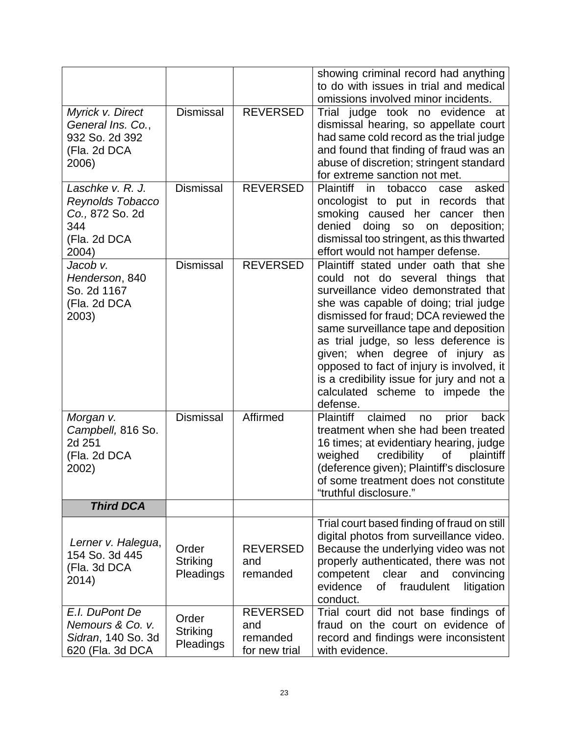| | | | |
|---|---|---|---|
| | | | showing criminal record had anything to do with issues in trial and medical omissions involved minor incidents. |
| *Myrick v. Direct General Ins. Co.*, 932 So. 2d 392 (Fla. 2d DCA 2006) | Dismissal | REVERSED | Trial judge took no evidence at dismissal hearing, so appellate court had same cold record as the trial judge and found that finding of fraud was an abuse of discretion; stringent standard for extreme sanction not met. |
| *Laschke v. R. J. Reynolds Tobacco Co.,* 872 So. 2d 344 (Fla. 2d DCA 2004) | Dismissal | REVERSED | Plaintiff in tobacco case asked oncologist to put in records that smoking caused her cancer then denied doing so on deposition; dismissal too stringent, as this thwarted effort would not hamper defense. |
| *Jacob v. Henderson*, 840 So. 2d 1167 (Fla. 2d DCA 2003) | Dismissal | REVERSED | Plaintiff stated under oath that she could not do several things that surveillance video demonstrated that she was capable of doing; trial judge dismissed for fraud; DCA reviewed the same surveillance tape and deposition as trial judge, so less deference is given; when degree of injury as opposed to fact of injury is involved, it is a credibility issue for jury and not a calculated scheme to impede the defense. |
| *Morgan v. Campbell,* 816 So. 2d 251 (Fla. 2d DCA 2002) | Dismissal | Affirmed | Plaintiff claimed no prior back treatment when she had been treated 16 times; at evidentiary hearing, judge weighed credibility of plaintiff (deference given); Plaintiff's disclosure of some treatment does not constitute "truthful disclosure." |
| ***Third DCA*** | | | |
| *Lerner v. Halegua*, 154 So. 3d 445 (Fla. 3d DCA 2014) | Order Striking Pleadings | REVERSED and remanded | Trial court based finding of fraud on still digital photos from surveillance video. Because the underlying video was not properly authenticated, there was not competent clear and convincing evidence of fraudulent litigation conduct. |
| *E.I. DuPont De Nemours & Co. v. Sidran*, 140 So. 3d 620 (Fla. 3d DCA | Order Striking Pleadings | REVERSED and remanded for new trial | Trial court did not base findings of fraud on the court on evidence of record and findings were inconsistent with evidence. |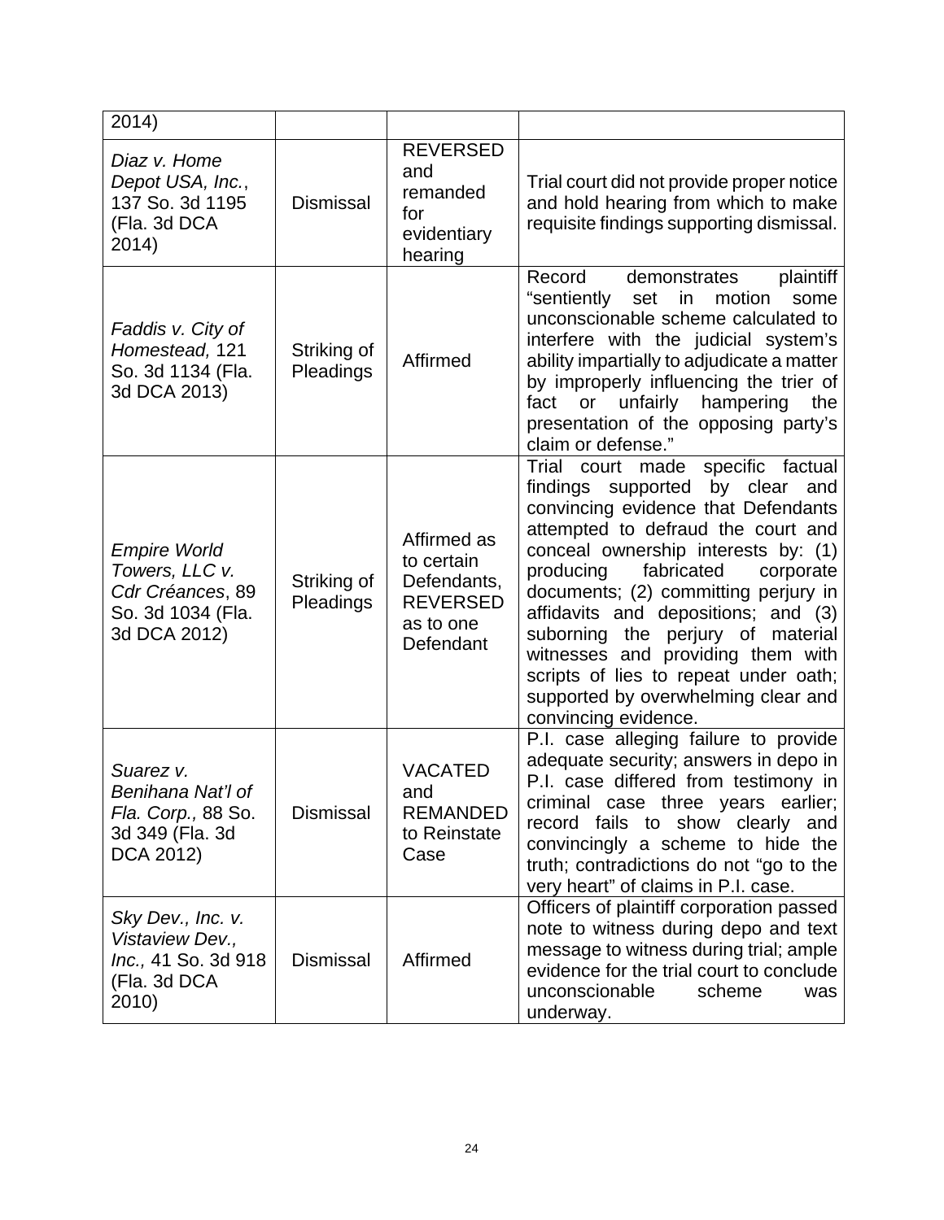| | | | |
|---|---|---|---|
| 2014) | | | |
| *Diaz v. Home Depot USA, Inc.*, 137 So. 3d 1195 (Fla. 3d DCA 2014) | Dismissal | REVERSED and remanded for evidentiary hearing | Trial court did not provide proper notice and hold hearing from which to make requisite findings supporting dismissal. |
| *Faddis v. City of Homestead,* 121 So. 3d 1134 (Fla. 3d DCA 2013) | Striking of Pleadings | Affirmed | Record demonstrates plaintiff "sentiently set in motion some unconscionable scheme calculated to interfere with the judicial system's ability impartially to adjudicate a matter by improperly influencing the trier of fact or unfairly hampering the presentation of the opposing party's claim or defense." |
| *Empire World Towers, LLC v. Cdr Créances*, 89 So. 3d 1034 (Fla. 3d DCA 2012) | Striking of Pleadings | Affirmed as to certain Defendants, REVERSED as to one Defendant | Trial court made specific factual findings supported by clear and convincing evidence that Defendants attempted to defraud the court and conceal ownership interests by: (1) producing fabricated corporate documents; (2) committing perjury in affidavits and depositions; and (3) suborning the perjury of material witnesses and providing them with scripts of lies to repeat under oath; supported by overwhelming clear and convincing evidence. |
| *Suarez v. Benihana Nat'l of Fla. Corp.,* 88 So. 3d 349 (Fla. 3d DCA 2012) | Dismissal | VACATED and REMANDED to Reinstate Case | P.I. case alleging failure to provide adequate security; answers in depo in P.I. case differed from testimony in criminal case three years earlier; record fails to show clearly and convincingly a scheme to hide the truth; contradictions do not "go to the very heart" of claims in P.I. case. |
| *Sky Dev., Inc. v. Vistaview Dev., Inc.,* 41 So. 3d 918 (Fla. 3d DCA 2010) | Dismissal | Affirmed | Officers of plaintiff corporation passed note to witness during depo and text message to witness during trial; ample evidence for the trial court to conclude unconscionable scheme was underway. |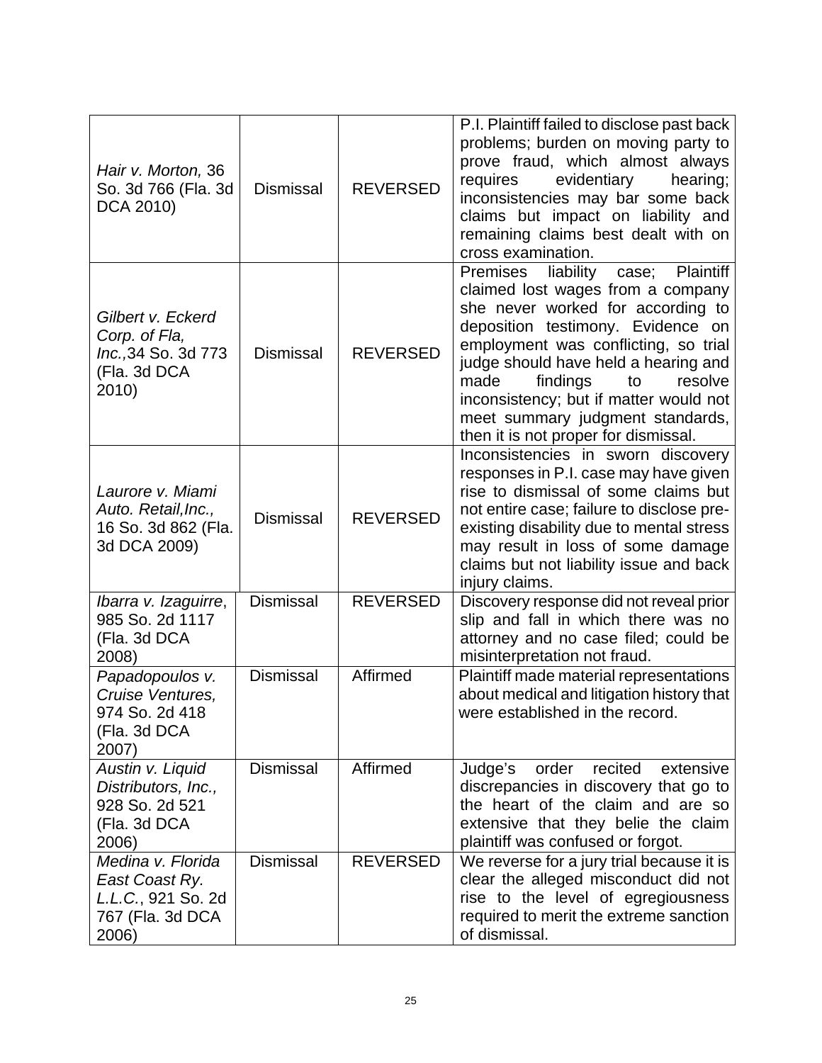| | | | |
|---|---|---|---|
| *Hair v. Morton,* 36 So. 3d 766 (Fla. 3d DCA 2010) | Dismissal | REVERSED | P.I. Plaintiff failed to disclose past back problems; burden on moving party to prove fraud, which almost always requires evidentiary hearing; inconsistencies may bar some back claims but impact on liability and remaining claims best dealt with on cross examination. |
| *Gilbert v. Eckerd Corp. of Fla, Inc.,*34 So. 3d 773 (Fla. 3d DCA 2010) | Dismissal | REVERSED | Premises liability case; Plaintiff claimed lost wages from a company she never worked for according to deposition testimony. Evidence on employment was conflicting, so trial judge should have held a hearing and made findings to resolve inconsistency; but if matter would not meet summary judgment standards, then it is not proper for dismissal. |
| *Laurore v. Miami Auto. Retail,Inc.,* 16 So. 3d 862 (Fla. 3d DCA 2009) | Dismissal | REVERSED | Inconsistencies in sworn discovery responses in P.I. case may have given rise to dismissal of some claims but not entire case; failure to disclose pre-existing disability due to mental stress may result in loss of some damage claims but not liability issue and back injury claims. |
| *Ibarra v. Izaguirre*, 985 So. 2d 1117 (Fla. 3d DCA 2008) | Dismissal | REVERSED | Discovery response did not reveal prior slip and fall in which there was no attorney and no case filed; could be misinterpretation not fraud. |
| *Papadopoulos v. Cruise Ventures,* 974 So. 2d 418 (Fla. 3d DCA 2007) | Dismissal | Affirmed | Plaintiff made material representations about medical and litigation history that were established in the record. |
| *Austin v. Liquid Distributors, Inc.,* 928 So. 2d 521 (Fla. 3d DCA 2006) | Dismissal | Affirmed | Judge's order recited extensive discrepancies in discovery that go to the heart of the claim and are so extensive that they belie the claim plaintiff was confused or forgot. |
| *Medina v. Florida East Coast Ry. L.L.C.*, 921 So. 2d 767 (Fla. 3d DCA 2006) | Dismissal | REVERSED | We reverse for a jury trial because it is clear the alleged misconduct did not rise to the level of egregiousness required to merit the extreme sanction of dismissal. |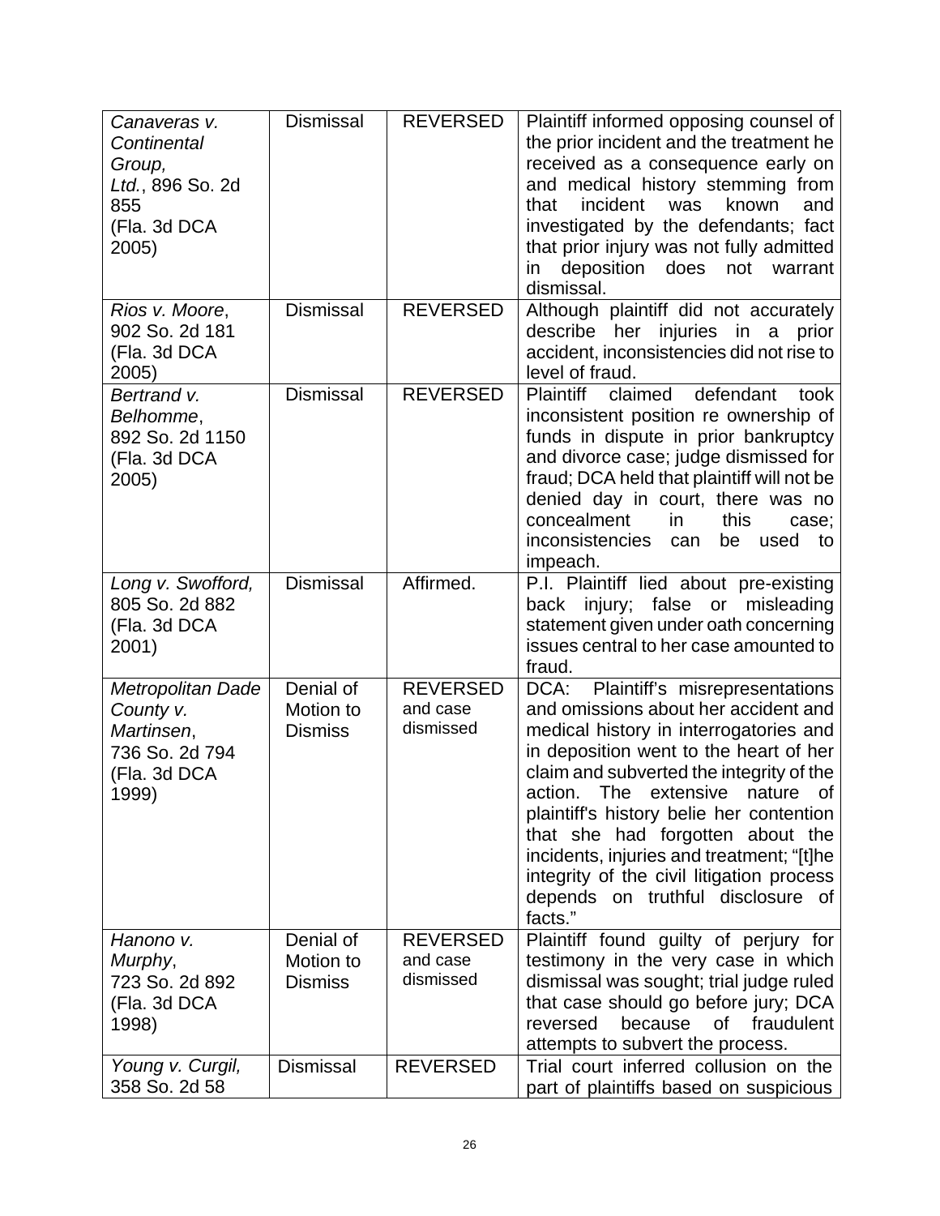| | | | |
|---|---|---|---|
| *Canaveras v. Continental Group, Ltd.*, 896 So. 2d 855 (Fla. 3d DCA 2005) | Dismissal | REVERSED | Plaintiff informed opposing counsel of the prior incident and the treatment he received as a consequence early on and medical history stemming from that incident was known and investigated by the defendants; fact that prior injury was not fully admitted in deposition does not warrant dismissal. |
| *Rios v. Moore*, 902 So. 2d 181 (Fla. 3d DCA 2005) | Dismissal | REVERSED | Although plaintiff did not accurately describe her injuries in a prior accident, inconsistencies did not rise to level of fraud. |
| *Bertrand v. Belhomme*, 892 So. 2d 1150 (Fla. 3d DCA 2005) | Dismissal | REVERSED | Plaintiff claimed defendant took inconsistent position re ownership of funds in dispute in prior bankruptcy and divorce case; judge dismissed for fraud; DCA held that plaintiff will not be denied day in court, there was no concealment in this case; inconsistencies can be used to impeach. |
| *Long v. Swofford*, 805 So. 2d 882 (Fla. 3d DCA 2001) | Dismissal | Affirmed. | P.I. Plaintiff lied about pre-existing back injury; false or misleading statement given under oath concerning issues central to her case amounted to fraud. |
| *Metropolitan Dade County v. Martinsen*, 736 So. 2d 794 (Fla. 3d DCA 1999) | Denial of Motion to Dismiss | REVERSED and case dismissed | DCA: Plaintiff's misrepresentations and omissions about her accident and medical history in interrogatories and in deposition went to the heart of her claim and subverted the integrity of the action. The extensive nature of plaintiff's history belie her contention that she had forgotten about the incidents, injuries and treatment; "[t]he integrity of the civil litigation process depends on truthful disclosure of facts." |
| *Hanono v. Murphy*, 723 So. 2d 892 (Fla. 3d DCA 1998) | Denial of Motion to Dismiss | REVERSED and case dismissed | Plaintiff found guilty of perjury for testimony in the very case in which dismissal was sought; trial judge ruled that case should go before jury; DCA reversed because of fraudulent attempts to subvert the process. |
| *Young v. Curgil*, 358 So. 2d 58 | Dismissal | REVERSED | Trial court inferred collusion on the part of plaintiffs based on suspicious |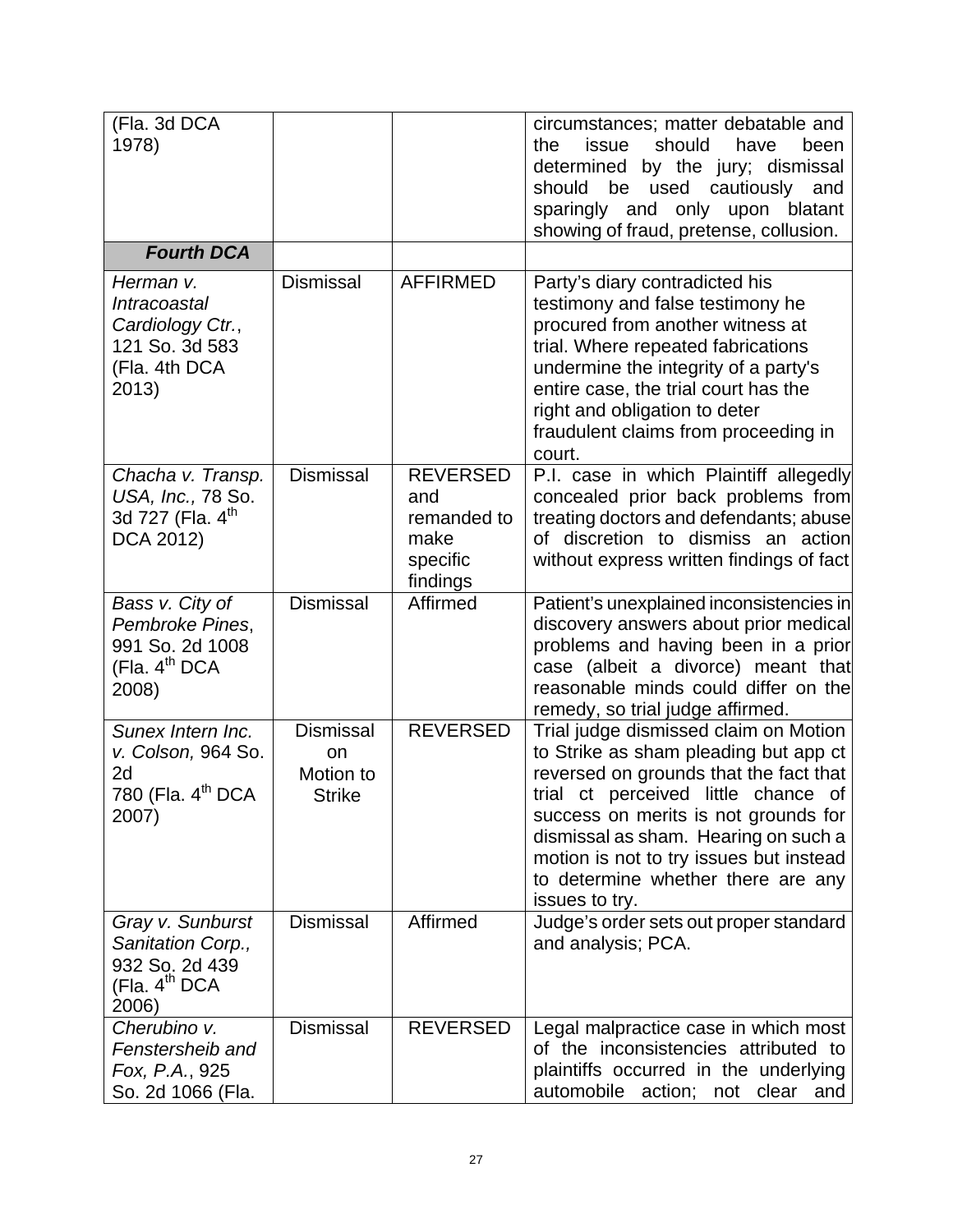| | | | |
|---|---|---|---|
| (Fla. 3d DCA 1978) | | | circumstances; matter debatable and the issue should have been determined by the jury; dismissal should be used cautiously and sparingly and only upon blatant showing of fraud, pretense, collusion. |
| ***Fourth DCA*** | | | |
| *Herman v. Intracoastal Cardiology Ctr.*, 121 So. 3d 583 (Fla. 4th DCA 2013) | Dismissal | AFFIRMED | Party's diary contradicted his testimony and false testimony he procured from another witness at trial. Where repeated fabrications undermine the integrity of a party's entire case, the trial court has the right and obligation to deter fraudulent claims from proceeding in court. |
| *Chacha v. Transp. USA, Inc.,* 78 So. 3d 727 (Fla. 4th DCA 2012) | Dismissal | REVERSED and remanded to make specific findings | P.I. case in which Plaintiff allegedly concealed prior back problems from treating doctors and defendants; abuse of discretion to dismiss an action without express written findings of fact |
| *Bass v. City of Pembroke Pines*, 991 So. 2d 1008 (Fla. 4th DCA 2008) | Dismissal | Affirmed | Patient's unexplained inconsistencies in discovery answers about prior medical problems and having been in a prior case (albeit a divorce) meant that reasonable minds could differ on the remedy, so trial judge affirmed. |
| *Sunex Intern Inc. v. Colson,* 964 So. 2d 780 (Fla. 4th DCA 2007) | Dismissal on Motion to Strike | REVERSED | Trial judge dismissed claim on Motion to Strike as sham pleading but app ct reversed on grounds that the fact that trial ct perceived little chance of success on merits is not grounds for dismissal as sham. Hearing on such a motion is not to try issues but instead to determine whether there are any issues to try. |
| *Gray v. Sunburst Sanitation Corp.,* 932 So. 2d 439 (Fla. 4th DCA 2006) | Dismissal | Affirmed | Judge's order sets out proper standard and analysis; PCA. |
| *Cherubino v. Fenstersheib and Fox, P.A.*, 925 So. 2d 1066 (Fla. | Dismissal | REVERSED | Legal malpractice case in which most of the inconsistencies attributed to plaintiffs occurred in the underlying automobile action; not clear and |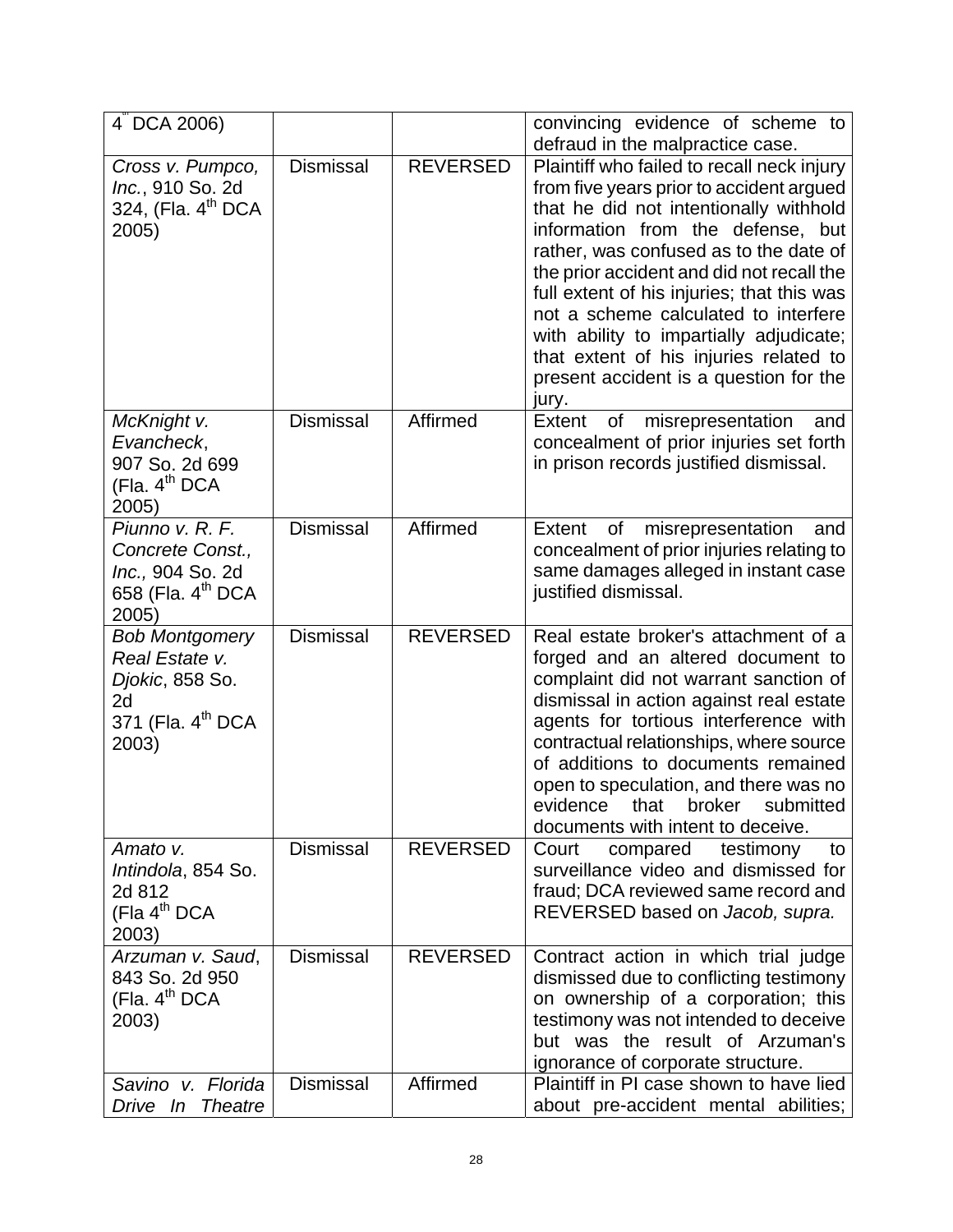| | | | |
|---|---|---|---|
| 4th DCA 2006) | | | convincing evidence of scheme to defraud in the malpractice case. |
| *Cross v. Pumpco, Inc.*, 910 So. 2d 324, (Fla. 4th DCA 2005) | Dismissal | REVERSED | Plaintiff who failed to recall neck injury from five years prior to accident argued that he did not intentionally withhold information from the defense, but rather, was confused as to the date of the prior accident and did not recall the full extent of his injuries; that this was not a scheme calculated to interfere with ability to impartially adjudicate; that extent of his injuries related to present accident is a question for the jury. |
| *McKnight v. Evancheck*, 907 So. 2d 699 (Fla. 4th DCA 2005) | Dismissal | Affirmed | Extent of misrepresentation and concealment of prior injuries set forth in prison records justified dismissal. |
| *Piunno v. R. F. Concrete Const., Inc.,* 904 So. 2d 658 (Fla. 4th DCA 2005) | Dismissal | Affirmed | Extent of misrepresentation and concealment of prior injuries relating to same damages alleged in instant case justified dismissal. |
| *Bob Montgomery Real Estate v. Djokic*, 858 So. 2d 371 (Fla. 4th DCA 2003) | Dismissal | REVERSED | Real estate broker's attachment of a forged and an altered document to complaint did not warrant sanction of dismissal in action against real estate agents for tortious interference with contractual relationships, where source of additions to documents remained open to speculation, and there was no evidence that broker submitted documents with intent to deceive. |
| *Amato v. Intindola*, 854 So. 2d 812 (Fla 4th DCA 2003) | Dismissal | REVERSED | Court compared testimony to surveillance video and dismissed for fraud; DCA reviewed same record and REVERSED based on *Jacob, supra.* |
| *Arzuman v. Saud*, 843 So. 2d 950 (Fla. 4th DCA 2003) | Dismissal | REVERSED | Contract action in which trial judge dismissed due to conflicting testimony on ownership of a corporation; this testimony was not intended to deceive but was the result of Arzuman's ignorance of corporate structure. |
| *Savino v. Florida Drive In Theatre* | Dismissal | Affirmed | Plaintiff in PI case shown to have lied about pre-accident mental abilities; |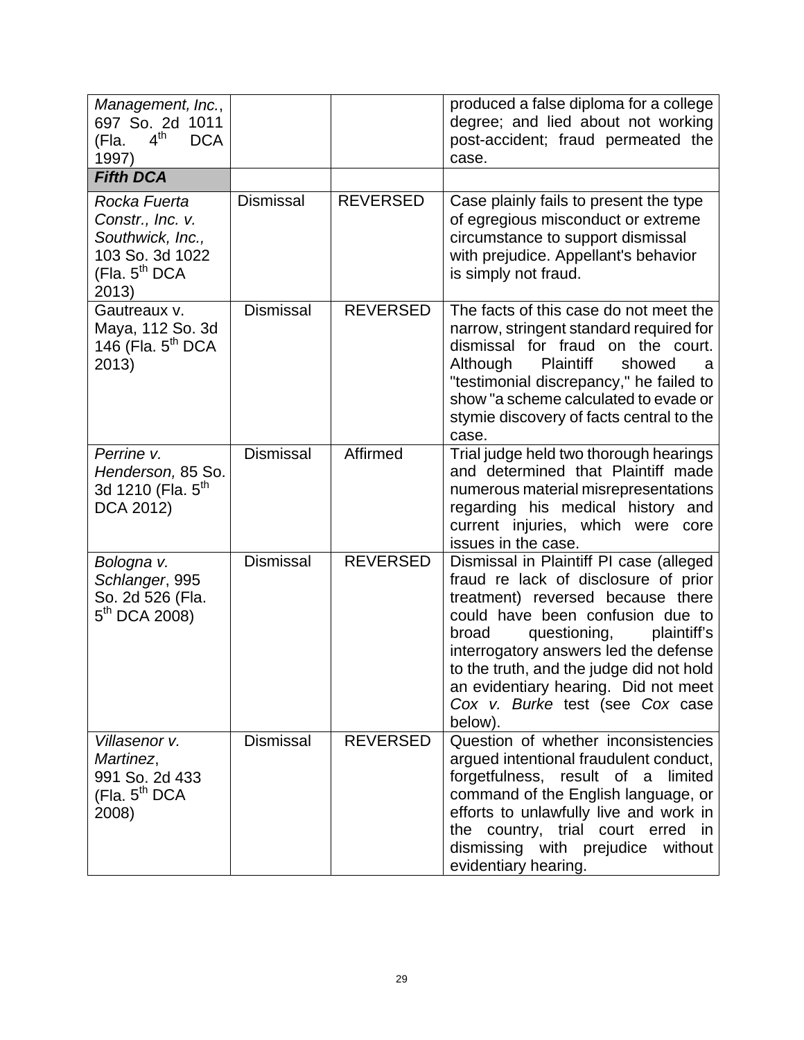| | | | |
|---|---|---|---|
| *Management, Inc.*, 697 So. 2d 1011 (Fla. 4th DCA 1997) | | | produced a false diploma for a college degree; and lied about not working post-accident; fraud permeated the case. |
| ***Fifth DCA*** | | | |
| *Rocka Fuerta Constr., Inc. v. Southwick, Inc.,* 103 So. 3d 1022 (Fla. 5th DCA 2013) | Dismissal | REVERSED | Case plainly fails to present the type of egregious misconduct or extreme circumstance to support dismissal with prejudice. Appellant's behavior is simply not fraud. |
| Gautreaux v. Maya, 112 So. 3d 146 (Fla. 5th DCA 2013) | Dismissal | REVERSED | The facts of this case do not meet the narrow, stringent standard required for dismissal for fraud on the court. Although Plaintiff showed a "testimonial discrepancy," he failed to show "a scheme calculated to evade or stymie discovery of facts central to the case. |
| *Perrine v. Henderson,* 85 So. 3d 1210 (Fla. 5th DCA 2012) | Dismissal | Affirmed | Trial judge held two thorough hearings and determined that Plaintiff made numerous material misrepresentations regarding his medical history and current injuries, which were core issues in the case. |
| *Bologna v. Schlanger*, 995 So. 2d 526 (Fla. 5th DCA 2008) | Dismissal | REVERSED | Dismissal in Plaintiff PI case (alleged fraud re lack of disclosure of prior treatment) reversed because there could have been confusion due to broad questioning, plaintiff's interrogatory answers led the defense to the truth, and the judge did not hold an evidentiary hearing. Did not meet *Cox v. Burke* test (see *Cox* case below). |
| *Villasenor v. Martinez*, 991 So. 2d 433 (Fla. 5th DCA 2008) | Dismissal | REVERSED | Question of whether inconsistencies argued intentional fraudulent conduct, forgetfulness, result of a limited command of the English language, or efforts to unlawfully live and work in the country, trial court erred in dismissing with prejudice without evidentiary hearing. |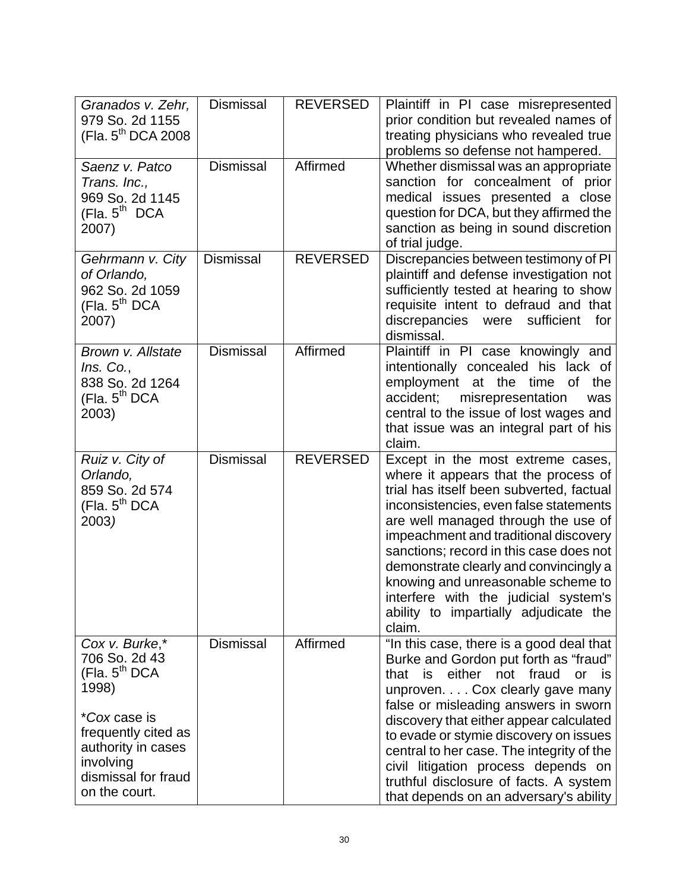| | | | |
|---|---|---|---|
| *Granados v. Zehr,* 979 So. 2d 1155 (Fla. 5th DCA 2008 | Dismissal | REVERSED | Plaintiff in PI case misrepresented prior condition but revealed names of treating physicians who revealed true problems so defense not hampered. |
| *Saenz v. Patco Trans. Inc.,* 969 So. 2d 1145 (Fla. 5th DCA 2007) | Dismissal | Affirmed | Whether dismissal was an appropriate sanction for concealment of prior medical issues presented a close question for DCA, but they affirmed the sanction as being in sound discretion of trial judge. |
| *Gehrmann v. City of Orlando,* 962 So. 2d 1059 (Fla. 5th DCA 2007) | Dismissal | REVERSED | Discrepancies between testimony of PI plaintiff and defense investigation not sufficiently tested at hearing to show requisite intent to defraud and that discrepancies were sufficient for dismissal. |
| *Brown v. Allstate Ins. Co.*, 838 So. 2d 1264 (Fla. 5th DCA 2003) | Dismissal | Affirmed | Plaintiff in PI case knowingly and intentionally concealed his lack of employment at the time of the accident; misrepresentation was central to the issue of lost wages and that issue was an integral part of his claim. |
| *Ruiz v. City of Orlando,* 859 So. 2d 574 (Fla. 5th DCA 2003*)* | Dismissal | REVERSED | Except in the most extreme cases, where it appears that the process of trial has itself been subverted, factual inconsistencies, even false statements are well managed through the use of impeachment and traditional discovery sanctions; record in this case does not demonstrate clearly and convincingly a knowing and unreasonable scheme to interfere with the judicial system's ability to impartially adjudicate the claim. |
| *Cox v. Burke*,* 706 So. 2d 43 (Fla. 5th DCA 1998)<br><br>**Cox* case is frequently cited as authority in cases involving dismissal for fraud on the court. | Dismissal | Affirmed | "In this case, there is a good deal that Burke and Gordon put forth as "fraud" that is either not fraud or is unproven. . . . Cox clearly gave many false or misleading answers in sworn discovery that either appear calculated to evade or stymie discovery on issues central to her case. The integrity of the civil litigation process depends on truthful disclosure of facts. A system that depends on an adversary's ability |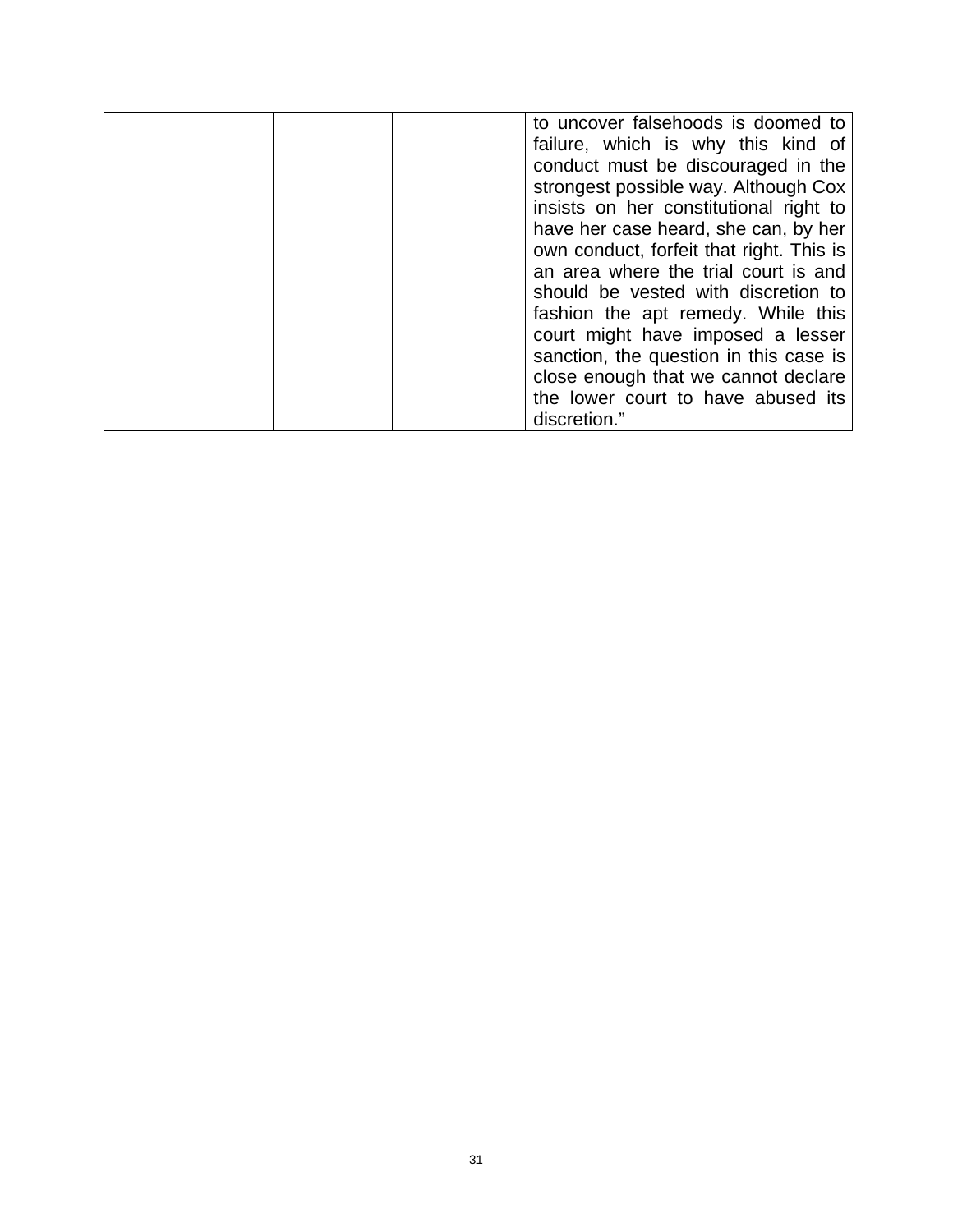| | | | |
|---|---|---|---|
| | | | to uncover falsehoods is doomed to failure, which is why this kind of conduct must be discouraged in the strongest possible way. Although Cox insists on her constitutional right to have her case heard, she can, by her own conduct, forfeit that right. This is an area where the trial court is and should be vested with discretion to fashion the apt remedy. While this court might have imposed a lesser sanction, the question in this case is close enough that we cannot declare the lower court to have abused its discretion." |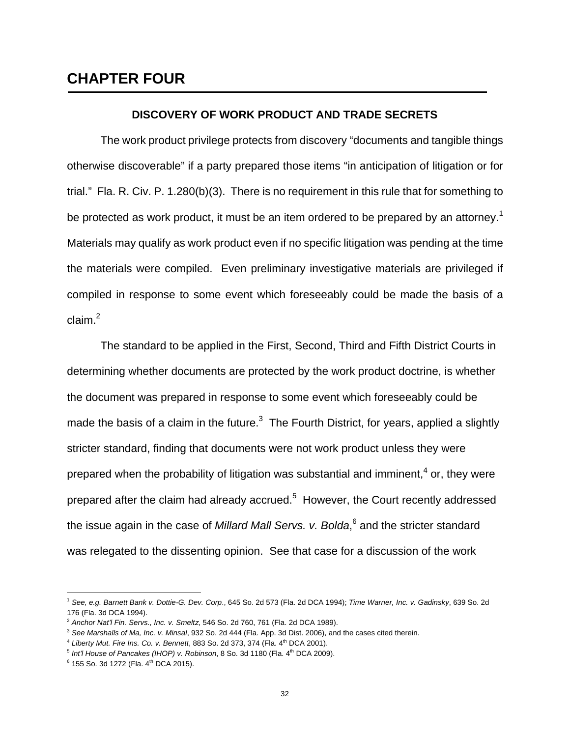# CHAPTER FOUR

## DISCOVERY OF WORK PRODUCT AND TRADE SECRETS

The work product privilege protects from discovery "documents and tangible things otherwise discoverable" if a party prepared those items "in anticipation of litigation or for trial." Fla. R. Civ. P. 1.280(b)(3). There is no requirement in this rule that for something to be protected as work product, it must be an item ordered to be prepared by an attorney.[1] Materials may qualify as work product even if no specific litigation was pending at the time the materials were compiled. Even preliminary investigative materials are privileged if compiled in response to some event which foreseeably could be made the basis of a claim.[2]

The standard to be applied in the First, Second, Third and Fifth District Courts in determining whether documents are protected by the work product doctrine, is whether the document was prepared in response to some event which foreseeably could be made the basis of a claim in the future.[3] The Fourth District, for years, applied a slightly stricter standard, finding that documents were not work product unless they were prepared when the probability of litigation was substantial and imminent,[4] or, they were prepared after the claim had already accrued.[5] However, the Court recently addressed the issue again in the case of *Millard Mall Servs. v. Bolda*,[6] and the stricter standard was relegated to the dissenting opinion. See that case for a discussion of the work

---

[1] *See, e.g. Barnett Bank v. Dottie-G. Dev. Corp.*, 645 So. 2d 573 (Fla. 2d DCA 1994); *Time Warner, Inc. v. Gadinsky*, 639 So. 2d 176 (Fla. 3d DCA 1994).

[2] *Anchor Nat'l Fin. Servs., Inc. v. Smeltz*, 546 So. 2d 760, 761 (Fla. 2d DCA 1989).

[3] *See Marshalls of Ma, Inc. v. Minsal*, 932 So. 2d 444 (Fla. App. 3d Dist. 2006), and the cases cited therein.

[4] *Liberty Mut. Fire Ins. Co. v. Bennett*, 883 So. 2d 373, 374 (Fla. 4th DCA 2001).

[5] *Int'l House of Pancakes (IHOP) v. Robinson*, 8 So. 3d 1180 (Fla. 4th DCA 2009).

[6] 155 So. 3d 1272 (Fla. 4th DCA 2015).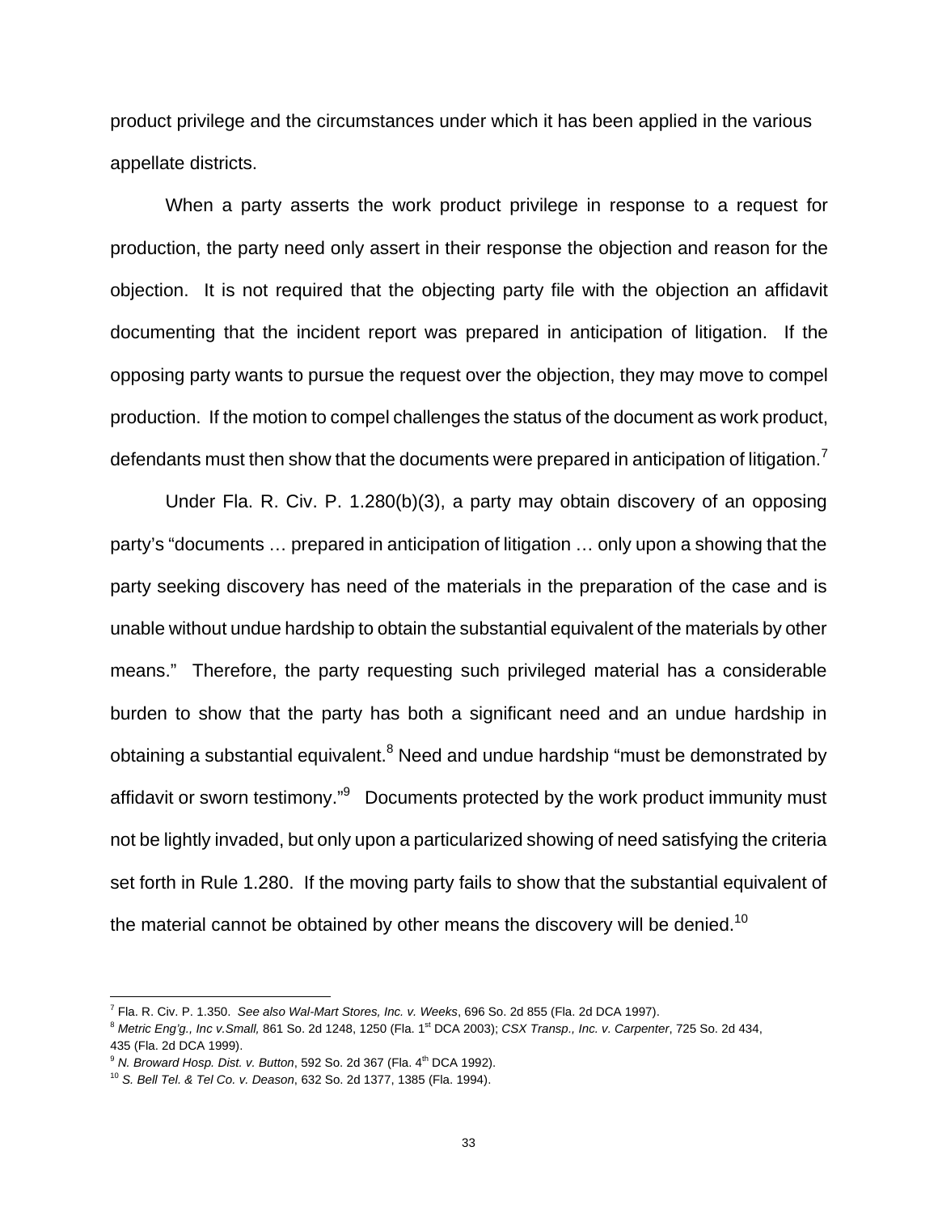product privilege and the circumstances under which it has been applied in the various appellate districts.

When a party asserts the work product privilege in response to a request for production, the party need only assert in their response the objection and reason for the objection. It is not required that the objecting party file with the objection an affidavit documenting that the incident report was prepared in anticipation of litigation. If the opposing party wants to pursue the request over the objection, they may move to compel production. If the motion to compel challenges the status of the document as work product, defendants must then show that the documents were prepared in anticipation of litigation.[7]

Under Fla. R. Civ. P. 1.280(b)(3), a party may obtain discovery of an opposing party's "documents … prepared in anticipation of litigation … only upon a showing that the party seeking discovery has need of the materials in the preparation of the case and is unable without undue hardship to obtain the substantial equivalent of the materials by other means." Therefore, the party requesting such privileged material has a considerable burden to show that the party has both a significant need and an undue hardship in obtaining a substantial equivalent.[8] Need and undue hardship "must be demonstrated by affidavit or sworn testimony."[9] Documents protected by the work product immunity must not be lightly invaded, but only upon a particularized showing of need satisfying the criteria set forth in Rule 1.280. If the moving party fails to show that the substantial equivalent of the material cannot be obtained by other means the discovery will be denied.[10]

---

[7] Fla. R. Civ. P. 1.350. *See also Wal-Mart Stores, Inc. v. Weeks*, 696 So. 2d 855 (Fla. 2d DCA 1997).

[8] *Metric Eng'g., Inc v.Small,* 861 So. 2d 1248, 1250 (Fla. 1st DCA 2003); *CSX Transp., Inc. v. Carpenter*, 725 So. 2d 434, 435 (Fla. 2d DCA 1999).

[9] *N. Broward Hosp. Dist. v. Button*, 592 So. 2d 367 (Fla. 4th DCA 1992).

[10] *S. Bell Tel. & Tel Co. v. Deason*, 632 So. 2d 1377, 1385 (Fla. 1994).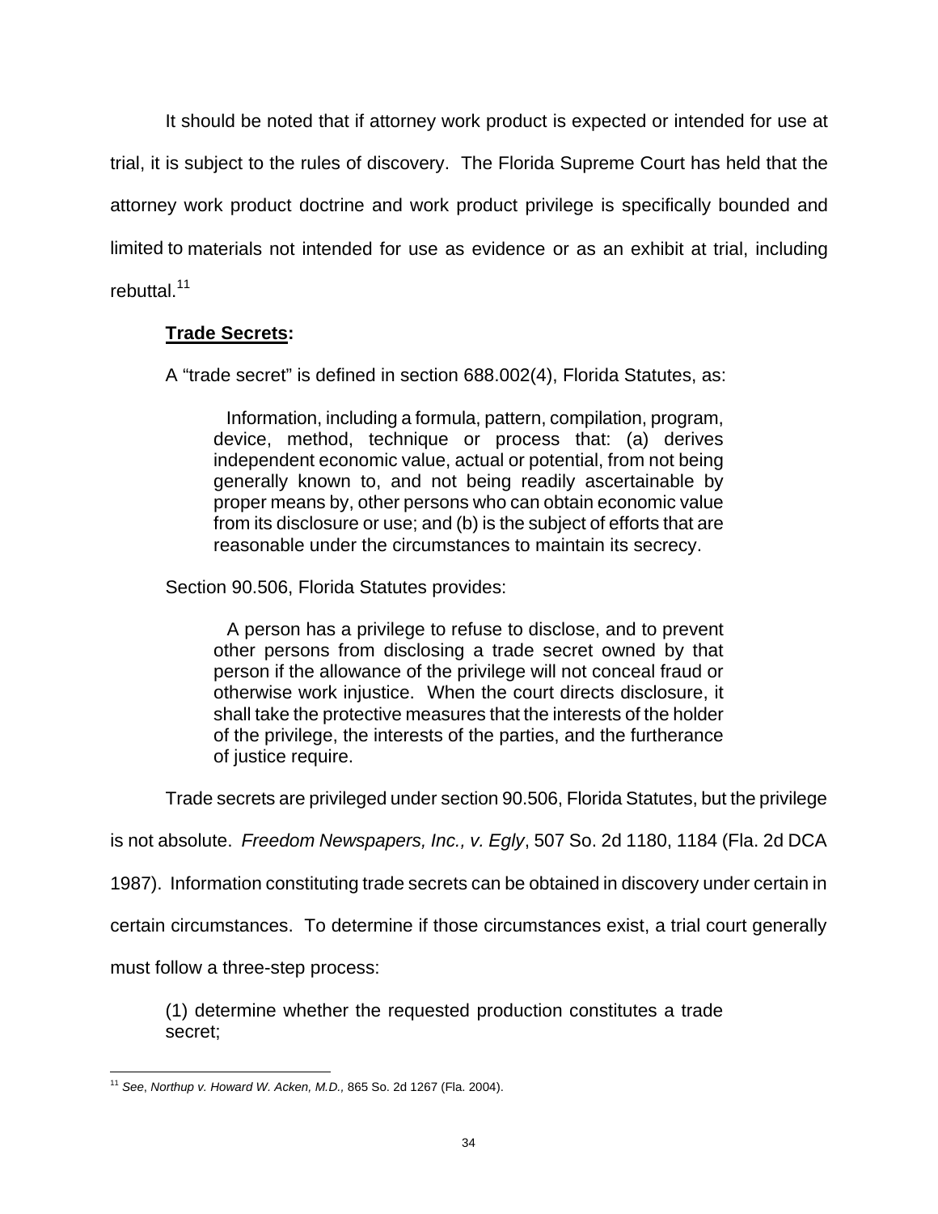It should be noted that if attorney work product is expected or intended for use at trial, it is subject to the rules of discovery. The Florida Supreme Court has held that the attorney work product doctrine and work product privilege is specifically bounded and limited to materials not intended for use as evidence or as an exhibit at trial, including rebuttal.[11]

**Trade Secrets:**

A "trade secret" is defined in section 688.002(4), Florida Statutes, as:

> Information, including a formula, pattern, compilation, program, device, method, technique or process that: (a) derives independent economic value, actual or potential, from not being generally known to, and not being readily ascertainable by proper means by, other persons who can obtain economic value from its disclosure or use; and (b) is the subject of efforts that are reasonable under the circumstances to maintain its secrecy.

Section 90.506, Florida Statutes provides:

> A person has a privilege to refuse to disclose, and to prevent other persons from disclosing a trade secret owned by that person if the allowance of the privilege will not conceal fraud or otherwise work injustice. When the court directs disclosure, it shall take the protective measures that the interests of the holder of the privilege, the interests of the parties, and the furtherance of justice require.

Trade secrets are privileged under section 90.506, Florida Statutes, but the privilege is not absolute. *Freedom Newspapers, Inc., v. Egly*, 507 So. 2d 1180, 1184 (Fla. 2d DCA 1987). Information constituting trade secrets can be obtained in discovery under certain in certain circumstances. To determine if those circumstances exist, a trial court generally must follow a three-step process:

> (1) determine whether the requested production constitutes a trade secret;

---

[11] *See*, *Northup v. Howard W. Acken, M.D.,* 865 So. 2d 1267 (Fla. 2004).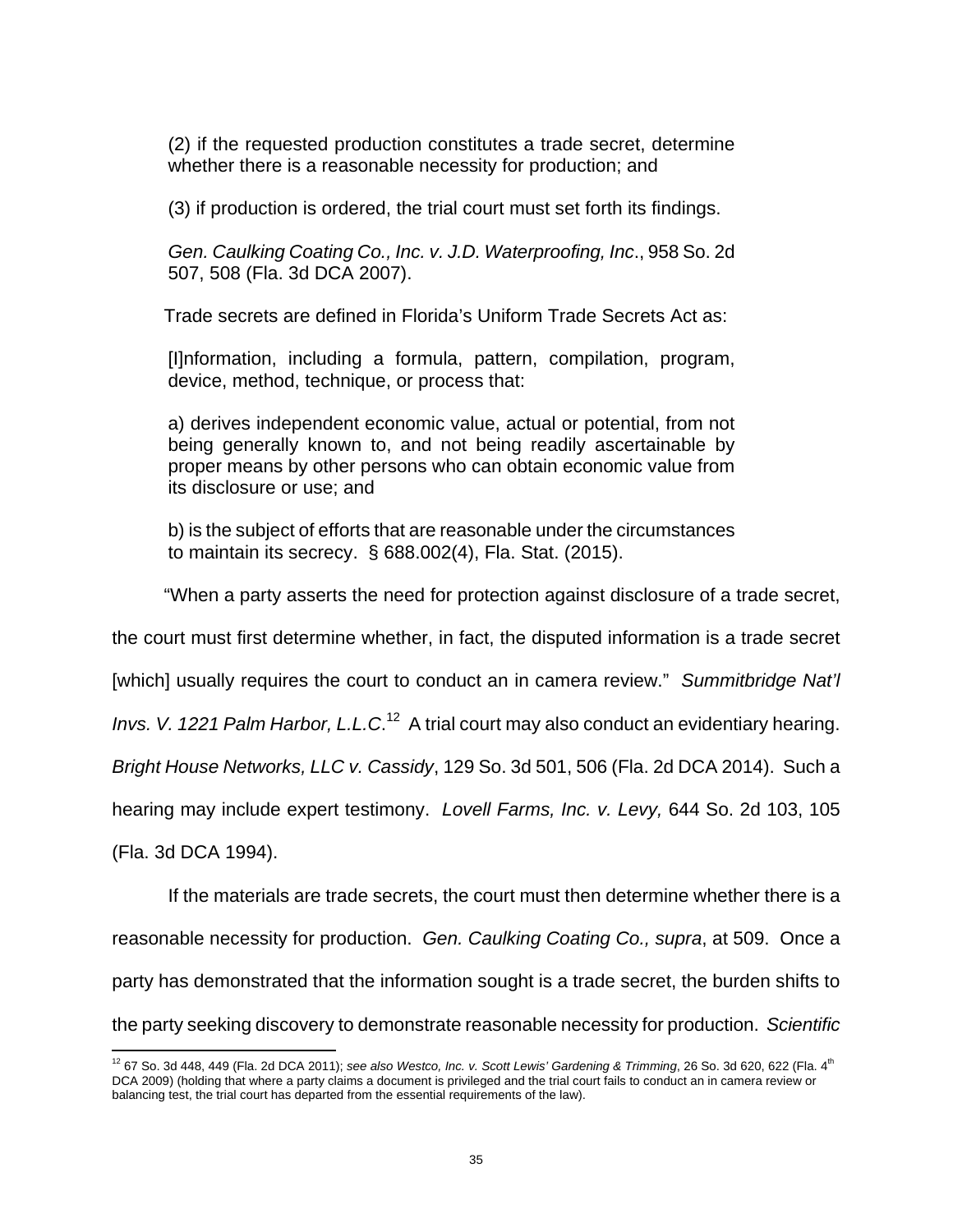> (2) if the requested production constitutes a trade secret, determine whether there is a reasonable necessity for production; and
>
> (3) if production is ordered, the trial court must set forth its findings.
>
> *Gen. Caulking Coating Co., Inc. v. J.D. Waterproofing, Inc*., 958 So. 2d 507, 508 (Fla. 3d DCA 2007).

Trade secrets are defined in Florida's Uniform Trade Secrets Act as:

> [I]nformation, including a formula, pattern, compilation, program, device, method, technique, or process that:
>
> a) derives independent economic value, actual or potential, from not being generally known to, and not being readily ascertainable by proper means by other persons who can obtain economic value from its disclosure or use; and
>
> b) is the subject of efforts that are reasonable under the circumstances to maintain its secrecy. § 688.002(4), Fla. Stat. (2015).

"When a party asserts the need for protection against disclosure of a trade secret, the court must first determine whether, in fact, the disputed information is a trade secret [which] usually requires the court to conduct an in camera review." *Summitbridge Nat'l Invs. V. 1221 Palm Harbor, L.L.C*.[12] A trial court may also conduct an evidentiary hearing. *Bright House Networks, LLC v. Cassidy*, 129 So. 3d 501, 506 (Fla. 2d DCA 2014). Such a hearing may include expert testimony. *Lovell Farms, Inc. v. Levy,* 644 So. 2d 103, 105 (Fla. 3d DCA 1994).

If the materials are trade secrets, the court must then determine whether there is a reasonable necessity for production. *Gen. Caulking Coating Co., supra*, at 509. Once a party has demonstrated that the information sought is a trade secret, the burden shifts to the party seeking discovery to demonstrate reasonable necessity for production. *Scientific*

---

[12] 67 So. 3d 448, 449 (Fla. 2d DCA 2011); *see also Westco, Inc. v. Scott Lewis' Gardening & Trimming*, 26 So. 3d 620, 622 (Fla. 4th DCA 2009) (holding that where a party claims a document is privileged and the trial court fails to conduct an in camera review or balancing test, the trial court has departed from the essential requirements of the law).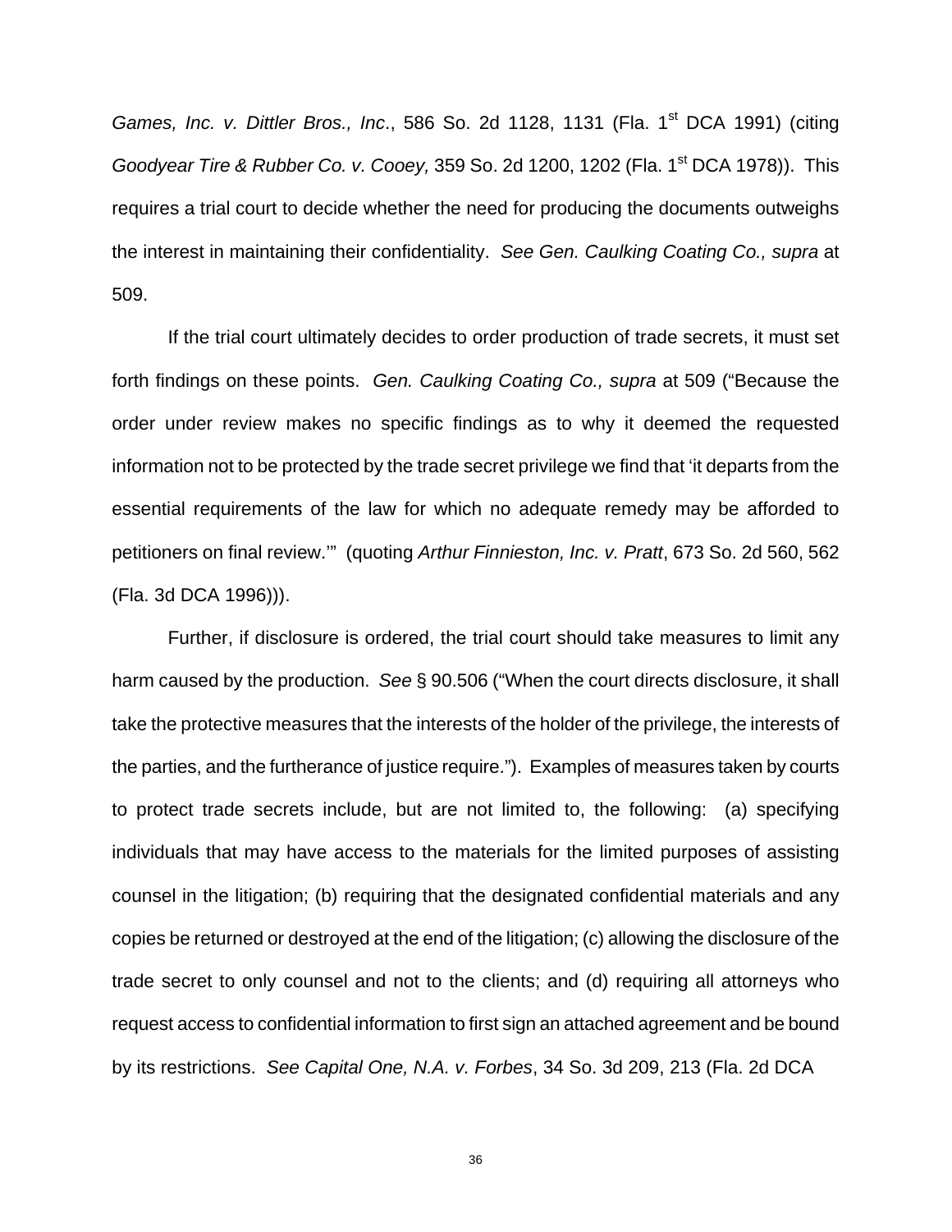*Games, Inc. v. Dittler Bros., Inc*., 586 So. 2d 1128, 1131 (Fla. 1st DCA 1991) (citing *Goodyear Tire & Rubber Co. v. Cooey,* 359 So. 2d 1200, 1202 (Fla. 1st DCA 1978)). This requires a trial court to decide whether the need for producing the documents outweighs the interest in maintaining their confidentiality. *See Gen. Caulking Coating Co., supra* at 509.

If the trial court ultimately decides to order production of trade secrets, it must set forth findings on these points. *Gen. Caulking Coating Co., supra* at 509 ("Because the order under review makes no specific findings as to why it deemed the requested information not to be protected by the trade secret privilege we find that 'it departs from the essential requirements of the law for which no adequate remedy may be afforded to petitioners on final review.'" (quoting *Arthur Finnieston, Inc. v. Pratt*, 673 So. 2d 560, 562 (Fla. 3d DCA 1996))).

Further, if disclosure is ordered, the trial court should take measures to limit any harm caused by the production. *See* § 90.506 ("When the court directs disclosure, it shall take the protective measures that the interests of the holder of the privilege, the interests of the parties, and the furtherance of justice require."). Examples of measures taken by courts to protect trade secrets include, but are not limited to, the following: (a) specifying individuals that may have access to the materials for the limited purposes of assisting counsel in the litigation; (b) requiring that the designated confidential materials and any copies be returned or destroyed at the end of the litigation; (c) allowing the disclosure of the trade secret to only counsel and not to the clients; and (d) requiring all attorneys who request access to confidential information to first sign an attached agreement and be bound by its restrictions. *See Capital One, N.A. v. Forbes*, 34 So. 3d 209, 213 (Fla. 2d DCA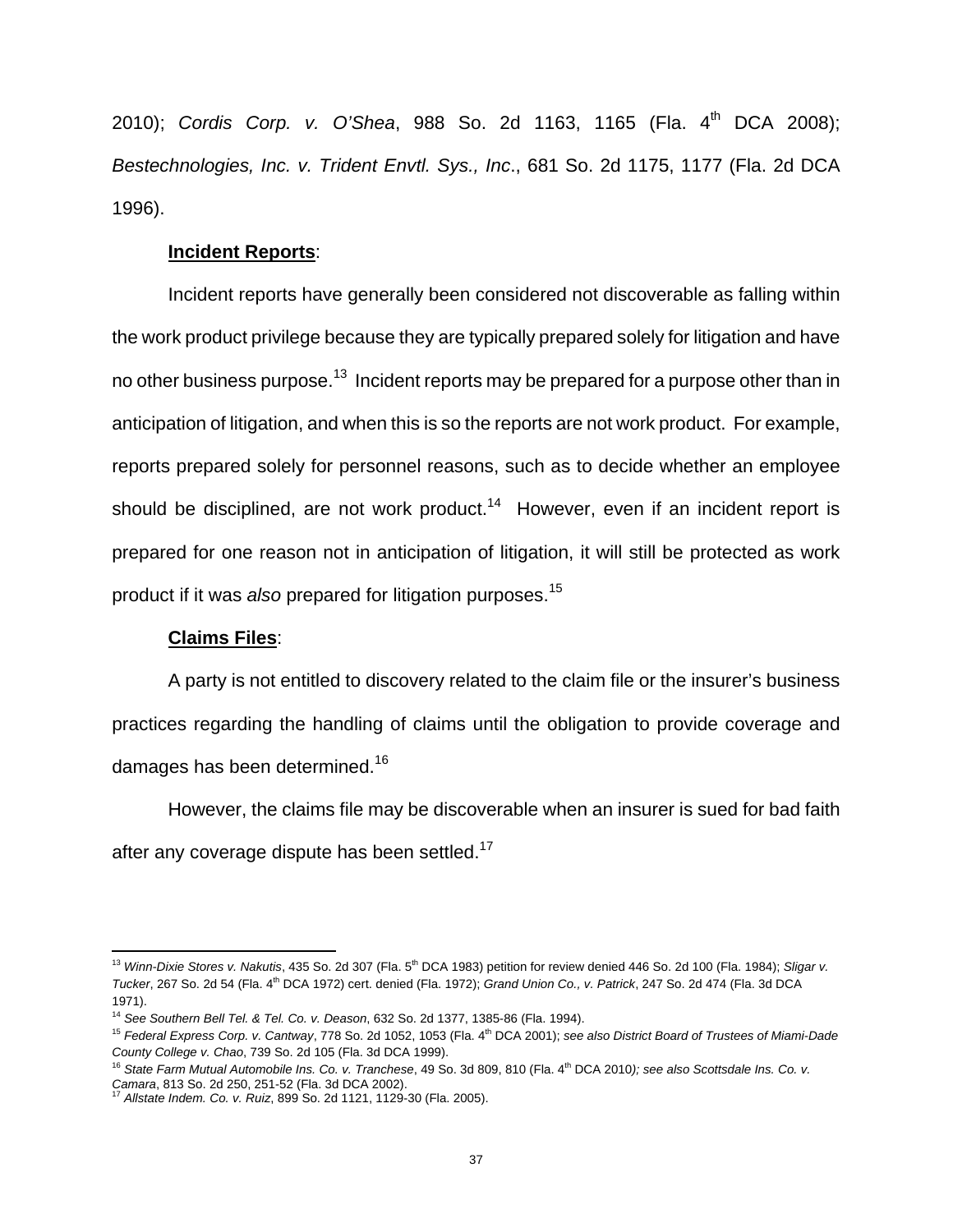2010); *Cordis Corp. v. O'Shea*, 988 So. 2d 1163, 1165 (Fla. 4th DCA 2008); *Bestechnologies, Inc. v. Trident Envtl. Sys., Inc*., 681 So. 2d 1175, 1177 (Fla. 2d DCA 1996).

**Incident Reports**:

Incident reports have generally been considered not discoverable as falling within the work product privilege because they are typically prepared solely for litigation and have no other business purpose.[13] Incident reports may be prepared for a purpose other than in anticipation of litigation, and when this is so the reports are not work product. For example, reports prepared solely for personnel reasons, such as to decide whether an employee should be disciplined, are not work product.[14] However, even if an incident report is prepared for one reason not in anticipation of litigation, it will still be protected as work product if it was *also* prepared for litigation purposes.[15]

**Claims Files**:

A party is not entitled to discovery related to the claim file or the insurer's business practices regarding the handling of claims until the obligation to provide coverage and damages has been determined.[16]

However, the claims file may be discoverable when an insurer is sued for bad faith after any coverage dispute has been settled.[17]

---

[13] *Winn-Dixie Stores v. Nakutis*, 435 So. 2d 307 (Fla. 5th DCA 1983) petition for review denied 446 So. 2d 100 (Fla. 1984); *Sligar v. Tucker*, 267 So. 2d 54 (Fla. 4th DCA 1972) cert. denied (Fla. 1972); *Grand Union Co., v. Patrick*, 247 So. 2d 474 (Fla. 3d DCA 1971).

[14] *See Southern Bell Tel. & Tel. Co. v. Deason*, 632 So. 2d 1377, 1385-86 (Fla. 1994).

[15] *Federal Express Corp. v. Cantway*, 778 So. 2d 1052, 1053 (Fla. 4th DCA 2001); *see also District Board of Trustees of Miami-Dade County College v. Chao*, 739 So. 2d 105 (Fla. 3d DCA 1999).

[16] *State Farm Mutual Automobile Ins. Co. v. Tranchese*, 49 So. 3d 809, 810 (Fla. 4th DCA 2010*); see also Scottsdale Ins. Co. v. Camara*, 813 So. 2d 250, 251-52 (Fla. 3d DCA 2002).

[17] *Allstate Indem. Co. v. Ruiz*, 899 So. 2d 1121, 1129-30 (Fla. 2005).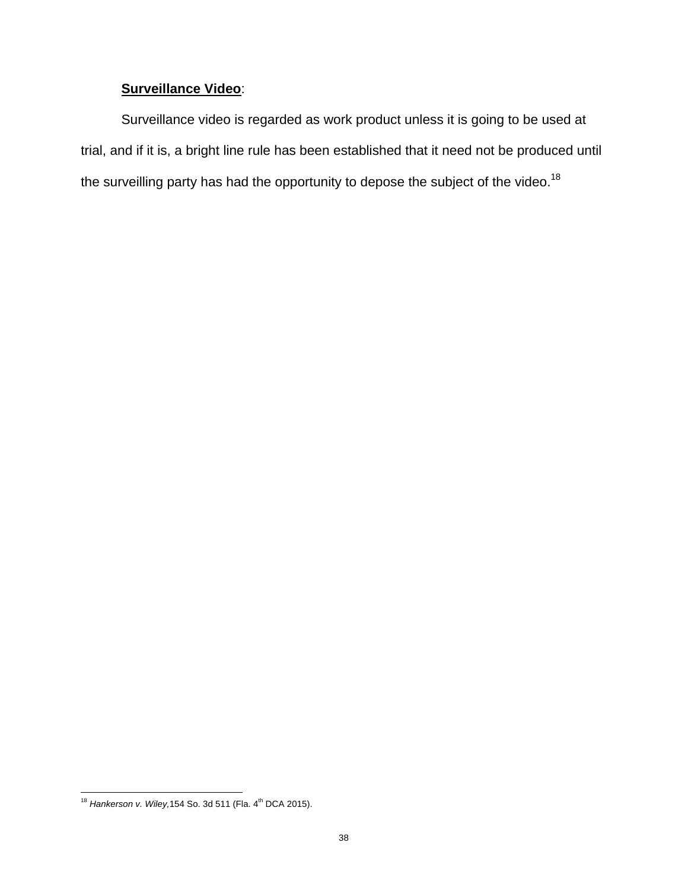**<u>Surveillance Video</u>**:

Surveillance video is regarded as work product unless it is going to be used at trial, and if it is, a bright line rule has been established that it need not be produced until the surveilling party has had the opportunity to depose the subject of the video.[18]

---

[18] *Hankerson v. Wiley,*154 So. 3d 511 (Fla. 4th DCA 2015).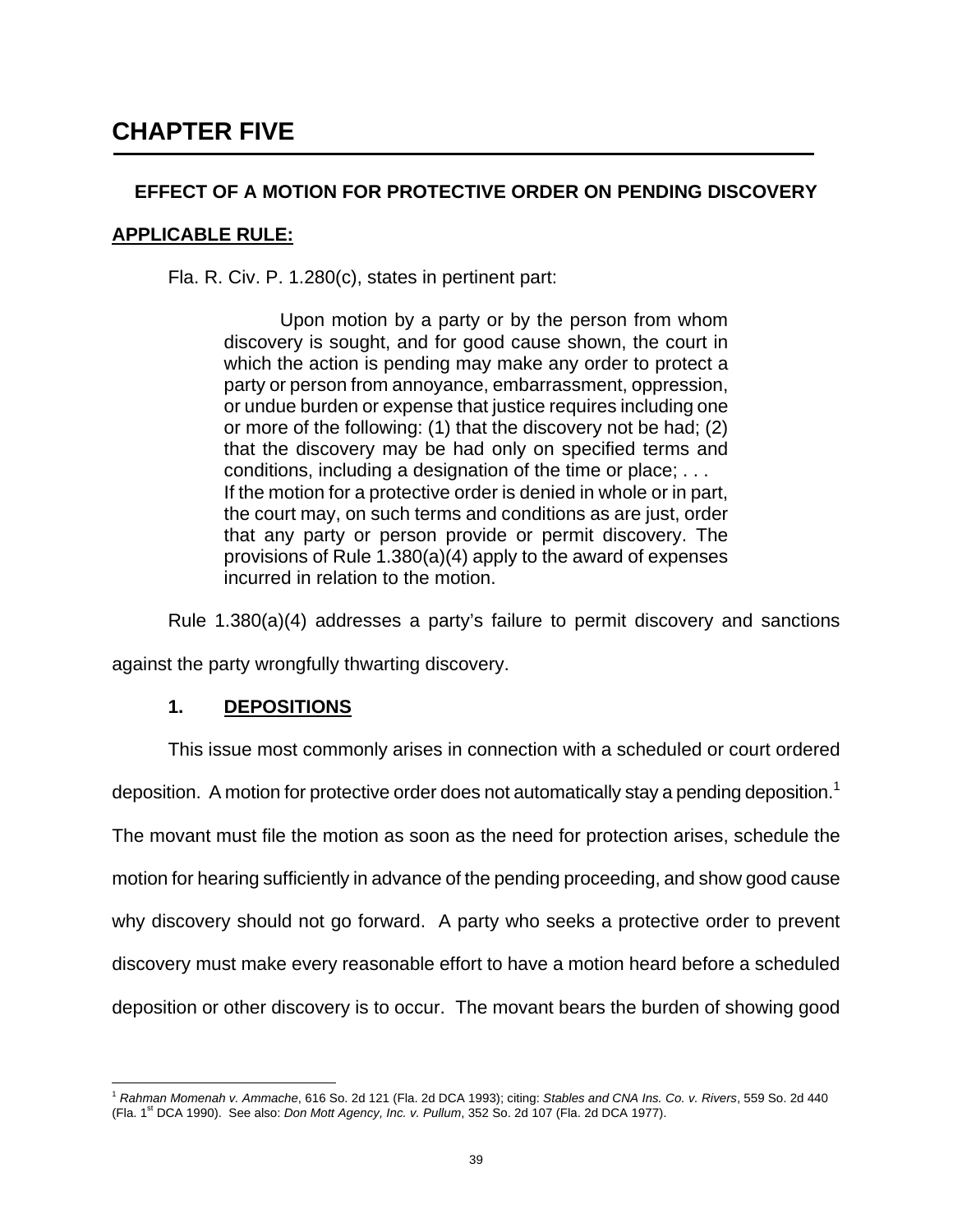# CHAPTER FIVE

## EFFECT OF A MOTION FOR PROTECTIVE ORDER ON PENDING DISCOVERY

### APPLICABLE RULE:

Fla. R. Civ. P. 1.280(c), states in pertinent part:

> Upon motion by a party or by the person from whom discovery is sought, and for good cause shown, the court in which the action is pending may make any order to protect a party or person from annoyance, embarrassment, oppression, or undue burden or expense that justice requires including one or more of the following: (1) that the discovery not be had; (2) that the discovery may be had only on specified terms and conditions, including a designation of the time or place; . . .
> If the motion for a protective order is denied in whole or in part, the court may, on such terms and conditions as are just, order that any party or person provide or permit discovery. The provisions of Rule 1.380(a)(4) apply to the award of expenses incurred in relation to the motion.

Rule 1.380(a)(4) addresses a party's failure to permit discovery and sanctions against the party wrongfully thwarting discovery.

### 1. DEPOSITIONS

This issue most commonly arises in connection with a scheduled or court ordered deposition. A motion for protective order does not automatically stay a pending deposition.[1] The movant must file the motion as soon as the need for protection arises, schedule the motion for hearing sufficiently in advance of the pending proceeding, and show good cause why discovery should not go forward. A party who seeks a protective order to prevent discovery must make every reasonable effort to have a motion heard before a scheduled deposition or other discovery is to occur. The movant bears the burden of showing good

---

[1] *Rahman Momenah v. Ammache*, 616 So. 2d 121 (Fla. 2d DCA 1993); citing: *Stables and CNA Ins. Co. v. Rivers*, 559 So. 2d 440 (Fla. 1st DCA 1990). See also: *Don Mott Agency, Inc. v. Pullum*, 352 So. 2d 107 (Fla. 2d DCA 1977).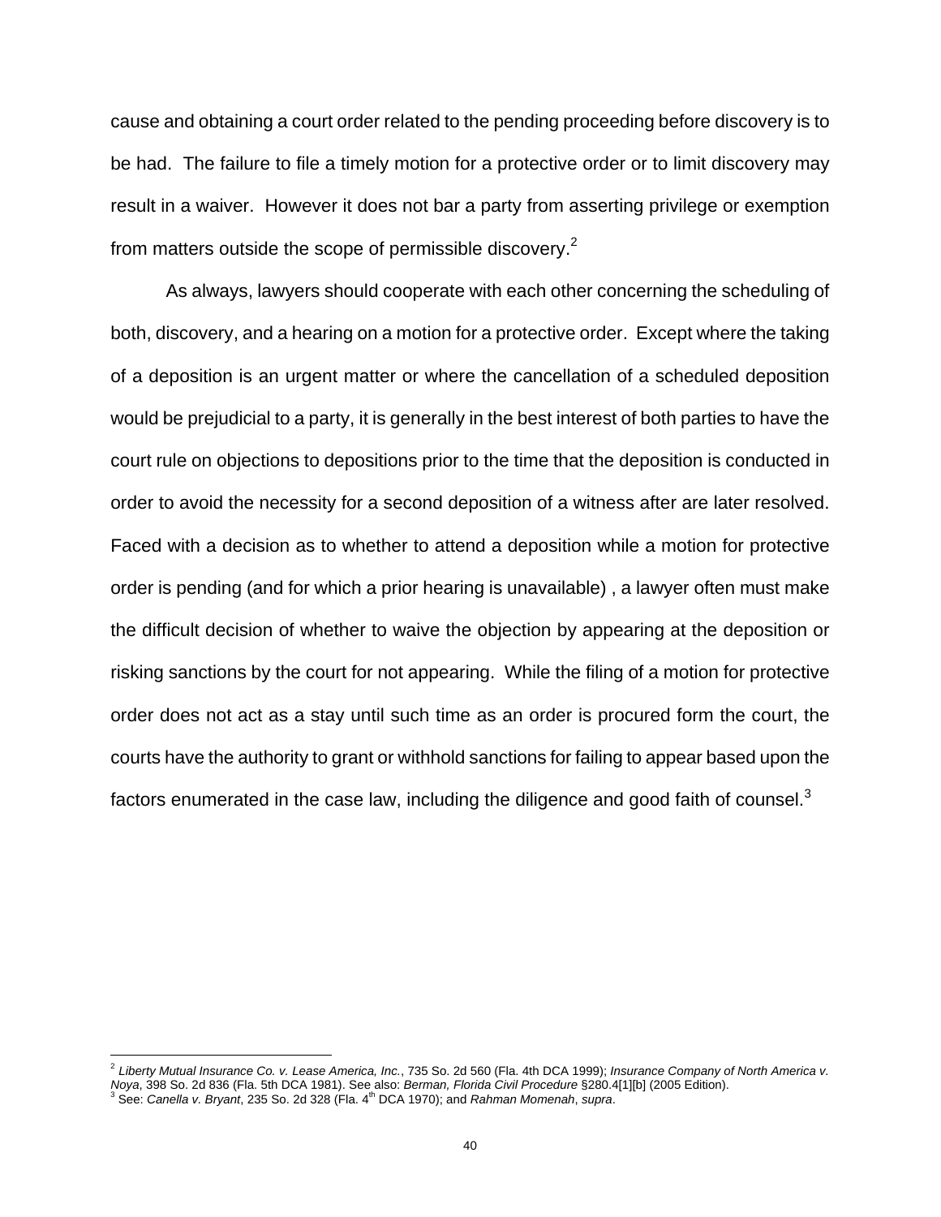cause and obtaining a court order related to the pending proceeding before discovery is to be had. The failure to file a timely motion for a protective order or to limit discovery may result in a waiver. However it does not bar a party from asserting privilege or exemption from matters outside the scope of permissible discovery.[2]

As always, lawyers should cooperate with each other concerning the scheduling of both, discovery, and a hearing on a motion for a protective order. Except where the taking of a deposition is an urgent matter or where the cancellation of a scheduled deposition would be prejudicial to a party, it is generally in the best interest of both parties to have the court rule on objections to depositions prior to the time that the deposition is conducted in order to avoid the necessity for a second deposition of a witness after are later resolved. Faced with a decision as to whether to attend a deposition while a motion for protective order is pending (and for which a prior hearing is unavailable) , a lawyer often must make the difficult decision of whether to waive the objection by appearing at the deposition or risking sanctions by the court for not appearing. While the filing of a motion for protective order does not act as a stay until such time as an order is procured form the court, the courts have the authority to grant or withhold sanctions for failing to appear based upon the factors enumerated in the case law, including the diligence and good faith of counsel.[3]

---

[2] *Liberty Mutual Insurance Co. v. Lease America, Inc.*, 735 So. 2d 560 (Fla. 4th DCA 1999); *Insurance Company of North America v. Noya*, 398 So. 2d 836 (Fla. 5th DCA 1981). See also: *Berman, Florida Civil Procedure* §280.4[1][b] (2005 Edition).

[3] See: *Canella v. Bryant*, 235 So. 2d 328 (Fla. 4th DCA 1970); and *Rahman Momenah*, *supra*.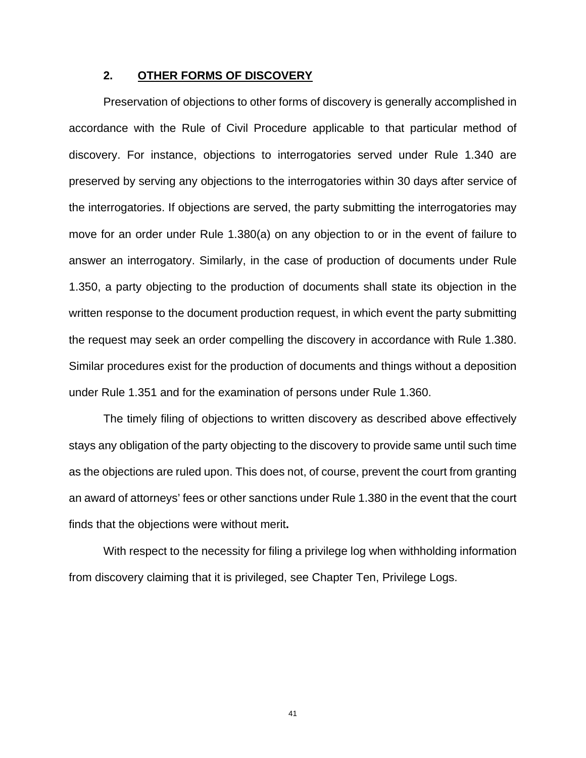### 2. OTHER FORMS OF DISCOVERY

Preservation of objections to other forms of discovery is generally accomplished in accordance with the Rule of Civil Procedure applicable to that particular method of discovery. For instance, objections to interrogatories served under Rule 1.340 are preserved by serving any objections to the interrogatories within 30 days after service of the interrogatories. If objections are served, the party submitting the interrogatories may move for an order under Rule 1.380(a) on any objection to or in the event of failure to answer an interrogatory. Similarly, in the case of production of documents under Rule 1.350, a party objecting to the production of documents shall state its objection in the written response to the document production request, in which event the party submitting the request may seek an order compelling the discovery in accordance with Rule 1.380. Similar procedures exist for the production of documents and things without a deposition under Rule 1.351 and for the examination of persons under Rule 1.360.

The timely filing of objections to written discovery as described above effectively stays any obligation of the party objecting to the discovery to provide same until such time as the objections are ruled upon. This does not, of course, prevent the court from granting an award of attorneys' fees or other sanctions under Rule 1.380 in the event that the court finds that the objections were without merit**.**

With respect to the necessity for filing a privilege log when withholding information from discovery claiming that it is privileged, see Chapter Ten, Privilege Logs.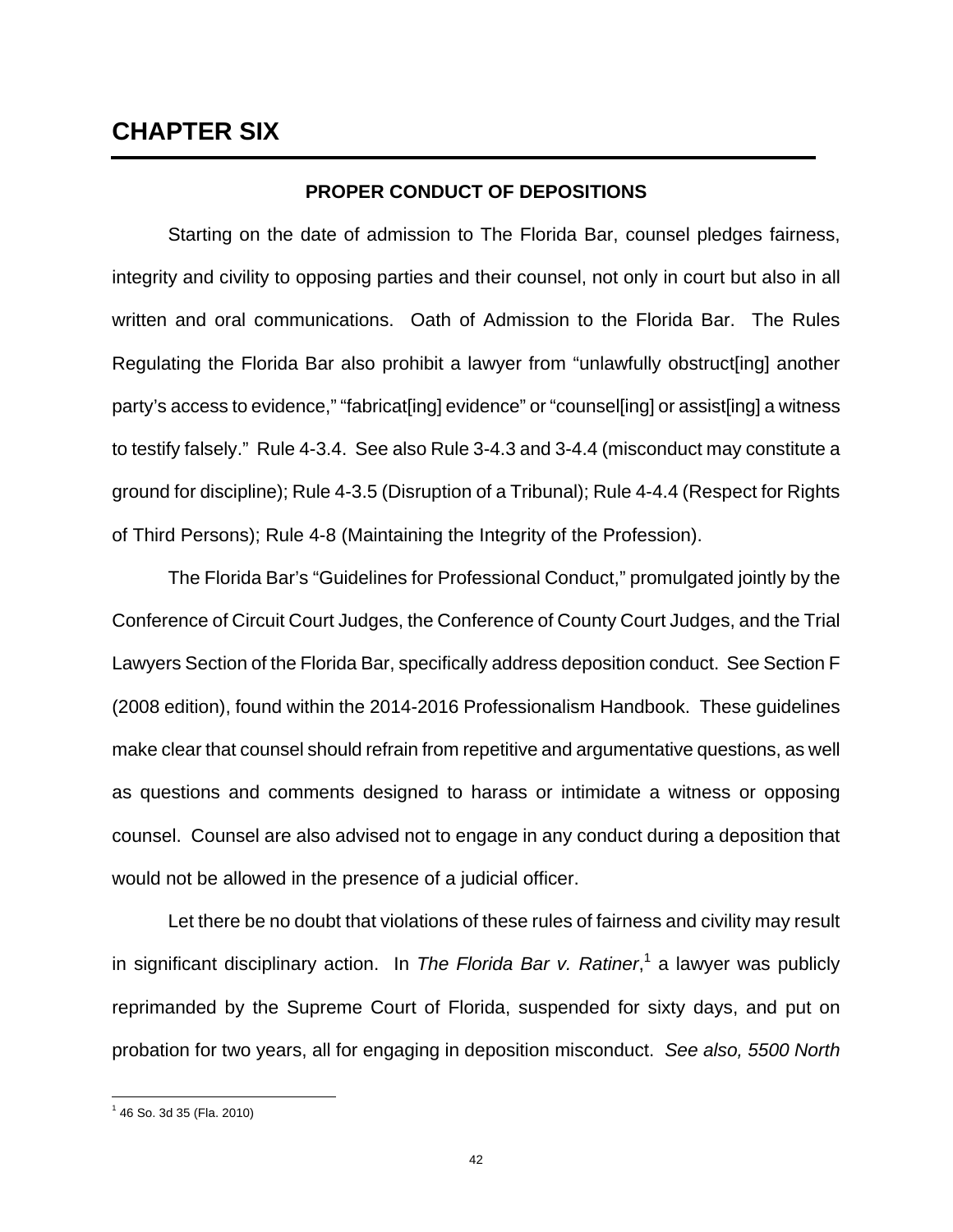# CHAPTER SIX

## PROPER CONDUCT OF DEPOSITIONS

Starting on the date of admission to The Florida Bar, counsel pledges fairness, integrity and civility to opposing parties and their counsel, not only in court but also in all written and oral communications. Oath of Admission to the Florida Bar. The Rules Regulating the Florida Bar also prohibit a lawyer from "unlawfully obstruct[ing] another party's access to evidence," "fabricat[ing] evidence" or "counsel[ing] or assist[ing] a witness to testify falsely." Rule 4-3.4. See also Rule 3-4.3 and 3-4.4 (misconduct may constitute a ground for discipline); Rule 4-3.5 (Disruption of a Tribunal); Rule 4-4.4 (Respect for Rights of Third Persons); Rule 4-8 (Maintaining the Integrity of the Profession).

The Florida Bar's "Guidelines for Professional Conduct," promulgated jointly by the Conference of Circuit Court Judges, the Conference of County Court Judges, and the Trial Lawyers Section of the Florida Bar, specifically address deposition conduct. See Section F (2008 edition), found within the 2014-2016 Professionalism Handbook. These guidelines make clear that counsel should refrain from repetitive and argumentative questions, as well as questions and comments designed to harass or intimidate a witness or opposing counsel. Counsel are also advised not to engage in any conduct during a deposition that would not be allowed in the presence of a judicial officer.

Let there be no doubt that violations of these rules of fairness and civility may result in significant disciplinary action. In *The Florida Bar v. Ratiner*,[1] a lawyer was publicly reprimanded by the Supreme Court of Florida, suspended for sixty days, and put on probation for two years, all for engaging in deposition misconduct. *See also, 5500 North*

---

[1] 46 So. 3d 35 (Fla. 2010)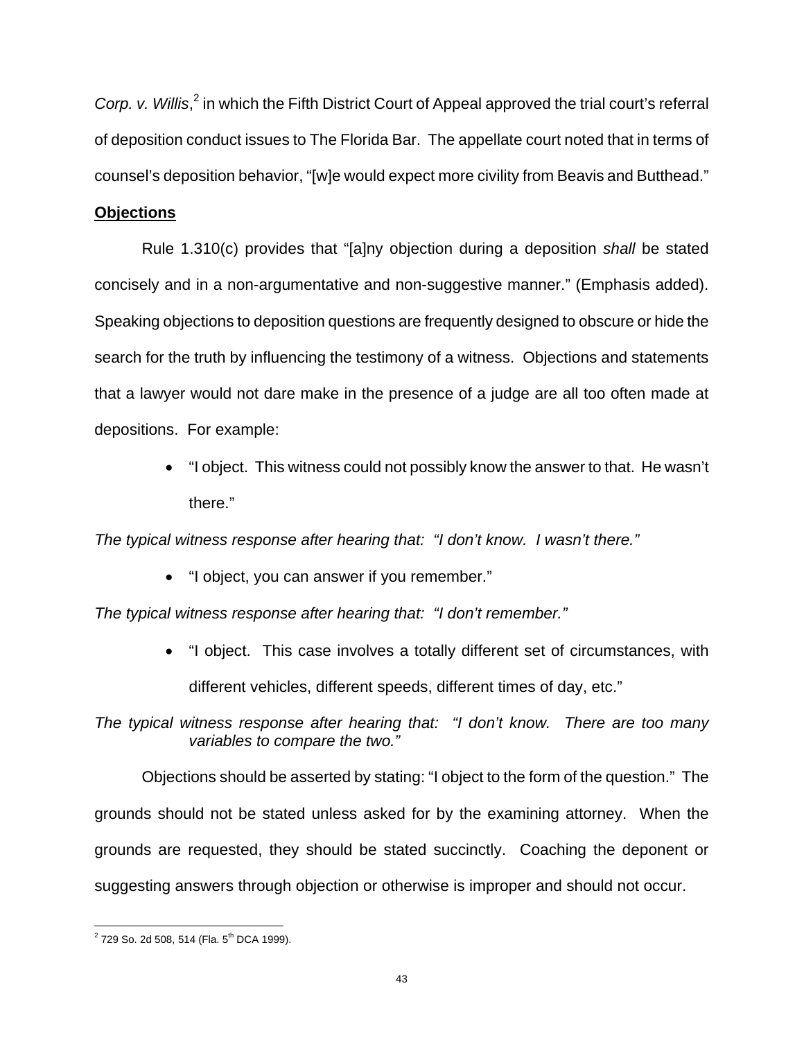*Corp. v. Willis*,[2] in which the Fifth District Court of Appeal approved the trial court's referral of deposition conduct issues to The Florida Bar. The appellate court noted that in terms of counsel's deposition behavior, "[w]e would expect more civility from Beavis and Butthead."

**Objections**

Rule 1.310(c) provides that "[a]ny objection during a deposition *shall* be stated concisely and in a non-argumentative and non-suggestive manner." (Emphasis added). Speaking objections to deposition questions are frequently designed to obscure or hide the search for the truth by influencing the testimony of a witness. Objections and statements that a lawyer would not dare make in the presence of a judge are all too often made at depositions. For example:

- "I object. This witness could not possibly know the answer to that. He wasn't there."

*The typical witness response after hearing that: "I don't know. I wasn't there."*

- "I object, you can answer if you remember."

*The typical witness response after hearing that: "I don't remember."*

- "I object. This case involves a totally different set of circumstances, with different vehicles, different speeds, different times of day, etc."

*The typical witness response after hearing that: "I don't know. There are too many variables to compare the two."*

Objections should be asserted by stating: "I object to the form of the question." The grounds should not be stated unless asked for by the examining attorney. When the grounds are requested, they should be stated succinctly. Coaching the deponent or suggesting answers through objection or otherwise is improper and should not occur.

---

[2] 729 So. 2d 508, 514 (Fla. 5th DCA 1999).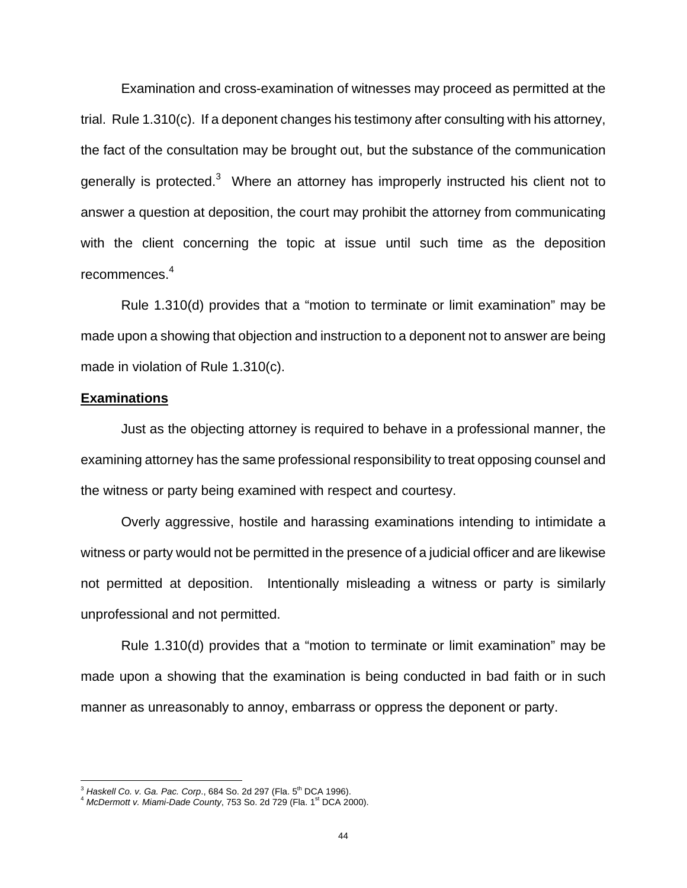Examination and cross-examination of witnesses may proceed as permitted at the trial. Rule 1.310(c). If a deponent changes his testimony after consulting with his attorney, the fact of the consultation may be brought out, but the substance of the communication generally is protected.[3] Where an attorney has improperly instructed his client not to answer a question at deposition, the court may prohibit the attorney from communicating with the client concerning the topic at issue until such time as the deposition recommences.[4]

Rule 1.310(d) provides that a "motion to terminate or limit examination" may be made upon a showing that objection and instruction to a deponent not to answer are being made in violation of Rule 1.310(c).

**Examinations**

Just as the objecting attorney is required to behave in a professional manner, the examining attorney has the same professional responsibility to treat opposing counsel and the witness or party being examined with respect and courtesy.

Overly aggressive, hostile and harassing examinations intending to intimidate a witness or party would not be permitted in the presence of a judicial officer and are likewise not permitted at deposition. Intentionally misleading a witness or party is similarly unprofessional and not permitted.

Rule 1.310(d) provides that a "motion to terminate or limit examination" may be made upon a showing that the examination is being conducted in bad faith or in such manner as unreasonably to annoy, embarrass or oppress the deponent or party.

---

[3] *Haskell Co. v. Ga. Pac. Corp.*, 684 So. 2d 297 (Fla. 5th DCA 1996).

[4] *McDermott v. Miami-Dade County*, 753 So. 2d 729 (Fla. 1st DCA 2000).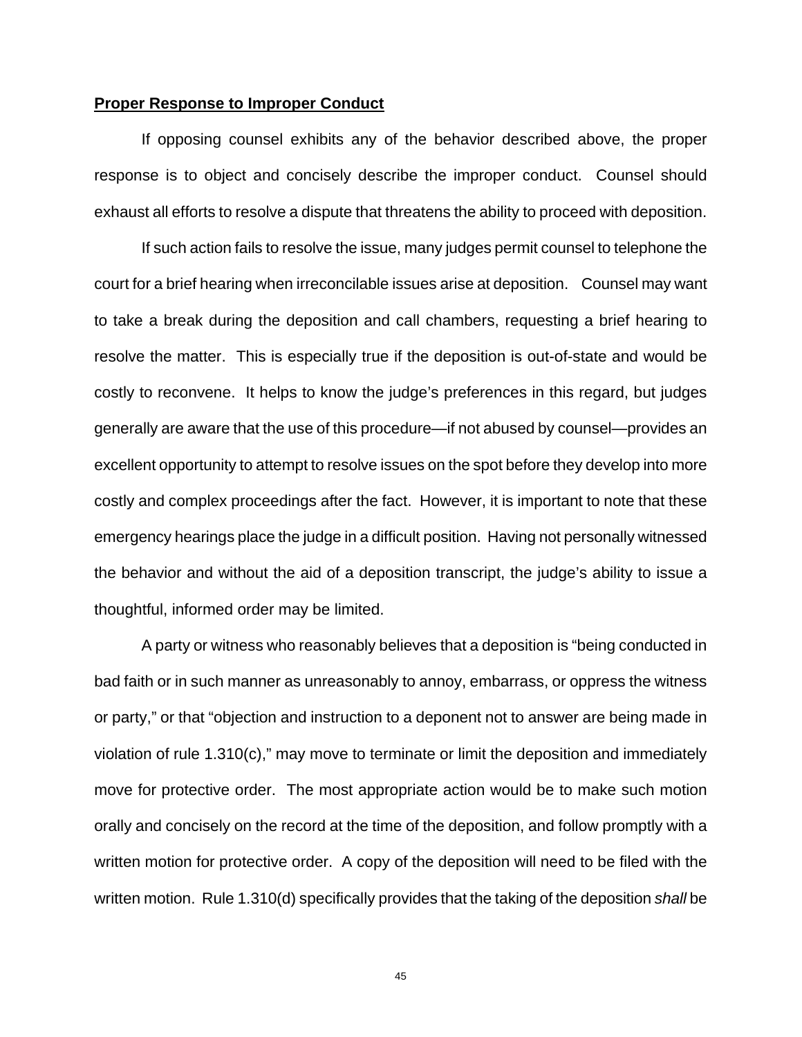**Proper Response to Improper Conduct**

If opposing counsel exhibits any of the behavior described above, the proper response is to object and concisely describe the improper conduct. Counsel should exhaust all efforts to resolve a dispute that threatens the ability to proceed with deposition.

If such action fails to resolve the issue, many judges permit counsel to telephone the court for a brief hearing when irreconcilable issues arise at deposition. Counsel may want to take a break during the deposition and call chambers, requesting a brief hearing to resolve the matter. This is especially true if the deposition is out-of-state and would be costly to reconvene. It helps to know the judge's preferences in this regard, but judges generally are aware that the use of this procedure—if not abused by counsel—provides an excellent opportunity to attempt to resolve issues on the spot before they develop into more costly and complex proceedings after the fact. However, it is important to note that these emergency hearings place the judge in a difficult position. Having not personally witnessed the behavior and without the aid of a deposition transcript, the judge's ability to issue a thoughtful, informed order may be limited.

A party or witness who reasonably believes that a deposition is "being conducted in bad faith or in such manner as unreasonably to annoy, embarrass, or oppress the witness or party," or that "objection and instruction to a deponent not to answer are being made in violation of rule 1.310(c)," may move to terminate or limit the deposition and immediately move for protective order. The most appropriate action would be to make such motion orally and concisely on the record at the time of the deposition, and follow promptly with a written motion for protective order. A copy of the deposition will need to be filed with the written motion. Rule 1.310(d) specifically provides that the taking of the deposition *shall* be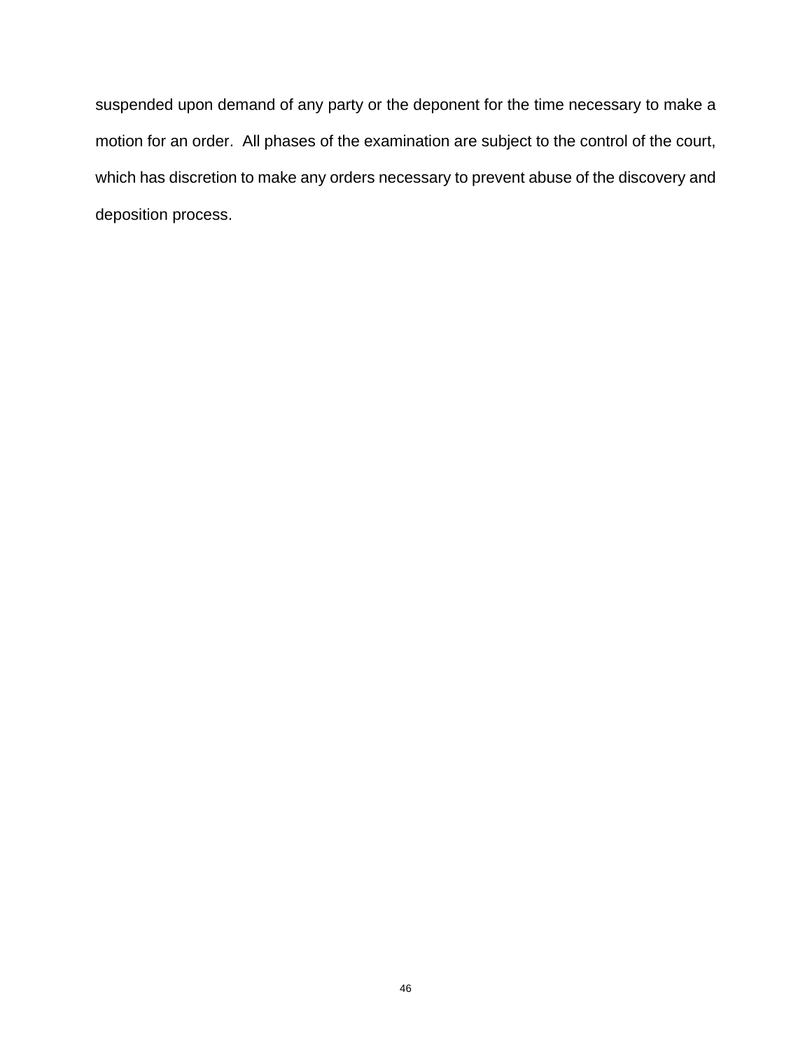suspended upon demand of any party or the deponent for the time necessary to make a motion for an order. All phases of the examination are subject to the control of the court, which has discretion to make any orders necessary to prevent abuse of the discovery and deposition process.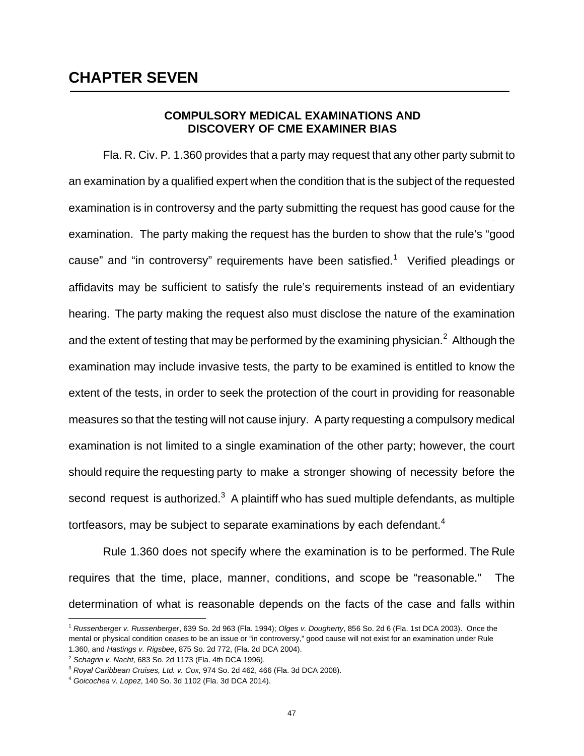# CHAPTER SEVEN

## COMPULSORY MEDICAL EXAMINATIONS AND DISCOVERY OF CME EXAMINER BIAS

Fla. R. Civ. P. 1.360 provides that a party may request that any other party submit to an examination by a qualified expert when the condition that is the subject of the requested examination is in controversy and the party submitting the request has good cause for the examination. The party making the request has the burden to show that the rule's "good cause" and "in controversy" requirements have been satisfied.[1] Verified pleadings or affidavits may be sufficient to satisfy the rule's requirements instead of an evidentiary hearing. The party making the request also must disclose the nature of the examination and the extent of testing that may be performed by the examining physician.[2] Although the examination may include invasive tests, the party to be examined is entitled to know the extent of the tests, in order to seek the protection of the court in providing for reasonable measures so that the testing will not cause injury. A party requesting a compulsory medical examination is not limited to a single examination of the other party; however, the court should require the requesting party to make a stronger showing of necessity before the second request is authorized.[3] A plaintiff who has sued multiple defendants, as multiple tortfeasors, may be subject to separate examinations by each defendant.[4]

Rule 1.360 does not specify where the examination is to be performed. The Rule requires that the time, place, manner, conditions, and scope be "reasonable." The determination of what is reasonable depends on the facts of the case and falls within

---

[1] *Russenberger v. Russenberger*, 639 So. 2d 963 (Fla. 1994); *Olges v. Dougherty*, 856 So. 2d 6 (Fla. 1st DCA 2003). Once the mental or physical condition ceases to be an issue or "in controversy," good cause will not exist for an examination under Rule 1.360, and *Hastings v. Rigsbee*, 875 So. 2d 772, (Fla. 2d DCA 2004).

[2] *Schagrin v. Nacht*, 683 So. 2d 1173 (Fla. 4th DCA 1996).

[3] *Royal Caribbean Cruises, Ltd. v. Cox,* 974 So. 2d 462, 466 (Fla. 3d DCA 2008).

[4] *Goicochea v. Lopez*, 140 So. 3d 1102 (Fla. 3d DCA 2014).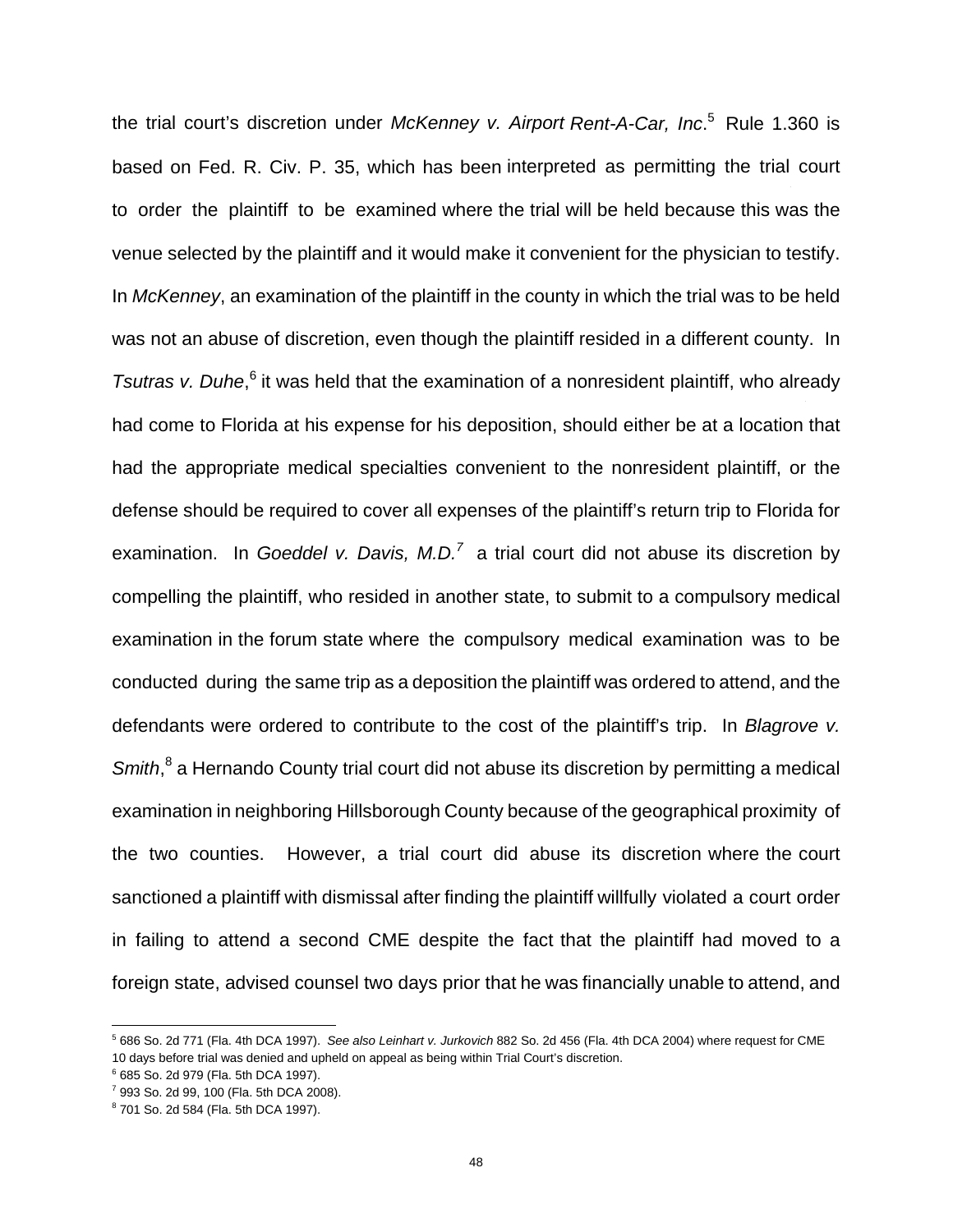the trial court's discretion under *McKenney v. Airport Rent-A-Car, Inc*.[5] Rule 1.360 is based on Fed. R. Civ. P. 35, which has been interpreted as permitting the trial court to order the plaintiff to be examined where the trial will be held because this was the venue selected by the plaintiff and it would make it convenient for the physician to testify. In *McKenney*, an examination of the plaintiff in the county in which the trial was to be held was not an abuse of discretion, even though the plaintiff resided in a different county. In *Tsutras v. Duhe*,[6] it was held that the examination of a nonresident plaintiff, who already had come to Florida at his expense for his deposition, should either be at a location that had the appropriate medical specialties convenient to the nonresident plaintiff, or the defense should be required to cover all expenses of the plaintiff's return trip to Florida for examination. In *Goeddel v. Davis, M.D.*[7] a trial court did not abuse its discretion by compelling the plaintiff, who resided in another state, to submit to a compulsory medical examination in the forum state where the compulsory medical examination was to be conducted during the same trip as a deposition the plaintiff was ordered to attend, and the defendants were ordered to contribute to the cost of the plaintiff's trip. In *Blagrove v. Smith*,[8] a Hernando County trial court did not abuse its discretion by permitting a medical examination in neighboring Hillsborough County because of the geographical proximity of the two counties. However, a trial court did abuse its discretion where the court sanctioned a plaintiff with dismissal after finding the plaintiff willfully violated a court order in failing to attend a second CME despite the fact that the plaintiff had moved to a foreign state, advised counsel two days prior that he was financially unable to attend, and

---

[5] 686 So. 2d 771 (Fla. 4th DCA 1997). *See also Leinhart v. Jurkovich* 882 So. 2d 456 (Fla. 4th DCA 2004) where request for CME 10 days before trial was denied and upheld on appeal as being within Trial Court's discretion.

[6] 685 So. 2d 979 (Fla. 5th DCA 1997).

[7] 993 So. 2d 99, 100 (Fla. 5th DCA 2008).

[8] 701 So. 2d 584 (Fla. 5th DCA 1997).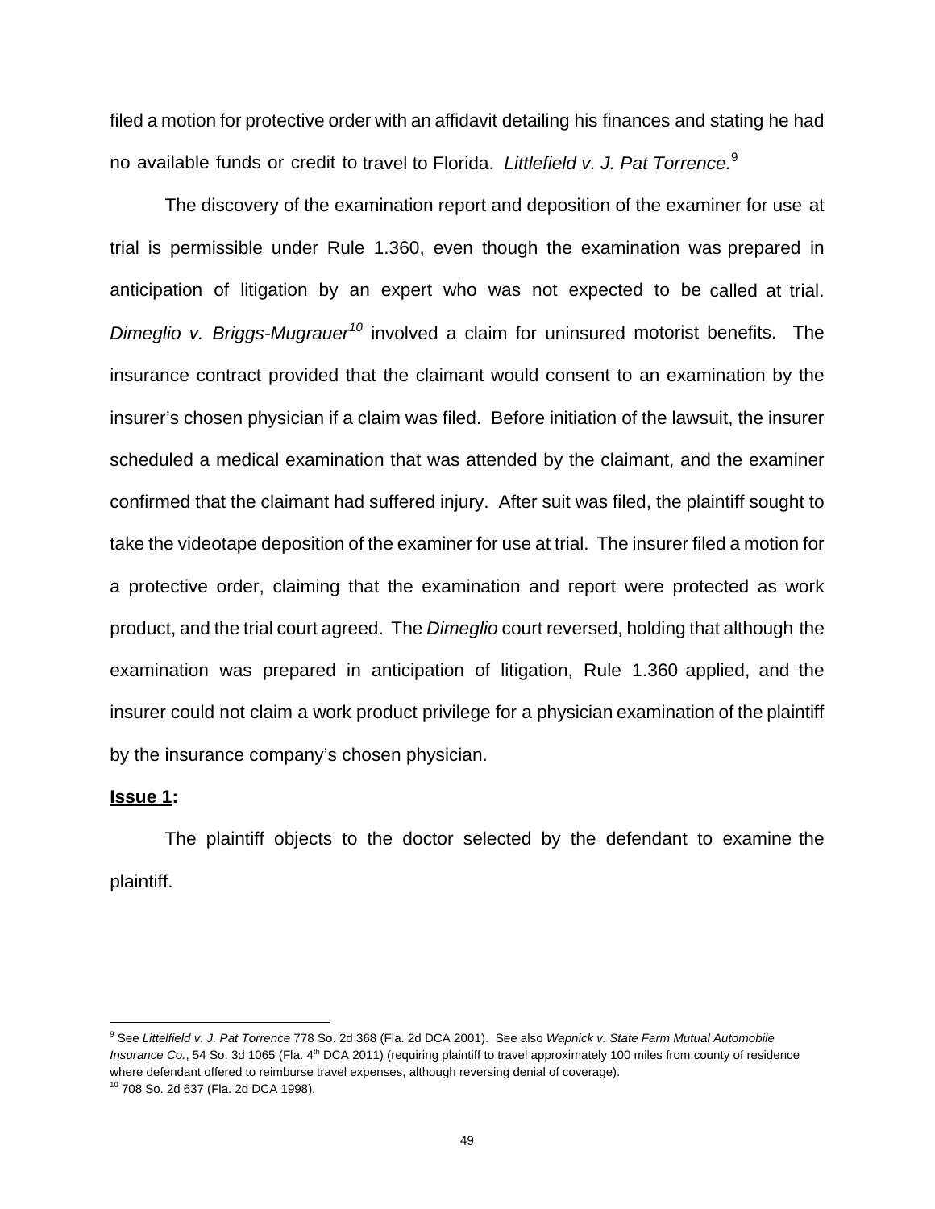filed a motion for protective order with an affidavit detailing his finances and stating he had no available funds or credit to travel to Florida. *Littlefield v. J. Pat Torrence.*[9]

The discovery of the examination report and deposition of the examiner for use at trial is permissible under Rule 1.360, even though the examination was prepared in anticipation of litigation by an expert who was not expected to be called at trial. *Dimeglio v. Briggs-Mugrauer*[10] involved a claim for uninsured motorist benefits. The insurance contract provided that the claimant would consent to an examination by the insurer's chosen physician if a claim was filed. Before initiation of the lawsuit, the insurer scheduled a medical examination that was attended by the claimant, and the examiner confirmed that the claimant had suffered injury. After suit was filed, the plaintiff sought to take the videotape deposition of the examiner for use at trial. The insurer filed a motion for a protective order, claiming that the examination and report were protected as work product, and the trial court agreed. The *Dimeglio* court reversed, holding that although the examination was prepared in anticipation of litigation, Rule 1.360 applied, and the insurer could not claim a work product privilege for a physician examination of the plaintiff by the insurance company's chosen physician.

**Issue 1:**

The plaintiff objects to the doctor selected by the defendant to examine the plaintiff.

---

[9] See *Littelfield v. J. Pat Torrence* 778 So. 2d 368 (Fla. 2d DCA 2001). See also *Wapnick v. State Farm Mutual Automobile Insurance Co.*, 54 So. 3d 1065 (Fla. 4th DCA 2011) (requiring plaintiff to travel approximately 100 miles from county of residence where defendant offered to reimburse travel expenses, although reversing denial of coverage).

[10] 708 So. 2d 637 (Fla. 2d DCA 1998).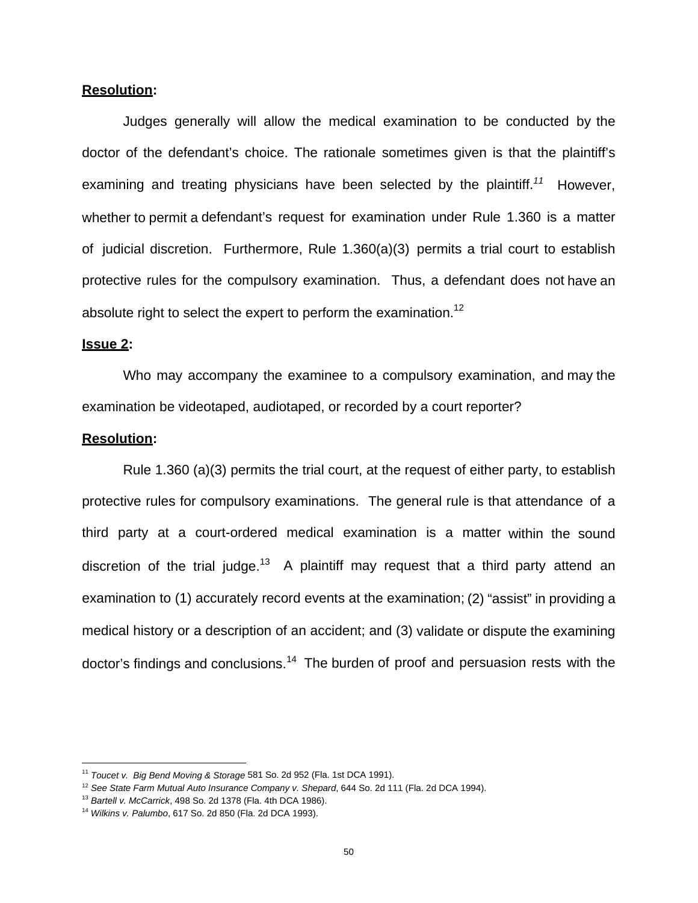**Resolution**:

Judges generally will allow the medical examination to be conducted by the doctor of the defendant's choice. The rationale sometimes given is that the plaintiff's examining and treating physicians have been selected by the plaintiff.[11] However, whether to permit a defendant's request for examination under Rule 1.360 is a matter of judicial discretion. Furthermore, Rule 1.360(a)(3) permits a trial court to establish protective rules for the compulsory examination. Thus, a defendant does not have an absolute right to select the expert to perform the examination.[12]

**Issue 2**:

Who may accompany the examinee to a compulsory examination, and may the examination be videotaped, audiotaped, or recorded by a court reporter?

**Resolution**:

Rule 1.360 (a)(3) permits the trial court, at the request of either party, to establish protective rules for compulsory examinations. The general rule is that attendance of a third party at a court-ordered medical examination is a matter within the sound discretion of the trial judge.[13] A plaintiff may request that a third party attend an examination to (1) accurately record events at the examination; (2) "assist" in providing a medical history or a description of an accident; and (3) validate or dispute the examining doctor's findings and conclusions.[14] The burden of proof and persuasion rests with the

---

[11] *Toucet v. Big Bend Moving & Storage* 581 So. 2d 952 (Fla. 1st DCA 1991).

[12] *See State Farm Mutual Auto Insurance Company v. Shepard*, 644 So. 2d 111 (Fla. 2d DCA 1994).

[13] *Bartell v. McCarrick*, 498 So. 2d 1378 (Fla. 4th DCA 1986).

[14] *Wilkins v. Palumbo*, 617 So. 2d 850 (Fla. 2d DCA 1993).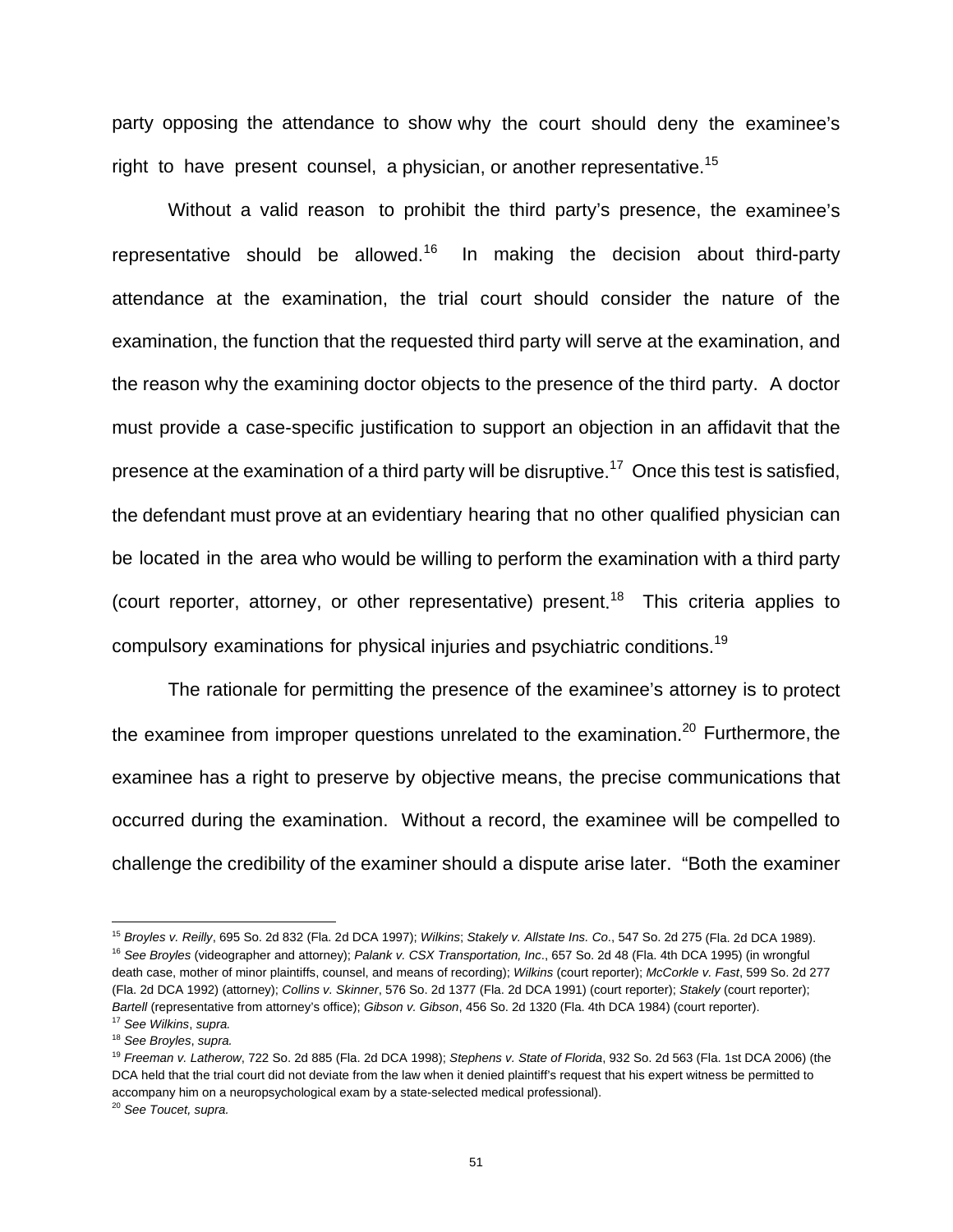party opposing the attendance to show why the court should deny the examinee's right to have present counsel, a physician, or another representative.[15]

Without a valid reason to prohibit the third party's presence, the examinee's representative should be allowed.[16] In making the decision about third-party attendance at the examination, the trial court should consider the nature of the examination, the function that the requested third party will serve at the examination, and the reason why the examining doctor objects to the presence of the third party. A doctor must provide a case-specific justification to support an objection in an affidavit that the presence at the examination of a third party will be disruptive.[17] Once this test is satisfied, the defendant must prove at an evidentiary hearing that no other qualified physician can be located in the area who would be willing to perform the examination with a third party (court reporter, attorney, or other representative) present.[18] This criteria applies to compulsory examinations for physical injuries and psychiatric conditions.[19]

The rationale for permitting the presence of the examinee's attorney is to protect the examinee from improper questions unrelated to the examination.[20] Furthermore, the examinee has a right to preserve by objective means, the precise communications that occurred during the examination. Without a record, the examinee will be compelled to challenge the credibility of the examiner should a dispute arise later. "Both the examiner

---

[15] *Broyles v. Reilly*, 695 So. 2d 832 (Fla. 2d DCA 1997); *Wilkins*; *Stakely v. Allstate Ins. Co*., 547 So. 2d 275 (Fla. 2d DCA 1989).

[16] *See Broyles* (videographer and attorney); *Palank v. CSX Transportation, Inc*., 657 So. 2d 48 (Fla. 4th DCA 1995) (in wrongful death case, mother of minor plaintiffs, counsel, and means of recording); *Wilkins* (court reporter); *McCorkle v. Fast*, 599 So. 2d 277 (Fla. 2d DCA 1992) (attorney); *Collins v. Skinner*, 576 So. 2d 1377 (Fla. 2d DCA 1991) (court reporter); *Stakely* (court reporter); *Bartell* (representative from attorney's office); *Gibson v. Gibson*, 456 So. 2d 1320 (Fla. 4th DCA 1984) (court reporter).

[17] *See Wilkins*, *supra.*

[18] *See Broyles*, *supra.*

[19] *Freeman v. Latherow*, 722 So. 2d 885 (Fla. 2d DCA 1998); *Stephens v. State of Florida*, 932 So. 2d 563 (Fla. 1st DCA 2006) (the DCA held that the trial court did not deviate from the law when it denied plaintiff's request that his expert witness be permitted to accompany him on a neuropsychological exam by a state-selected medical professional).

[20] *See Toucet, supra.*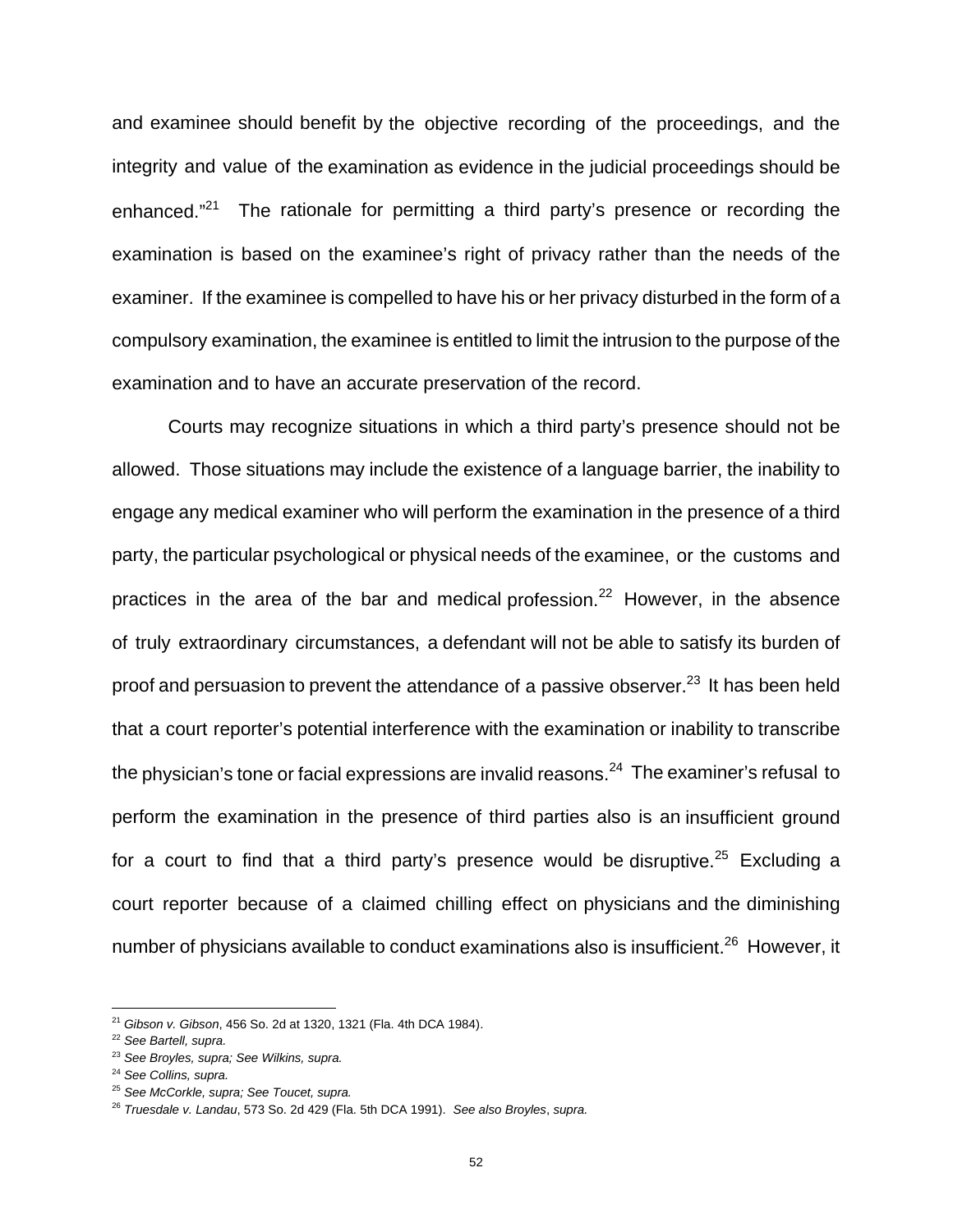and examinee should benefit by the objective recording of the proceedings, and the integrity and value of the examination as evidence in the judicial proceedings should be enhanced."[21] The rationale for permitting a third party's presence or recording the examination is based on the examinee's right of privacy rather than the needs of the examiner. If the examinee is compelled to have his or her privacy disturbed in the form of a compulsory examination, the examinee is entitled to limit the intrusion to the purpose of the examination and to have an accurate preservation of the record.

Courts may recognize situations in which a third party's presence should not be allowed. Those situations may include the existence of a language barrier, the inability to engage any medical examiner who will perform the examination in the presence of a third party, the particular psychological or physical needs of the examinee, or the customs and practices in the area of the bar and medical profession.[22] However, in the absence of truly extraordinary circumstances, a defendant will not be able to satisfy its burden of proof and persuasion to prevent the attendance of a passive observer.[23] It has been held that a court reporter's potential interference with the examination or inability to transcribe the physician's tone or facial expressions are invalid reasons.[24] The examiner's refusal to perform the examination in the presence of third parties also is an insufficient ground for a court to find that a third party's presence would be disruptive.[25] Excluding a court reporter because of a claimed chilling effect on physicians and the diminishing number of physicians available to conduct examinations also is insufficient.[26] However, it

---

[21] *Gibson v. Gibson*, 456 So. 2d at 1320, 1321 (Fla. 4th DCA 1984).

[22] *See Bartell, supra.*

[23] *See Broyles, supra; See Wilkins, supra.*

[24] *See Collins, supra.*

[25] *See McCorkle, supra; See Toucet, supra.*

[26] *Truesdale v. Landau*, 573 So. 2d 429 (Fla. 5th DCA 1991). *See also Broyles*, *supra.*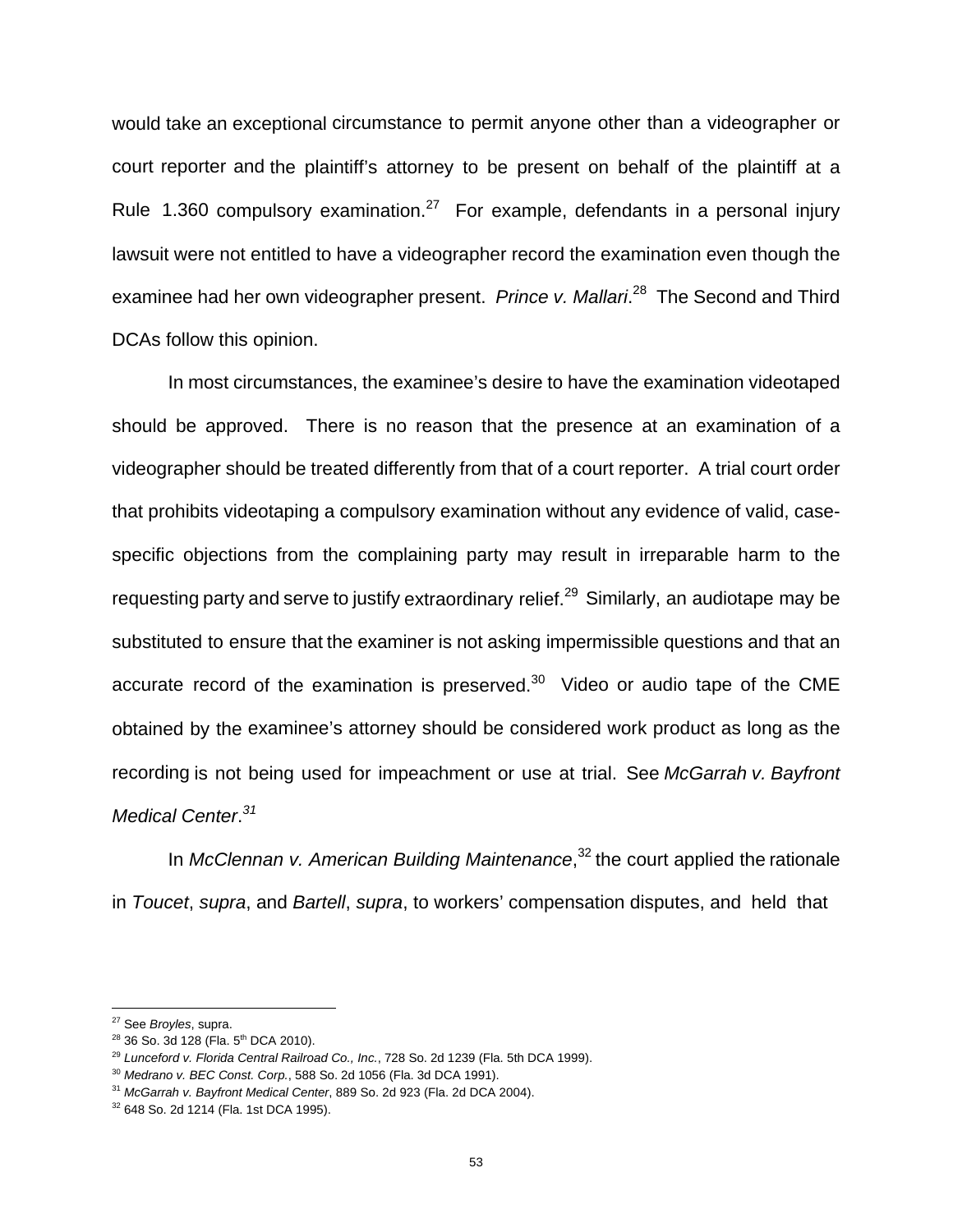would take an exceptional circumstance to permit anyone other than a videographer or court reporter and the plaintiff's attorney to be present on behalf of the plaintiff at a Rule 1.360 compulsory examination.[27] For example, defendants in a personal injury lawsuit were not entitled to have a videographer record the examination even though the examinee had her own videographer present. *Prince v. Mallari*.[28] The Second and Third DCAs follow this opinion.

In most circumstances, the examinee's desire to have the examination videotaped should be approved. There is no reason that the presence at an examination of a videographer should be treated differently from that of a court reporter. A trial court order that prohibits videotaping a compulsory examination without any evidence of valid, case-specific objections from the complaining party may result in irreparable harm to the requesting party and serve to justify extraordinary relief.[29] Similarly, an audiotape may be substituted to ensure that the examiner is not asking impermissible questions and that an accurate record of the examination is preserved.[30] Video or audio tape of the CME obtained by the examinee's attorney should be considered work product as long as the recording is not being used for impeachment or use at trial. See *McGarrah v. Bayfront Medical Center*.[31]

In *McClennan v. American Building Maintenance*,[32] the court applied the rationale in *Toucet*, *supra*, and *Bartell*, *supra*, to workers' compensation disputes, and held that

---

[27] See *Broyles*, supra.

[28] 36 So. 3d 128 (Fla. 5th DCA 2010).

[29] *Lunceford v. Florida Central Railroad Co., Inc.*, 728 So. 2d 1239 (Fla. 5th DCA 1999).

[30] *Medrano v. BEC Const. Corp.*, 588 So. 2d 1056 (Fla. 3d DCA 1991).

[31] *McGarrah v. Bayfront Medical Center*, 889 So. 2d 923 (Fla. 2d DCA 2004).

[32] 648 So. 2d 1214 (Fla. 1st DCA 1995).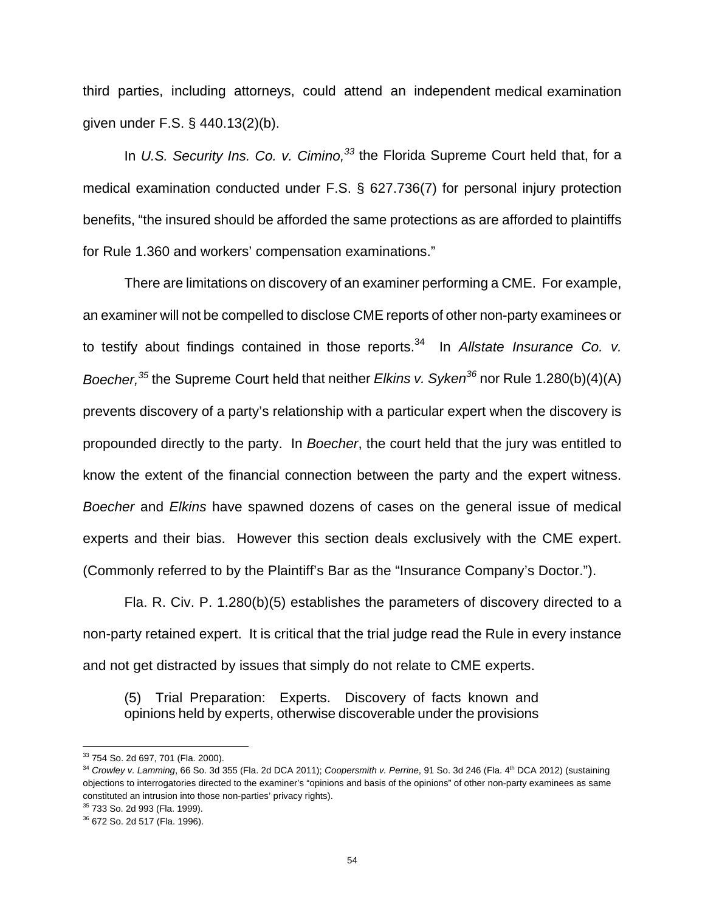third parties, including attorneys, could attend an independent medical examination given under F.S. § 440.13(2)(b).

In *U.S. Security Ins. Co. v. Cimino,*[33] the Florida Supreme Court held that, for a medical examination conducted under F.S. § 627.736(7) for personal injury protection benefits, "the insured should be afforded the same protections as are afforded to plaintiffs for Rule 1.360 and workers' compensation examinations."

There are limitations on discovery of an examiner performing a CME. For example, an examiner will not be compelled to disclose CME reports of other non-party examinees or to testify about findings contained in those reports.[34] In *Allstate Insurance Co. v. Boecher,*[35] the Supreme Court held that neither *Elkins v. Syken*[36] nor Rule 1.280(b)(4)(A) prevents discovery of a party's relationship with a particular expert when the discovery is propounded directly to the party. In *Boecher*, the court held that the jury was entitled to know the extent of the financial connection between the party and the expert witness. *Boecher* and *Elkins* have spawned dozens of cases on the general issue of medical experts and their bias. However this section deals exclusively with the CME expert. (Commonly referred to by the Plaintiff's Bar as the "Insurance Company's Doctor.").

Fla. R. Civ. P. 1.280(b)(5) establishes the parameters of discovery directed to a non-party retained expert. It is critical that the trial judge read the Rule in every instance and not get distracted by issues that simply do not relate to CME experts.

> (5) Trial Preparation: Experts. Discovery of facts known and opinions held by experts, otherwise discoverable under the provisions

---

[33] 754 So. 2d 697, 701 (Fla. 2000).

[34] *Crowley v. Lamming*, 66 So. 3d 355 (Fla. 2d DCA 2011); *Coopersmith v. Perrine*, 91 So. 3d 246 (Fla. 4th DCA 2012) (sustaining objections to interrogatories directed to the examiner's "opinions and basis of the opinions" of other non-party examinees as same constituted an intrusion into those non-parties' privacy rights).

[35] 733 So. 2d 993 (Fla. 1999).

[36] 672 So. 2d 517 (Fla. 1996).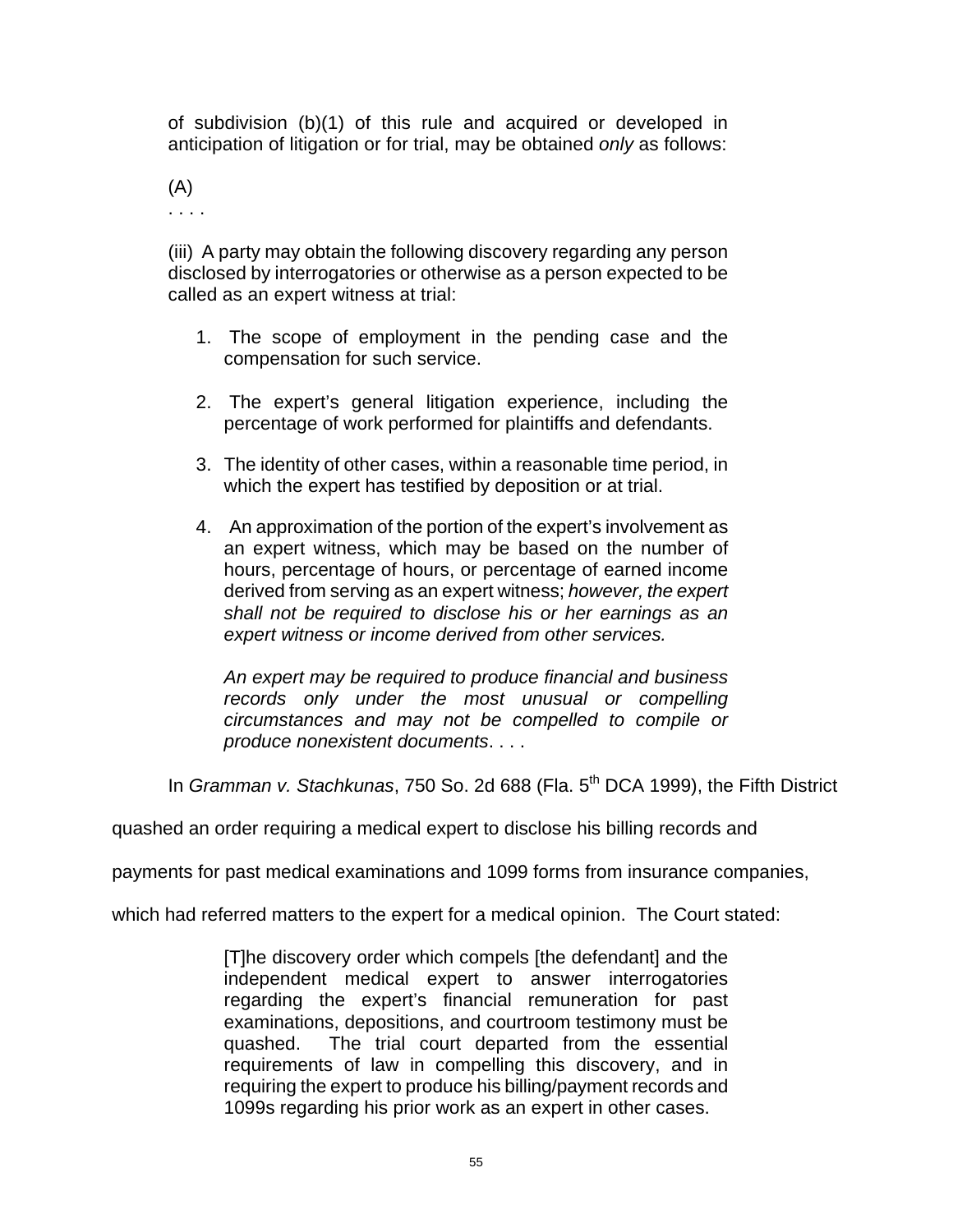of subdivision (b)(1) of this rule and acquired or developed in anticipation of litigation or for trial, may be obtained *only* as follows:

(A)

. . . .

(iii) A party may obtain the following discovery regarding any person disclosed by interrogatories or otherwise as a person expected to be called as an expert witness at trial:

1. The scope of employment in the pending case and the compensation for such service.

2. The expert's general litigation experience, including the percentage of work performed for plaintiffs and defendants.

3. The identity of other cases, within a reasonable time period, in which the expert has testified by deposition or at trial.

4. An approximation of the portion of the expert's involvement as an expert witness, which may be based on the number of hours, percentage of hours, or percentage of earned income derived from serving as an expert witness; *however, the expert shall not be required to disclose his or her earnings as an expert witness or income derived from other services.*

   *An expert may be required to produce financial and business records only under the most unusual or compelling circumstances and may not be compelled to compile or produce nonexistent documents*. . . .

In *Gramman v. Stachkunas*, 750 So. 2d 688 (Fla. 5th DCA 1999), the Fifth District quashed an order requiring a medical expert to disclose his billing records and payments for past medical examinations and 1099 forms from insurance companies, which had referred matters to the expert for a medical opinion. The Court stated:

> [T]he discovery order which compels [the defendant] and the independent medical expert to answer interrogatories regarding the expert's financial remuneration for past examinations, depositions, and courtroom testimony must be quashed. The trial court departed from the essential requirements of law in compelling this discovery, and in requiring the expert to produce his billing/payment records and 1099s regarding his prior work as an expert in other cases.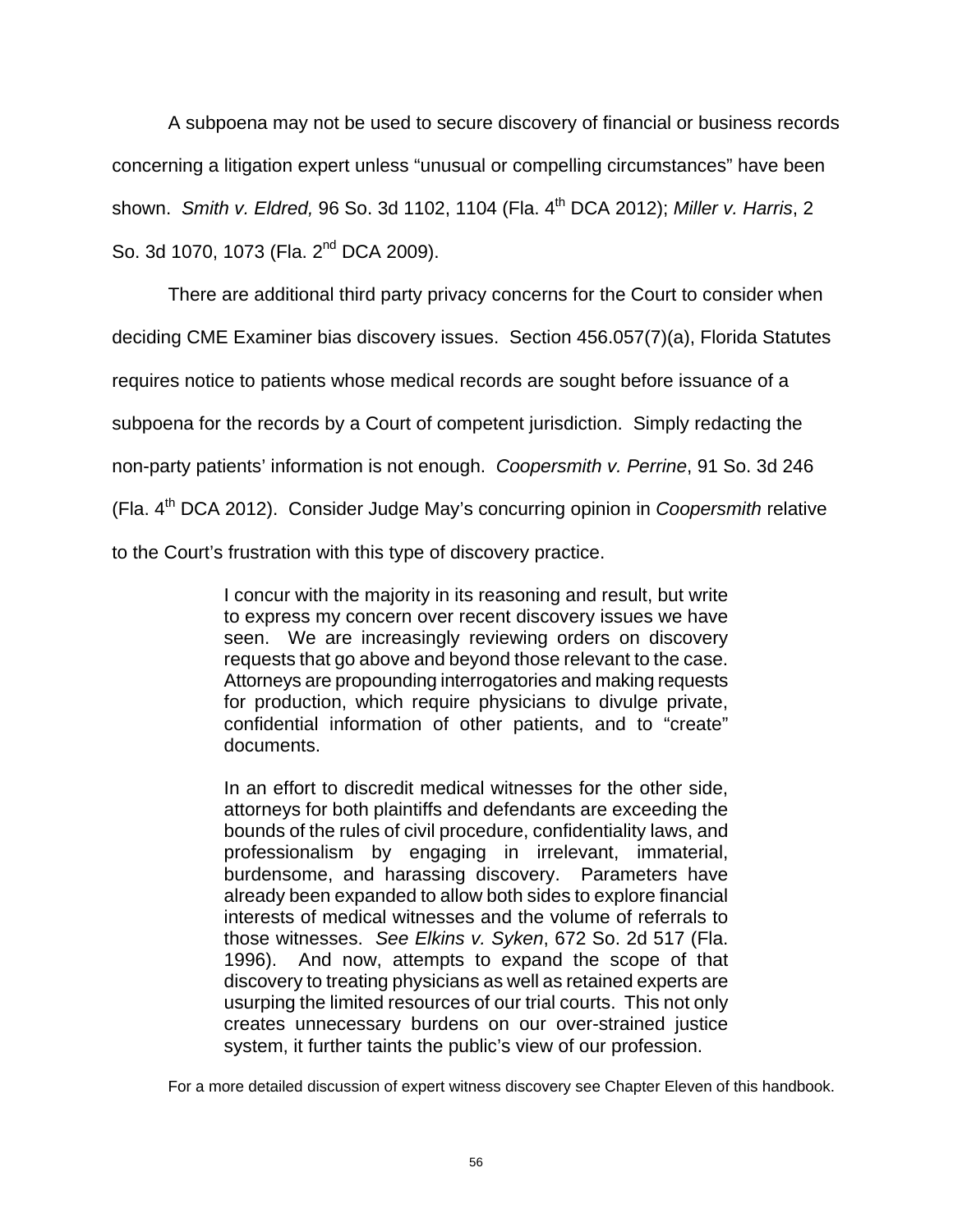A subpoena may not be used to secure discovery of financial or business records concerning a litigation expert unless "unusual or compelling circumstances" have been shown. *Smith v. Eldred,* 96 So. 3d 1102, 1104 (Fla. 4th DCA 2012); *Miller v. Harris*, 2 So. 3d 1070, 1073 (Fla. 2nd DCA 2009).

There are additional third party privacy concerns for the Court to consider when deciding CME Examiner bias discovery issues. Section 456.057(7)(a), Florida Statutes requires notice to patients whose medical records are sought before issuance of a subpoena for the records by a Court of competent jurisdiction. Simply redacting the non-party patients' information is not enough. *Coopersmith v. Perrine*, 91 So. 3d 246 (Fla. 4th DCA 2012). Consider Judge May's concurring opinion in *Coopersmith* relative to the Court's frustration with this type of discovery practice.

> I concur with the majority in its reasoning and result, but write to express my concern over recent discovery issues we have seen. We are increasingly reviewing orders on discovery requests that go above and beyond those relevant to the case. Attorneys are propounding interrogatories and making requests for production, which require physicians to divulge private, confidential information of other patients, and to "create" documents.
>
> In an effort to discredit medical witnesses for the other side, attorneys for both plaintiffs and defendants are exceeding the bounds of the rules of civil procedure, confidentiality laws, and professionalism by engaging in irrelevant, immaterial, burdensome, and harassing discovery. Parameters have already been expanded to allow both sides to explore financial interests of medical witnesses and the volume of referrals to those witnesses. *See Elkins v. Syken*, 672 So. 2d 517 (Fla. 1996). And now, attempts to expand the scope of that discovery to treating physicians as well as retained experts are usurping the limited resources of our trial courts. This not only creates unnecessary burdens on our over-strained justice system, it further taints the public's view of our profession.

For a more detailed discussion of expert witness discovery see Chapter Eleven of this handbook.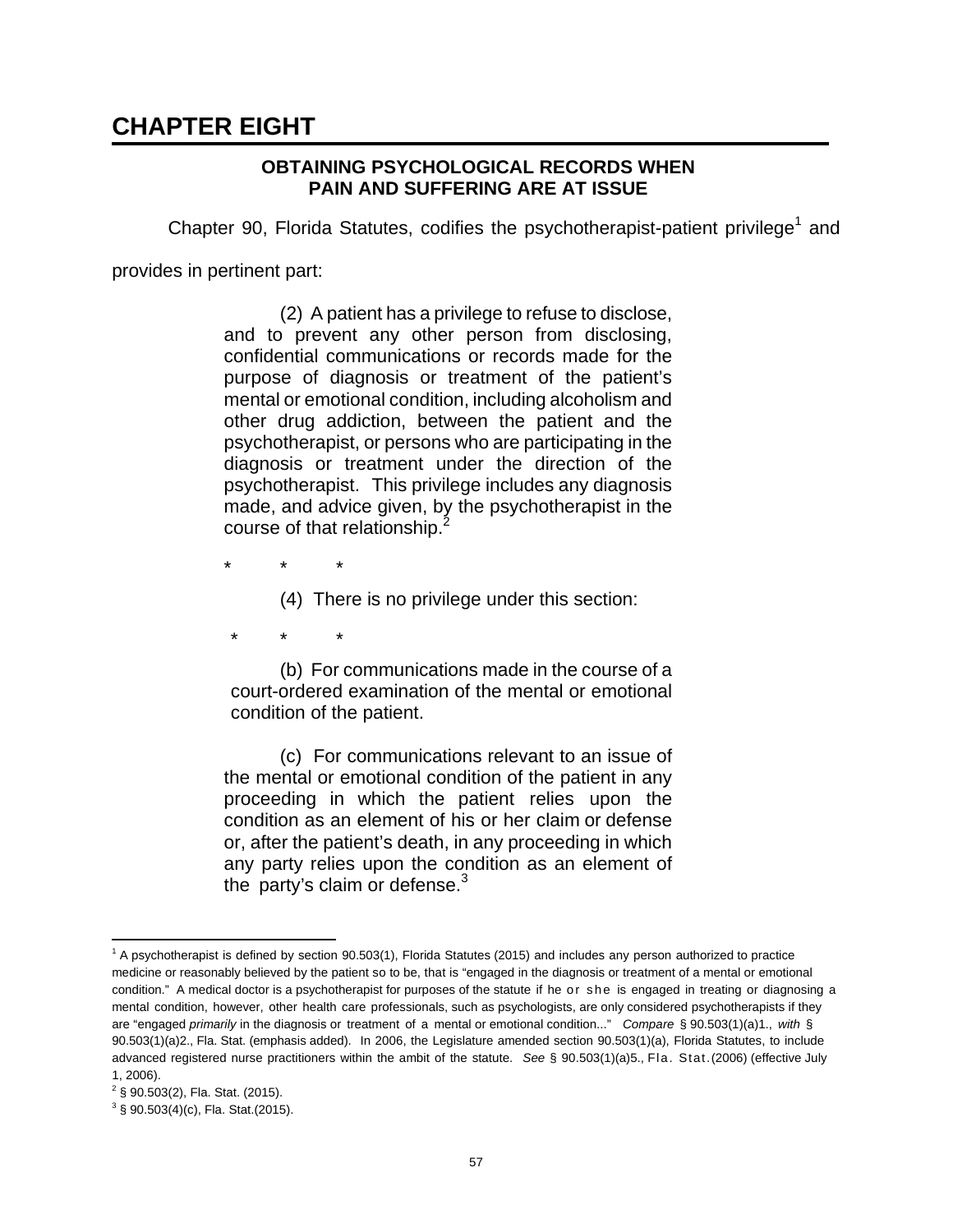# CHAPTER EIGHT

**OBTAINING PSYCHOLOGICAL RECORDS WHEN PAIN AND SUFFERING ARE AT ISSUE**

Chapter 90, Florida Statutes, codifies the psychotherapist-patient privilege[1] and provides in pertinent part:

> (2) A patient has a privilege to refuse to disclose, and to prevent any other person from disclosing, confidential communications or records made for the purpose of diagnosis or treatment of the patient's mental or emotional condition, including alcoholism and other drug addiction, between the patient and the psychotherapist, or persons who are participating in the diagnosis or treatment under the direction of the psychotherapist. This privilege includes any diagnosis made, and advice given, by the psychotherapist in the course of that relationship.[2]
>
> \* \* \*
>
> (4) There is no privilege under this section:
>
> \* \* \*
>
> (b) For communications made in the course of a court-ordered examination of the mental or emotional condition of the patient.
>
> (c) For communications relevant to an issue of the mental or emotional condition of the patient in any proceeding in which the patient relies upon the condition as an element of his or her claim or defense or, after the patient's death, in any proceeding in which any party relies upon the condition as an element of the party's claim or defense.[3]

---

[1] A psychotherapist is defined by section 90.503(1), Florida Statutes (2015) and includes any person authorized to practice medicine or reasonably believed by the patient so to be, that is "engaged in the diagnosis or treatment of a mental or emotional condition." A medical doctor is a psychotherapist for purposes of the statute if he or she is engaged in treating or diagnosing a mental condition, however, other health care professionals, such as psychologists, are only considered psychotherapists if they are "engaged *primarily* in the diagnosis or treatment of a mental or emotional condition..." *Compare* § 90.503(1)(a)1., *with* § 90.503(1)(a)2., Fla. Stat. (emphasis added). In 2006, the Legislature amended section 90.503(1)(a), Florida Statutes, to include advanced registered nurse practitioners within the ambit of the statute. *See* § 90.503(1)(a)5., Fla. Stat. (2006) (effective July 1, 2006).

[2] § 90.503(2), Fla. Stat. (2015).

[3] § 90.503(4)(c), Fla. Stat. (2015).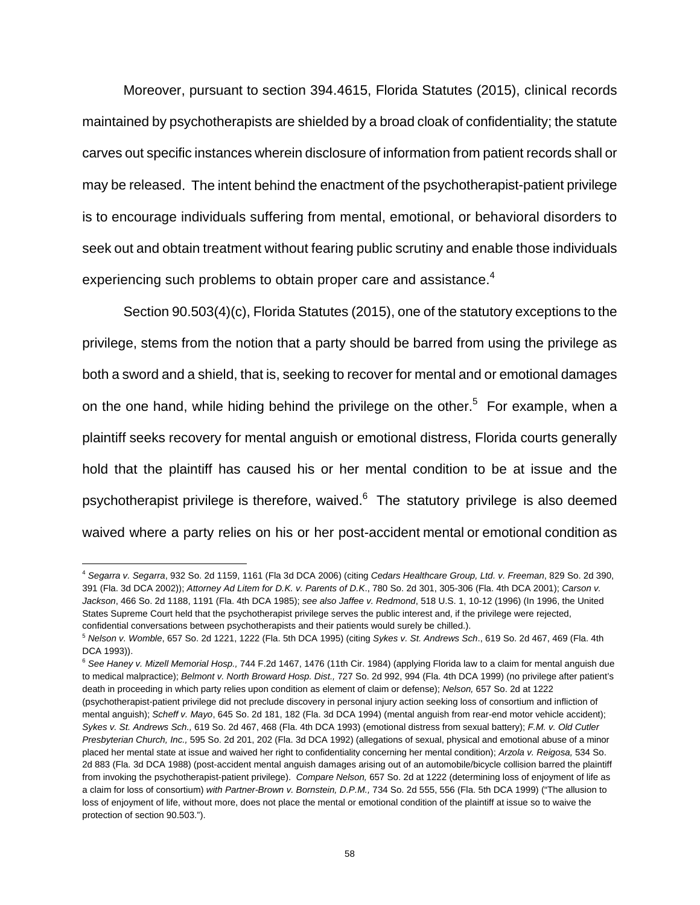Moreover, pursuant to section 394.4615, Florida Statutes (2015), clinical records maintained by psychotherapists are shielded by a broad cloak of confidentiality; the statute carves out specific instances wherein disclosure of information from patient records shall or may be released. The intent behind the enactment of the psychotherapist-patient privilege is to encourage individuals suffering from mental, emotional, or behavioral disorders to seek out and obtain treatment without fearing public scrutiny and enable those individuals experiencing such problems to obtain proper care and assistance.[4]

Section 90.503(4)(c), Florida Statutes (2015), one of the statutory exceptions to the privilege, stems from the notion that a party should be barred from using the privilege as both a sword and a shield, that is, seeking to recover for mental and or emotional damages on the one hand, while hiding behind the privilege on the other.[5] For example, when a plaintiff seeks recovery for mental anguish or emotional distress, Florida courts generally hold that the plaintiff has caused his or her mental condition to be at issue and the psychotherapist privilege is therefore, waived.[6] The statutory privilege is also deemed waived where a party relies on his or her post-accident mental or emotional condition as

---

[4] *Segarra v. Segarra*, 932 So. 2d 1159, 1161 (Fla 3d DCA 2006) (citing *Cedars Healthcare Group, Ltd. v. Freeman*, 829 So. 2d 390, 391 (Fla. 3d DCA 2002)); *Attorney Ad Litem for D.K. v. Parents of D.K*., 780 So. 2d 301, 305-306 (Fla. 4th DCA 2001); *Carson v. Jackson*, 466 So. 2d 1188, 1191 (Fla. 4th DCA 1985); *see also Jaffee v. Redmond*, 518 U.S. 1, 10-12 (1996) (In 1996, the United States Supreme Court held that the psychotherapist privilege serves the public interest and, if the privilege were rejected, confidential conversations between psychotherapists and their patients would surely be chilled.).

[5] *Nelson v. Womble*, 657 So. 2d 1221, 1222 (Fla. 5th DCA 1995) (citing *Sykes v. St. Andrews Sch*., 619 So. 2d 467, 469 (Fla. 4th DCA 1993)).

[6] *See Haney v. Mizell Memorial Hosp.,* 744 F.2d 1467, 1476 (11th Cir. 1984) (applying Florida law to a claim for mental anguish due to medical malpractice); *Belmont v. North Broward Hosp. Dist.,* 727 So. 2d 992, 994 (Fla. 4th DCA 1999) (no privilege after patient's death in proceeding in which party relies upon condition as element of claim or defense); *Nelson,* 657 So. 2d at 1222 (psychotherapist-patient privilege did not preclude discovery in personal injury action seeking loss of consortium and infliction of mental anguish); *Scheff v. Mayo*, 645 So. 2d 181, 182 (Fla. 3d DCA 1994) (mental anguish from rear-end motor vehicle accident); *Sykes v. St. Andrews Sch.,* 619 So. 2d 467, 468 (Fla. 4th DCA 1993) (emotional distress from sexual battery); *F.M. v. Old Cutler Presbyterian Church, Inc.,* 595 So. 2d 201, 202 (Fla. 3d DCA 1992) (allegations of sexual, physical and emotional abuse of a minor placed her mental state at issue and waived her right to confidentiality concerning her mental condition); *Arzola v. Reigosa,* 534 So. 2d 883 (Fla. 3d DCA 1988) (post-accident mental anguish damages arising out of an automobile/bicycle collision barred the plaintiff from invoking the psychotherapist-patient privilege). *Compare Nelson,* 657 So. 2d at 1222 (determining loss of enjoyment of life as a claim for loss of consortium) *with Partner-Brown v. Bornstein, D.P.M.,* 734 So. 2d 555, 556 (Fla. 5th DCA 1999) ("The allusion to loss of enjoyment of life, without more, does not place the mental or emotional condition of the plaintiff at issue so to waive the protection of section 90.503.").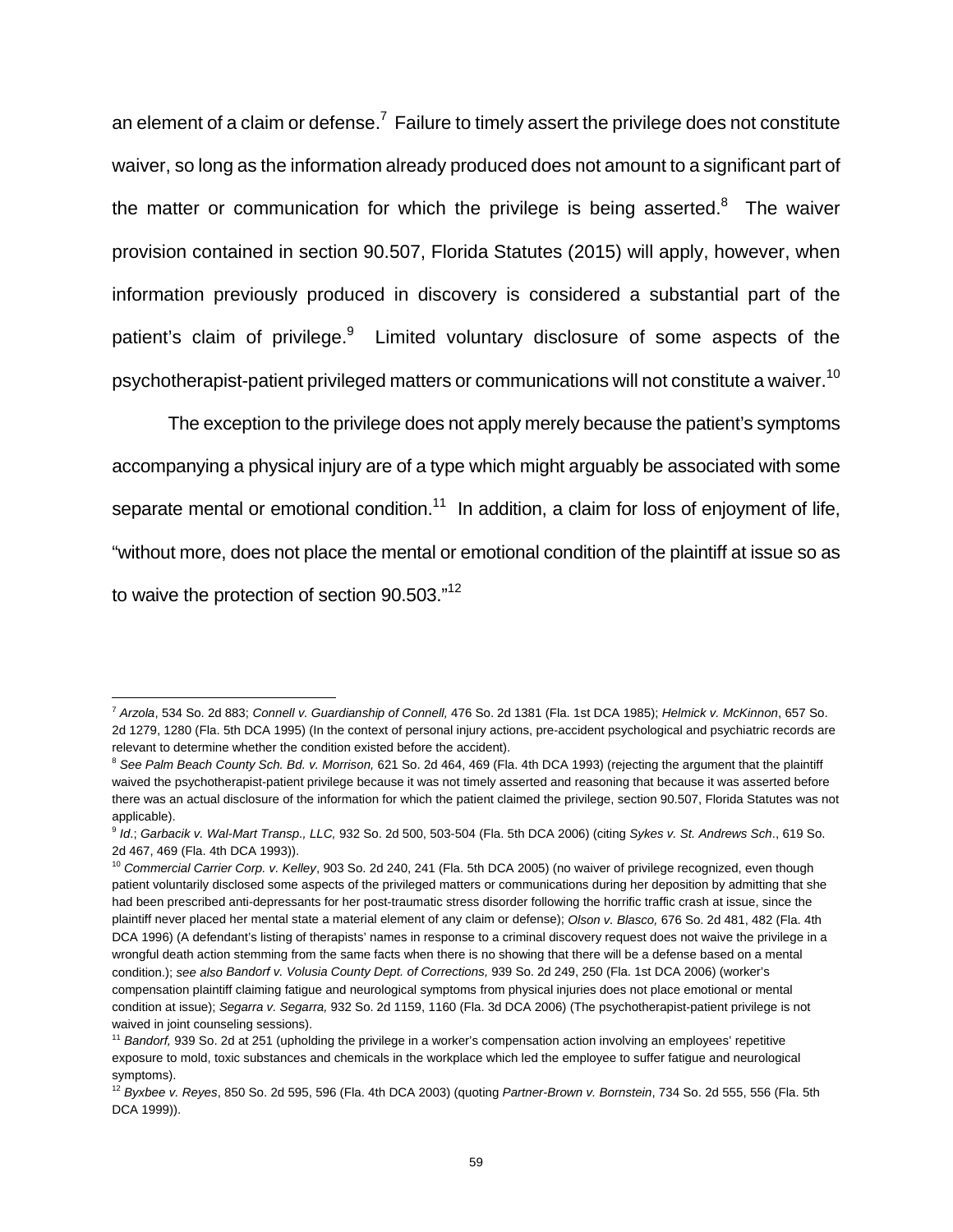an element of a claim or defense.[7] Failure to timely assert the privilege does not constitute waiver, so long as the information already produced does not amount to a significant part of the matter or communication for which the privilege is being asserted.[8] The waiver provision contained in section 90.507, Florida Statutes (2015) will apply, however, when information previously produced in discovery is considered a substantial part of the patient's claim of privilege.[9] Limited voluntary disclosure of some aspects of the psychotherapist-patient privileged matters or communications will not constitute a waiver.[10]

The exception to the privilege does not apply merely because the patient's symptoms accompanying a physical injury are of a type which might arguably be associated with some separate mental or emotional condition.[11] In addition, a claim for loss of enjoyment of life, "without more, does not place the mental or emotional condition of the plaintiff at issue so as to waive the protection of section 90.503."[12]

---

[7] *Arzola*, 534 So. 2d 883; *Connell v. Guardianship of Connell,* 476 So. 2d 1381 (Fla. 1st DCA 1985); *Helmick v. McKinnon*, 657 So. 2d 1279, 1280 (Fla. 5th DCA 1995) (In the context of personal injury actions, pre-accident psychological and psychiatric records are relevant to determine whether the condition existed before the accident).

[8] *See Palm Beach County Sch. Bd. v. Morrison,* 621 So. 2d 464, 469 (Fla. 4th DCA 1993) (rejecting the argument that the plaintiff waived the psychotherapist-patient privilege because it was not timely asserted and reasoning that because it was asserted before there was an actual disclosure of the information for which the patient claimed the privilege, section 90.507, Florida Statutes was not applicable).

[9] *Id.*; *Garbacik v. Wal-Mart Transp., LLC,* 932 So. 2d 500, 503-504 (Fla. 5th DCA 2006) (citing *Sykes v. St. Andrews Sch*., 619 So. 2d 467, 469 (Fla. 4th DCA 1993)).

[10] *Commercial Carrier Corp. v. Kelley*, 903 So. 2d 240, 241 (Fla. 5th DCA 2005) (no waiver of privilege recognized, even though patient voluntarily disclosed some aspects of the privileged matters or communications during her deposition by admitting that she had been prescribed anti-depressants for her post-traumatic stress disorder following the horrific traffic crash at issue, since the plaintiff never placed her mental state a material element of any claim or defense); *Olson v. Blasco,* 676 So. 2d 481, 482 (Fla. 4th DCA 1996) (A defendant's listing of therapists' names in response to a criminal discovery request does not waive the privilege in a wrongful death action stemming from the same facts when there is no showing that there will be a defense based on a mental condition.); *see also Bandorf v. Volusia County Dept. of Corrections,* 939 So. 2d 249, 250 (Fla. 1st DCA 2006) (worker's compensation plaintiff claiming fatigue and neurological symptoms from physical injuries does not place emotional or mental condition at issue); *Segarra v. Segarra,* 932 So. 2d 1159, 1160 (Fla. 3d DCA 2006) (The psychotherapist-patient privilege is not waived in joint counseling sessions).

[11] *Bandorf,* 939 So. 2d at 251 (upholding the privilege in a worker's compensation action involving an employees' repetitive exposure to mold, toxic substances and chemicals in the workplace which led the employee to suffer fatigue and neurological symptoms).

[12] *Byxbee v. Reyes*, 850 So. 2d 595, 596 (Fla. 4th DCA 2003) (quoting *Partner-Brown v. Bornstein*, 734 So. 2d 555, 556 (Fla. 5th DCA 1999)).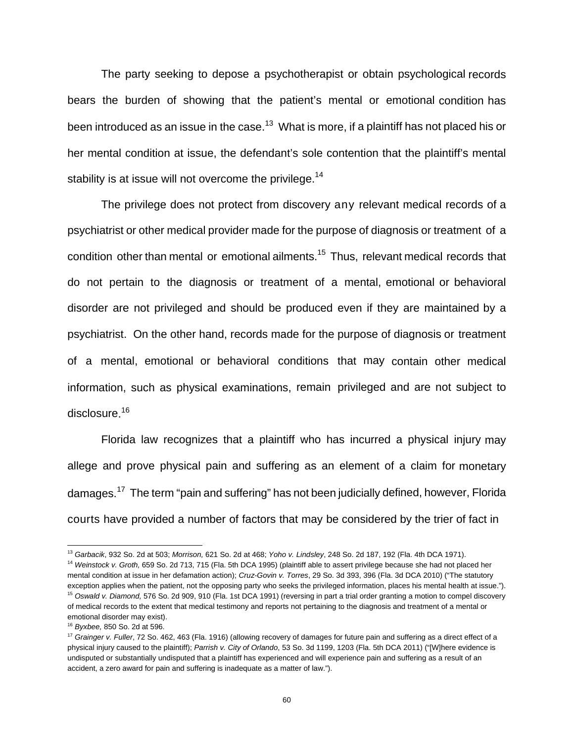The party seeking to depose a psychotherapist or obtain psychological records bears the burden of showing that the patient's mental or emotional condition has been introduced as an issue in the case.[13] What is more, if a plaintiff has not placed his or her mental condition at issue, the defendant's sole contention that the plaintiff's mental stability is at issue will not overcome the privilege.[14]

The privilege does not protect from discovery any relevant medical records of a psychiatrist or other medical provider made for the purpose of diagnosis or treatment of a condition other than mental or emotional ailments.[15] Thus, relevant medical records that do not pertain to the diagnosis or treatment of a mental, emotional or behavioral disorder are not privileged and should be produced even if they are maintained by a psychiatrist. On the other hand, records made for the purpose of diagnosis or treatment of a mental, emotional or behavioral conditions that may contain other medical information, such as physical examinations, remain privileged and are not subject to disclosure.[16]

Florida law recognizes that a plaintiff who has incurred a physical injury may allege and prove physical pain and suffering as an element of a claim for monetary damages.[17] The term "pain and suffering" has not been judicially defined, however, Florida courts have provided a number of factors that may be considered by the trier of fact in

---

[13] *Garbacik*, 932 So. 2d at 503; *Morrison,* 621 So. 2d at 468; *Yoho v. Lindsley*, 248 So. 2d 187, 192 (Fla. 4th DCA 1971).

[14] *Weinstock v. Groth,* 659 So. 2d 713, 715 (Fla. 5th DCA 1995) (plaintiff able to assert privilege because she had not placed her mental condition at issue in her defamation action); *Cruz-Govin v. Torres*, 29 So. 3d 393, 396 (Fla. 3d DCA 2010) ("The statutory exception applies when the patient, not the opposing party who seeks the privileged information, places his mental health at issue.").

[15] *Oswald v. Diamond,* 576 So. 2d 909, 910 (Fla. 1st DCA 1991) (reversing in part a trial order granting a motion to compel discovery of medical records to the extent that medical testimony and reports not pertaining to the diagnosis and treatment of a mental or emotional disorder may exist).

[16] *Byxbee,* 850 So. 2d at 596.

[17] *Grainger v. Fuller*, 72 So. 462, 463 (Fla. 1916) (allowing recovery of damages for future pain and suffering as a direct effect of a physical injury caused to the plaintiff); *Parrish v. City of Orlando*, 53 So. 3d 1199, 1203 (Fla. 5th DCA 2011) ("[W]here evidence is undisputed or substantially undisputed that a plaintiff has experienced and will experience pain and suffering as a result of an accident, a zero award for pain and suffering is inadequate as a matter of law.").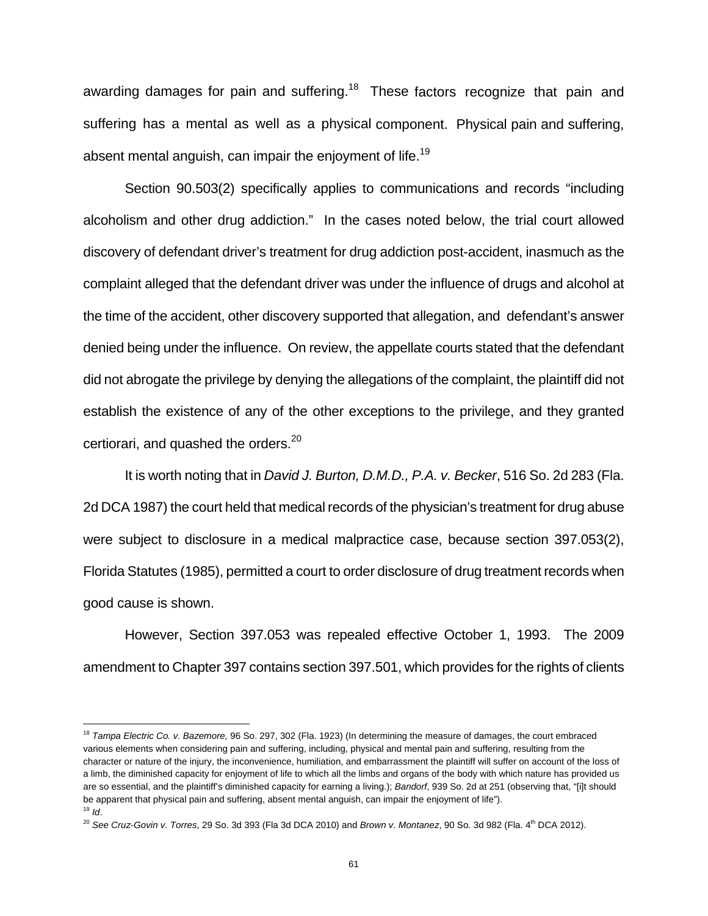awarding damages for pain and suffering.[18] These factors recognize that pain and suffering has a mental as well as a physical component. Physical pain and suffering, absent mental anguish, can impair the enjoyment of life.[19]

Section 90.503(2) specifically applies to communications and records "including alcoholism and other drug addiction." In the cases noted below, the trial court allowed discovery of defendant driver's treatment for drug addiction post-accident, inasmuch as the complaint alleged that the defendant driver was under the influence of drugs and alcohol at the time of the accident, other discovery supported that allegation, and defendant's answer denied being under the influence. On review, the appellate courts stated that the defendant did not abrogate the privilege by denying the allegations of the complaint, the plaintiff did not establish the existence of any of the other exceptions to the privilege, and they granted certiorari, and quashed the orders.[20]

It is worth noting that in *David J. Burton, D.M.D., P.A. v. Becker*, 516 So. 2d 283 (Fla. 2d DCA 1987) the court held that medical records of the physician's treatment for drug abuse were subject to disclosure in a medical malpractice case, because section 397.053(2), Florida Statutes (1985), permitted a court to order disclosure of drug treatment records when good cause is shown.

However, Section 397.053 was repealed effective October 1, 1993. The 2009 amendment to Chapter 397 contains section 397.501, which provides for the rights of clients

---

[18] *Tampa Electric Co. v. Bazemore,* 96 So. 297, 302 (Fla. 1923) (In determining the measure of damages, the court embraced various elements when considering pain and suffering, including, physical and mental pain and suffering, resulting from the character or nature of the injury, the inconvenience, humiliation, and embarrassment the plaintiff will suffer on account of the loss of a limb, the diminished capacity for enjoyment of life to which all the limbs and organs of the body with which nature has provided us are so essential, and the plaintiff's diminished capacity for earning a living.); *Bandorf*, 939 So. 2d at 251 (observing that, "[i]t should be apparent that physical pain and suffering, absent mental anguish, can impair the enjoyment of life").

[19] *Id*.

[20] *See Cruz-Govin v. Torres*, 29 So. 3d 393 (Fla 3d DCA 2010) and *Brown v. Montanez*, 90 So. 3d 982 (Fla. 4th DCA 2012).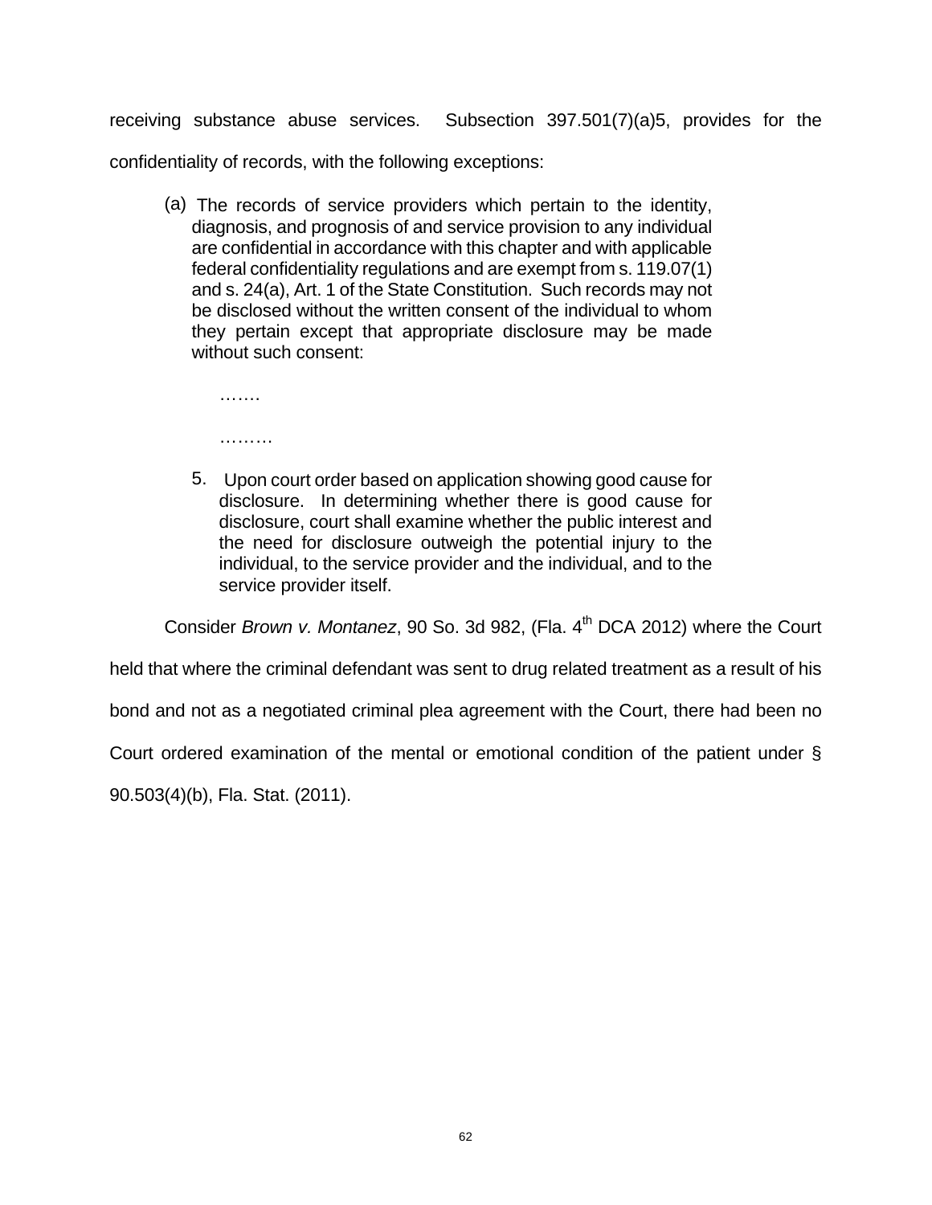receiving substance abuse services. Subsection 397.501(7)(a)5, provides for the confidentiality of records, with the following exceptions:

> (a) The records of service providers which pertain to the identity, diagnosis, and prognosis of and service provision to any individual are confidential in accordance with this chapter and with applicable federal confidentiality regulations and are exempt from s. 119.07(1) and s. 24(a), Art. 1 of the State Constitution. Such records may not be disclosed without the written consent of the individual to whom they pertain except that appropriate disclosure may be made without such consent:
>
> …….
>
> ………
>
> 5. Upon court order based on application showing good cause for disclosure. In determining whether there is good cause for disclosure, court shall examine whether the public interest and the need for disclosure outweigh the potential injury to the individual, to the service provider and the individual, and to the service provider itself.

Consider *Brown v. Montanez*, 90 So. 3d 982, (Fla. 4th DCA 2012) where the Court held that where the criminal defendant was sent to drug related treatment as a result of his bond and not as a negotiated criminal plea agreement with the Court, there had been no Court ordered examination of the mental or emotional condition of the patient under § 90.503(4)(b), Fla. Stat. (2011).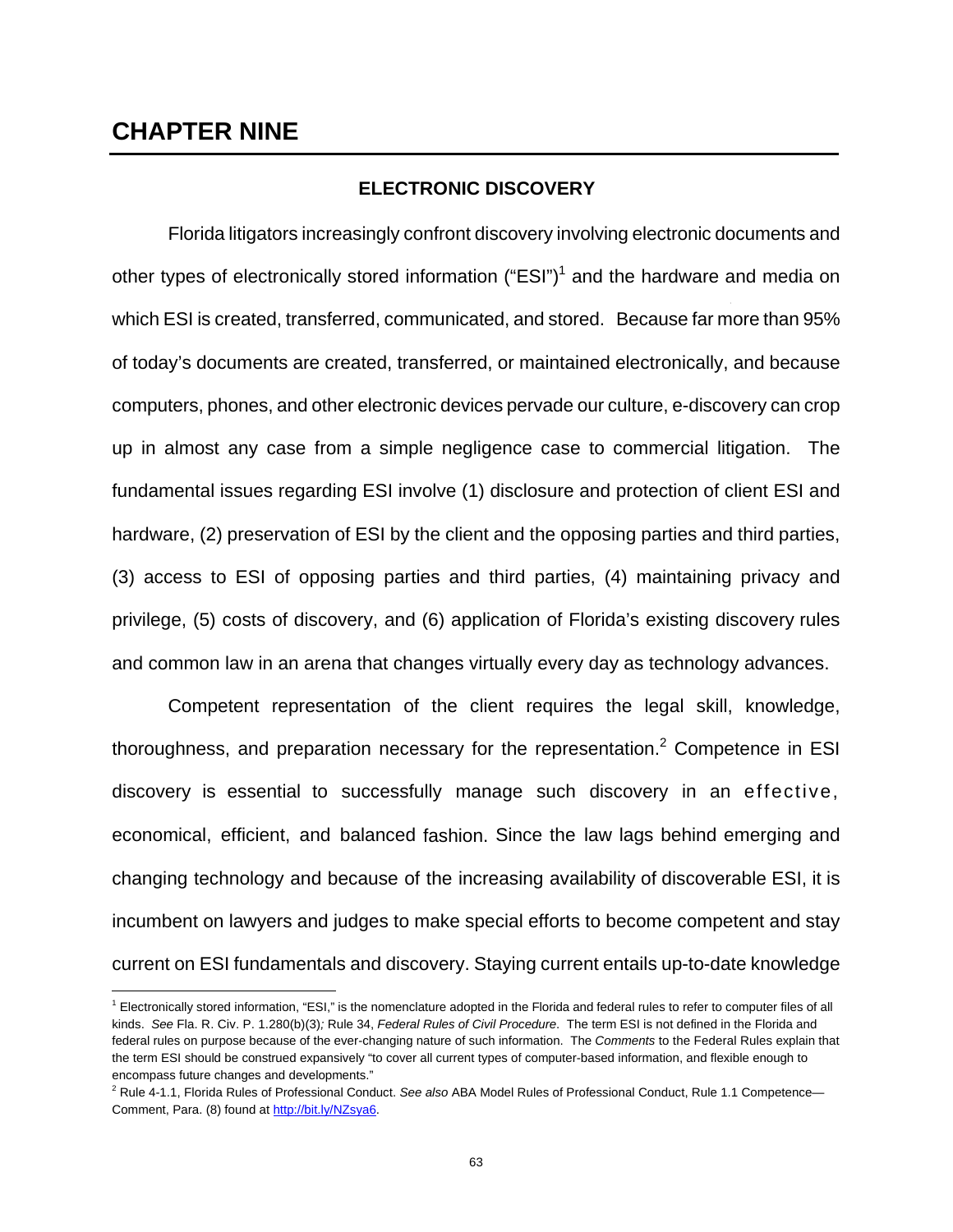# CHAPTER NINE

## ELECTRONIC DISCOVERY

Florida litigators increasingly confront discovery involving electronic documents and other types of electronically stored information ("ESI")[1] and the hardware and media on which ESI is created, transferred, communicated, and stored. Because far more than 95% of today's documents are created, transferred, or maintained electronically, and because computers, phones, and other electronic devices pervade our culture, e-discovery can crop up in almost any case from a simple negligence case to commercial litigation. The fundamental issues regarding ESI involve (1) disclosure and protection of client ESI and hardware, (2) preservation of ESI by the client and the opposing parties and third parties, (3) access to ESI of opposing parties and third parties, (4) maintaining privacy and privilege, (5) costs of discovery, and (6) application of Florida's existing discovery rules and common law in an arena that changes virtually every day as technology advances.

Competent representation of the client requires the legal skill, knowledge, thoroughness, and preparation necessary for the representation.[2] Competence in ESI discovery is essential to successfully manage such discovery in an effective, economical, efficient, and balanced fashion. Since the law lags behind emerging and changing technology and because of the increasing availability of discoverable ESI, it is incumbent on lawyers and judges to make special efforts to become competent and stay current on ESI fundamentals and discovery. Staying current entails up-to-date knowledge

---

[1] Electronically stored information, "ESI," is the nomenclature adopted in the Florida and federal rules to refer to computer files of all kinds. *See* Fla. R. Civ. P. 1.280(b)(3)*;* Rule 34, *Federal Rules of Civil Procedure*. The term ESI is not defined in the Florida and federal rules on purpose because of the ever-changing nature of such information. The *Comments* to the Federal Rules explain that the term ESI should be construed expansively "to cover all current types of computer-based information, and flexible enough to encompass future changes and developments."

[2] Rule 4-1.1, Florida Rules of Professional Conduct. *See also* ABA Model Rules of Professional Conduct, Rule 1.1 Competence—Comment, Para. (8) found at http://bit.ly/NZsya6.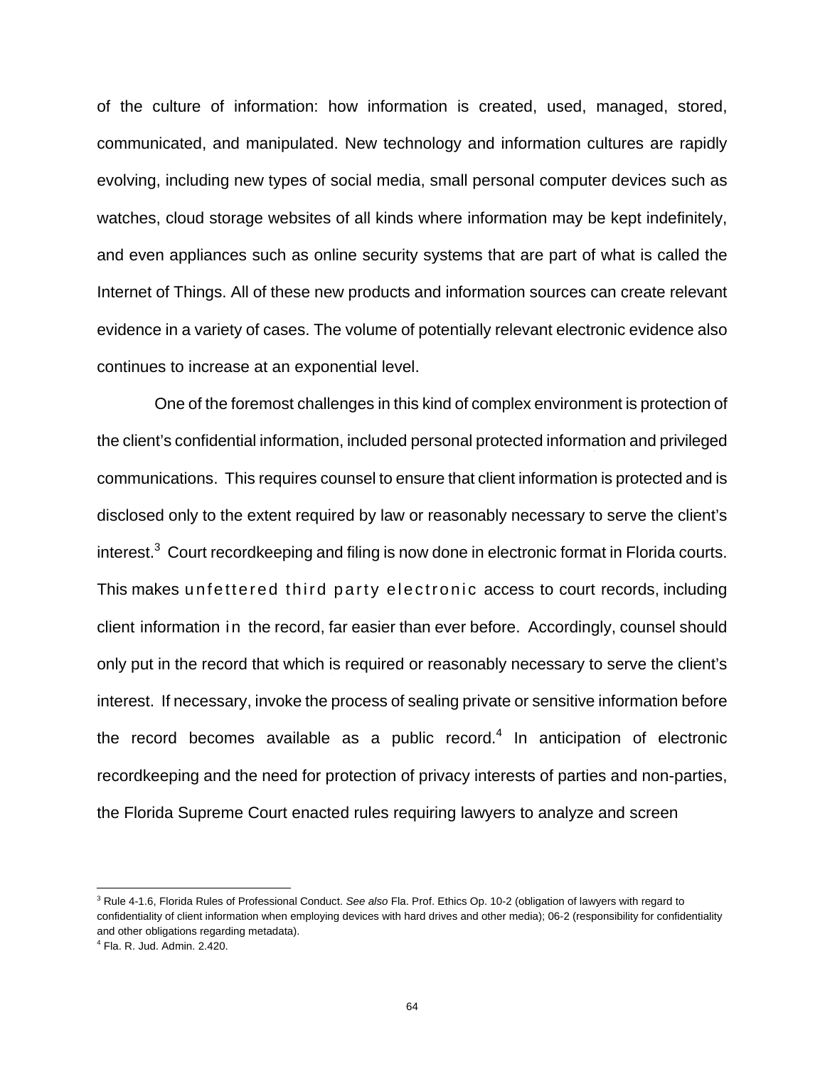of the culture of information: how information is created, used, managed, stored, communicated, and manipulated. New technology and information cultures are rapidly evolving, including new types of social media, small personal computer devices such as watches, cloud storage websites of all kinds where information may be kept indefinitely, and even appliances such as online security systems that are part of what is called the Internet of Things. All of these new products and information sources can create relevant evidence in a variety of cases. The volume of potentially relevant electronic evidence also continues to increase at an exponential level.

One of the foremost challenges in this kind of complex environment is protection of the client's confidential information, included personal protected information and privileged communications. This requires counsel to ensure that client information is protected and is disclosed only to the extent required by law or reasonably necessary to serve the client's interest.[3] Court recordkeeping and filing is now done in electronic format in Florida courts. This makes unfettered third party electronic access to court records, including client information in the record, far easier than ever before. Accordingly, counsel should only put in the record that which is required or reasonably necessary to serve the client's interest. If necessary, invoke the process of sealing private or sensitive information before the record becomes available as a public record.[4] In anticipation of electronic recordkeeping and the need for protection of privacy interests of parties and non-parties, the Florida Supreme Court enacted rules requiring lawyers to analyze and screen

---

[3] Rule 4-1.6, Florida Rules of Professional Conduct. *See also* Fla. Prof. Ethics Op. 10-2 (obligation of lawyers with regard to confidentiality of client information when employing devices with hard drives and other media); 06-2 (responsibility for confidentiality and other obligations regarding metadata).

[4] Fla. R. Jud. Admin. 2.420.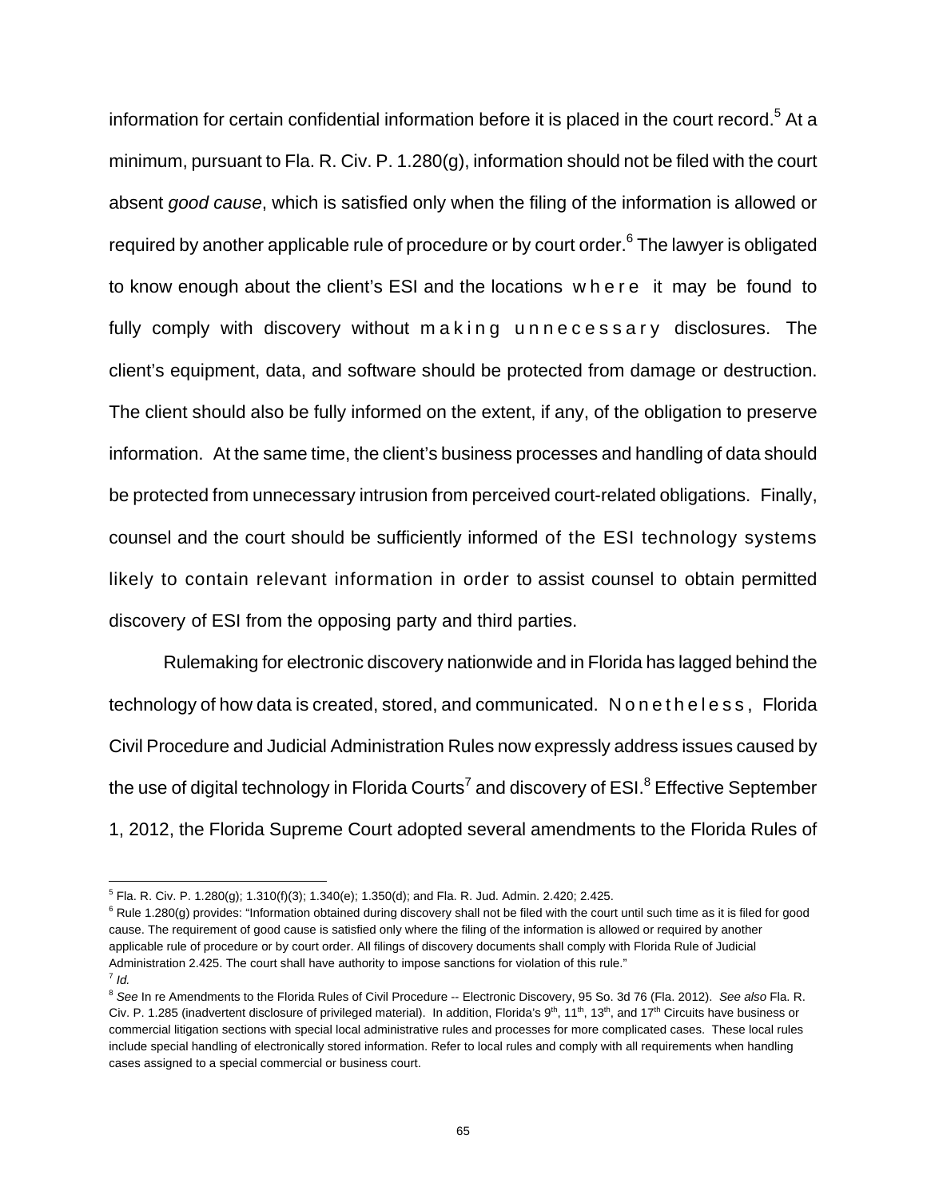information for certain confidential information before it is placed in the court record.[5] At a minimum, pursuant to Fla. R. Civ. P. 1.280(g), information should not be filed with the court absent *good cause*, which is satisfied only when the filing of the information is allowed or required by another applicable rule of procedure or by court order.[6] The lawyer is obligated to know enough about the client's ESI and the locations where it may be found to fully comply with discovery without making unnecessary disclosures. The client's equipment, data, and software should be protected from damage or destruction. The client should also be fully informed on the extent, if any, of the obligation to preserve information. At the same time, the client's business processes and handling of data should be protected from unnecessary intrusion from perceived court-related obligations. Finally, counsel and the court should be sufficiently informed of the ESI technology systems likely to contain relevant information in order to assist counsel to obtain permitted discovery of ESI from the opposing party and third parties.

Rulemaking for electronic discovery nationwide and in Florida has lagged behind the technology of how data is created, stored, and communicated. Nonetheless, Florida Civil Procedure and Judicial Administration Rules now expressly address issues caused by the use of digital technology in Florida Courts[7] and discovery of ESI.[8] Effective September 1, 2012, the Florida Supreme Court adopted several amendments to the Florida Rules of

---

[5] Fla. R. Civ. P. 1.280(g); 1.310(f)(3); 1.340(e); 1.350(d); and Fla. R. Jud. Admin. 2.420; 2.425.

[6] Rule 1.280(g) provides: "Information obtained during discovery shall not be filed with the court until such time as it is filed for good cause. The requirement of good cause is satisfied only where the filing of the information is allowed or required by another applicable rule of procedure or by court order. All filings of discovery documents shall comply with Florida Rule of Judicial Administration 2.425. The court shall have authority to impose sanctions for violation of this rule."

[7] *Id.*

[8] *See* In re Amendments to the Florida Rules of Civil Procedure -- Electronic Discovery, 95 So. 3d 76 (Fla. 2012). *See also* Fla. R. Civ. P. 1.285 (inadvertent disclosure of privileged material). In addition, Florida's 9th, 11th, 13th, and 17th Circuits have business or commercial litigation sections with special local administrative rules and processes for more complicated cases. These local rules include special handling of electronically stored information. Refer to local rules and comply with all requirements when handling cases assigned to a special commercial or business court.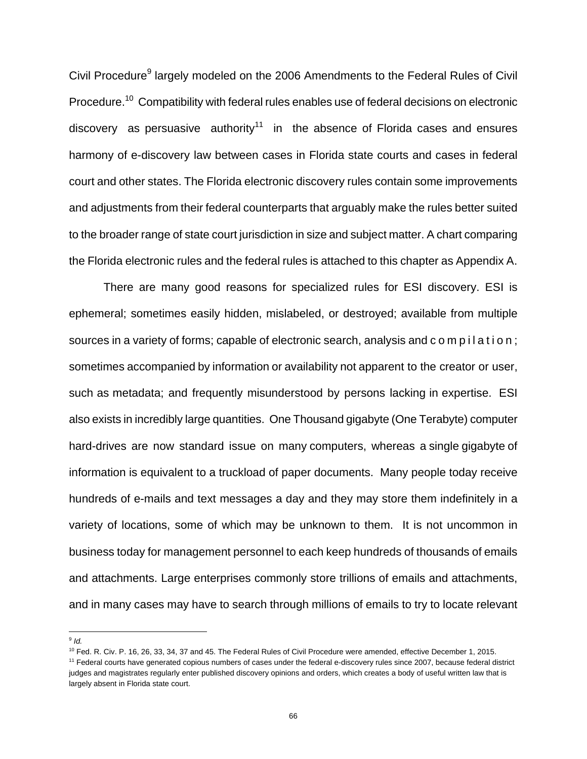Civil Procedure[9] largely modeled on the 2006 Amendments to the Federal Rules of Civil Procedure.[10] Compatibility with federal rules enables use of federal decisions on electronic discovery as persuasive authority[11] in the absence of Florida cases and ensures harmony of e-discovery law between cases in Florida state courts and cases in federal court and other states. The Florida electronic discovery rules contain some improvements and adjustments from their federal counterparts that arguably make the rules better suited to the broader range of state court jurisdiction in size and subject matter. A chart comparing the Florida electronic rules and the federal rules is attached to this chapter as Appendix A.

There are many good reasons for specialized rules for ESI discovery. ESI is ephemeral; sometimes easily hidden, mislabeled, or destroyed; available from multiple sources in a variety of forms; capable of electronic search, analysis and compilation; sometimes accompanied by information or availability not apparent to the creator or user, such as metadata; and frequently misunderstood by persons lacking in expertise. ESI also exists in incredibly large quantities. One Thousand gigabyte (One Terabyte) computer hard-drives are now standard issue on many computers, whereas a single gigabyte of information is equivalent to a truckload of paper documents. Many people today receive hundreds of e-mails and text messages a day and they may store them indefinitely in a variety of locations, some of which may be unknown to them. It is not uncommon in business today for management personnel to each keep hundreds of thousands of emails and attachments. Large enterprises commonly store trillions of emails and attachments, and in many cases may have to search through millions of emails to try to locate relevant

---

[9] *Id.*

[10] Fed. R. Civ. P. 16, 26, 33, 34, 37 and 45. The Federal Rules of Civil Procedure were amended, effective December 1, 2015.

[11] Federal courts have generated copious numbers of cases under the federal e-discovery rules since 2007, because federal district judges and magistrates regularly enter published discovery opinions and orders, which creates a body of useful written law that is largely absent in Florida state court.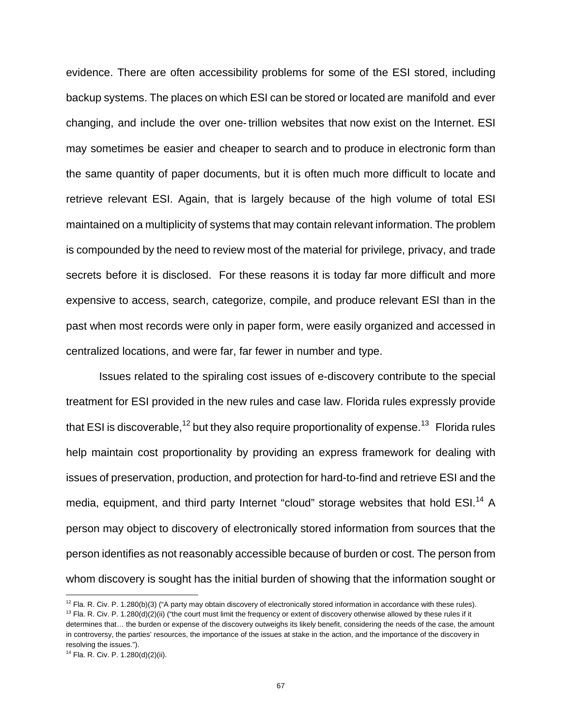evidence. There are often accessibility problems for some of the ESI stored, including backup systems. The places on which ESI can be stored or located are manifold and ever changing, and include the over one- trillion websites that now exist on the Internet. ESI may sometimes be easier and cheaper to search and to produce in electronic form than the same quantity of paper documents, but it is often much more difficult to locate and retrieve relevant ESI. Again, that is largely because of the high volume of total ESI maintained on a multiplicity of systems that may contain relevant information. The problem is compounded by the need to review most of the material for privilege, privacy, and trade secrets before it is disclosed. For these reasons it is today far more difficult and more expensive to access, search, categorize, compile, and produce relevant ESI than in the past when most records were only in paper form, were easily organized and accessed in centralized locations, and were far, far fewer in number and type.

Issues related to the spiraling cost issues of e-discovery contribute to the special treatment for ESI provided in the new rules and case law. Florida rules expressly provide that ESI is discoverable,[12] but they also require proportionality of expense.[13] Florida rules help maintain cost proportionality by providing an express framework for dealing with issues of preservation, production, and protection for hard-to-find and retrieve ESI and the media, equipment, and third party Internet "cloud" storage websites that hold ESI.[14] A person may object to discovery of electronically stored information from sources that the person identifies as not reasonably accessible because of burden or cost. The person from whom discovery is sought has the initial burden of showing that the information sought or

---

[12] Fla. R. Civ. P. 1.280(b)(3) ("A party may obtain discovery of electronically stored information in accordance with these rules).

[13] Fla. R. Civ. P. 1.280(d)(2)(ii) ("the court must limit the frequency or extent of discovery otherwise allowed by these rules if it determines that… the burden or expense of the discovery outweighs its likely benefit, considering the needs of the case, the amount in controversy, the parties' resources, the importance of the issues at stake in the action, and the importance of the discovery in resolving the issues.").

[14] Fla. R. Civ. P. 1.280(d)(2)(ii).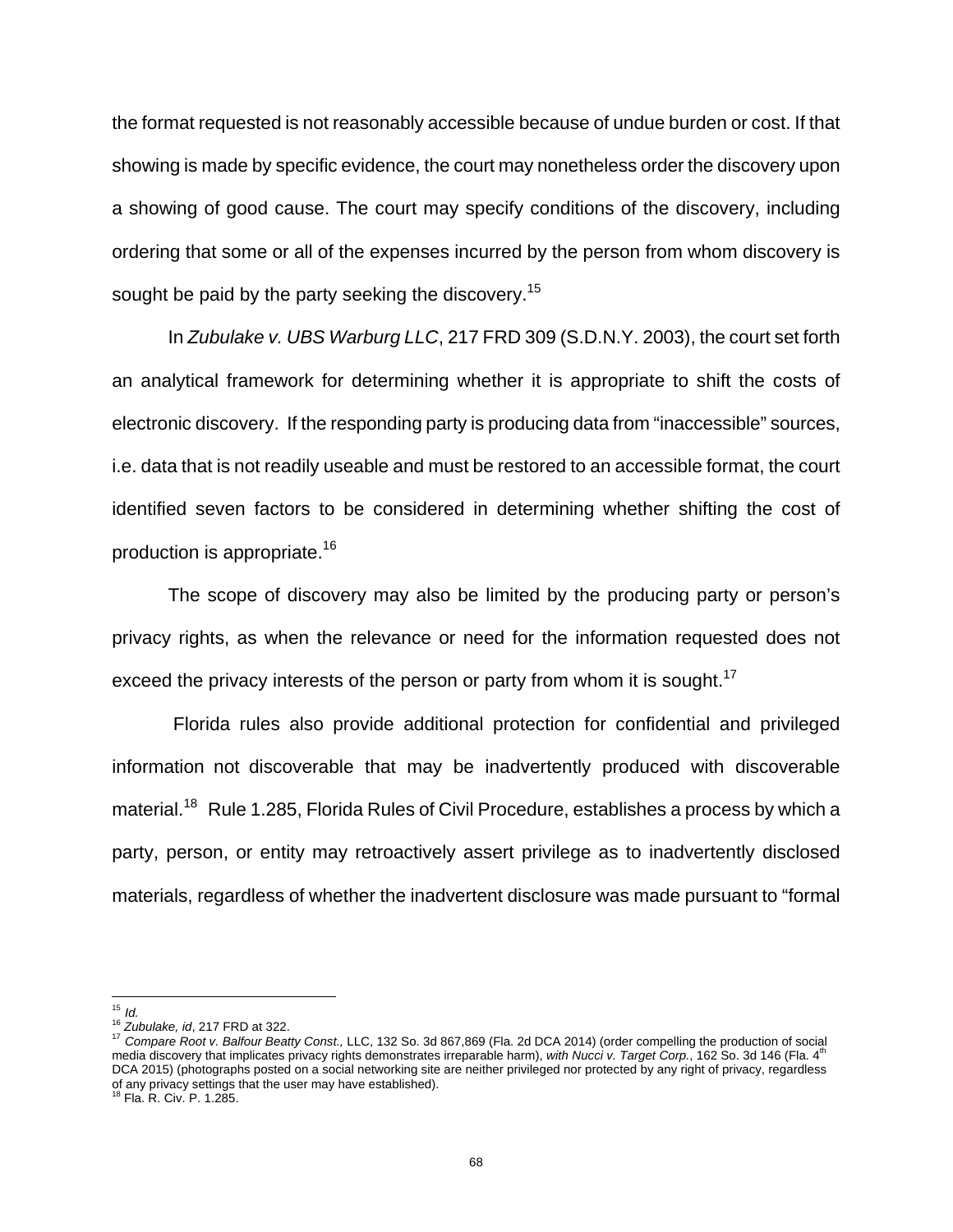the format requested is not reasonably accessible because of undue burden or cost. If that showing is made by specific evidence, the court may nonetheless order the discovery upon a showing of good cause. The court may specify conditions of the discovery, including ordering that some or all of the expenses incurred by the person from whom discovery is sought be paid by the party seeking the discovery.[15]

In *Zubulake v. UBS Warburg LLC*, 217 FRD 309 (S.D.N.Y. 2003), the court set forth an analytical framework for determining whether it is appropriate to shift the costs of electronic discovery. If the responding party is producing data from "inaccessible" sources, i.e. data that is not readily useable and must be restored to an accessible format, the court identified seven factors to be considered in determining whether shifting the cost of production is appropriate.[16]

The scope of discovery may also be limited by the producing party or person's privacy rights, as when the relevance or need for the information requested does not exceed the privacy interests of the person or party from whom it is sought.[17]

Florida rules also provide additional protection for confidential and privileged information not discoverable that may be inadvertently produced with discoverable material.[18] Rule 1.285, Florida Rules of Civil Procedure, establishes a process by which a party, person, or entity may retroactively assert privilege as to inadvertently disclosed materials, regardless of whether the inadvertent disclosure was made pursuant to "formal

---

[15] *Id.*

[16] *Zubulake, id*, 217 FRD at 322.

[17] *Compare Root v. Balfour Beatty Const.,* LLC, 132 So. 3d 867,869 (Fla. 2d DCA 2014) (order compelling the production of social media discovery that implicates privacy rights demonstrates irreparable harm), *with Nucci v. Target Corp.*, 162 So. 3d 146 (Fla. 4th DCA 2015) (photographs posted on a social networking site are neither privileged nor protected by any right of privacy, regardless of any privacy settings that the user may have established).

[18] Fla. R. Civ. P. 1.285.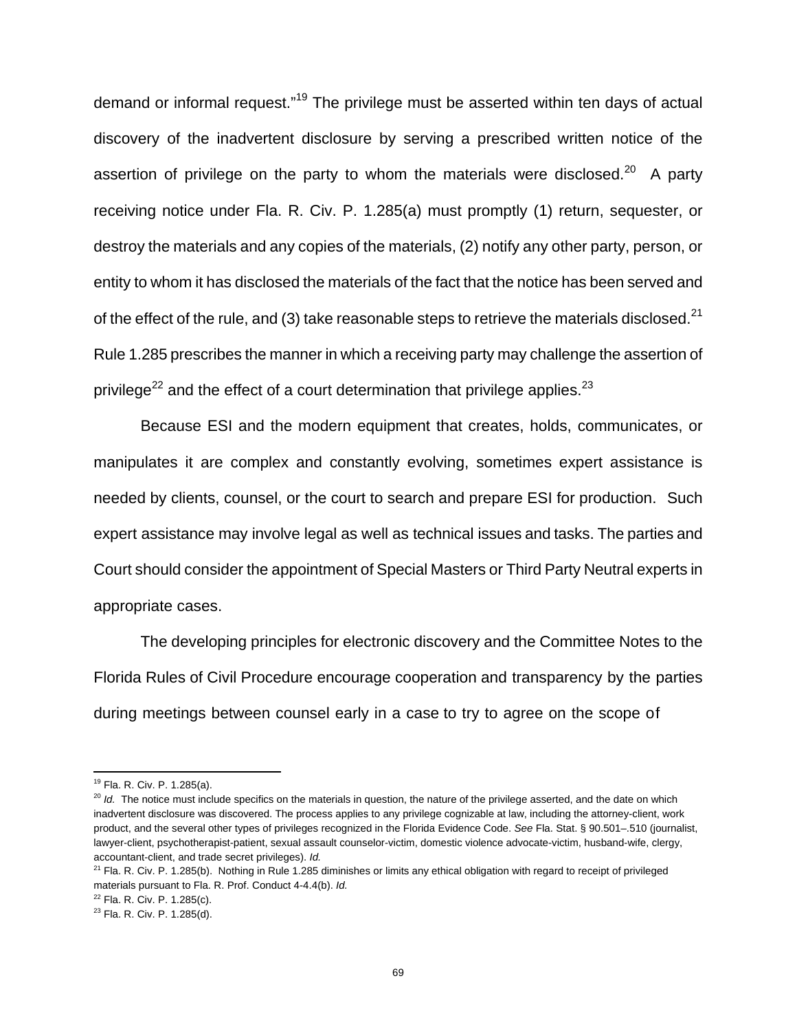demand or informal request."[19] The privilege must be asserted within ten days of actual discovery of the inadvertent disclosure by serving a prescribed written notice of the assertion of privilege on the party to whom the materials were disclosed.[20] A party receiving notice under Fla. R. Civ. P. 1.285(a) must promptly (1) return, sequester, or destroy the materials and any copies of the materials, (2) notify any other party, person, or entity to whom it has disclosed the materials of the fact that the notice has been served and of the effect of the rule, and (3) take reasonable steps to retrieve the materials disclosed.[21] Rule 1.285 prescribes the manner in which a receiving party may challenge the assertion of privilege[22] and the effect of a court determination that privilege applies.[23]

Because ESI and the modern equipment that creates, holds, communicates, or manipulates it are complex and constantly evolving, sometimes expert assistance is needed by clients, counsel, or the court to search and prepare ESI for production. Such expert assistance may involve legal as well as technical issues and tasks. The parties and Court should consider the appointment of Special Masters or Third Party Neutral experts in appropriate cases.

The developing principles for electronic discovery and the Committee Notes to the Florida Rules of Civil Procedure encourage cooperation and transparency by the parties during meetings between counsel early in a case to try to agree on the scope of

---

[19] Fla. R. Civ. P. 1.285(a).

[20] *Id.* The notice must include specifics on the materials in question, the nature of the privilege asserted, and the date on which inadvertent disclosure was discovered. The process applies to any privilege cognizable at law, including the attorney-client, work product, and the several other types of privileges recognized in the Florida Evidence Code. *See* Fla. Stat. § 90.501–.510 (journalist, lawyer-client, psychotherapist-patient, sexual assault counselor-victim, domestic violence advocate-victim, husband-wife, clergy, accountant-client, and trade secret privileges). *Id.*

[21] Fla. R. Civ. P. 1.285(b). Nothing in Rule 1.285 diminishes or limits any ethical obligation with regard to receipt of privileged materials pursuant to Fla. R. Prof. Conduct 4-4.4(b). *Id.*

[22] Fla. R. Civ. P. 1.285(c).

[23] Fla. R. Civ. P. 1.285(d).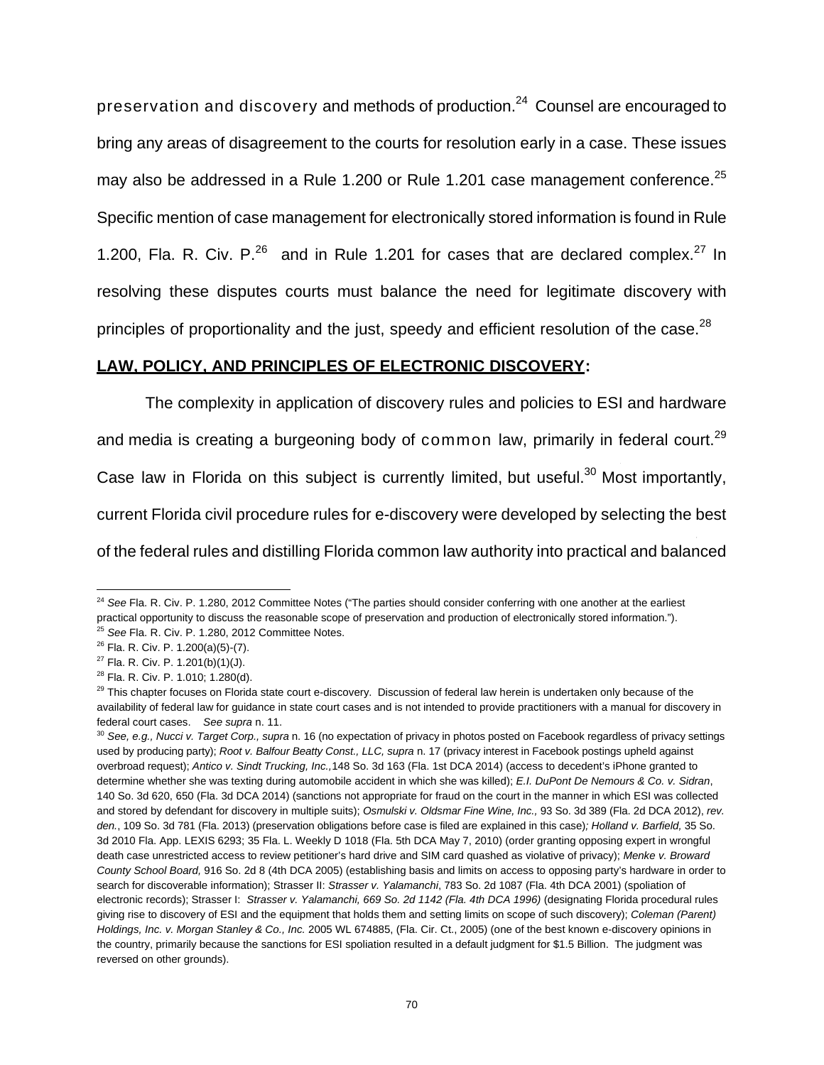preservation and discovery and methods of production.[24] Counsel are encouraged to bring any areas of disagreement to the courts for resolution early in a case. These issues may also be addressed in a Rule 1.200 or Rule 1.201 case management conference.[25] Specific mention of case management for electronically stored information is found in Rule 1.200, Fla. R. Civ. P.[26] and in Rule 1.201 for cases that are declared complex.[27] In resolving these disputes courts must balance the need for legitimate discovery with principles of proportionality and the just, speedy and efficient resolution of the case.[28]

**LAW, POLICY, AND PRINCIPLES OF ELECTRONIC DISCOVERY:**

The complexity in application of discovery rules and policies to ESI and hardware and media is creating a burgeoning body of common law, primarily in federal court.[29] Case law in Florida on this subject is currently limited, but useful.[30] Most importantly, current Florida civil procedure rules for e-discovery were developed by selecting the best of the federal rules and distilling Florida common law authority into practical and balanced

---

[24] *See* Fla. R. Civ. P. 1.280, 2012 Committee Notes ("The parties should consider conferring with one another at the earliest practical opportunity to discuss the reasonable scope of preservation and production of electronically stored information.").

[25] *See* Fla. R. Civ. P. 1.280, 2012 Committee Notes.

[26] Fla. R. Civ. P. 1.200(a)(5)-(7).

[27] Fla. R. Civ. P. 1.201(b)(1)(J).

[28] Fla. R. Civ. P. 1.010; 1.280(d).

[29] This chapter focuses on Florida state court e-discovery. Discussion of federal law herein is undertaken only because of the availability of federal law for guidance in state court cases and is not intended to provide practitioners with a manual for discovery in federal court cases. *See supra* n. 11.

[30] *See, e.g., Nucci v. Target Corp., supra* n. 16 (no expectation of privacy in photos posted on Facebook regardless of privacy settings used by producing party); *Root v. Balfour Beatty Const., LLC, supra* n. 17 (privacy interest in Facebook postings upheld against overbroad request); *Antico v. Sindt Trucking, Inc.,* 148 So. 3d 163 (Fla. 1st DCA 2014) (access to decedent's iPhone granted to determine whether she was texting during automobile accident in which she was killed); *E.I. DuPont De Nemours & Co. v. Sidran*, 140 So. 3d 620, 650 (Fla. 3d DCA 2014) (sanctions not appropriate for fraud on the court in the manner in which ESI was collected and stored by defendant for discovery in multiple suits); *Osmulski v. Oldsmar Fine Wine, Inc.,* 93 So. 3d 389 (Fla. 2d DCA 2012), *rev. den.*, 109 So. 3d 781 (Fla. 2013) (preservation obligations before case is filed are explained in this case)*; Holland v. Barfield,* 35 So. 3d 2010 Fla. App. LEXIS 6293; 35 Fla. L. Weekly D 1018 (Fla. 5th DCA May 7, 2010) (order granting opposing expert in wrongful death case unrestricted access to review petitioner's hard drive and SIM card quashed as violative of privacy); *Menke v. Broward County School Board,* 916 So. 2d 8 (4th DCA 2005) (establishing basis and limits on access to opposing party's hardware in order to search for discoverable information); Strasser II: *Strasser v. Yalamanchi*, 783 So. 2d 1087 (Fla. 4th DCA 2001) (spoliation of electronic records); Strasser I: *Strasser v. Yalamanchi, 669 So. 2d 1142 (Fla. 4th DCA 1996)* (designating Florida procedural rules giving rise to discovery of ESI and the equipment that holds them and setting limits on scope of such discovery); *Coleman (Parent) Holdings, Inc. v. Morgan Stanley & Co., Inc.* 2005 WL 674885, (Fla. Cir. Ct., 2005) (one of the best known e-discovery opinions in the country, primarily because the sanctions for ESI spoliation resulted in a default judgment for $1.5 Billion. The judgment was reversed on other grounds).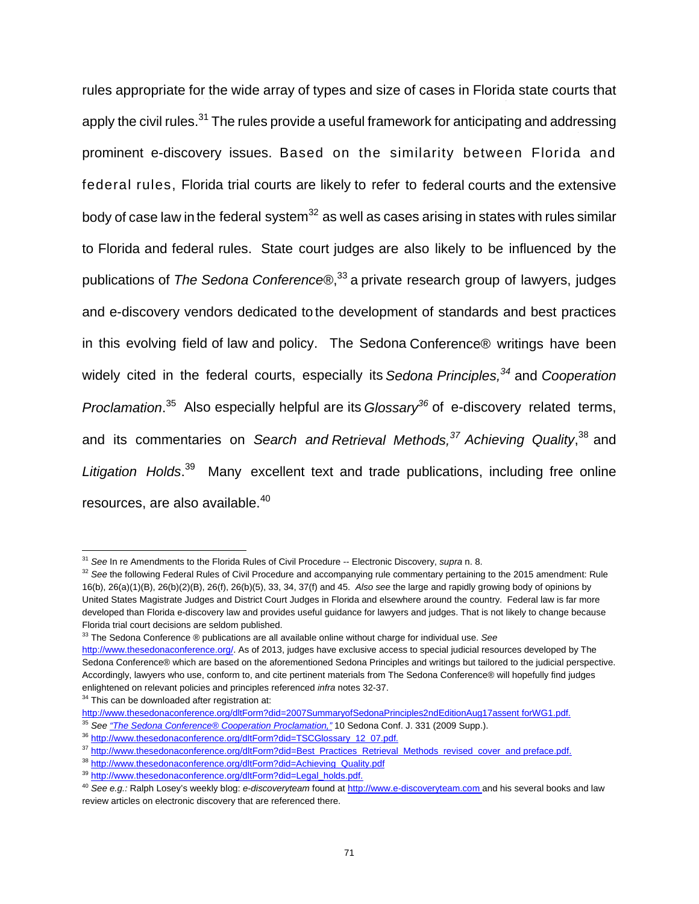rules appropriate for the wide array of types and size of cases in Florida state courts that apply the civil rules.[31] The rules provide a useful framework for anticipating and addressing prominent e-discovery issues. Based on the similarity between Florida and federal rules, Florida trial courts are likely to refer to federal courts and the extensive body of case law in the federal system[32] as well as cases arising in states with rules similar to Florida and federal rules. State court judges are also likely to be influenced by the publications of *The Sedona Conference®*,[33] a private research group of lawyers, judges and e-discovery vendors dedicated to the development of standards and best practices in this evolving field of law and policy. The Sedona Conference® writings have been widely cited in the federal courts, especially its *Sedona Principles,*[34] and *Cooperation Proclamation*.[35] Also especially helpful are its *Glossary*[36] of e-discovery related terms, and its commentaries on *Search and Retrieval Methods,*[37] *Achieving Quality*,[38] and *Litigation Holds*.[39] Many excellent text and trade publications, including free online resources, are also available.[40]

---

[31] *See* In re Amendments to the Florida Rules of Civil Procedure -- Electronic Discovery, *supra* n. 8.

[32] *See* the following Federal Rules of Civil Procedure and accompanying rule commentary pertaining to the 2015 amendment: Rule 16(b), 26(a)(1)(B), 26(b)(2)(B), 26(f), 26(b)(5), 33, 34, 37(f) and 45. *Also see* the large and rapidly growing body of opinions by United States Magistrate Judges and District Court Judges in Florida and elsewhere around the country. Federal law is far more developed than Florida e-discovery law and provides useful guidance for lawyers and judges. That is not likely to change because Florida trial court decisions are seldom published.

[33] The Sedona Conference ® publications are all available online without charge for individual use. *See* http://www.thesedonaconference.org/. As of 2013, judges have exclusive access to special judicial resources developed by The Sedona Conference® which are based on the aforementioned Sedona Principles and writings but tailored to the judicial perspective. Accordingly, lawyers who use, conform to, and cite pertinent materials from The Sedona Conference® will hopefully find judges enlightened on relevant policies and principles referenced *infra* notes 32-37.

[34] This can be downloaded after registration at: http://www.thesedonaconference.org/dltForm?did=2007SummaryofSedonaPrinciples2ndEditionAug17assent forWG1.pdf.

[35] *See "The Sedona Conference® Cooperation Proclamation,"* 10 Sedona Conf. J. 331 (2009 Supp.).

[36] http://www.thesedonaconference.org/dltForm?did=TSCGlossary_12_07.pdf.

[37] http://www.thesedonaconference.org/dltForm?did=Best_Practices_Retrieval_Methods_revised_cover_and preface.pdf.

[38] http://www.thesedonaconference.org/dltForm?did=Achieving_Quality.pdf

[39] http://www.thesedonaconference.org/dltForm?did=Legal_holds.pdf.

[40] *See e.g.:* Ralph Losey's weekly blog: *e-discoveryteam* found at http://www.e-discoveryteam.com and his several books and law review articles on electronic discovery that are referenced there.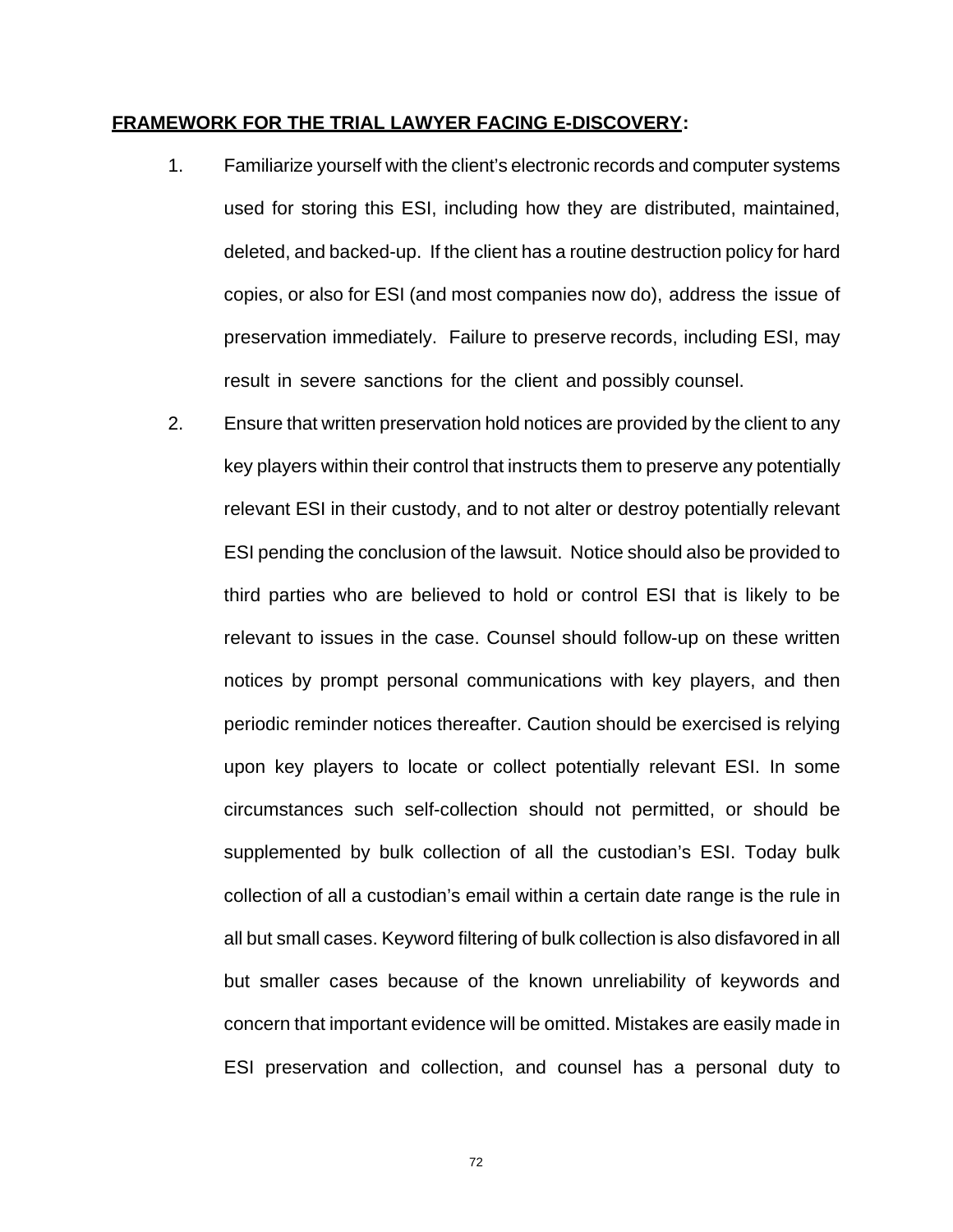**<u>FRAMEWORK FOR THE TRIAL LAWYER FACING E-DISCOVERY</u>:**

1. Familiarize yourself with the client's electronic records and computer systems used for storing this ESI, including how they are distributed, maintained, deleted, and backed-up. If the client has a routine destruction policy for hard copies, or also for ESI (and most companies now do), address the issue of preservation immediately. Failure to preserve records, including ESI, may result in severe sanctions for the client and possibly counsel.

2. Ensure that written preservation hold notices are provided by the client to any key players within their control that instructs them to preserve any potentially relevant ESI in their custody, and to not alter or destroy potentially relevant ESI pending the conclusion of the lawsuit. Notice should also be provided to third parties who are believed to hold or control ESI that is likely to be relevant to issues in the case. Counsel should follow-up on these written notices by prompt personal communications with key players, and then periodic reminder notices thereafter. Caution should be exercised is relying upon key players to locate or collect potentially relevant ESI. In some circumstances such self-collection should not permitted, or should be supplemented by bulk collection of all the custodian's ESI. Today bulk collection of all a custodian's email within a certain date range is the rule in all but small cases. Keyword filtering of bulk collection is also disfavored in all but smaller cases because of the known unreliability of keywords and concern that important evidence will be omitted. Mistakes are easily made in ESI preservation and collection, and counsel has a personal duty to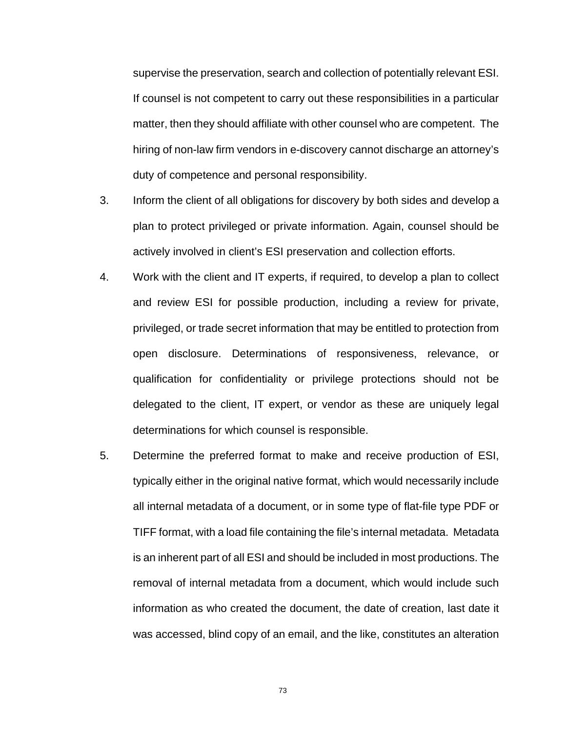supervise the preservation, search and collection of potentially relevant ESI. If counsel is not competent to carry out these responsibilities in a particular matter, then they should affiliate with other counsel who are competent. The hiring of non-law firm vendors in e-discovery cannot discharge an attorney's duty of competence and personal responsibility.

3. Inform the client of all obligations for discovery by both sides and develop a plan to protect privileged or private information. Again, counsel should be actively involved in client's ESI preservation and collection efforts.

4. Work with the client and IT experts, if required, to develop a plan to collect and review ESI for possible production, including a review for private, privileged, or trade secret information that may be entitled to protection from open disclosure. Determinations of responsiveness, relevance, or qualification for confidentiality or privilege protections should not be delegated to the client, IT expert, or vendor as these are uniquely legal determinations for which counsel is responsible.

5. Determine the preferred format to make and receive production of ESI, typically either in the original native format, which would necessarily include all internal metadata of a document, or in some type of flat-file type PDF or TIFF format, with a load file containing the file's internal metadata. Metadata is an inherent part of all ESI and should be included in most productions. The removal of internal metadata from a document, which would include such information as who created the document, the date of creation, last date it was accessed, blind copy of an email, and the like, constitutes an alteration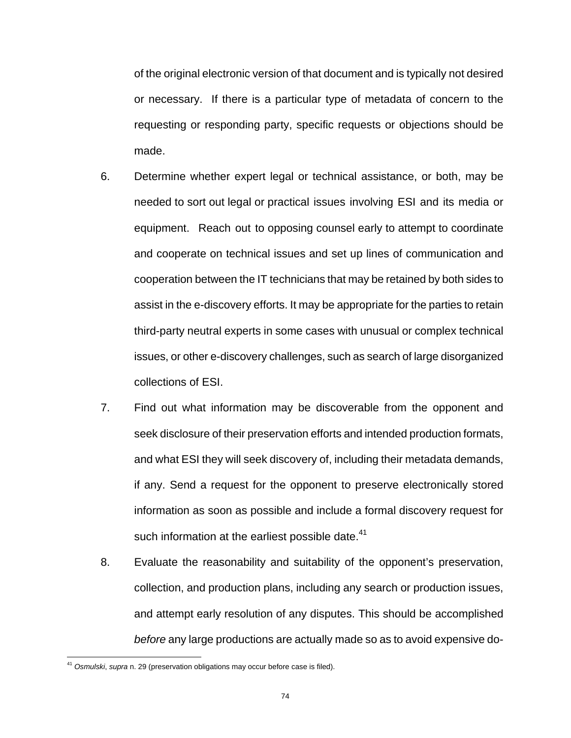of the original electronic version of that document and is typically not desired or necessary. If there is a particular type of metadata of concern to the requesting or responding party, specific requests or objections should be made.

6. Determine whether expert legal or technical assistance, or both, may be needed to sort out legal or practical issues involving ESI and its media or equipment. Reach out to opposing counsel early to attempt to coordinate and cooperate on technical issues and set up lines of communication and cooperation between the IT technicians that may be retained by both sides to assist in the e-discovery efforts. It may be appropriate for the parties to retain third-party neutral experts in some cases with unusual or complex technical issues, or other e-discovery challenges, such as search of large disorganized collections of ESI.

7. Find out what information may be discoverable from the opponent and seek disclosure of their preservation efforts and intended production formats, and what ESI they will seek discovery of, including their metadata demands, if any. Send a request for the opponent to preserve electronically stored information as soon as possible and include a formal discovery request for such information at the earliest possible date.[41]

8. Evaluate the reasonability and suitability of the opponent's preservation, collection, and production plans, including any search or production issues, and attempt early resolution of any disputes. This should be accomplished *before* any large productions are actually made so as to avoid expensive do-

---

[41] *Osmulski*, *supra* n. 29 (preservation obligations may occur before case is filed).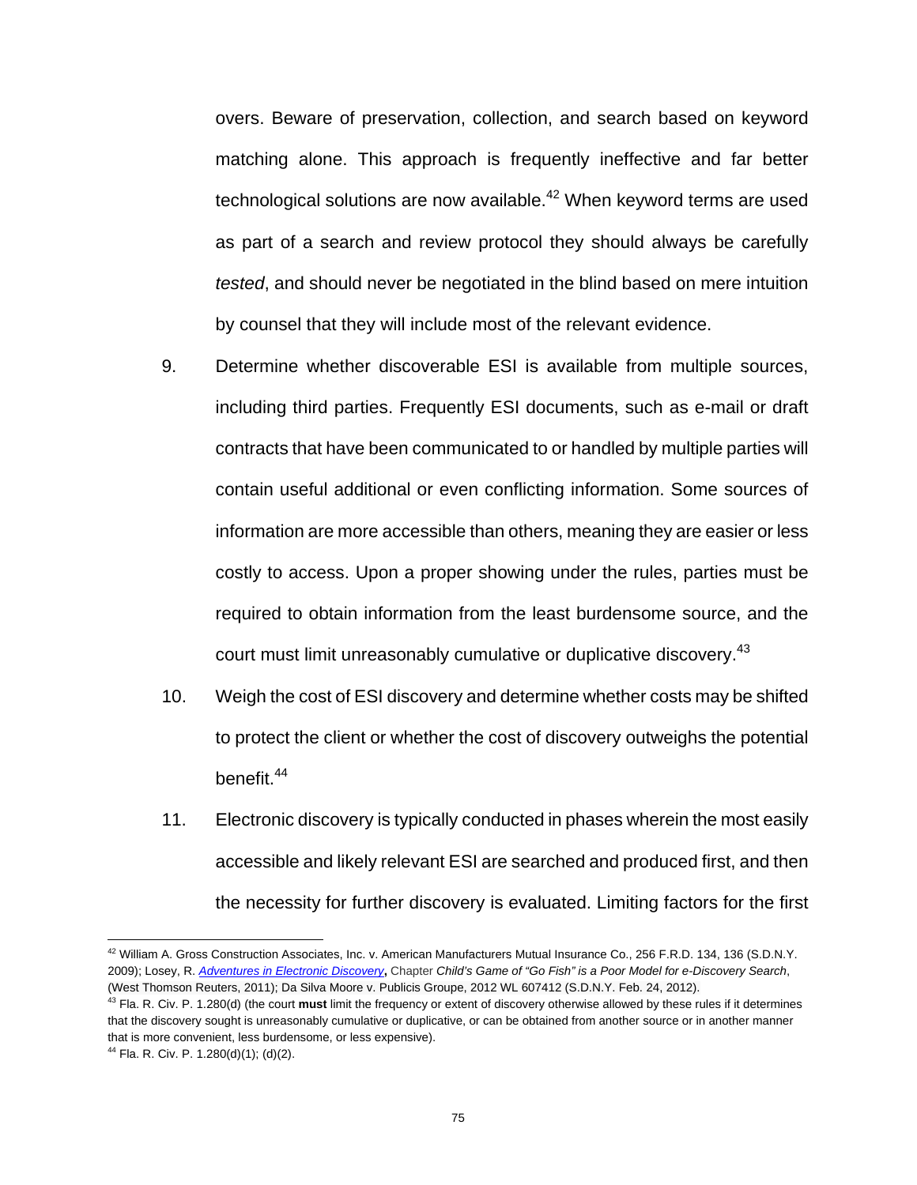overs. Beware of preservation, collection, and search based on keyword matching alone. This approach is frequently ineffective and far better technological solutions are now available.[42] When keyword terms are used as part of a search and review protocol they should always be carefully *tested*, and should never be negotiated in the blind based on mere intuition by counsel that they will include most of the relevant evidence.

9. Determine whether discoverable ESI is available from multiple sources, including third parties. Frequently ESI documents, such as e-mail or draft contracts that have been communicated to or handled by multiple parties will contain useful additional or even conflicting information. Some sources of information are more accessible than others, meaning they are easier or less costly to access. Upon a proper showing under the rules, parties must be required to obtain information from the least burdensome source, and the court must limit unreasonably cumulative or duplicative discovery.[43]

10. Weigh the cost of ESI discovery and determine whether costs may be shifted to protect the client or whether the cost of discovery outweighs the potential benefit.[44]

11. Electronic discovery is typically conducted in phases wherein the most easily accessible and likely relevant ESI are searched and produced first, and then the necessity for further discovery is evaluated. Limiting factors for the first

---

[42] William A. Gross Construction Associates, Inc. v. American Manufacturers Mutual Insurance Co., 256 F.R.D. 134, 136 (S.D.N.Y. 2009); Losey, R. *Adventures in Electronic Discovery*, Chapter *Child's Game of "Go Fish" is a Poor Model for e-Discovery Search*, (West Thomson Reuters, 2011); Da Silva Moore v. Publicis Groupe, 2012 WL 607412 (S.D.N.Y. Feb. 24, 2012).

[43] Fla. R. Civ. P. 1.280(d) (the court **must** limit the frequency or extent of discovery otherwise allowed by these rules if it determines that the discovery sought is unreasonably cumulative or duplicative, or can be obtained from another source or in another manner that is more convenient, less burdensome, or less expensive).

[44] Fla. R. Civ. P. 1.280(d)(1); (d)(2).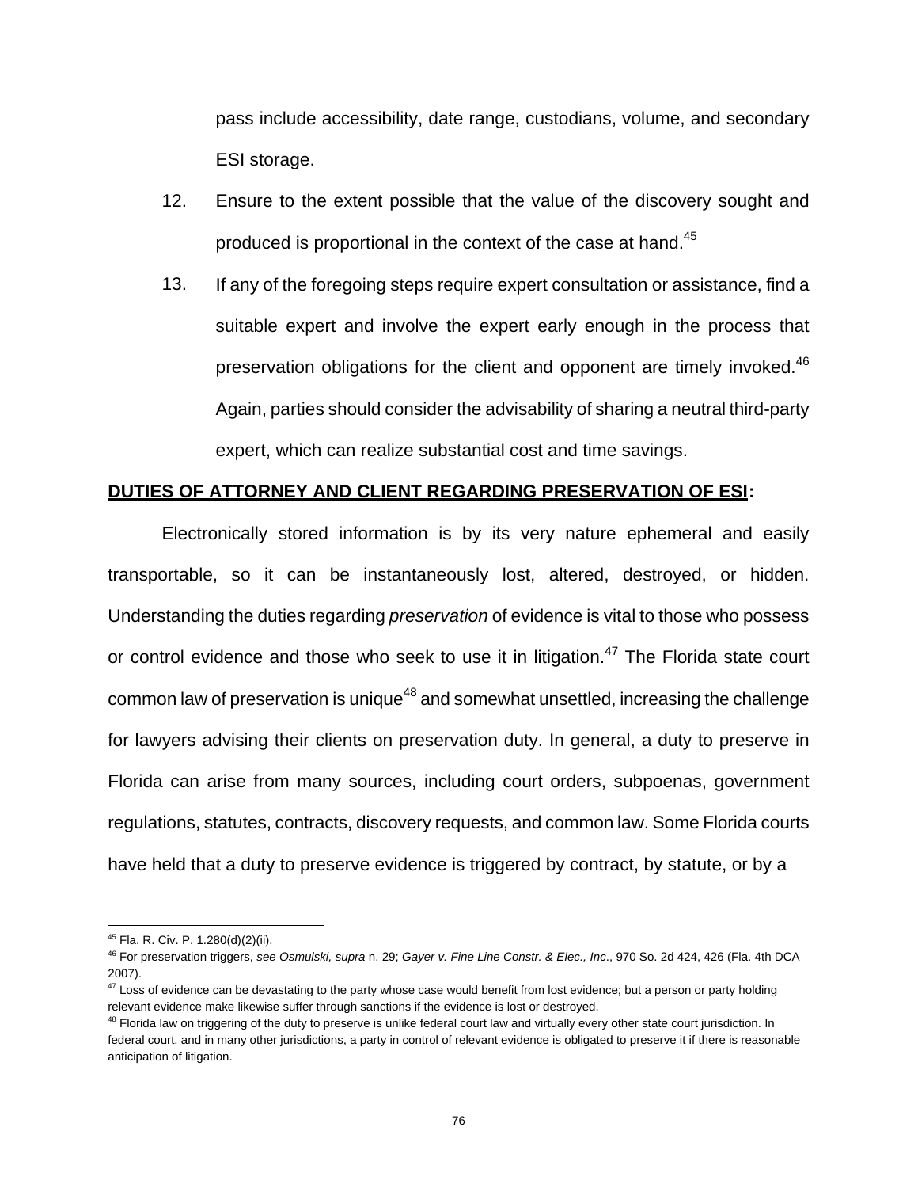pass include accessibility, date range, custodians, volume, and secondary ESI storage.

12. Ensure to the extent possible that the value of the discovery sought and produced is proportional in the context of the case at hand.[45]

13. If any of the foregoing steps require expert consultation or assistance, find a suitable expert and involve the expert early enough in the process that preservation obligations for the client and opponent are timely invoked.[46] Again, parties should consider the advisability of sharing a neutral third-party expert, which can realize substantial cost and time savings.

**DUTIES OF ATTORNEY AND CLIENT REGARDING PRESERVATION OF ESI:**

Electronically stored information is by its very nature ephemeral and easily transportable, so it can be instantaneously lost, altered, destroyed, or hidden. Understanding the duties regarding *preservation* of evidence is vital to those who possess or control evidence and those who seek to use it in litigation.[47] The Florida state court common law of preservation is unique[48] and somewhat unsettled, increasing the challenge for lawyers advising their clients on preservation duty. In general, a duty to preserve in Florida can arise from many sources, including court orders, subpoenas, government regulations, statutes, contracts, discovery requests, and common law. Some Florida courts have held that a duty to preserve evidence is triggered by contract, by statute, or by a

---

[45] Fla. R. Civ. P. 1.280(d)(2)(ii).

[46] For preservation triggers, *see Osmulski, supra* n. 29; *Gayer v. Fine Line Constr. & Elec., Inc*., 970 So. 2d 424, 426 (Fla. 4th DCA 2007).

[47] Loss of evidence can be devastating to the party whose case would benefit from lost evidence; but a person or party holding relevant evidence make likewise suffer through sanctions if the evidence is lost or destroyed.

[48] Florida law on triggering of the duty to preserve is unlike federal court law and virtually every other state court jurisdiction. In federal court, and in many other jurisdictions, a party in control of relevant evidence is obligated to preserve it if there is reasonable anticipation of litigation.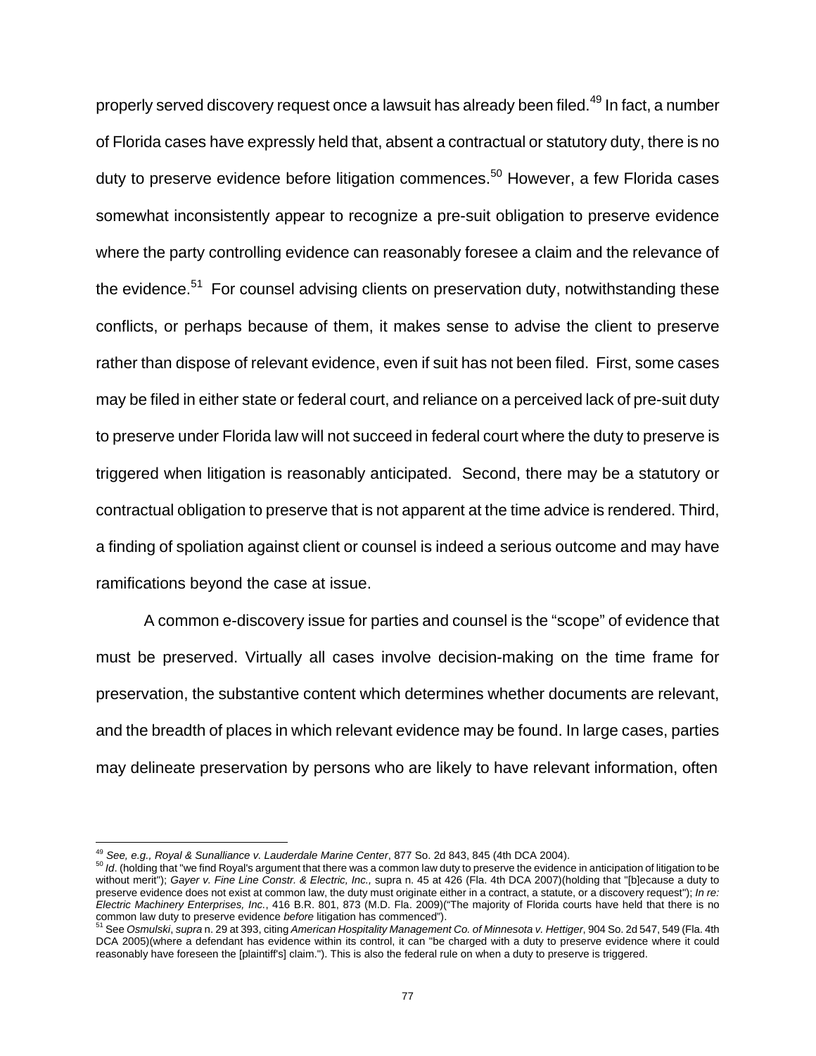properly served discovery request once a lawsuit has already been filed.[49] In fact, a number of Florida cases have expressly held that, absent a contractual or statutory duty, there is no duty to preserve evidence before litigation commences.[50] However, a few Florida cases somewhat inconsistently appear to recognize a pre-suit obligation to preserve evidence where the party controlling evidence can reasonably foresee a claim and the relevance of the evidence.[51] For counsel advising clients on preservation duty, notwithstanding these conflicts, or perhaps because of them, it makes sense to advise the client to preserve rather than dispose of relevant evidence, even if suit has not been filed. First, some cases may be filed in either state or federal court, and reliance on a perceived lack of pre-suit duty to preserve under Florida law will not succeed in federal court where the duty to preserve is triggered when litigation is reasonably anticipated. Second, there may be a statutory or contractual obligation to preserve that is not apparent at the time advice is rendered. Third, a finding of spoliation against client or counsel is indeed a serious outcome and may have ramifications beyond the case at issue.

A common e-discovery issue for parties and counsel is the "scope" of evidence that must be preserved. Virtually all cases involve decision-making on the time frame for preservation, the substantive content which determines whether documents are relevant, and the breadth of places in which relevant evidence may be found. In large cases, parties may delineate preservation by persons who are likely to have relevant information, often

---

[49] *See, e.g., Royal & Sunalliance v. Lauderdale Marine Center*, 877 So. 2d 843, 845 (4th DCA 2004).

[50] *Id*. (holding that "we find Royal's argument that there was a common law duty to preserve the evidence in anticipation of litigation to be without merit"); *Gayer v. Fine Line Constr. & Electric, Inc.,* supra n. 45 at 426 (Fla. 4th DCA 2007)(holding that "[b]ecause a duty to preserve evidence does not exist at common law, the duty must originate either in a contract, a statute, or a discovery request"); *In re: Electric Machinery Enterprises, Inc.*, 416 B.R. 801, 873 (M.D. Fla. 2009)("The majority of Florida courts have held that there is no common law duty to preserve evidence *before* litigation has commenced").

[51] See *Osmulski*, *supra* n. 29 at 393, citing *American Hospitality Management Co. of Minnesota v. Hettiger*, 904 So. 2d 547, 549 (Fla. 4th DCA 2005)(where a defendant has evidence within its control, it can "be charged with a duty to preserve evidence where it could reasonably have foreseen the [plaintiff's] claim."). This is also the federal rule on when a duty to preserve is triggered.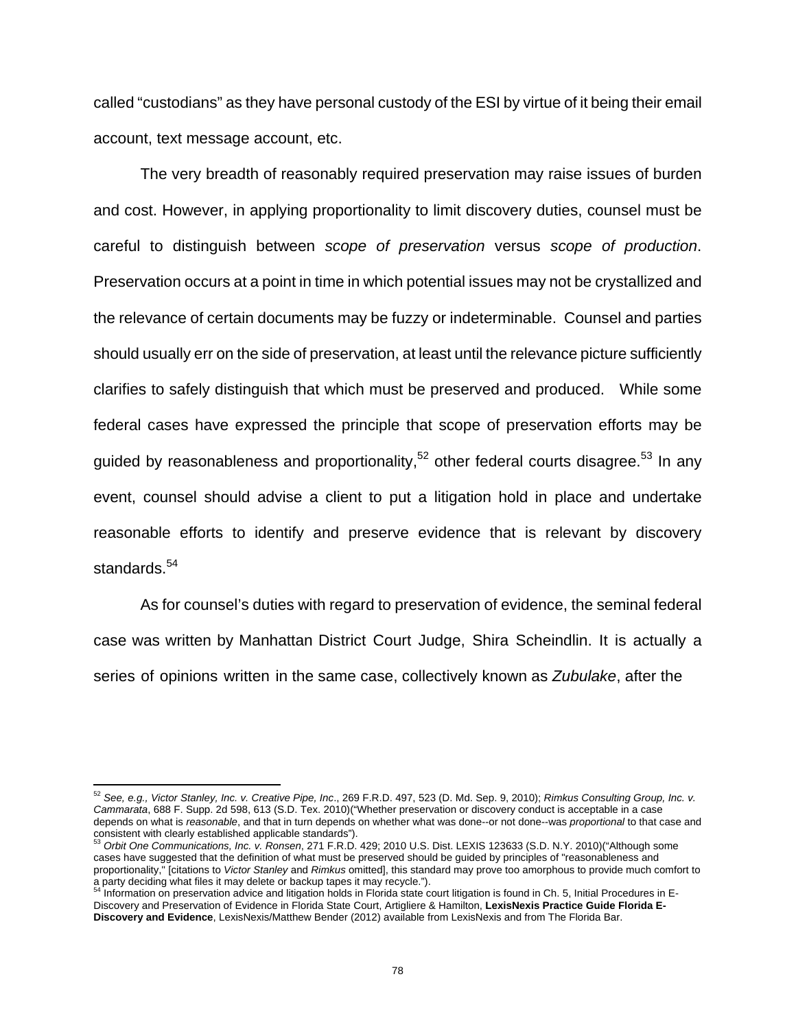called "custodians" as they have personal custody of the ESI by virtue of it being their email account, text message account, etc.

The very breadth of reasonably required preservation may raise issues of burden and cost. However, in applying proportionality to limit discovery duties, counsel must be careful to distinguish between *scope of preservation* versus *scope of production*. Preservation occurs at a point in time in which potential issues may not be crystallized and the relevance of certain documents may be fuzzy or indeterminable. Counsel and parties should usually err on the side of preservation, at least until the relevance picture sufficiently clarifies to safely distinguish that which must be preserved and produced. While some federal cases have expressed the principle that scope of preservation efforts may be guided by reasonableness and proportionality,[52] other federal courts disagree.[53] In any event, counsel should advise a client to put a litigation hold in place and undertake reasonable efforts to identify and preserve evidence that is relevant by discovery standards.[54]

As for counsel's duties with regard to preservation of evidence, the seminal federal case was written by Manhattan District Court Judge, Shira Scheindlin. It is actually a series of opinions written in the same case, collectively known as *Zubulake*, after the

---

[52] *See, e.g., Victor Stanley, Inc. v. Creative Pipe, Inc*., 269 F.R.D. 497, 523 (D. Md. Sep. 9, 2010); *Rimkus Consulting Group, Inc. v. Cammarata*, 688 F. Supp. 2d 598, 613 (S.D. Tex. 2010)("Whether preservation or discovery conduct is acceptable in a case depends on what is *reasonable*, and that in turn depends on whether what was done--or not done--was *proportional* to that case and consistent with clearly established applicable standards").

[53] *Orbit One Communications, Inc. v. Ronsen*, 271 F.R.D. 429; 2010 U.S. Dist. LEXIS 123633 (S.D. N.Y. 2010)("Although some cases have suggested that the definition of what must be preserved should be guided by principles of "reasonableness and proportionality," [citations to *Victor Stanley* and *Rimkus* omitted], this standard may prove too amorphous to provide much comfort to a party deciding what files it may delete or backup tapes it may recycle.").

[54] Information on preservation advice and litigation holds in Florida state court litigation is found in Ch. 5, Initial Procedures in E-Discovery and Preservation of Evidence in Florida State Court, Artigliere & Hamilton, **LexisNexis Practice Guide Florida E-Discovery and Evidence**, LexisNexis/Matthew Bender (2012) available from LexisNexis and from The Florida Bar.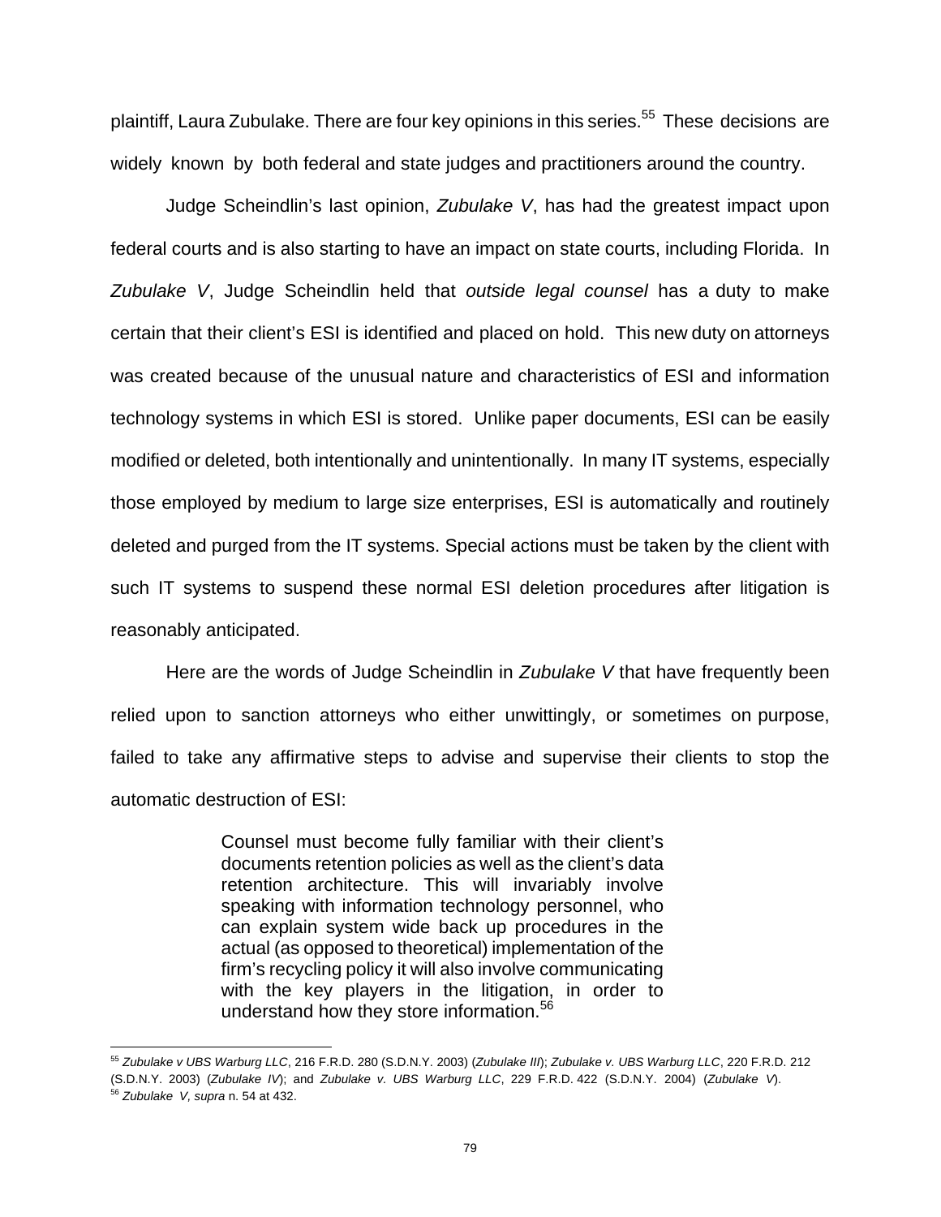plaintiff, Laura Zubulake. There are four key opinions in this series.[55] These decisions are widely known by both federal and state judges and practitioners around the country.

Judge Scheindlin's last opinion, *Zubulake V*, has had the greatest impact upon federal courts and is also starting to have an impact on state courts, including Florida. In *Zubulake V*, Judge Scheindlin held that *outside legal counsel* has a duty to make certain that their client's ESI is identified and placed on hold. This new duty on attorneys was created because of the unusual nature and characteristics of ESI and information technology systems in which ESI is stored. Unlike paper documents, ESI can be easily modified or deleted, both intentionally and unintentionally. In many IT systems, especially those employed by medium to large size enterprises, ESI is automatically and routinely deleted and purged from the IT systems. Special actions must be taken by the client with such IT systems to suspend these normal ESI deletion procedures after litigation is reasonably anticipated.

Here are the words of Judge Scheindlin in *Zubulake V* that have frequently been relied upon to sanction attorneys who either unwittingly, or sometimes on purpose, failed to take any affirmative steps to advise and supervise their clients to stop the automatic destruction of ESI:

> Counsel must become fully familiar with their client's documents retention policies as well as the client's data retention architecture. This will invariably involve speaking with information technology personnel, who can explain system wide back up procedures in the actual (as opposed to theoretical) implementation of the firm's recycling policy it will also involve communicating with the key players in the litigation, in order to understand how they store information.[56]

---

[55] *Zubulake v UBS Warburg LLC*, 216 F.R.D. 280 (S.D.N.Y. 2003) (*Zubulake III*); *Zubulake v. UBS Warburg LLC*, 220 F.R.D. 212 (S.D.N.Y. 2003) (*Zubulake IV*); and *Zubulake v. UBS Warburg LLC*, 229 F.R.D. 422 (S.D.N.Y. 2004) (*Zubulake V*).

[56] *Zubulake V, supra* n. 54 at 432.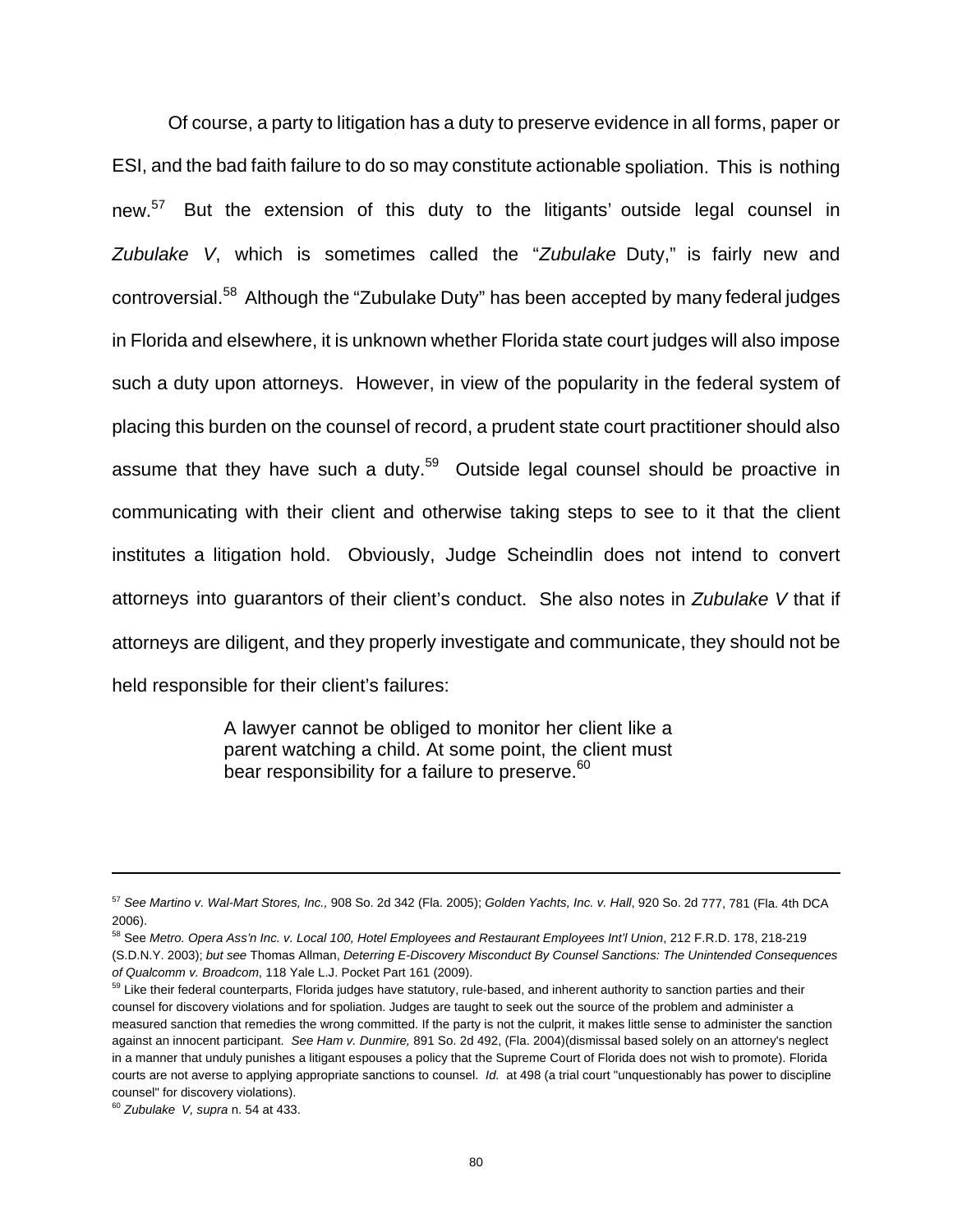Of course, a party to litigation has a duty to preserve evidence in all forms, paper or ESI, and the bad faith failure to do so may constitute actionable spoliation. This is nothing new.[57] But the extension of this duty to the litigants' outside legal counsel in *Zubulake V*, which is sometimes called the "*Zubulake* Duty," is fairly new and controversial.[58] Although the "Zubulake Duty" has been accepted by many federal judges in Florida and elsewhere, it is unknown whether Florida state court judges will also impose such a duty upon attorneys. However, in view of the popularity in the federal system of placing this burden on the counsel of record, a prudent state court practitioner should also assume that they have such a duty.[59] Outside legal counsel should be proactive in communicating with their client and otherwise taking steps to see to it that the client institutes a litigation hold. Obviously, Judge Scheindlin does not intend to convert attorneys into guarantors of their client's conduct. She also notes in *Zubulake V* that if attorneys are diligent, and they properly investigate and communicate, they should not be held responsible for their client's failures:

> A lawyer cannot be obliged to monitor her client like a parent watching a child. At some point, the client must bear responsibility for a failure to preserve.[60]

---

[57] *See Martino v. Wal-Mart Stores, Inc.,* 908 So. 2d 342 (Fla. 2005); *Golden Yachts, Inc. v. Hall*, 920 So. 2d 777, 781 (Fla. 4th DCA 2006).

[58] See *Metro. Opera Ass'n Inc. v. Local 100, Hotel Employees and Restaurant Employees Int'l Union*, 212 F.R.D. 178, 218-219 (S.D.N.Y. 2003); *but see* Thomas Allman, *Deterring E-Discovery Misconduct By Counsel Sanctions: The Unintended Consequences of Qualcomm v. Broadcom*, 118 Yale L.J. Pocket Part 161 (2009).

[59] Like their federal counterparts, Florida judges have statutory, rule-based, and inherent authority to sanction parties and their counsel for discovery violations and for spoliation. Judges are taught to seek out the source of the problem and administer a measured sanction that remedies the wrong committed. If the party is not the culprit, it makes little sense to administer the sanction against an innocent participant. *See Ham v. Dunmire,* 891 So. 2d 492, (Fla. 2004)(dismissal based solely on an attorney's neglect in a manner that unduly punishes a litigant espouses a policy that the Supreme Court of Florida does not wish to promote). Florida courts are not averse to applying appropriate sanctions to counsel. *Id.* at 498 (a trial court "unquestionably has power to discipline counsel" for discovery violations).

[60] *Zubulake V, supra* n. 54 at 433.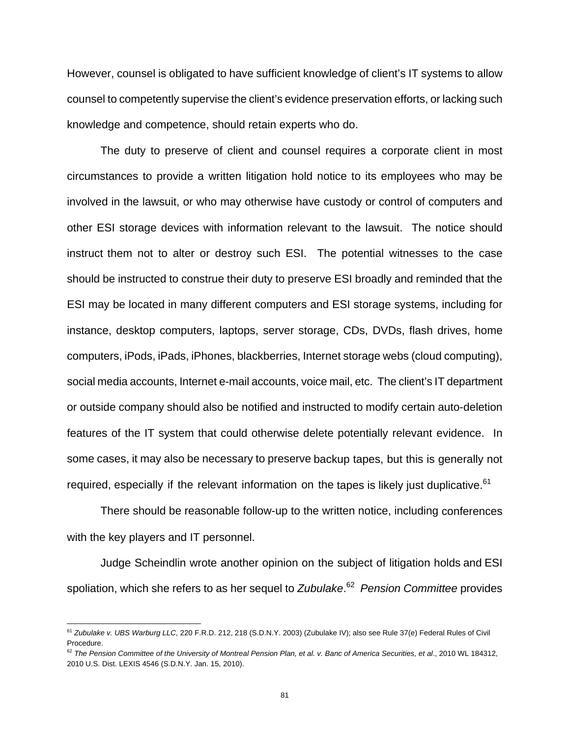However, counsel is obligated to have sufficient knowledge of client's IT systems to allow counsel to competently supervise the client's evidence preservation efforts, or lacking such knowledge and competence, should retain experts who do.

The duty to preserve of client and counsel requires a corporate client in most circumstances to provide a written litigation hold notice to its employees who may be involved in the lawsuit, or who may otherwise have custody or control of computers and other ESI storage devices with information relevant to the lawsuit. The notice should instruct them not to alter or destroy such ESI. The potential witnesses to the case should be instructed to construe their duty to preserve ESI broadly and reminded that the ESI may be located in many different computers and ESI storage systems, including for instance, desktop computers, laptops, server storage, CDs, DVDs, flash drives, home computers, iPods, iPads, iPhones, blackberries, Internet storage webs (cloud computing), social media accounts, Internet e-mail accounts, voice mail, etc. The client's IT department or outside company should also be notified and instructed to modify certain auto-deletion features of the IT system that could otherwise delete potentially relevant evidence. In some cases, it may also be necessary to preserve backup tapes, but this is generally not required, especially if the relevant information on the tapes is likely just duplicative.[61]

There should be reasonable follow-up to the written notice, including conferences with the key players and IT personnel.

Judge Scheindlin wrote another opinion on the subject of litigation holds and ESI spoliation, which she refers to as her sequel to *Zubulake*.[62] *Pension Committee* provides

---

[61] *Zubulake v. UBS Warburg LLC*, 220 F.R.D. 212, 218 (S.D.N.Y. 2003) (Zubulake IV); also see Rule 37(e) Federal Rules of Civil Procedure.

[62] *The Pension Committee of the University of Montreal Pension Plan, et al. v. Banc of America Securities, et al*., 2010 WL 184312, 2010 U.S. Dist. LEXIS 4546 (S.D.N.Y. Jan. 15, 2010).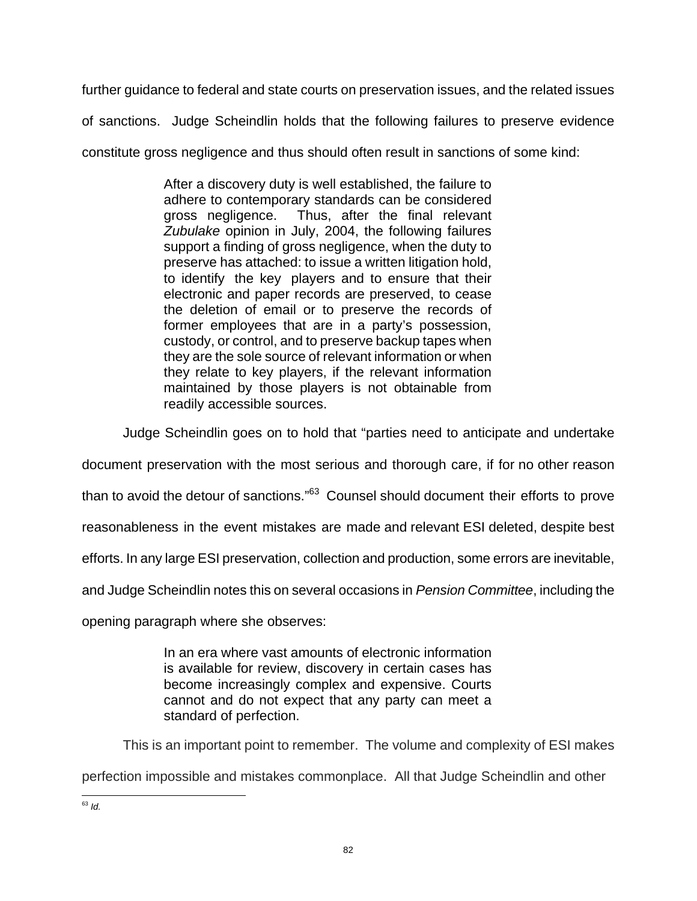further guidance to federal and state courts on preservation issues, and the related issues of sanctions. Judge Scheindlin holds that the following failures to preserve evidence constitute gross negligence and thus should often result in sanctions of some kind:

> After a discovery duty is well established, the failure to adhere to contemporary standards can be considered gross negligence. Thus, after the final relevant *Zubulake* opinion in July, 2004, the following failures support a finding of gross negligence, when the duty to preserve has attached: to issue a written litigation hold, to identify the key players and to ensure that their electronic and paper records are preserved, to cease the deletion of email or to preserve the records of former employees that are in a party's possession, custody, or control, and to preserve backup tapes when they are the sole source of relevant information or when they relate to key players, if the relevant information maintained by those players is not obtainable from readily accessible sources.

Judge Scheindlin goes on to hold that "parties need to anticipate and undertake document preservation with the most serious and thorough care, if for no other reason than to avoid the detour of sanctions."[63] Counsel should document their efforts to prove reasonableness in the event mistakes are made and relevant ESI deleted, despite best efforts. In any large ESI preservation, collection and production, some errors are inevitable, and Judge Scheindlin notes this on several occasions in *Pension Committee*, including the opening paragraph where she observes:

> In an era where vast amounts of electronic information is available for review, discovery in certain cases has become increasingly complex and expensive. Courts cannot and do not expect that any party can meet a standard of perfection.

This is an important point to remember. The volume and complexity of ESI makes perfection impossible and mistakes commonplace. All that Judge Scheindlin and other

---

[63] *Id.*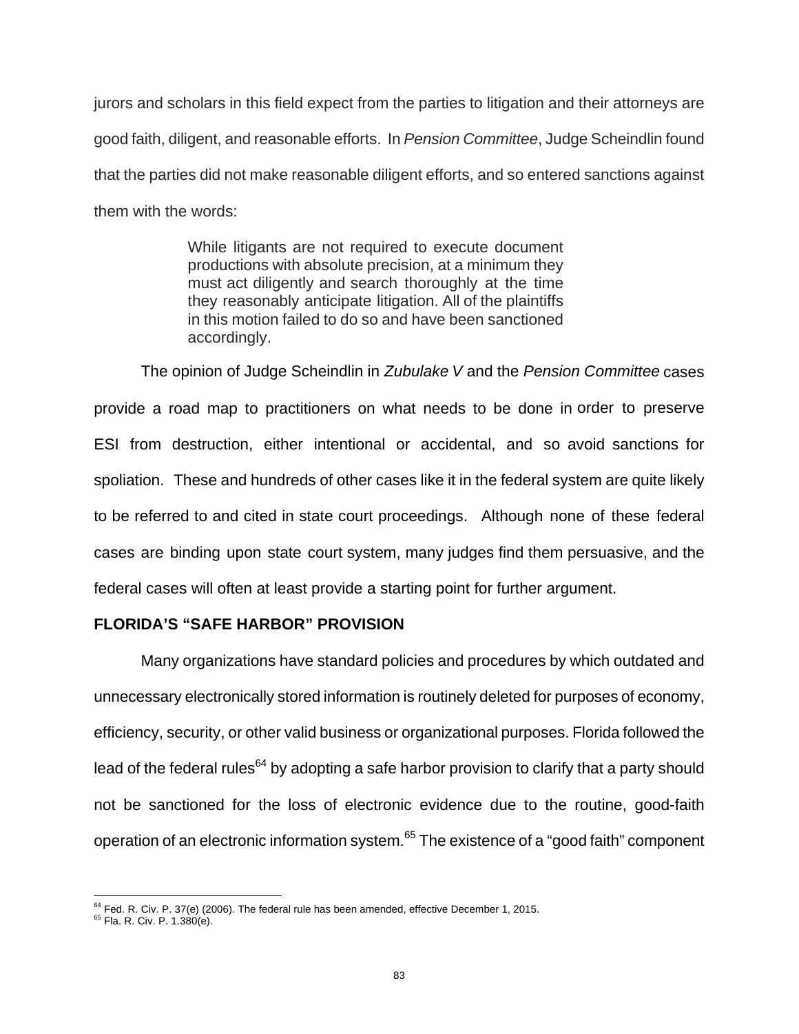jurors and scholars in this field expect from the parties to litigation and their attorneys are good faith, diligent, and reasonable efforts. In *Pension Committee*, Judge Scheindlin found that the parties did not make reasonable diligent efforts, and so entered sanctions against them with the words:

> While litigants are not required to execute document productions with absolute precision, at a minimum they must act diligently and search thoroughly at the time they reasonably anticipate litigation. All of the plaintiffs in this motion failed to do so and have been sanctioned accordingly.

The opinion of Judge Scheindlin in *Zubulake V* and the *Pension Committee* cases provide a road map to practitioners on what needs to be done in order to preserve ESI from destruction, either intentional or accidental, and so avoid sanctions for spoliation. These and hundreds of other cases like it in the federal system are quite likely to be referred to and cited in state court proceedings. Although none of these federal cases are binding upon state court system, many judges find them persuasive, and the federal cases will often at least provide a starting point for further argument.

**FLORIDA'S "SAFE HARBOR" PROVISION**

Many organizations have standard policies and procedures by which outdated and unnecessary electronically stored information is routinely deleted for purposes of economy, efficiency, security, or other valid business or organizational purposes. Florida followed the lead of the federal rules[64] by adopting a safe harbor provision to clarify that a party should not be sanctioned for the loss of electronic evidence due to the routine, good-faith operation of an electronic information system.[65] The existence of a "good faith" component

---

[64] Fed. R. Civ. P. 37(e) (2006). The federal rule has been amended, effective December 1, 2015.

[65] Fla. R. Civ. P. 1.380(e).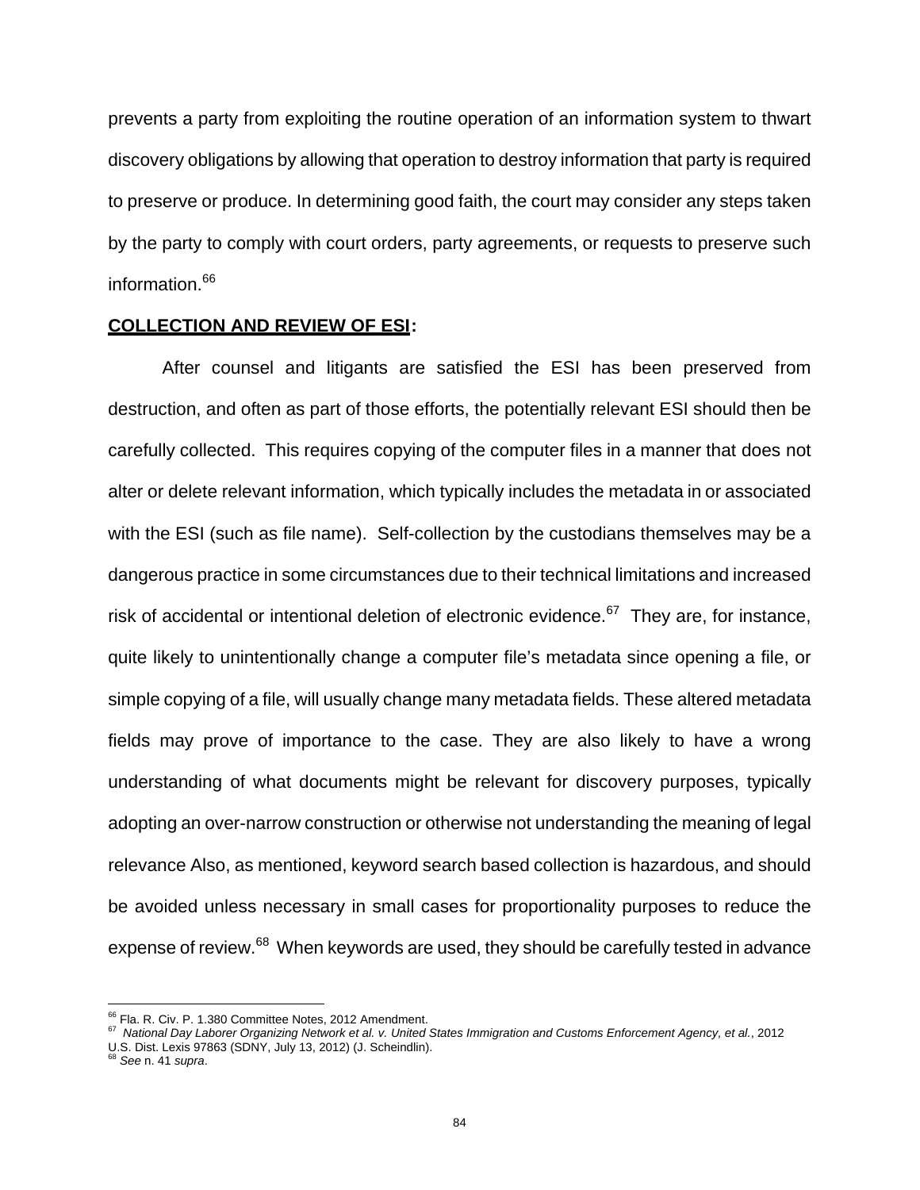prevents a party from exploiting the routine operation of an information system to thwart discovery obligations by allowing that operation to destroy information that party is required to preserve or produce. In determining good faith, the court may consider any steps taken by the party to comply with court orders, party agreements, or requests to preserve such information.[66]

**COLLECTION AND REVIEW OF ESI:**

After counsel and litigants are satisfied the ESI has been preserved from destruction, and often as part of those efforts, the potentially relevant ESI should then be carefully collected. This requires copying of the computer files in a manner that does not alter or delete relevant information, which typically includes the metadata in or associated with the ESI (such as file name). Self-collection by the custodians themselves may be a dangerous practice in some circumstances due to their technical limitations and increased risk of accidental or intentional deletion of electronic evidence.[67] They are, for instance, quite likely to unintentionally change a computer file's metadata since opening a file, or simple copying of a file, will usually change many metadata fields. These altered metadata fields may prove of importance to the case. They are also likely to have a wrong understanding of what documents might be relevant for discovery purposes, typically adopting an over-narrow construction or otherwise not understanding the meaning of legal relevance Also, as mentioned, keyword search based collection is hazardous, and should be avoided unless necessary in small cases for proportionality purposes to reduce the expense of review.[68] When keywords are used, they should be carefully tested in advance

---

[66] Fla. R. Civ. P. 1.380 Committee Notes, 2012 Amendment.

[67] *National Day Laborer Organizing Network et al. v. United States Immigration and Customs Enforcement Agency, et al.*, 2012 U.S. Dist. Lexis 97863 (SDNY, July 13, 2012) (J. Scheindlin).

[68] *See* n. 41 *supra*.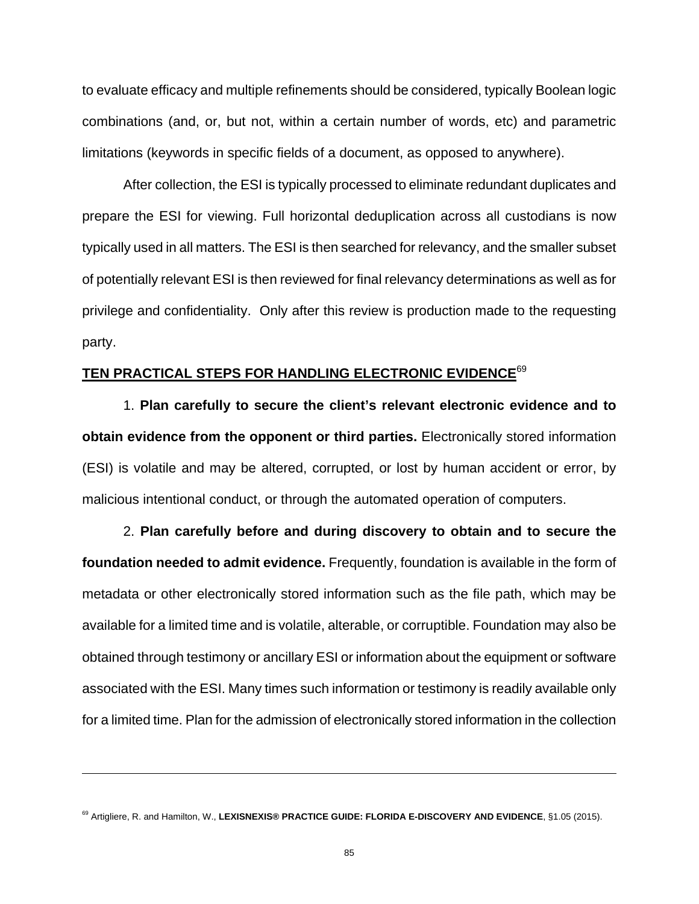to evaluate efficacy and multiple refinements should be considered, typically Boolean logic combinations (and, or, but not, within a certain number of words, etc) and parametric limitations (keywords in specific fields of a document, as opposed to anywhere).

After collection, the ESI is typically processed to eliminate redundant duplicates and prepare the ESI for viewing. Full horizontal deduplication across all custodians is now typically used in all matters. The ESI is then searched for relevancy, and the smaller subset of potentially relevant ESI is then reviewed for final relevancy determinations as well as for privilege and confidentiality. Only after this review is production made to the requesting party.

**TEN PRACTICAL STEPS FOR HANDLING ELECTRONIC EVIDENCE**[69]

1. **Plan carefully to secure the client's relevant electronic evidence and to obtain evidence from the opponent or third parties.** Electronically stored information (ESI) is volatile and may be altered, corrupted, or lost by human accident or error, by malicious intentional conduct, or through the automated operation of computers.

2. **Plan carefully before and during discovery to obtain and to secure the foundation needed to admit evidence.** Frequently, foundation is available in the form of metadata or other electronically stored information such as the file path, which may be available for a limited time and is volatile, alterable, or corruptible. Foundation may also be obtained through testimony or ancillary ESI or information about the equipment or software associated with the ESI. Many times such information or testimony is readily available only for a limited time. Plan for the admission of electronically stored information in the collection

---

[69] Artigliere, R. and Hamilton, W., **LEXISNEXIS® PRACTICE GUIDE: FLORIDA E-DISCOVERY AND EVIDENCE**, §1.05 (2015).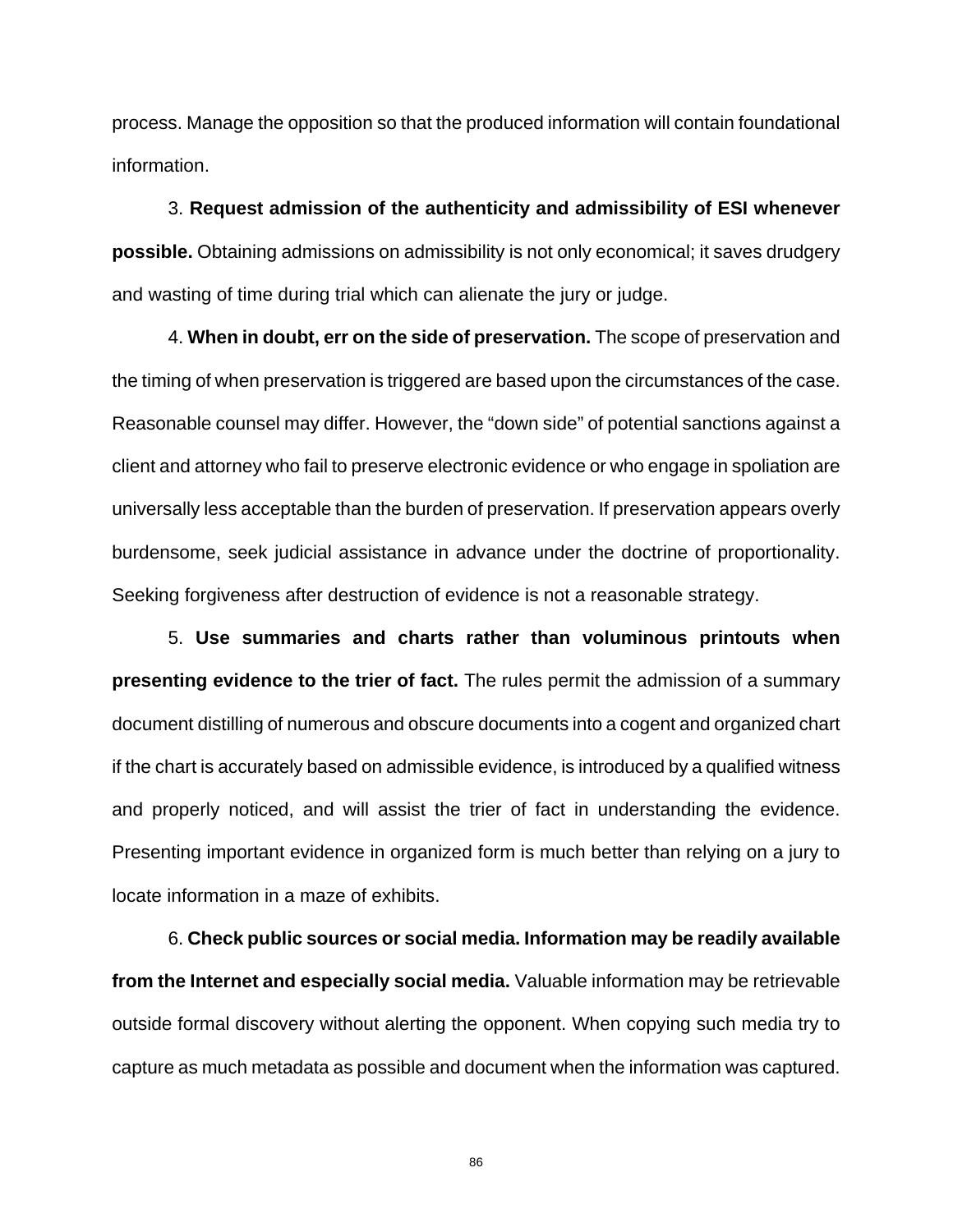process. Manage the opposition so that the produced information will contain foundational information.

3. **Request admission of the authenticity and admissibility of ESI whenever possible.** Obtaining admissions on admissibility is not only economical; it saves drudgery and wasting of time during trial which can alienate the jury or judge.

4. **When in doubt, err on the side of preservation.** The scope of preservation and the timing of when preservation is triggered are based upon the circumstances of the case. Reasonable counsel may differ. However, the "down side" of potential sanctions against a client and attorney who fail to preserve electronic evidence or who engage in spoliation are universally less acceptable than the burden of preservation. If preservation appears overly burdensome, seek judicial assistance in advance under the doctrine of proportionality. Seeking forgiveness after destruction of evidence is not a reasonable strategy.

5. **Use summaries and charts rather than voluminous printouts when presenting evidence to the trier of fact.** The rules permit the admission of a summary document distilling of numerous and obscure documents into a cogent and organized chart if the chart is accurately based on admissible evidence, is introduced by a qualified witness and properly noticed, and will assist the trier of fact in understanding the evidence. Presenting important evidence in organized form is much better than relying on a jury to locate information in a maze of exhibits.

6. **Check public sources or social media. Information may be readily available from the Internet and especially social media.** Valuable information may be retrievable outside formal discovery without alerting the opponent. When copying such media try to capture as much metadata as possible and document when the information was captured.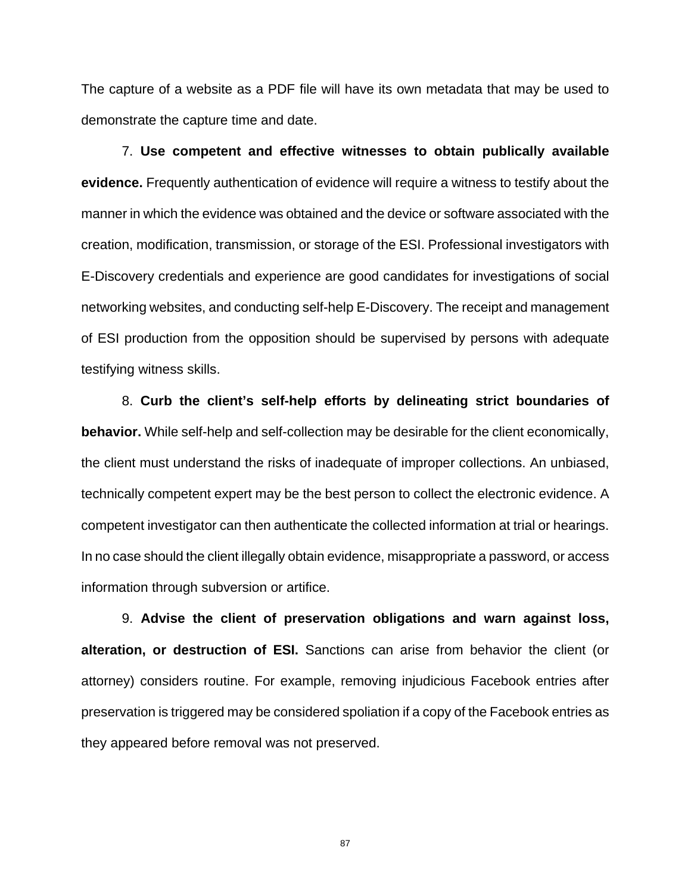The capture of a website as a PDF file will have its own metadata that may be used to demonstrate the capture time and date.

7. **Use competent and effective witnesses to obtain publically available evidence.** Frequently authentication of evidence will require a witness to testify about the manner in which the evidence was obtained and the device or software associated with the creation, modification, transmission, or storage of the ESI. Professional investigators with E-Discovery credentials and experience are good candidates for investigations of social networking websites, and conducting self-help E-Discovery. The receipt and management of ESI production from the opposition should be supervised by persons with adequate testifying witness skills.

8. **Curb the client's self-help efforts by delineating strict boundaries of behavior.** While self-help and self-collection may be desirable for the client economically, the client must understand the risks of inadequate of improper collections. An unbiased, technically competent expert may be the best person to collect the electronic evidence. A competent investigator can then authenticate the collected information at trial or hearings. In no case should the client illegally obtain evidence, misappropriate a password, or access information through subversion or artifice.

9. **Advise the client of preservation obligations and warn against loss, alteration, or destruction of ESI.** Sanctions can arise from behavior the client (or attorney) considers routine. For example, removing injudicious Facebook entries after preservation is triggered may be considered spoliation if a copy of the Facebook entries as they appeared before removal was not preserved.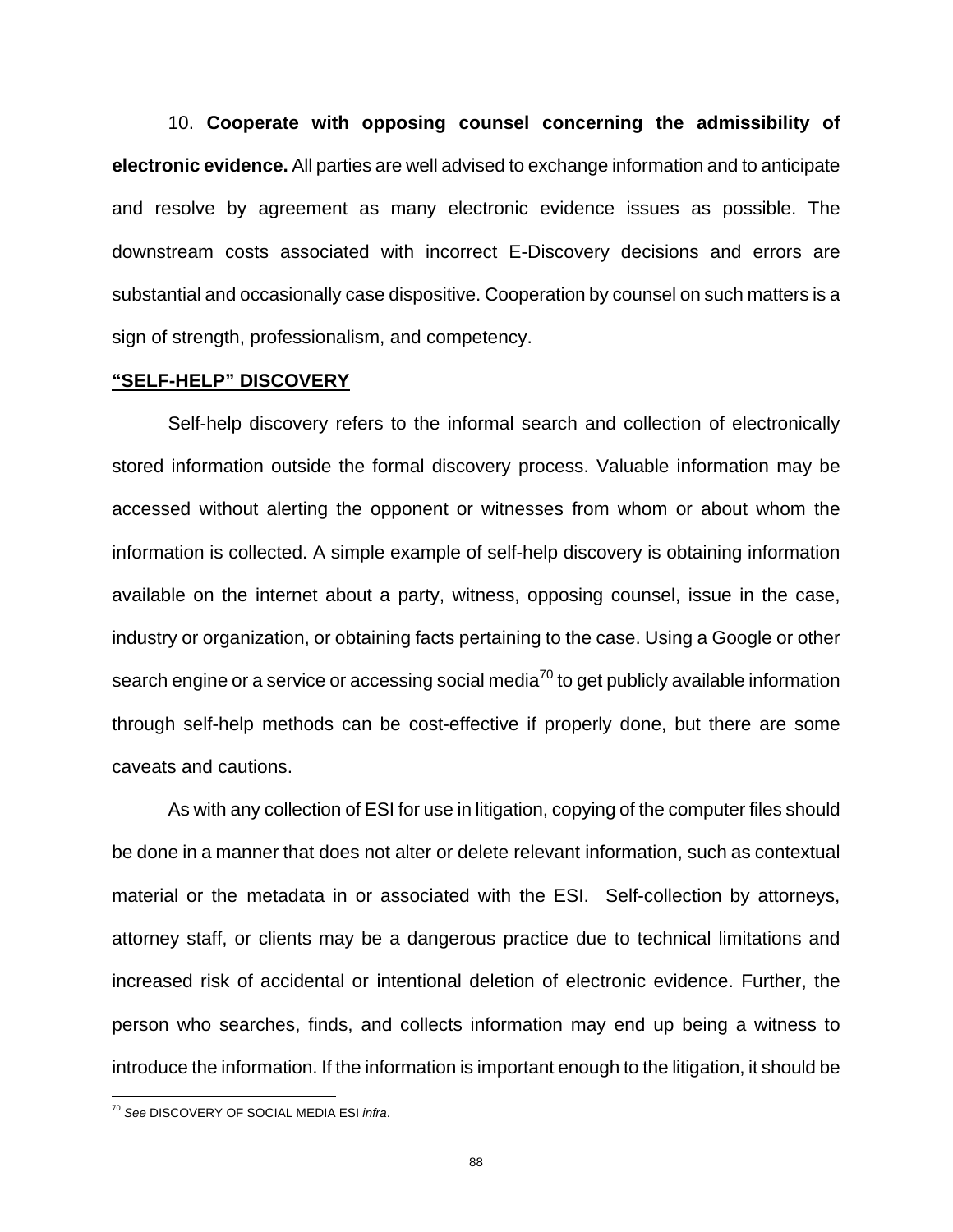10. **Cooperate with opposing counsel concerning the admissibility of electronic evidence.** All parties are well advised to exchange information and to anticipate and resolve by agreement as many electronic evidence issues as possible. The downstream costs associated with incorrect E-Discovery decisions and errors are substantial and occasionally case dispositive. Cooperation by counsel on such matters is a sign of strength, professionalism, and competency.

## **“SELF-HELP” DISCOVERY**

Self-help discovery refers to the informal search and collection of electronically stored information outside the formal discovery process. Valuable information may be accessed without alerting the opponent or witnesses from whom or about whom the information is collected. A simple example of self-help discovery is obtaining information available on the internet about a party, witness, opposing counsel, issue in the case, industry or organization, or obtaining facts pertaining to the case. Using a Google or other search engine or a service or accessing social media[70] to get publicly available information through self-help methods can be cost-effective if properly done, but there are some caveats and cautions.

As with any collection of ESI for use in litigation, copying of the computer files should be done in a manner that does not alter or delete relevant information, such as contextual material or the metadata in or associated with the ESI. Self-collection by attorneys, attorney staff, or clients may be a dangerous practice due to technical limitations and increased risk of accidental or intentional deletion of electronic evidence. Further, the person who searches, finds, and collects information may end up being a witness to introduce the information. If the information is important enough to the litigation, it should be

---

[70] *See* DISCOVERY OF SOCIAL MEDIA ESI *infra*.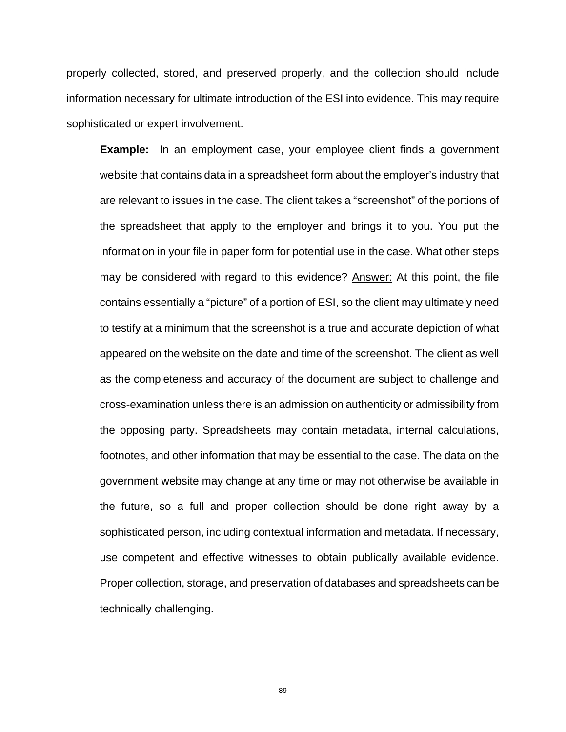properly collected, stored, and preserved properly, and the collection should include information necessary for ultimate introduction of the ESI into evidence. This may require sophisticated or expert involvement.

> **Example:** In an employment case, your employee client finds a government website that contains data in a spreadsheet form about the employer's industry that are relevant to issues in the case. The client takes a "screenshot" of the portions of the spreadsheet that apply to the employer and brings it to you. You put the information in your file in paper form for potential use in the case. What other steps may be considered with regard to this evidence? <u>Answer:</u> At this point, the file contains essentially a "picture" of a portion of ESI, so the client may ultimately need to testify at a minimum that the screenshot is a true and accurate depiction of what appeared on the website on the date and time of the screenshot. The client as well as the completeness and accuracy of the document are subject to challenge and cross-examination unless there is an admission on authenticity or admissibility from the opposing party. Spreadsheets may contain metadata, internal calculations, footnotes, and other information that may be essential to the case. The data on the government website may change at any time or may not otherwise be available in the future, so a full and proper collection should be done right away by a sophisticated person, including contextual information and metadata. If necessary, use competent and effective witnesses to obtain publically available evidence. Proper collection, storage, and preservation of databases and spreadsheets can be technically challenging.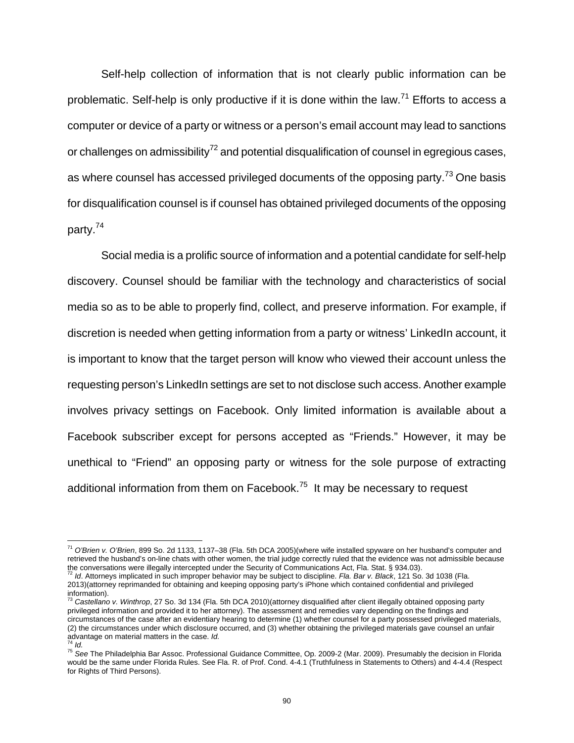Self-help collection of information that is not clearly public information can be problematic. Self-help is only productive if it is done within the law.[71] Efforts to access a computer or device of a party or witness or a person's email account may lead to sanctions or challenges on admissibility[72] and potential disqualification of counsel in egregious cases, as where counsel has accessed privileged documents of the opposing party.[73] One basis for disqualification counsel is if counsel has obtained privileged documents of the opposing party.[74]

Social media is a prolific source of information and a potential candidate for self-help discovery. Counsel should be familiar with the technology and characteristics of social media so as to be able to properly find, collect, and preserve information. For example, if discretion is needed when getting information from a party or witness' LinkedIn account, it is important to know that the target person will know who viewed their account unless the requesting person's LinkedIn settings are set to not disclose such access. Another example involves privacy settings on Facebook. Only limited information is available about a Facebook subscriber except for persons accepted as "Friends." However, it may be unethical to "Friend" an opposing party or witness for the sole purpose of extracting additional information from them on Facebook.[75] It may be necessary to request

---

[71] *O'Brien v. O'Brien*, 899 So. 2d 1133, 1137–38 (Fla. 5th DCA 2005)(where wife installed spyware on her husband's computer and retrieved the husband's on-line chats with other women, the trial judge correctly ruled that the evidence was not admissible because the conversations were illegally intercepted under the Security of Communications Act, Fla. Stat. § 934.03).

[72] *Id*. Attorneys implicated in such improper behavior may be subject to discipline. *Fla. Bar v. Black*, 121 So. 3d 1038 (Fla. 2013)(attorney reprimanded for obtaining and keeping opposing party's iPhone which contained confidential and privileged information).

[73] *Castellano v. Winthrop*, 27 So. 3d 134 (Fla. 5th DCA 2010)(attorney disqualified after client illegally obtained opposing party privileged information and provided it to her attorney). The assessment and remedies vary depending on the findings and circumstances of the case after an evidentiary hearing to determine (1) whether counsel for a party possessed privileged materials, (2) the circumstances under which disclosure occurred, and (3) whether obtaining the privileged materials gave counsel an unfair advantage on material matters in the case. *Id.*

[74] *Id.*

[75] *See* The Philadelphia Bar Assoc. Professional Guidance Committee, Op. 2009-2 (Mar. 2009). Presumably the decision in Florida would be the same under Florida Rules. See Fla. R. of Prof. Cond. 4-4.1 (Truthfulness in Statements to Others) and 4-4.4 (Respect for Rights of Third Persons).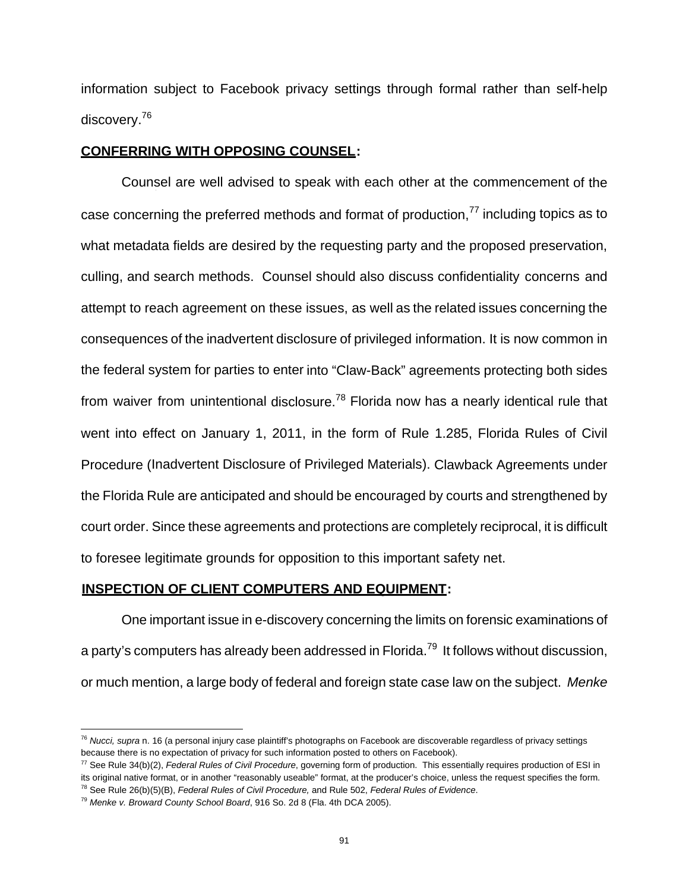information subject to Facebook privacy settings through formal rather than self-help discovery.[76]

**CONFERRING WITH OPPOSING COUNSEL:**

Counsel are well advised to speak with each other at the commencement of the case concerning the preferred methods and format of production,[77] including topics as to what metadata fields are desired by the requesting party and the proposed preservation, culling, and search methods. Counsel should also discuss confidentiality concerns and attempt to reach agreement on these issues, as well as the related issues concerning the consequences of the inadvertent disclosure of privileged information. It is now common in the federal system for parties to enter into "Claw-Back" agreements protecting both sides from waiver from unintentional disclosure.[78] Florida now has a nearly identical rule that went into effect on January 1, 2011, in the form of Rule 1.285, Florida Rules of Civil Procedure (Inadvertent Disclosure of Privileged Materials). Clawback Agreements under the Florida Rule are anticipated and should be encouraged by courts and strengthened by court order. Since these agreements and protections are completely reciprocal, it is difficult to foresee legitimate grounds for opposition to this important safety net.

**INSPECTION OF CLIENT COMPUTERS AND EQUIPMENT:**

One important issue in e-discovery concerning the limits on forensic examinations of a party's computers has already been addressed in Florida.[79] It follows without discussion, or much mention, a large body of federal and foreign state case law on the subject. *Menke*

---

[76] *Nucci, supra* n. 16 (a personal injury case plaintiff's photographs on Facebook are discoverable regardless of privacy settings because there is no expectation of privacy for such information posted to others on Facebook).

[77] See Rule 34(b)(2), *Federal Rules of Civil Procedure*, governing form of production. This essentially requires production of ESI in its original native format, or in another "reasonably useable" format, at the producer's choice, unless the request specifies the form.

[78] See Rule 26(b)(5)(B), *Federal Rules of Civil Procedure,* and Rule 502, *Federal Rules of Evidence*.

[79] *Menke v. Broward County School Board*, 916 So. 2d 8 (Fla. 4th DCA 2005).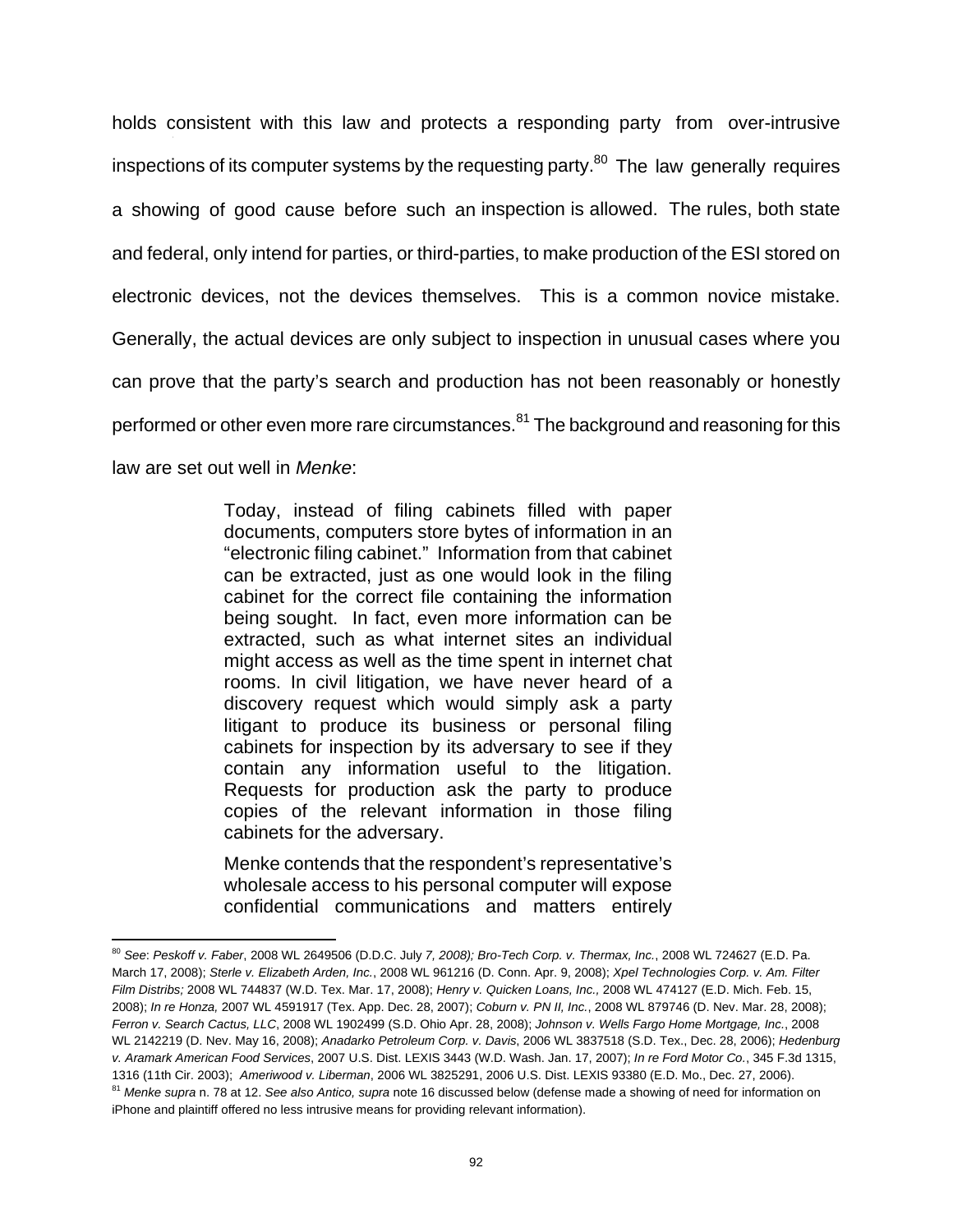holds consistent with this law and protects a responding party from over-intrusive inspections of its computer systems by the requesting party.[80] The law generally requires a showing of good cause before such an inspection is allowed. The rules, both state and federal, only intend for parties, or third-parties, to make production of the ESI stored on electronic devices, not the devices themselves. This is a common novice mistake. Generally, the actual devices are only subject to inspection in unusual cases where you can prove that the party's search and production has not been reasonably or honestly performed or other even more rare circumstances.[81] The background and reasoning for this law are set out well in *Menke*:

> Today, instead of filing cabinets filled with paper documents, computers store bytes of information in an "electronic filing cabinet." Information from that cabinet can be extracted, just as one would look in the filing cabinet for the correct file containing the information being sought. In fact, even more information can be extracted, such as what internet sites an individual might access as well as the time spent in internet chat rooms. In civil litigation, we have never heard of a discovery request which would simply ask a party litigant to produce its business or personal filing cabinets for inspection by its adversary to see if they contain any information useful to the litigation. Requests for production ask the party to produce copies of the relevant information in those filing cabinets for the adversary.
>
> Menke contends that the respondent's representative's wholesale access to his personal computer will expose confidential communications and matters entirely

---

[80] *See*: *Peskoff v. Faber*, 2008 WL 2649506 (D.D.C. July *7, 2008); Bro-Tech Corp. v. Thermax, Inc.*, 2008 WL 724627 (E.D. Pa. March 17, 2008); *Sterle v. Elizabeth Arden, Inc.*, 2008 WL 961216 (D. Conn. Apr. 9, 2008); *Xpel Technologies Corp. v. Am. Filter Film Distribs;* 2008 WL 744837 (W.D. Tex. Mar. 17, 2008); *Henry v. Quicken Loans, Inc.,* 2008 WL 474127 (E.D. Mich. Feb. 15, 2008); *In re Honza,* 2007 WL 4591917 (Tex. App. Dec. 28, 2007); *Coburn v. PN II, Inc.*, 2008 WL 879746 (D. Nev. Mar. 28, 2008); *Ferron v. Search Cactus, LLC*, 2008 WL 1902499 (S.D. Ohio Apr. 28, 2008); *Johnson v. Wells Fargo Home Mortgage, Inc.*, 2008 WL 2142219 (D. Nev. May 16, 2008); *Anadarko Petroleum Corp. v. Davis*, 2006 WL 3837518 (S.D. Tex., Dec. 28, 2006); *Hedenburg v. Aramark American Food Services*, 2007 U.S. Dist. LEXIS 3443 (W.D. Wash. Jan. 17, 2007); *In re Ford Motor Co.*, 345 F.3d 1315, 1316 (11th Cir. 2003); *Ameriwood v. Liberman*, 2006 WL 3825291, 2006 U.S. Dist. LEXIS 93380 (E.D. Mo., Dec. 27, 2006).

[81] *Menke supra* n. 78 at 12. *See also Antico, supra* note 16 discussed below (defense made a showing of need for information on iPhone and plaintiff offered no less intrusive means for providing relevant information).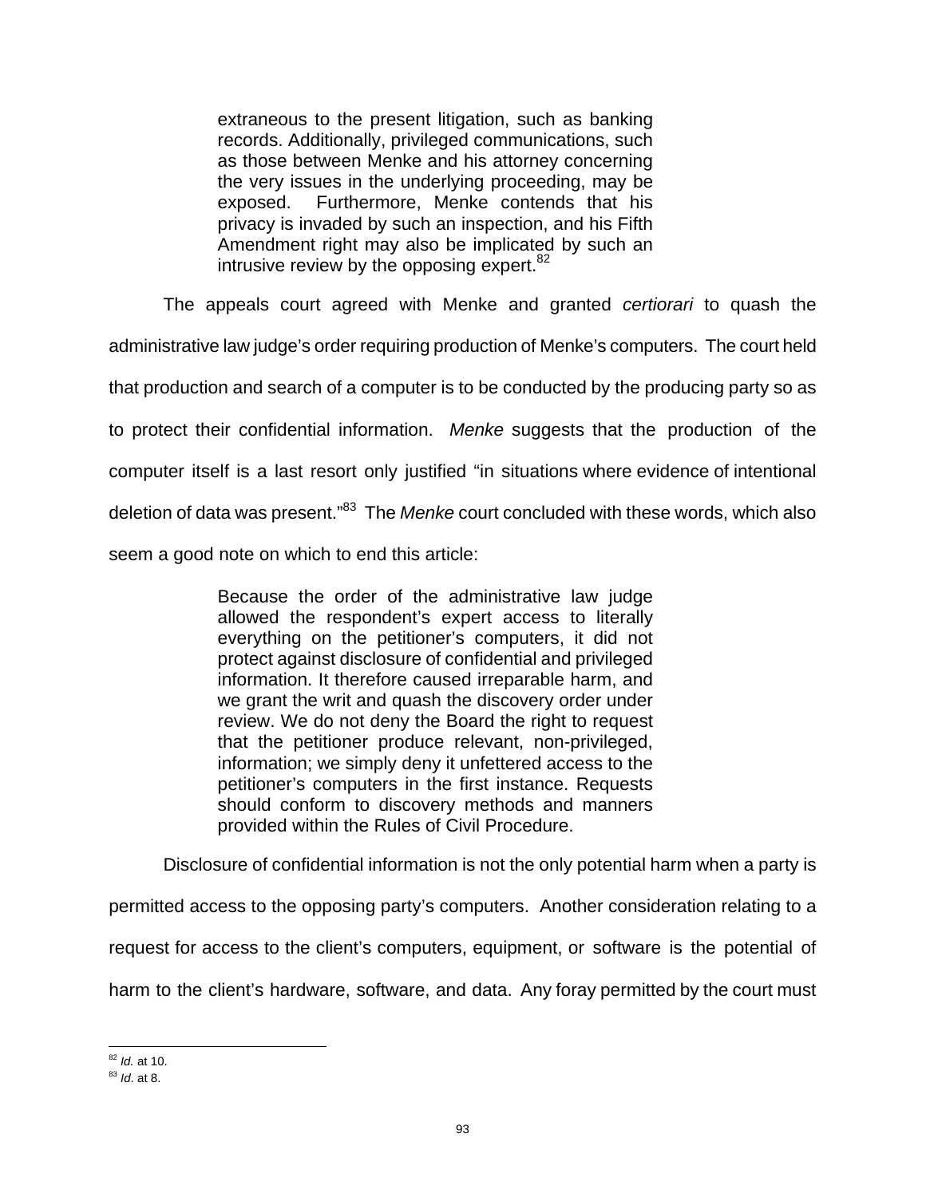> extraneous to the present litigation, such as banking records. Additionally, privileged communications, such as those between Menke and his attorney concerning the very issues in the underlying proceeding, may be exposed. Furthermore, Menke contends that his privacy is invaded by such an inspection, and his Fifth Amendment right may also be implicated by such an intrusive review by the opposing expert.[82]

The appeals court agreed with Menke and granted *certiorari* to quash the administrative law judge's order requiring production of Menke's computers. The court held that production and search of a computer is to be conducted by the producing party so as to protect their confidential information. *Menke* suggests that the production of the computer itself is a last resort only justified "in situations where evidence of intentional deletion of data was present."[83] The *Menke* court concluded with these words, which also seem a good note on which to end this article:

> Because the order of the administrative law judge allowed the respondent's expert access to literally everything on the petitioner's computers, it did not protect against disclosure of confidential and privileged information. It therefore caused irreparable harm, and we grant the writ and quash the discovery order under review. We do not deny the Board the right to request that the petitioner produce relevant, non-privileged, information; we simply deny it unfettered access to the petitioner's computers in the first instance. Requests should conform to discovery methods and manners provided within the Rules of Civil Procedure.

Disclosure of confidential information is not the only potential harm when a party is permitted access to the opposing party's computers. Another consideration relating to a request for access to the client's computers, equipment, or software is the potential of harm to the client's hardware, software, and data. Any foray permitted by the court must

---

[82] *Id.* at 10.

[83] *Id*. at 8.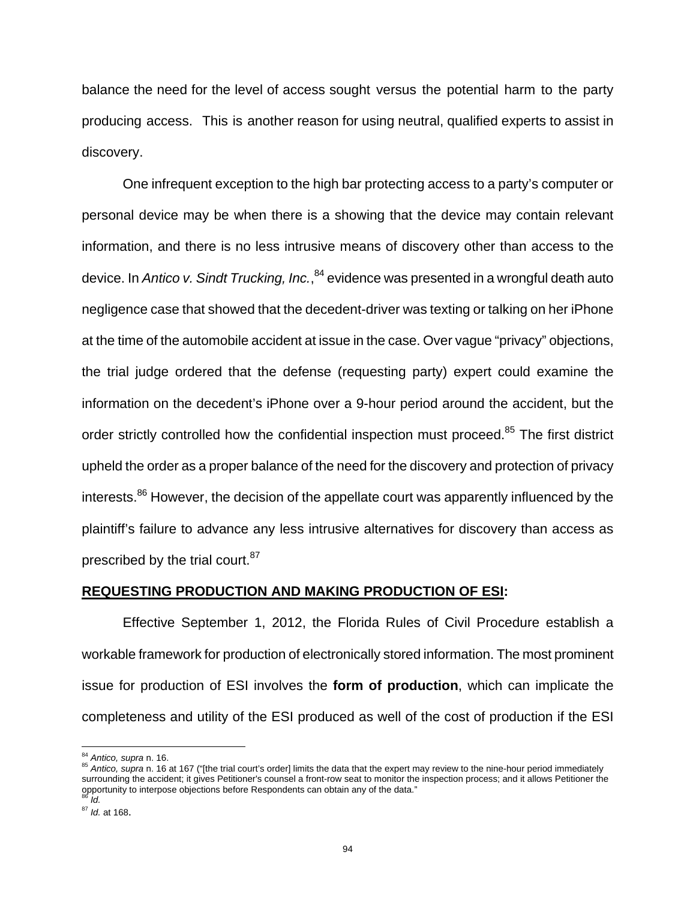balance the need for the level of access sought versus the potential harm to the party producing access. This is another reason for using neutral, qualified experts to assist in discovery.

One infrequent exception to the high bar protecting access to a party's computer or personal device may be when there is a showing that the device may contain relevant information, and there is no less intrusive means of discovery other than access to the device. In *Antico v. Sindt Trucking, Inc.*,[84] evidence was presented in a wrongful death auto negligence case that showed that the decedent-driver was texting or talking on her iPhone at the time of the automobile accident at issue in the case. Over vague "privacy" objections, the trial judge ordered that the defense (requesting party) expert could examine the information on the decedent's iPhone over a 9-hour period around the accident, but the order strictly controlled how the confidential inspection must proceed.[85] The first district upheld the order as a proper balance of the need for the discovery and protection of privacy interests.[86] However, the decision of the appellate court was apparently influenced by the plaintiff's failure to advance any less intrusive alternatives for discovery than access as prescribed by the trial court.[87]

**REQUESTING PRODUCTION AND MAKING PRODUCTION OF ESI:**

Effective September 1, 2012, the Florida Rules of Civil Procedure establish a workable framework for production of electronically stored information. The most prominent issue for production of ESI involves the **form of production**, which can implicate the completeness and utility of the ESI produced as well of the cost of production if the ESI

---

[84] *Antico, supra* n. 16.

[85] *Antico, supra* n. 16 at 167 ("[the trial court's order] limits the data that the expert may review to the nine-hour period immediately surrounding the accident; it gives Petitioner's counsel a front-row seat to monitor the inspection process; and it allows Petitioner the opportunity to interpose objections before Respondents can obtain any of the data."

[86] *Id.*

[87] *Id.* at 168.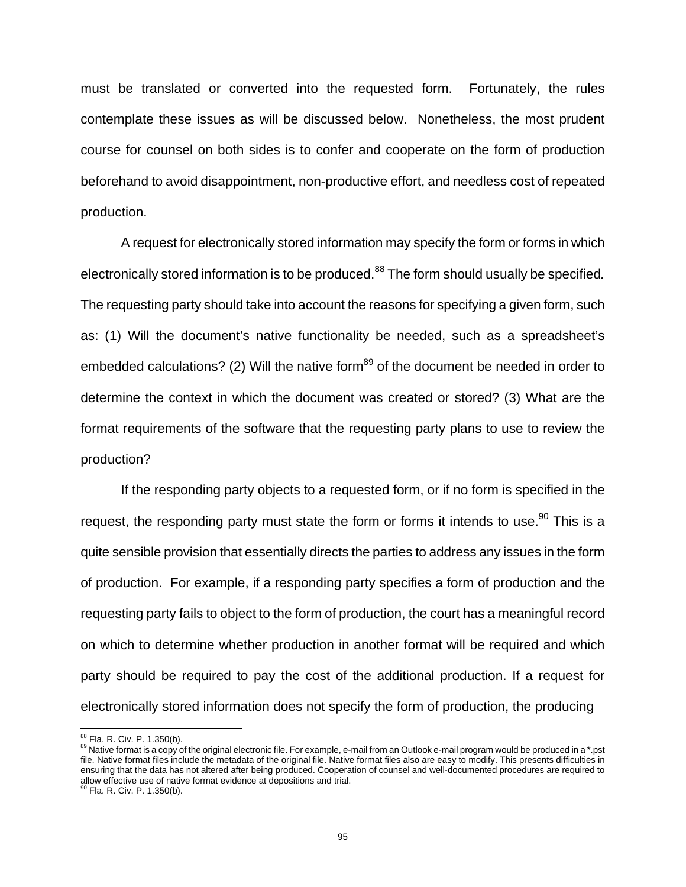must be translated or converted into the requested form. Fortunately, the rules contemplate these issues as will be discussed below. Nonetheless, the most prudent course for counsel on both sides is to confer and cooperate on the form of production beforehand to avoid disappointment, non-productive effort, and needless cost of repeated production.

A request for electronically stored information may specify the form or forms in which electronically stored information is to be produced.[88] The form should usually be specified. The requesting party should take into account the reasons for specifying a given form, such as: (1) Will the document's native functionality be needed, such as a spreadsheet's embedded calculations? (2) Will the native form[89] of the document be needed in order to determine the context in which the document was created or stored? (3) What are the format requirements of the software that the requesting party plans to use to review the production?

If the responding party objects to a requested form, or if no form is specified in the request, the responding party must state the form or forms it intends to use.[90] This is a quite sensible provision that essentially directs the parties to address any issues in the form of production. For example, if a responding party specifies a form of production and the requesting party fails to object to the form of production, the court has a meaningful record on which to determine whether production in another format will be required and which party should be required to pay the cost of the additional production. If a request for electronically stored information does not specify the form of production, the producing

---

[88] Fla. R. Civ. P. 1.350(b).

[89] Native format is a copy of the original electronic file. For example, e-mail from an Outlook e-mail program would be produced in a *.pst file. Native format files include the metadata of the original file. Native format files also are easy to modify. This presents difficulties in ensuring that the data has not altered after being produced. Cooperation of counsel and well-documented procedures are required to allow effective use of native format evidence at depositions and trial.

[90] Fla. R. Civ. P. 1.350(b).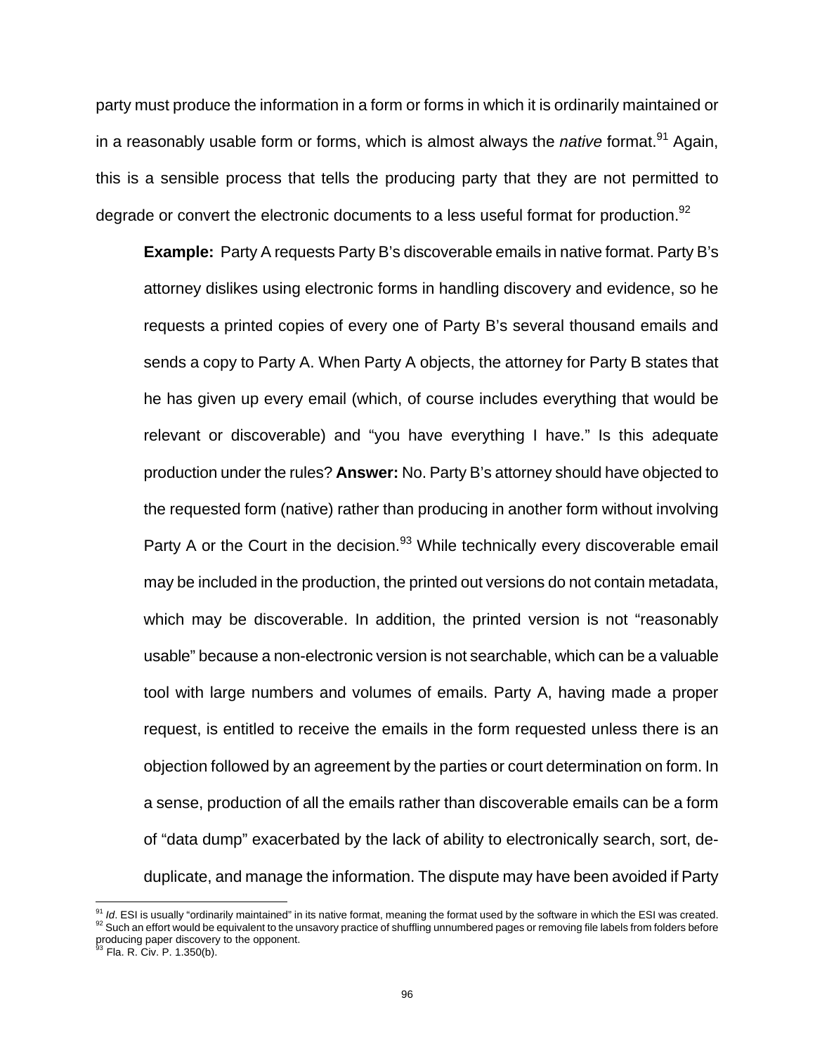party must produce the information in a form or forms in which it is ordinarily maintained or in a reasonably usable form or forms, which is almost always the *native* format.[91] Again, this is a sensible process that tells the producing party that they are not permitted to degrade or convert the electronic documents to a less useful format for production.[92]

> **Example:** Party A requests Party B's discoverable emails in native format. Party B's attorney dislikes using electronic forms in handling discovery and evidence, so he requests a printed copies of every one of Party B's several thousand emails and sends a copy to Party A. When Party A objects, the attorney for Party B states that he has given up every email (which, of course includes everything that would be relevant or discoverable) and "you have everything I have." Is this adequate production under the rules? **Answer:** No. Party B's attorney should have objected to the requested form (native) rather than producing in another form without involving Party A or the Court in the decision.[93] While technically every discoverable email may be included in the production, the printed out versions do not contain metadata, which may be discoverable. In addition, the printed version is not "reasonably usable" because a non-electronic version is not searchable, which can be a valuable tool with large numbers and volumes of emails. Party A, having made a proper request, is entitled to receive the emails in the form requested unless there is an objection followed by an agreement by the parties or court determination on form. In a sense, production of all the emails rather than discoverable emails can be a form of "data dump" exacerbated by the lack of ability to electronically search, sort, de-duplicate, and manage the information. The dispute may have been avoided if Party

---

[91] *Id*. ESI is usually "ordinarily maintained" in its native format, meaning the format used by the software in which the ESI was created.

[92] Such an effort would be equivalent to the unsavory practice of shuffling unnumbered pages or removing file labels from folders before producing paper discovery to the opponent.

[93] Fla. R. Civ. P. 1.350(b).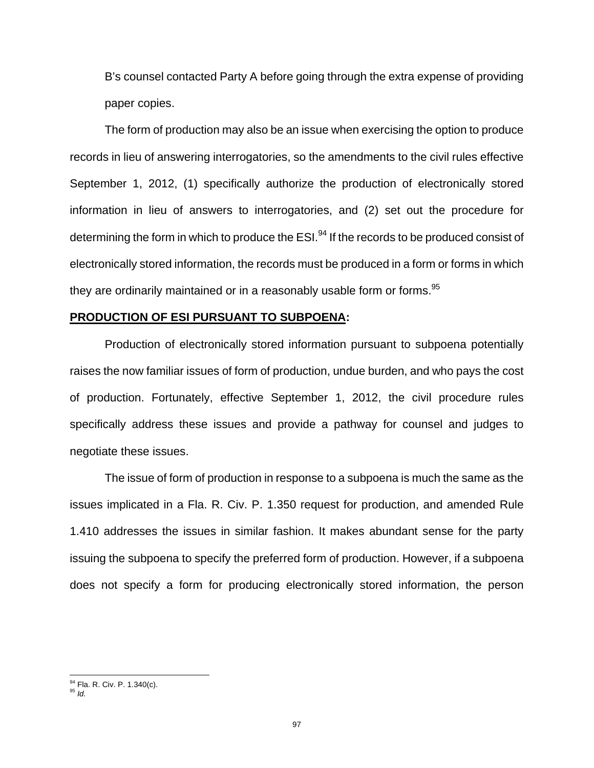B's counsel contacted Party A before going through the extra expense of providing paper copies.

The form of production may also be an issue when exercising the option to produce records in lieu of answering interrogatories, so the amendments to the civil rules effective September 1, 2012, (1) specifically authorize the production of electronically stored information in lieu of answers to interrogatories, and (2) set out the procedure for determining the form in which to produce the ESI.[94] If the records to be produced consist of electronically stored information, the records must be produced in a form or forms in which they are ordinarily maintained or in a reasonably usable form or forms.[95]

**PRODUCTION OF ESI PURSUANT TO SUBPOENA:**

Production of electronically stored information pursuant to subpoena potentially raises the now familiar issues of form of production, undue burden, and who pays the cost of production. Fortunately, effective September 1, 2012, the civil procedure rules specifically address these issues and provide a pathway for counsel and judges to negotiate these issues.

The issue of form of production in response to a subpoena is much the same as the issues implicated in a Fla. R. Civ. P. 1.350 request for production, and amended Rule 1.410 addresses the issues in similar fashion. It makes abundant sense for the party issuing the subpoena to specify the preferred form of production. However, if a subpoena does not specify a form for producing electronically stored information, the person

---

[94] Fla. R. Civ. P. 1.340(c).
[95] *Id.*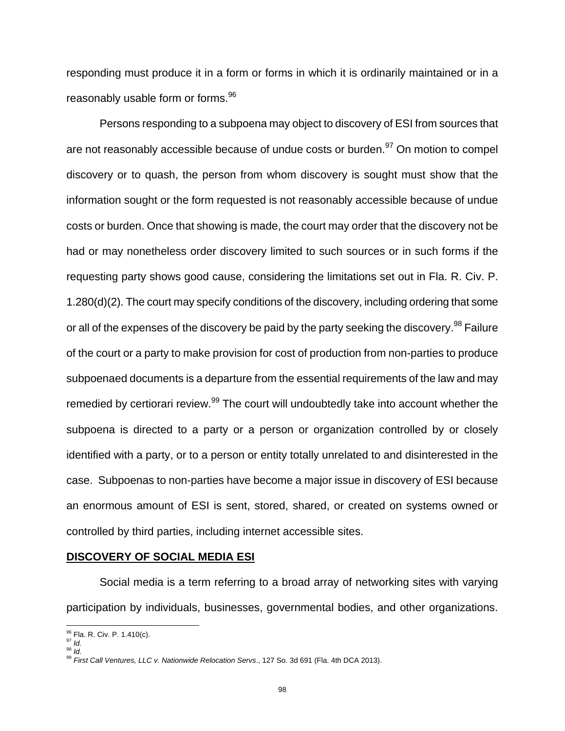responding must produce it in a form or forms in which it is ordinarily maintained or in a reasonably usable form or forms.[96]

Persons responding to a subpoena may object to discovery of ESI from sources that are not reasonably accessible because of undue costs or burden.[97] On motion to compel discovery or to quash, the person from whom discovery is sought must show that the information sought or the form requested is not reasonably accessible because of undue costs or burden. Once that showing is made, the court may order that the discovery not be had or may nonetheless order discovery limited to such sources or in such forms if the requesting party shows good cause, considering the limitations set out in Fla. R. Civ. P. 1.280(d)(2). The court may specify conditions of the discovery, including ordering that some or all of the expenses of the discovery be paid by the party seeking the discovery.[98] Failure of the court or a party to make provision for cost of production from non-parties to produce subpoenaed documents is a departure from the essential requirements of the law and may remedied by certiorari review.[99] The court will undoubtedly take into account whether the subpoena is directed to a party or a person or organization controlled by or closely identified with a party, or to a person or entity totally unrelated to and disinterested in the case. Subpoenas to non-parties have become a major issue in discovery of ESI because an enormous amount of ESI is sent, stored, shared, or created on systems owned or controlled by third parties, including internet accessible sites.

## DISCOVERY OF SOCIAL MEDIA ESI

Social media is a term referring to a broad array of networking sites with varying participation by individuals, businesses, governmental bodies, and other organizations.

---

[96] Fla. R. Civ. P. 1.410(c).

[97] *Id.*

[98] *Id.*

[99] *First Call Ventures, LLC v. Nationwide Relocation Servs*., 127 So. 3d 691 (Fla. 4th DCA 2013).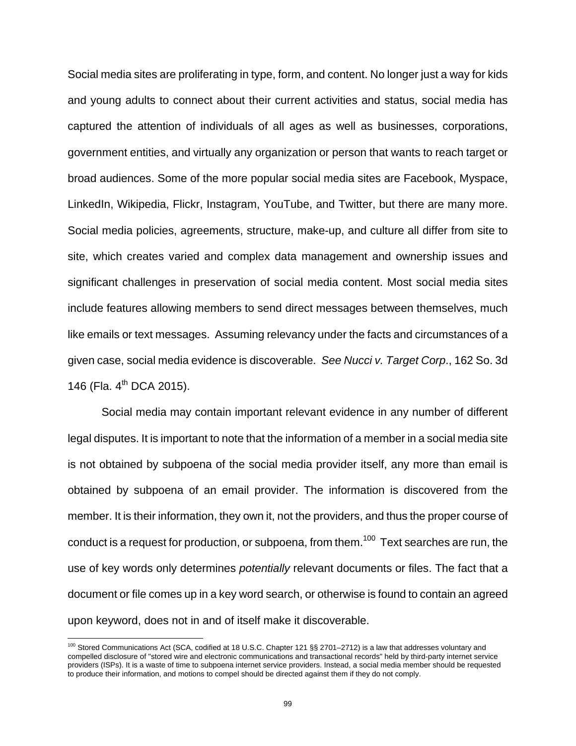Social media sites are proliferating in type, form, and content. No longer just a way for kids and young adults to connect about their current activities and status, social media has captured the attention of individuals of all ages as well as businesses, corporations, government entities, and virtually any organization or person that wants to reach target or broad audiences. Some of the more popular social media sites are Facebook, Myspace, LinkedIn, Wikipedia, Flickr, Instagram, YouTube, and Twitter, but there are many more. Social media policies, agreements, structure, make-up, and culture all differ from site to site, which creates varied and complex data management and ownership issues and significant challenges in preservation of social media content. Most social media sites include features allowing members to send direct messages between themselves, much like emails or text messages. Assuming relevancy under the facts and circumstances of a given case, social media evidence is discoverable. *See Nucci v. Target Corp*., 162 So. 3d 146 (Fla. 4th DCA 2015).

Social media may contain important relevant evidence in any number of different legal disputes. It is important to note that the information of a member in a social media site is not obtained by subpoena of the social media provider itself, any more than email is obtained by subpoena of an email provider. The information is discovered from the member. It is their information, they own it, not the providers, and thus the proper course of conduct is a request for production, or subpoena, from them.[100] Text searches are run, the use of key words only determines *potentially* relevant documents or files. The fact that a document or file comes up in a key word search, or otherwise is found to contain an agreed upon keyword, does not in and of itself make it discoverable.

---

[100] Stored Communications Act (SCA, codified at 18 U.S.C. Chapter 121 §§ 2701–2712) is a law that addresses voluntary and compelled disclosure of "stored wire and electronic communications and transactional records" held by third-party internet service providers (ISPs). It is a waste of time to subpoena internet service providers. Instead, a social media member should be requested to produce their information, and motions to compel should be directed against them if they do not comply.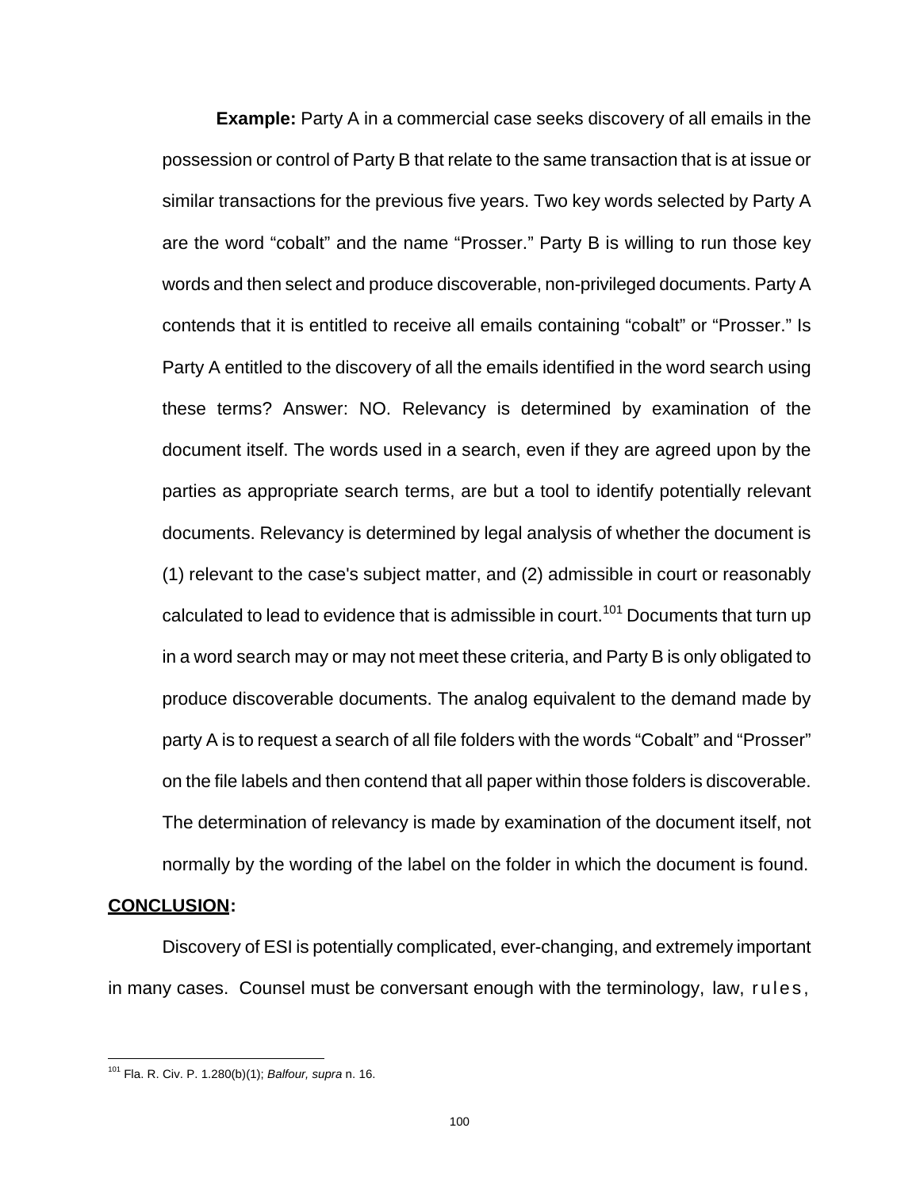**Example:** Party A in a commercial case seeks discovery of all emails in the possession or control of Party B that relate to the same transaction that is at issue or similar transactions for the previous five years. Two key words selected by Party A are the word "cobalt" and the name "Prosser." Party B is willing to run those key words and then select and produce discoverable, non-privileged documents. Party A contends that it is entitled to receive all emails containing "cobalt" or "Prosser." Is Party A entitled to the discovery of all the emails identified in the word search using these terms? Answer: NO. Relevancy is determined by examination of the document itself. The words used in a search, even if they are agreed upon by the parties as appropriate search terms, are but a tool to identify potentially relevant documents. Relevancy is determined by legal analysis of whether the document is (1) relevant to the case's subject matter, and (2) admissible in court or reasonably calculated to lead to evidence that is admissible in court.[101] Documents that turn up in a word search may or may not meet these criteria, and Party B is only obligated to produce discoverable documents. The analog equivalent to the demand made by party A is to request a search of all file folders with the words "Cobalt" and "Prosser" on the file labels and then contend that all paper within those folders is discoverable. The determination of relevancy is made by examination of the document itself, not normally by the wording of the label on the folder in which the document is found.

**<u>CONCLUSION</u>:**

Discovery of ESI is potentially complicated, ever-changing, and extremely important in many cases. Counsel must be conversant enough with the terminology, law, rules,

---

[101] Fla. R. Civ. P. 1.280(b)(1); *Balfour, supra* n. 16.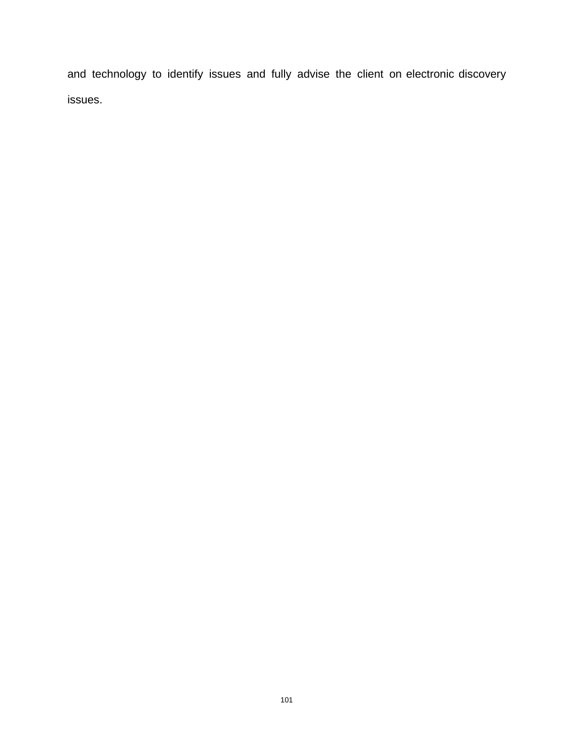and technology to identify issues and fully advise the client on electronic discovery issues.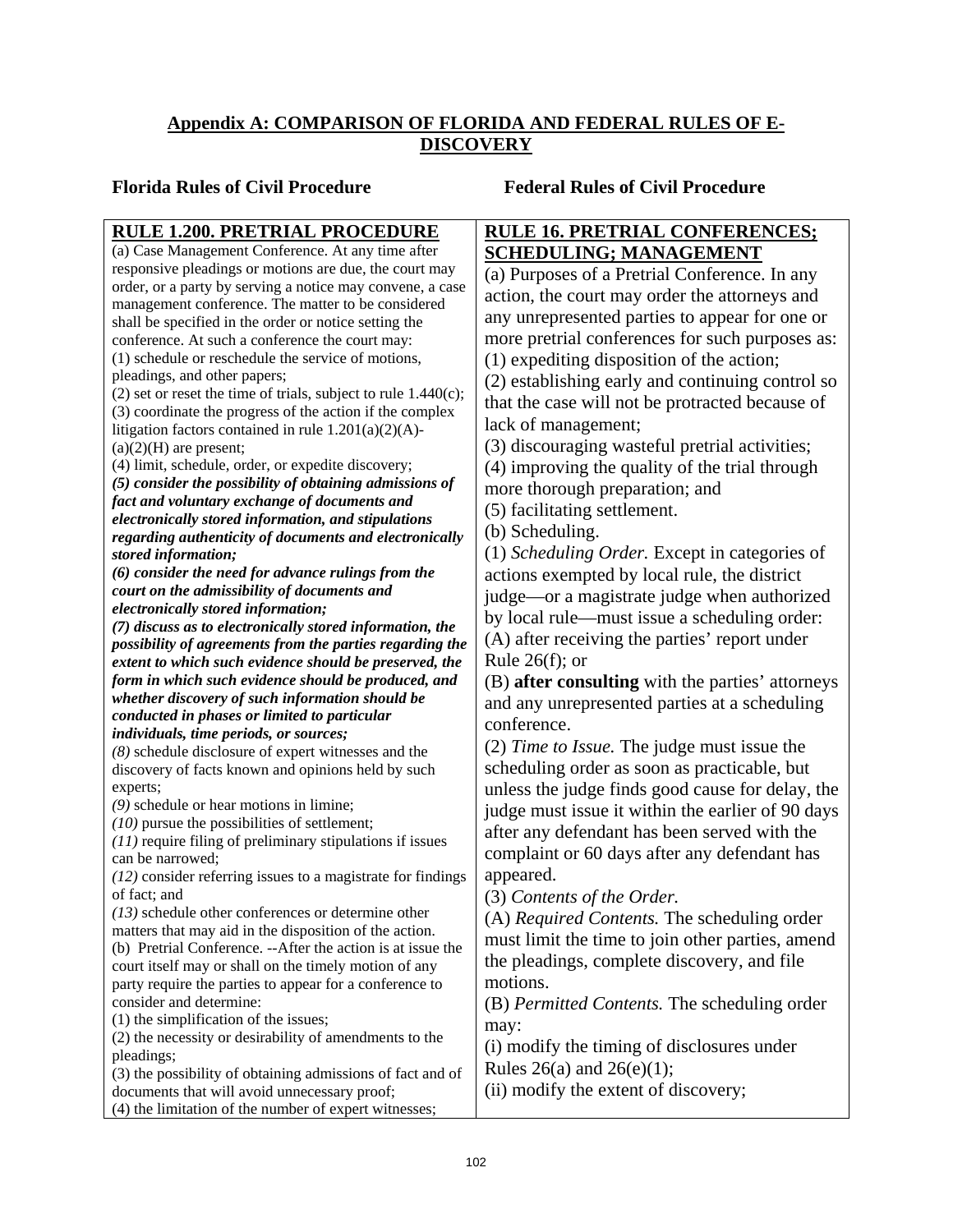## Appendix A: COMPARISON OF FLORIDA AND FEDERAL RULES OF E-DISCOVERY

| **Florida Rules of Civil Procedure** | **Federal Rules of Civil Procedure** |
|---|---|
| **RULE 1.200. PRETRIAL PROCEDURE**<br>(a) Case Management Conference. At any time after responsive pleadings or motions are due, the court may order, or a party by serving a notice may convene, a case management conference. The matter to be considered shall be specified in the order or notice setting the conference. At such a conference the court may:<br>(1) schedule or reschedule the service of motions, pleadings, and other papers;<br>(2) set or reset the time of trials, subject to rule 1.440(c);<br>(3) coordinate the progress of the action if the complex litigation factors contained in rule 1.201(a)(2)(A)-(a)(2)(H) are present;<br>(4) limit, schedule, order, or expedite discovery;<br>***(5) consider the possibility of obtaining admissions of fact and voluntary exchange of documents and electronically stored information, and stipulations regarding authenticity of documents and electronically stored information;***<br>***(6) consider the need for advance rulings from the court on the admissibility of documents and electronically stored information;***<br>***(7) discuss as to electronically stored information, the possibility of agreements from the parties regarding the extent to which such evidence should be preserved, the form in which such evidence should be produced, and whether discovery of such information should be conducted in phases or limited to particular individuals, time periods, or sources;***<br>*(8)* schedule disclosure of expert witnesses and the discovery of facts known and opinions held by such experts;<br>*(9)* schedule or hear motions in limine;<br>*(10)* pursue the possibilities of settlement;<br>*(11)* require filing of preliminary stipulations if issues can be narrowed;<br>*(12)* consider referring issues to a magistrate for findings of fact; and<br>*(13)* schedule other conferences or determine other matters that may aid in the disposition of the action.<br>(b) Pretrial Conference. --After the action is at issue the court itself may or shall on the timely motion of any party require the parties to appear for a conference to consider and determine:<br>(1) the simplification of the issues;<br>(2) the necessity or desirability of amendments to the pleadings;<br>(3) the possibility of obtaining admissions of fact and of documents that will avoid unnecessary proof;<br>(4) the limitation of the number of expert witnesses; | **RULE 16. PRETRIAL CONFERENCES; SCHEDULING; MANAGEMENT**<br>(a) Purposes of a Pretrial Conference. In any action, the court may order the attorneys and any unrepresented parties to appear for one or more pretrial conferences for such purposes as:<br>(1) expediting disposition of the action;<br>(2) establishing early and continuing control so that the case will not be protracted because of lack of management;<br>(3) discouraging wasteful pretrial activities;<br>(4) improving the quality of the trial through more thorough preparation; and<br>(5) facilitating settlement.<br>(b) Scheduling.<br>(1) *Scheduling Order.* Except in categories of actions exempted by local rule, the district judge—or a magistrate judge when authorized by local rule—must issue a scheduling order:<br>(A) after receiving the parties' report under Rule 26(f); or<br>(B) **after consulting** with the parties' attorneys and any unrepresented parties at a scheduling conference.<br>(2) *Time to Issue.* The judge must issue the scheduling order as soon as practicable, but unless the judge finds good cause for delay, the judge must issue it within the earlier of 90 days after any defendant has been served with the complaint or 60 days after any defendant has appeared.<br>(3) *Contents of the Order.*<br>(A) *Required Contents.* The scheduling order must limit the time to join other parties, amend the pleadings, complete discovery, and file motions.<br>(B) *Permitted Contents.* The scheduling order may:<br>(i) modify the timing of disclosures under Rules 26(a) and 26(e)(1);<br>(ii) modify the extent of discovery; |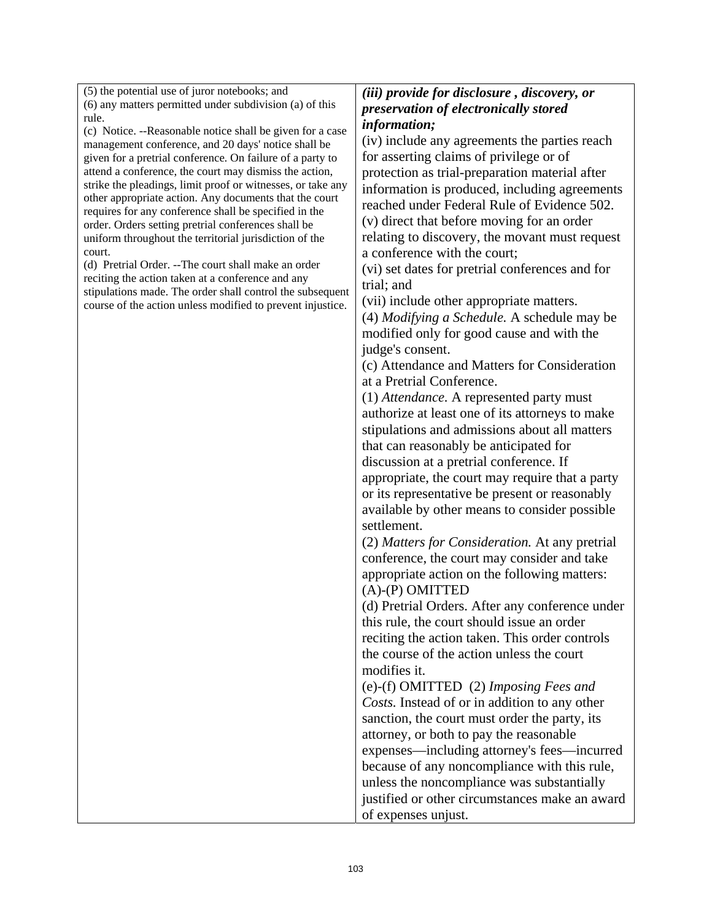| | |
|---|---|
| (5) the potential use of juror notebooks; and<br>(6) any matters permitted under subdivision (a) of this rule.<br>(c) Notice. --Reasonable notice shall be given for a case management conference, and 20 days' notice shall be given for a pretrial conference. On failure of a party to attend a conference, the court may dismiss the action, strike the pleadings, limit proof or witnesses, or take any other appropriate action. Any documents that the court requires for any conference shall be specified in the order. Orders setting pretrial conferences shall be uniform throughout the territorial jurisdiction of the court.<br>(d) Pretrial Order. --The court shall make an order reciting the action taken at a conference and any stipulations made. The order shall control the subsequent course of the action unless modified to prevent injustice. | ***(iii) provide for disclosure , discovery, or preservation of electronically stored information;***<br>(iv) include any agreements the parties reach for asserting claims of privilege or of protection as trial-preparation material after information is produced, including agreements reached under Federal Rule of Evidence 502.<br>(v) direct that before moving for an order relating to discovery, the movant must request a conference with the court;<br>(vi) set dates for pretrial conferences and for trial; and<br>(vii) include other appropriate matters.<br>(4) *Modifying a Schedule.* A schedule may be modified only for good cause and with the judge's consent.<br>(c) Attendance and Matters for Consideration at a Pretrial Conference.<br>(1) *Attendance.* A represented party must authorize at least one of its attorneys to make stipulations and admissions about all matters that can reasonably be anticipated for discussion at a pretrial conference. If appropriate, the court may require that a party or its representative be present or reasonably available by other means to consider possible settlement.<br>(2) *Matters for Consideration.* At any pretrial conference, the court may consider and take appropriate action on the following matters:<br>(A)-(P) OMITTED<br>(d) Pretrial Orders. After any conference under this rule, the court should issue an order reciting the action taken. This order controls the course of the action unless the court modifies it.<br>(e)-(f) OMITTED (2) *Imposing Fees and Costs.* Instead of or in addition to any other sanction, the court must order the party, its attorney, or both to pay the reasonable expenses—including attorney's fees—incurred because of any noncompliance with this rule, unless the noncompliance was substantially justified or other circumstances make an award of expenses unjust. |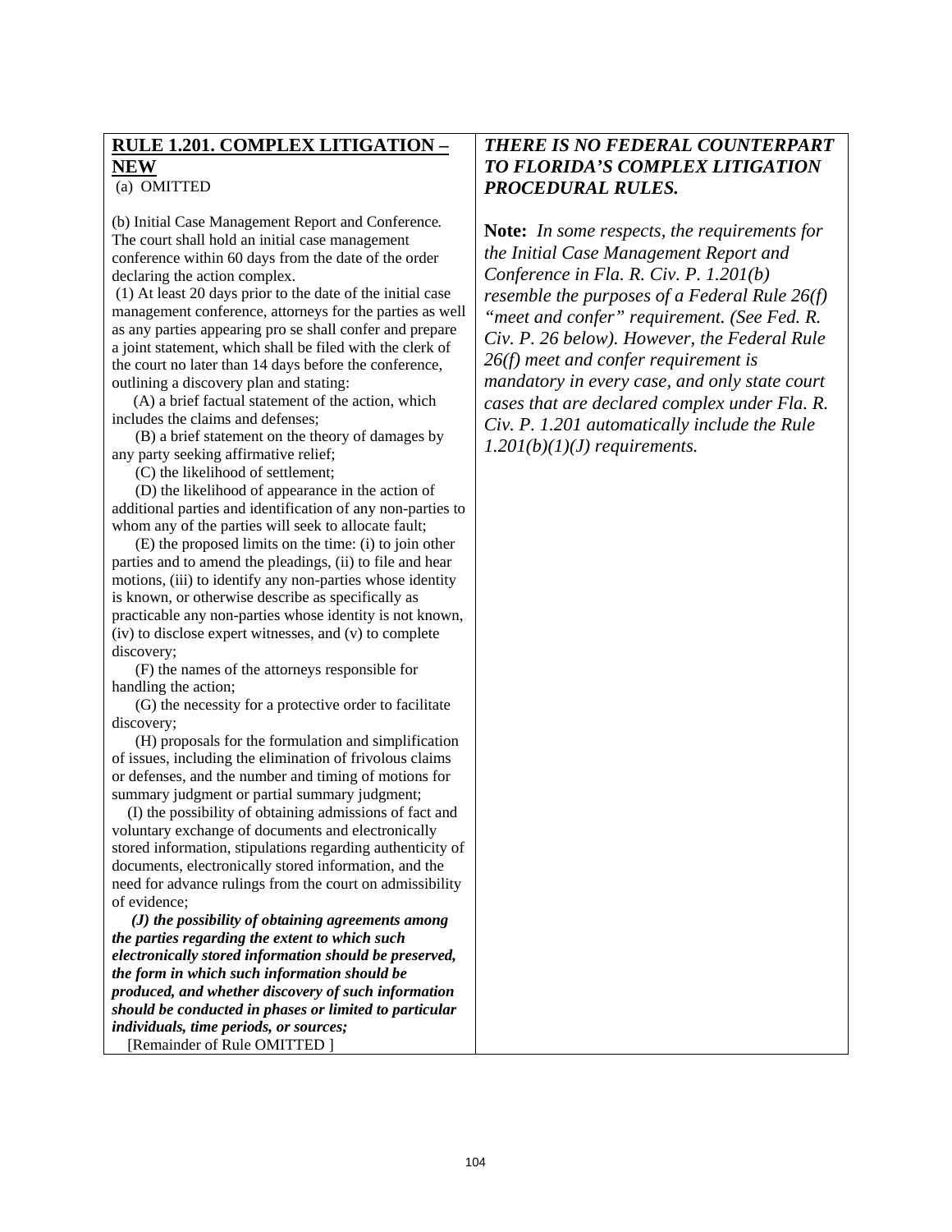**RULE 1.201. COMPLEX LITIGATION – NEW**

(a) OMITTED

(b) Initial Case Management Report and Conference. The court shall hold an initial case management conference within 60 days from the date of the order declaring the action complex.

(1) At least 20 days prior to the date of the initial case management conference, attorneys for the parties as well as any parties appearing pro se shall confer and prepare a joint statement, which shall be filed with the clerk of the court no later than 14 days before the conference, outlining a discovery plan and stating:

(A) a brief factual statement of the action, which includes the claims and defenses;

(B) a brief statement on the theory of damages by any party seeking affirmative relief;

(C) the likelihood of settlement;

(D) the likelihood of appearance in the action of additional parties and identification of any non-parties to whom any of the parties will seek to allocate fault;

(E) the proposed limits on the time: (i) to join other parties and to amend the pleadings, (ii) to file and hear motions, (iii) to identify any non-parties whose identity is known, or otherwise describe as specifically as practicable any non-parties whose identity is not known, (iv) to disclose expert witnesses, and (v) to complete discovery;

(F) the names of the attorneys responsible for handling the action;

(G) the necessity for a protective order to facilitate discovery;

(H) proposals for the formulation and simplification of issues, including the elimination of frivolous claims or defenses, and the number and timing of motions for summary judgment or partial summary judgment;

(I) the possibility of obtaining admissions of fact and voluntary exchange of documents and electronically stored information, stipulations regarding authenticity of documents, electronically stored information, and the need for advance rulings from the court on admissibility of evidence;

***(J) the possibility of obtaining agreements among the parties regarding the extent to which such electronically stored information should be preserved, the form in which such information should be produced, and whether discovery of such information should be conducted in phases or limited to particular individuals, time periods, or sources;***

[Remainder of Rule OMITTED ]

***THERE IS NO FEDERAL COUNTERPART TO FLORIDA'S COMPLEX LITIGATION PROCEDURAL RULES.***

**Note:** *In some respects, the requirements for the Initial Case Management Report and Conference in Fla. R. Civ. P. 1.201(b) resemble the purposes of a Federal Rule 26(f) "meet and confer" requirement. (See Fed. R. Civ. P. 26 below). However, the Federal Rule 26(f) meet and confer requirement is mandatory in every case, and only state court cases that are declared complex under Fla. R. Civ. P. 1.201 automatically include the Rule 1.201(b)(1)(J) requirements.*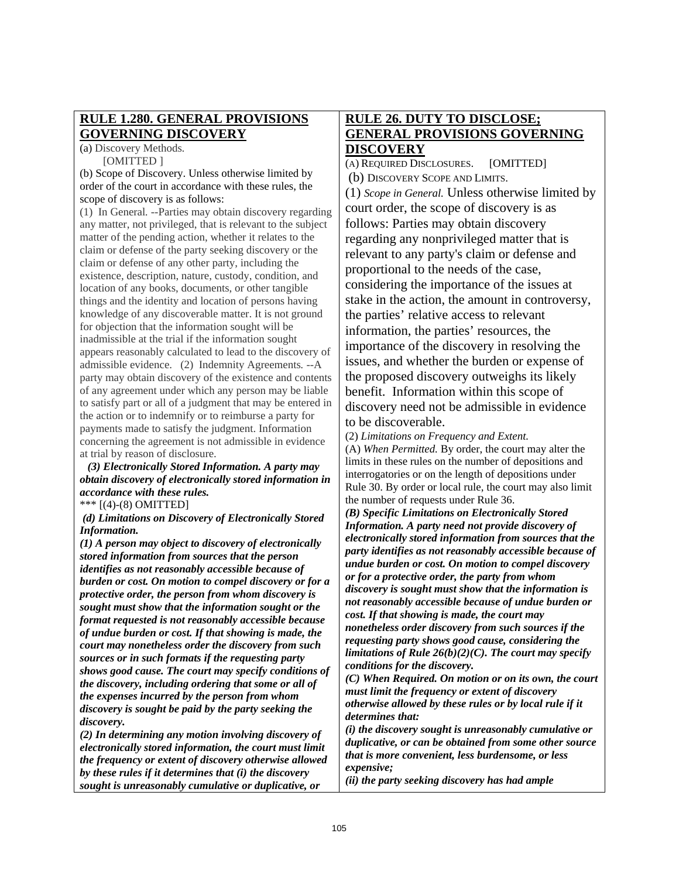## RULE 1.280. GENERAL PROVISIONS GOVERNING DISCOVERY

(a) Discovery Methods.

[OMITTED ]

(b) Scope of Discovery. Unless otherwise limited by order of the court in accordance with these rules, the scope of discovery is as follows:

(1) In General. --Parties may obtain discovery regarding any matter, not privileged, that is relevant to the subject matter of the pending action, whether it relates to the claim or defense of the party seeking discovery or the claim or defense of any other party, including the existence, description, nature, custody, condition, and location of any books, documents, or other tangible things and the identity and location of persons having knowledge of any discoverable matter. It is not ground for objection that the information sought will be inadmissible at the trial if the information sought appears reasonably calculated to lead to the discovery of admissible evidence. (2) Indemnity Agreements. --A party may obtain discovery of the existence and contents of any agreement under which any person may be liable to satisfy part or all of a judgment that may be entered in the action or to indemnify or to reimburse a party for payments made to satisfy the judgment. Information concerning the agreement is not admissible in evidence at trial by reason of disclosure.

***(3) Electronically Stored Information. A party may obtain discovery of electronically stored information in accordance with these rules.***

*** [(4)-(8) OMITTED]

***(d) Limitations on Discovery of Electronically Stored Information.***

***(1) A person may object to discovery of electronically stored information from sources that the person identifies as not reasonably accessible because of burden or cost. On motion to compel discovery or for a protective order, the person from whom discovery is sought must show that the information sought or the format requested is not reasonably accessible because of undue burden or cost. If that showing is made, the court may nonetheless order the discovery from such sources or in such formats if the requesting party shows good cause. The court may specify conditions of the discovery, including ordering that some or all of the expenses incurred by the person from whom discovery is sought be paid by the party seeking the discovery.***

***(2) In determining any motion involving discovery of electronically stored information, the court must limit the frequency or extent of discovery otherwise allowed by these rules if it determines that (i) the discovery sought is unreasonably cumulative or duplicative, or***

## RULE 26. DUTY TO DISCLOSE; GENERAL PROVISIONS GOVERNING DISCOVERY

(A) REQUIRED DISCLOSURES. [OMITTED]

(b) DISCOVERY SCOPE AND LIMITS.

(1) *Scope in General.* Unless otherwise limited by court order, the scope of discovery is as follows: Parties may obtain discovery regarding any nonprivileged matter that is relevant to any party's claim or defense and proportional to the needs of the case, considering the importance of the issues at stake in the action, the amount in controversy, the parties' relative access to relevant information, the parties' resources, the importance of the discovery in resolving the issues, and whether the burden or expense of the proposed discovery outweighs its likely benefit. Information within this scope of discovery need not be admissible in evidence to be discoverable.

(2) *Limitations on Frequency and Extent.*

(A) *When Permitted.* By order, the court may alter the limits in these rules on the number of depositions and interrogatories or on the length of depositions under Rule 30. By order or local rule, the court may also limit the number of requests under Rule 36.

***(B) Specific Limitations on Electronically Stored Information. A party need not provide discovery of electronically stored information from sources that the party identifies as not reasonably accessible because of undue burden or cost. On motion to compel discovery or for a protective order, the party from whom discovery is sought must show that the information is not reasonably accessible because of undue burden or cost. If that showing is made, the court may nonetheless order discovery from such sources if the requesting party shows good cause, considering the limitations of Rule 26(b)(2)(C). The court may specify conditions for the discovery.***

***(C) When Required. On motion or on its own, the court must limit the frequency or extent of discovery otherwise allowed by these rules or by local rule if it determines that:***

***(i) the discovery sought is unreasonably cumulative or duplicative, or can be obtained from some other source that is more convenient, less burdensome, or less expensive;***

***(ii) the party seeking discovery has had ample***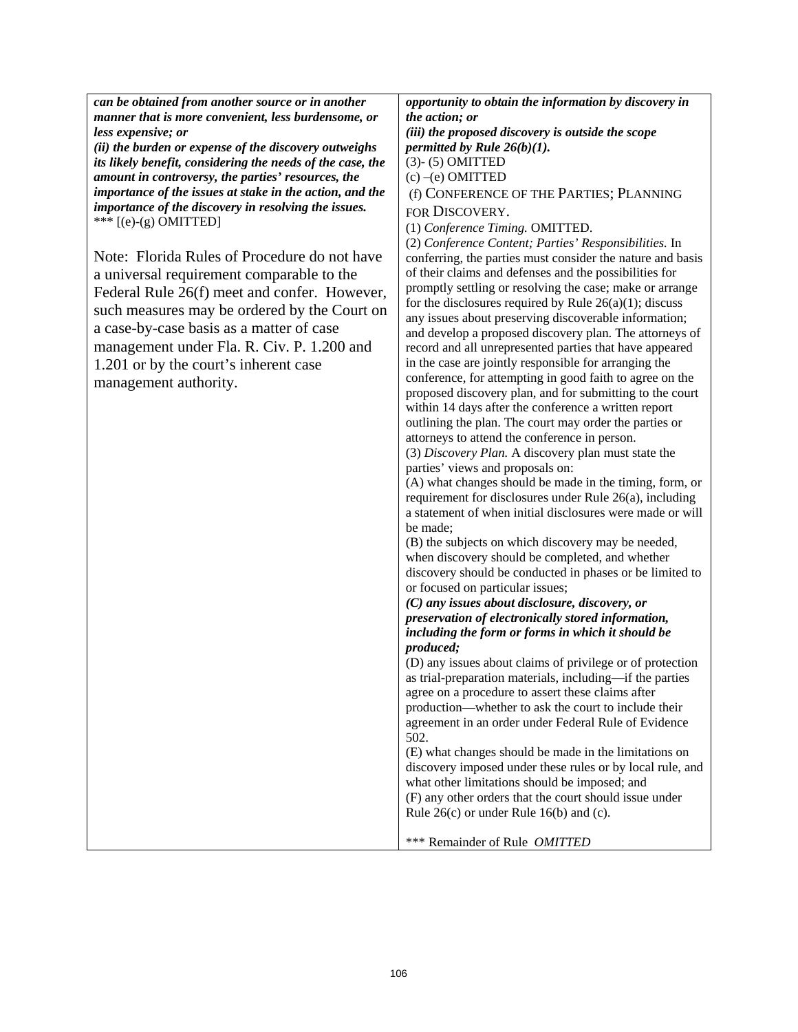| | |
|---|---|
| ***can be obtained from another source or in another manner that is more convenient, less burdensome, or less expensive; or*** <br> ***(ii) the burden or expense of the discovery outweighs its likely benefit, considering the needs of the case, the amount in controversy, the parties' resources, the importance of the issues at stake in the action, and the importance of the discovery in resolving the issues.*** <br> *** [(e)-(g) OMITTED] <br><br> Note: Florida Rules of Procedure do not have a universal requirement comparable to the Federal Rule 26(f) meet and confer. However, such measures may be ordered by the Court on a case-by-case basis as a matter of case management under Fla. R. Civ. P. 1.200 and 1.201 or by the court's inherent case management authority. | ***opportunity to obtain the information by discovery in the action; or*** <br> ***(iii) the proposed discovery is outside the scope permitted by Rule 26(b)(1).*** <br> (3)- (5) OMITTED <br> (c) –(e) OMITTED <br> (f) CONFERENCE OF THE PARTIES; PLANNING FOR DISCOVERY. <br> (1) *Conference Timing.* OMITTED. <br> (2) *Conference Content; Parties' Responsibilities.* In conferring, the parties must consider the nature and basis of their claims and defenses and the possibilities for promptly settling or resolving the case; make or arrange for the disclosures required by Rule 26(a)(1); discuss any issues about preserving discoverable information; and develop a proposed discovery plan. The attorneys of record and all unrepresented parties that have appeared in the case are jointly responsible for arranging the conference, for attempting in good faith to agree on the proposed discovery plan, and for submitting to the court within 14 days after the conference a written report outlining the plan. The court may order the parties or attorneys to attend the conference in person. <br> (3) *Discovery Plan.* A discovery plan must state the parties' views and proposals on: <br> (A) what changes should be made in the timing, form, or requirement for disclosures under Rule 26(a), including a statement of when initial disclosures were made or will be made; <br> (B) the subjects on which discovery may be needed, when discovery should be completed, and whether discovery should be conducted in phases or be limited to or focused on particular issues; <br> ***(C) any issues about disclosure, discovery, or preservation of electronically stored information, including the form or forms in which it should be produced;*** <br> (D) any issues about claims of privilege or of protection as trial-preparation materials, including—if the parties agree on a procedure to assert these claims after production—whether to ask the court to include their agreement in an order under Federal Rule of Evidence 502. <br> (E) what changes should be made in the limitations on discovery imposed under these rules or by local rule, and what other limitations should be imposed; and <br> (F) any other orders that the court should issue under Rule 26(c) or under Rule 16(b) and (c). <br><br> *** Remainder of Rule *OMITTED* |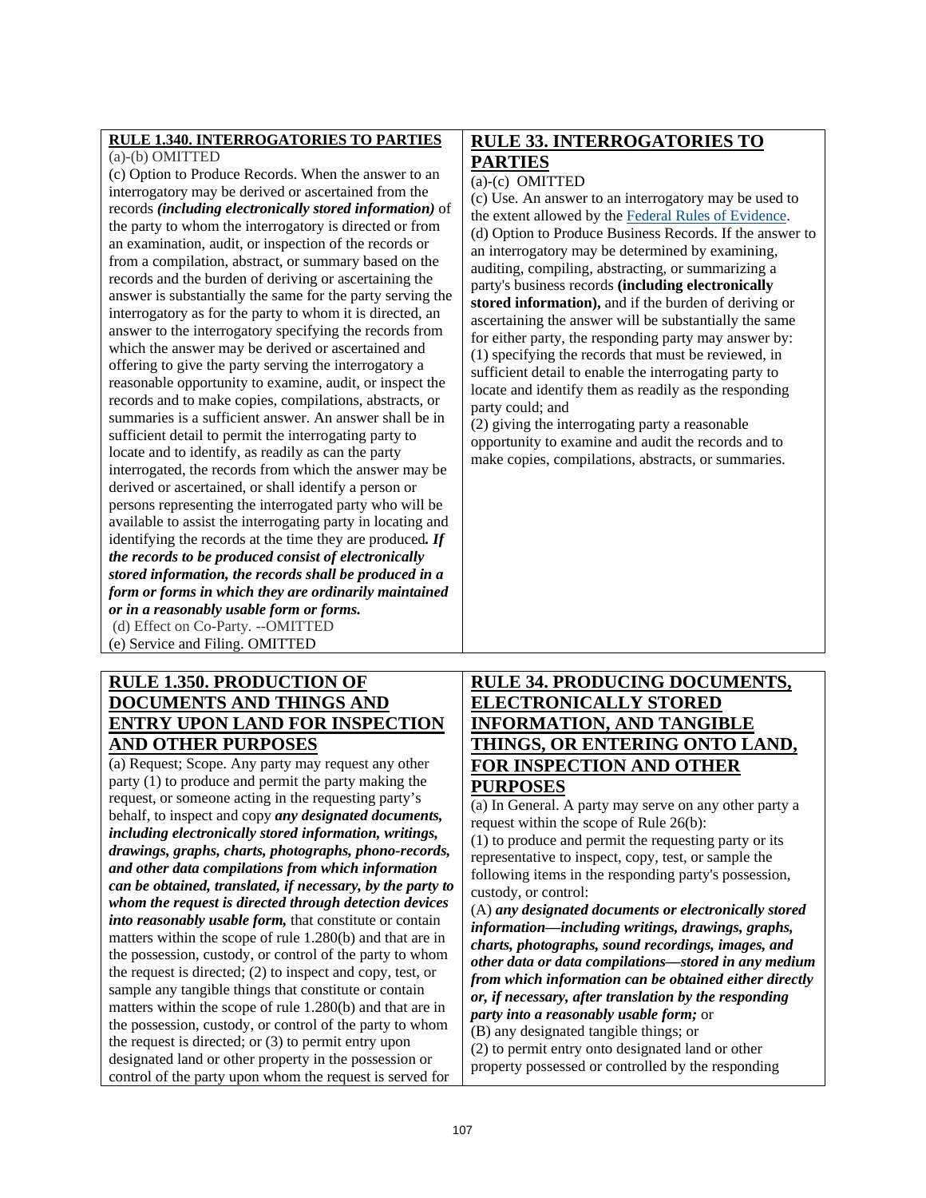| **RULE 1.340. INTERROGATORIES TO PARTIES** | **RULE 33. INTERROGATORIES TO PARTIES** |
|---|---|
| (a)-(b) OMITTED<br>(c) Option to Produce Records. When the answer to an interrogatory may be derived or ascertained from the records ***(including electronically stored information)*** of the party to whom the interrogatory is directed or from an examination, audit, or inspection of the records or from a compilation, abstract, or summary based on the records and the burden of deriving or ascertaining the answer is substantially the same for the party serving the interrogatory as for the party to whom it is directed, an answer to the interrogatory specifying the records from which the answer may be derived or ascertained and offering to give the party serving the interrogatory a reasonable opportunity to examine, audit, or inspect the records and to make copies, compilations, abstracts, or summaries is a sufficient answer. An answer shall be in sufficient detail to permit the interrogating party to locate and to identify, as readily as can the party interrogated, the records from which the answer may be derived or ascertained, or shall identify a person or persons representing the interrogated party who will be available to assist the interrogating party in locating and identifying the records at the time they are produced***. If the records to be produced consist of electronically stored information, the records shall be produced in a form or forms in which they are ordinarily maintained or in a reasonably usable form or forms.***<br>(d) Effect on Co-Party. --OMITTED<br>(e) Service and Filing. OMITTED | (a)-(c) OMITTED<br>(c) Use. An answer to an interrogatory may be used to the extent allowed by the Federal Rules of Evidence.<br>(d) Option to Produce Business Records. If the answer to an interrogatory may be determined by examining, auditing, compiling, abstracting, or summarizing a party's business records **(including electronically stored information),** and if the burden of deriving or ascertaining the answer will be substantially the same for either party, the responding party may answer by:<br>(1) specifying the records that must be reviewed, in sufficient detail to enable the interrogating party to locate and identify them as readily as the responding party could; and<br>(2) giving the interrogating party a reasonable opportunity to examine and audit the records and to make copies, compilations, abstracts, or summaries. |

| **RULE 1.350. PRODUCTION OF DOCUMENTS AND THINGS AND ENTRY UPON LAND FOR INSPECTION AND OTHER PURPOSES** | **RULE 34. PRODUCING DOCUMENTS, ELECTRONICALLY STORED INFORMATION, AND TANGIBLE THINGS, OR ENTERING ONTO LAND, FOR INSPECTION AND OTHER PURPOSES** |
|---|---|
| (a) Request; Scope. Any party may request any other party (1) to produce and permit the party making the request, or someone acting in the requesting party's behalf, to inspect and copy ***any designated documents, including electronically stored information, writings, drawings, graphs, charts, photographs, phono-records, and other data compilations from which information can be obtained, translated, if necessary, by the party to whom the request is directed through detection devices into reasonably usable form,*** that constitute or contain matters within the scope of rule 1.280(b) and that are in the possession, custody, or control of the party to whom the request is directed; (2) to inspect and copy, test, or sample any tangible things that constitute or contain matters within the scope of rule 1.280(b) and that are in the possession, custody, or control of the party to whom the request is directed; or (3) to permit entry upon designated land or other property in the possession or control of the party upon whom the request is served for | (a) In General. A party may serve on any other party a request within the scope of Rule 26(b):<br>(1) to produce and permit the requesting party or its representative to inspect, copy, test, or sample the following items in the responding party's possession, custody, or control:<br>(A) ***any designated documents or electronically stored information—including writings, drawings, graphs, charts, photographs, sound recordings, images, and other data or data compilations—stored in any medium from which information can be obtained either directly or, if necessary, after translation by the responding party into a reasonably usable form;*** or<br>(B) any designated tangible things; or<br>(2) to permit entry onto designated land or other property possessed or controlled by the responding |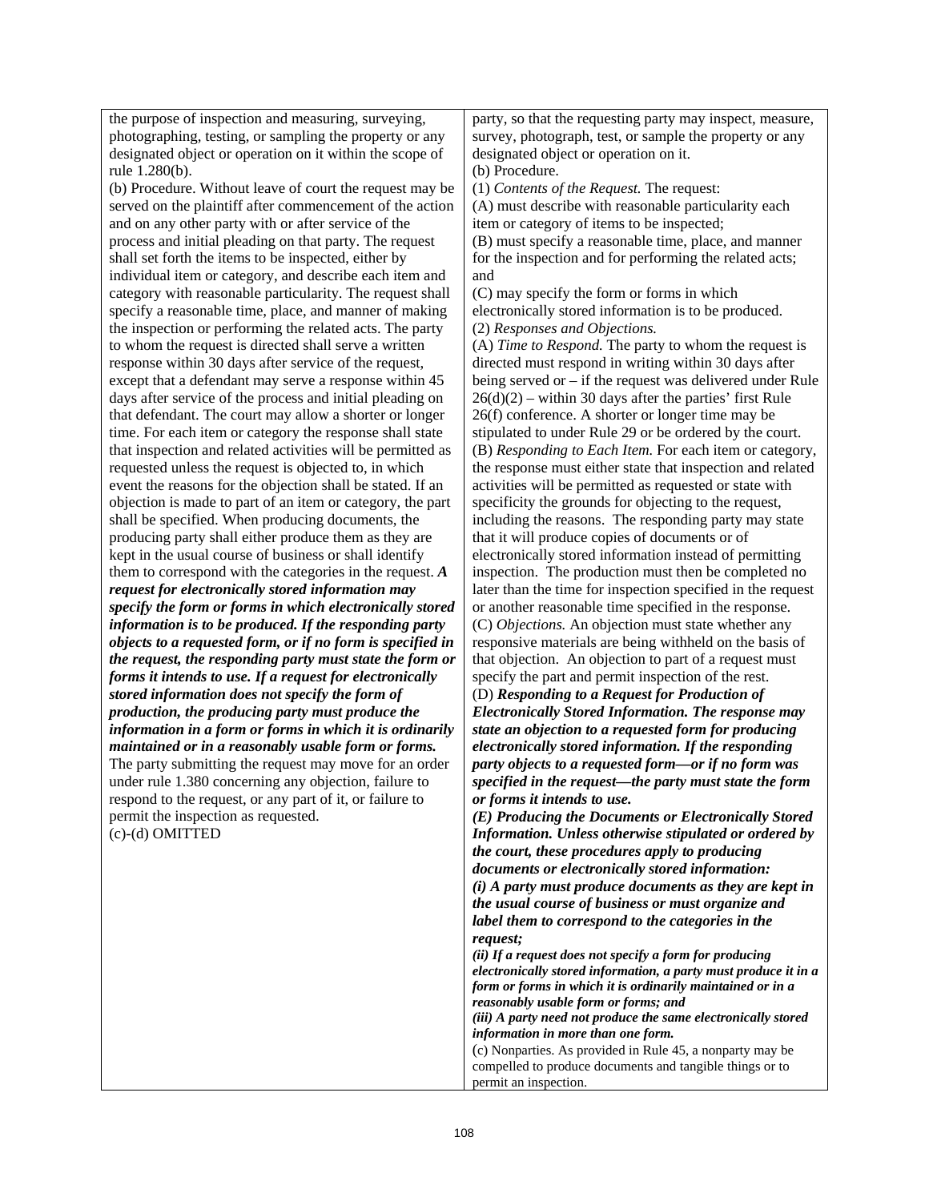| | |
|---|---|
| the purpose of inspection and measuring, surveying, photographing, testing, or sampling the property or any designated object or operation on it within the scope of rule 1.280(b).<br>(b) Procedure. Without leave of court the request may be served on the plaintiff after commencement of the action and on any other party with or after service of the process and initial pleading on that party. The request shall set forth the items to be inspected, either by individual item or category, and describe each item and category with reasonable particularity. The request shall specify a reasonable time, place, and manner of making the inspection or performing the related acts. The party to whom the request is directed shall serve a written response within 30 days after service of the request, except that a defendant may serve a response within 45 days after service of the process and initial pleading on that defendant. The court may allow a shorter or longer time. For each item or category the response shall state that inspection and related activities will be permitted as requested unless the request is objected to, in which event the reasons for the objection shall be stated. If an objection is made to part of an item or category, the part shall be specified. When producing documents, the producing party shall either produce them as they are kept in the usual course of business or shall identify them to correspond with the categories in the request. ***A request for electronically stored information may specify the form or forms in which electronically stored information is to be produced. If the responding party objects to a requested form, or if no form is specified in the request, the responding party must state the form or forms it intends to use. If a request for electronically stored information does not specify the form of production, the producing party must produce the information in a form or forms in which it is ordinarily maintained or in a reasonably usable form or forms.*** The party submitting the request may move for an order under rule 1.380 concerning any objection, failure to respond to the request, or any part of it, or failure to permit the inspection as requested.<br>(c)-(d) OMITTED | party, so that the requesting party may inspect, measure, survey, photograph, test, or sample the property or any designated object or operation on it.<br>(b) Procedure.<br>(1) *Contents of the Request.* The request:<br>(A) must describe with reasonable particularity each item or category of items to be inspected;<br>(B) must specify a reasonable time, place, and manner for the inspection and for performing the related acts; and<br>(C) may specify the form or forms in which electronically stored information is to be produced.<br>(2) *Responses and Objections.*<br>(A) *Time to Respond.* The party to whom the request is directed must respond in writing within 30 days after being served or – if the request was delivered under Rule 26(d)(2) – within 30 days after the parties' first Rule 26(f) conference. A shorter or longer time may be stipulated to under Rule 29 or be ordered by the court.<br>(B) *Responding to Each Item.* For each item or category, the response must either state that inspection and related activities will be permitted as requested or state with specificity the grounds for objecting to the request, including the reasons. The responding party may state that it will produce copies of documents or of electronically stored information instead of permitting inspection. The production must then be completed no later than the time for inspection specified in the request or another reasonable time specified in the response.<br>(C) *Objections.* An objection must state whether any responsive materials are being withheld on the basis of that objection. An objection to part of a request must specify the part and permit inspection of the rest.<br>***(D) Responding to a Request for Production of Electronically Stored Information. The response may state an objection to a requested form for producing electronically stored information. If the responding party objects to a requested form—or if no form was specified in the request—the party must state the form or forms it intends to use.***<br>***(E) Producing the Documents or Electronically Stored Information. Unless otherwise stipulated or ordered by the court, these procedures apply to producing documents or electronically stored information:***<br>***(i) A party must produce documents as they are kept in the usual course of business or must organize and label them to correspond to the categories in the request;***<br>***(ii) If a request does not specify a form for producing electronically stored information, a party must produce it in a form or forms in which it is ordinarily maintained or in a reasonably usable form or forms; and***<br>***(iii) A party need not produce the same electronically stored information in more than one form.***<br>(c) Nonparties. As provided in Rule 45, a nonparty may be compelled to produce documents and tangible things or to permit an inspection. |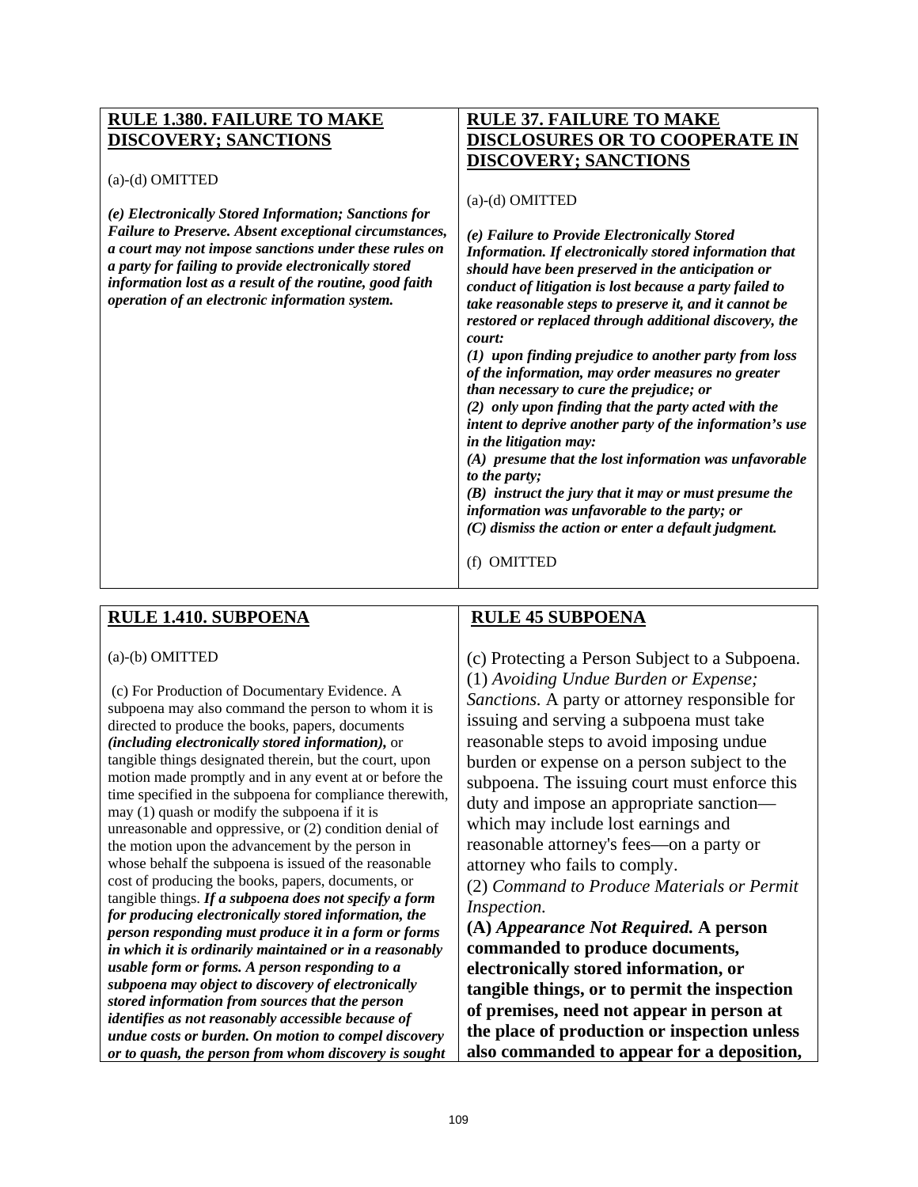| **RULE 1.380. FAILURE TO MAKE DISCOVERY; SANCTIONS** | **RULE 37. FAILURE TO MAKE DISCLOSURES OR TO COOPERATE IN DISCOVERY; SANCTIONS** |
|---|---|
| (a)-(d) OMITTED<br><br>***(e) Electronically Stored Information; Sanctions for Failure to Preserve. Absent exceptional circumstances, a court may not impose sanctions under these rules on a party for failing to provide electronically stored information lost as a result of the routine, good faith operation of an electronic information system.*** | (a)-(d) OMITTED<br><br>***(e) Failure to Provide Electronically Stored Information. If electronically stored information that should have been preserved in the anticipation or conduct of litigation is lost because a party failed to take reasonable steps to preserve it, and it cannot be restored or replaced through additional discovery, the court:***<br>***(1) upon finding prejudice to another party from loss of the information, may order measures no greater than necessary to cure the prejudice; or***<br>***(2) only upon finding that the party acted with the intent to deprive another party of the information's use in the litigation may:***<br>***(A) presume that the lost information was unfavorable to the party;***<br>***(B) instruct the jury that it may or must presume the information was unfavorable to the party; or***<br>***(C) dismiss the action or enter a default judgment.***<br><br>(f) OMITTED |

| **RULE 1.410. SUBPOENA** | **RULE 45 SUBPOENA** |
|---|---|
| (a)-(b) OMITTED<br><br>(c) For Production of Documentary Evidence. A subpoena may also command the person to whom it is directed to produce the books, papers, documents ***(including electronically stored information),*** or tangible things designated therein, but the court, upon motion made promptly and in any event at or before the time specified in the subpoena for compliance therewith, may (1) quash or modify the subpoena if it is unreasonable and oppressive, or (2) condition denial of the motion upon the advancement by the person in whose behalf the subpoena is issued of the reasonable cost of producing the books, papers, documents, or tangible things. ***If a subpoena does not specify a form for producing electronically stored information, the person responding must produce it in a form or forms in which it is ordinarily maintained or in a reasonably usable form or forms. A person responding to a subpoena may object to discovery of electronically stored information from sources that the person identifies as not reasonably accessible because of undue costs or burden. On motion to compel discovery or to quash, the person from whom discovery is sought*** | (c) Protecting a Person Subject to a Subpoena.<br>(1) *Avoiding Undue Burden or Expense; Sanctions.* A party or attorney responsible for issuing and serving a subpoena must take reasonable steps to avoid imposing undue burden or expense on a person subject to the subpoena. The issuing court must enforce this duty and impose an appropriate sanction—which may include lost earnings and reasonable attorney's fees—on a party or attorney who fails to comply.<br>(2) *Command to Produce Materials or Permit Inspection.*<br>**(A) *Appearance Not Required.* A person commanded to produce documents, electronically stored information, or tangible things, or to permit the inspection of premises, need not appear in person at the place of production or inspection unless also commanded to appear for a deposition,** |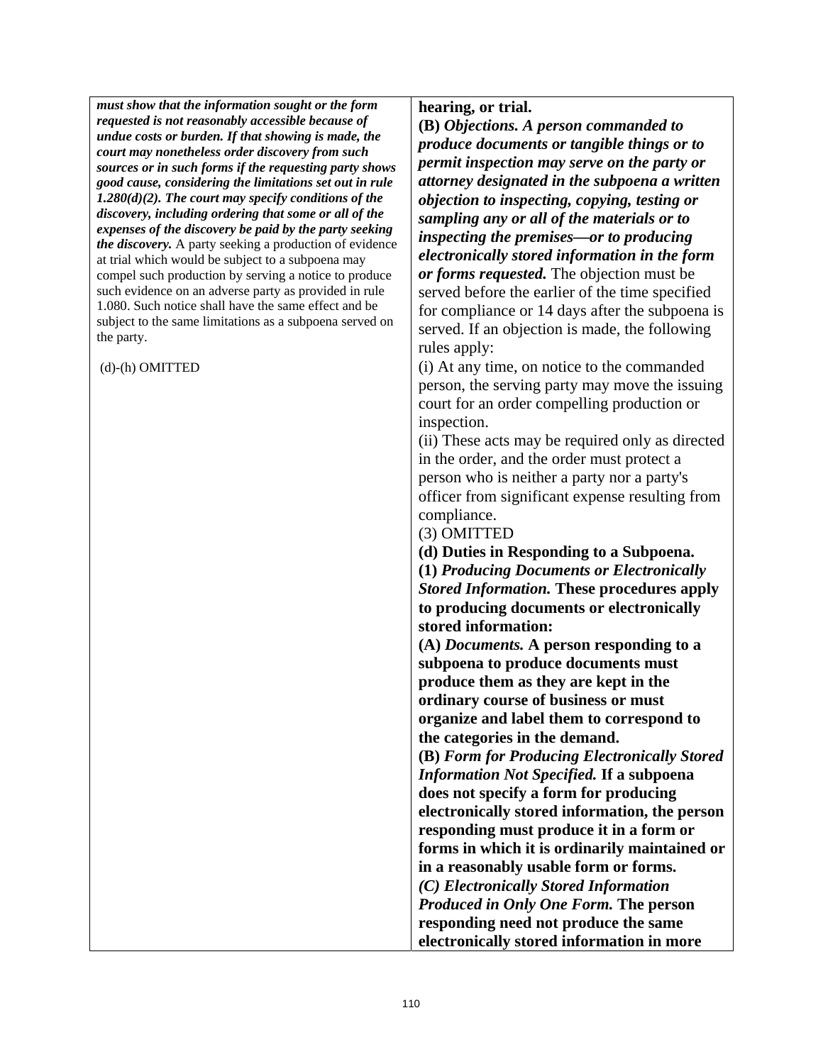| | |
|---|---|
| ***must show that the information sought or the form requested is not reasonably accessible because of undue costs or burden. If that showing is made, the court may nonetheless order discovery from such sources or in such forms if the requesting party shows good cause, considering the limitations set out in rule 1.280(d)(2). The court may specify conditions of the discovery, including ordering that some or all of the expenses of the discovery be paid by the party seeking the discovery.*** A party seeking a production of evidence at trial which would be subject to a subpoena may compel such production by serving a notice to produce such evidence on an adverse party as provided in rule 1.080. Such notice shall have the same effect and be subject to the same limitations as a subpoena served on the party.<br><br>(d)-(h) OMITTED | **hearing, or trial.**<br>**(B)** ***Objections. A person commanded to produce documents or tangible things or to permit inspection may serve on the party or attorney designated in the subpoena a written objection to inspecting, copying, testing or sampling any or all of the materials or to inspecting the premises—or to producing electronically stored information in the form or forms requested.*** The objection must be served before the earlier of the time specified for compliance or 14 days after the subpoena is served. If an objection is made, the following rules apply:<br>(i) At any time, on notice to the commanded person, the serving party may move the issuing court for an order compelling production or inspection.<br>(ii) These acts may be required only as directed in the order, and the order must protect a person who is neither a party nor a party's officer from significant expense resulting from compliance.<br>(3) OMITTED<br>**(d) Duties in Responding to a Subpoena.**<br>**(1)** ***Producing Documents or Electronically Stored Information.*** **These procedures apply to producing documents or electronically stored information:**<br>**(A)** ***Documents.*** **A person responding to a subpoena to produce documents must produce them as they are kept in the ordinary course of business or must organize and label them to correspond to the categories in the demand.**<br>**(B)** ***Form for Producing Electronically Stored Information Not Specified.*** **If a subpoena does not specify a form for producing electronically stored information, the person responding must produce it in a form or forms in which it is ordinarily maintained or in a reasonably usable form or forms.**<br>***(C) Electronically Stored Information Produced in Only One Form.*** **The person responding need not produce the same electronically stored information in more** |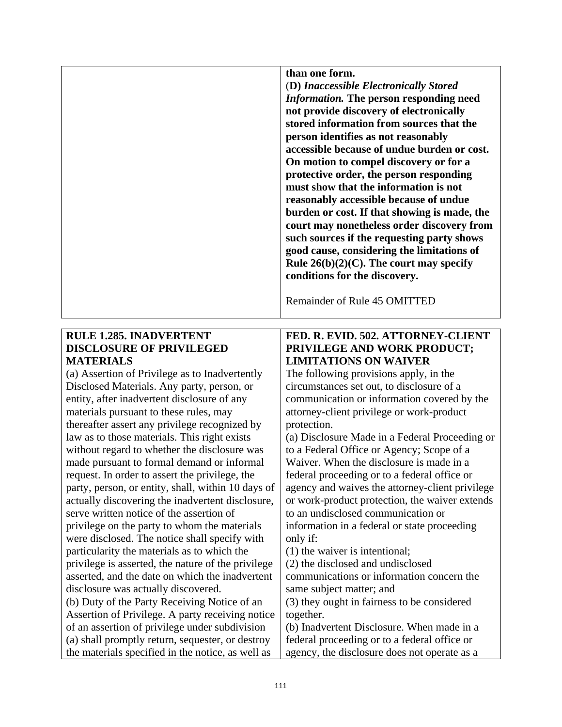| | than one form. |
|---|---|
| | **(D) *Inaccessible Electronically Stored Information.* The person responding need not provide discovery of electronically stored information from sources that the person identifies as not reasonably accessible because of undue burden or cost. On motion to compel discovery or for a protective order, the person responding must show that the information is not reasonably accessible because of undue burden or cost. If that showing is made, the court may nonetheless order discovery from such sources if the requesting party shows good cause, considering the limitations of Rule 26(b)(2)(C). The court may specify conditions for the discovery.** |
| | Remainder of Rule 45 OMITTED |

| **RULE 1.285. INADVERTENT DISCLOSURE OF PRIVILEGED MATERIALS** | **FED. R. EVID. 502. ATTORNEY-CLIENT PRIVILEGE AND WORK PRODUCT; LIMITATIONS ON WAIVER** |
|---|---|
| (a) Assertion of Privilege as to Inadvertently Disclosed Materials. Any party, person, or entity, after inadvertent disclosure of any materials pursuant to these rules, may thereafter assert any privilege recognized by law as to those materials. This right exists without regard to whether the disclosure was made pursuant to formal demand or informal request. In order to assert the privilege, the party, person, or entity, shall, within 10 days of actually discovering the inadvertent disclosure, serve written notice of the assertion of privilege on the party to whom the materials were disclosed. The notice shall specify with particularity the materials as to which the privilege is asserted, the nature of the privilege asserted, and the date on which the inadvertent disclosure was actually discovered.<br>(b) Duty of the Party Receiving Notice of an Assertion of Privilege. A party receiving notice of an assertion of privilege under subdivision (a) shall promptly return, sequester, or destroy the materials specified in the notice, as well as | The following provisions apply, in the circumstances set out, to disclosure of a communication or information covered by the attorney-client privilege or work-product protection.<br>(a) Disclosure Made in a Federal Proceeding or to a Federal Office or Agency; Scope of a Waiver. When the disclosure is made in a federal proceeding or to a federal office or agency and waives the attorney-client privilege or work-product protection, the waiver extends to an undisclosed communication or information in a federal or state proceeding only if:<br>(1) the waiver is intentional;<br>(2) the disclosed and undisclosed communications or information concern the same subject matter; and<br>(3) they ought in fairness to be considered together.<br>(b) Inadvertent Disclosure. When made in a federal proceeding or to a federal office or agency, the disclosure does not operate as a |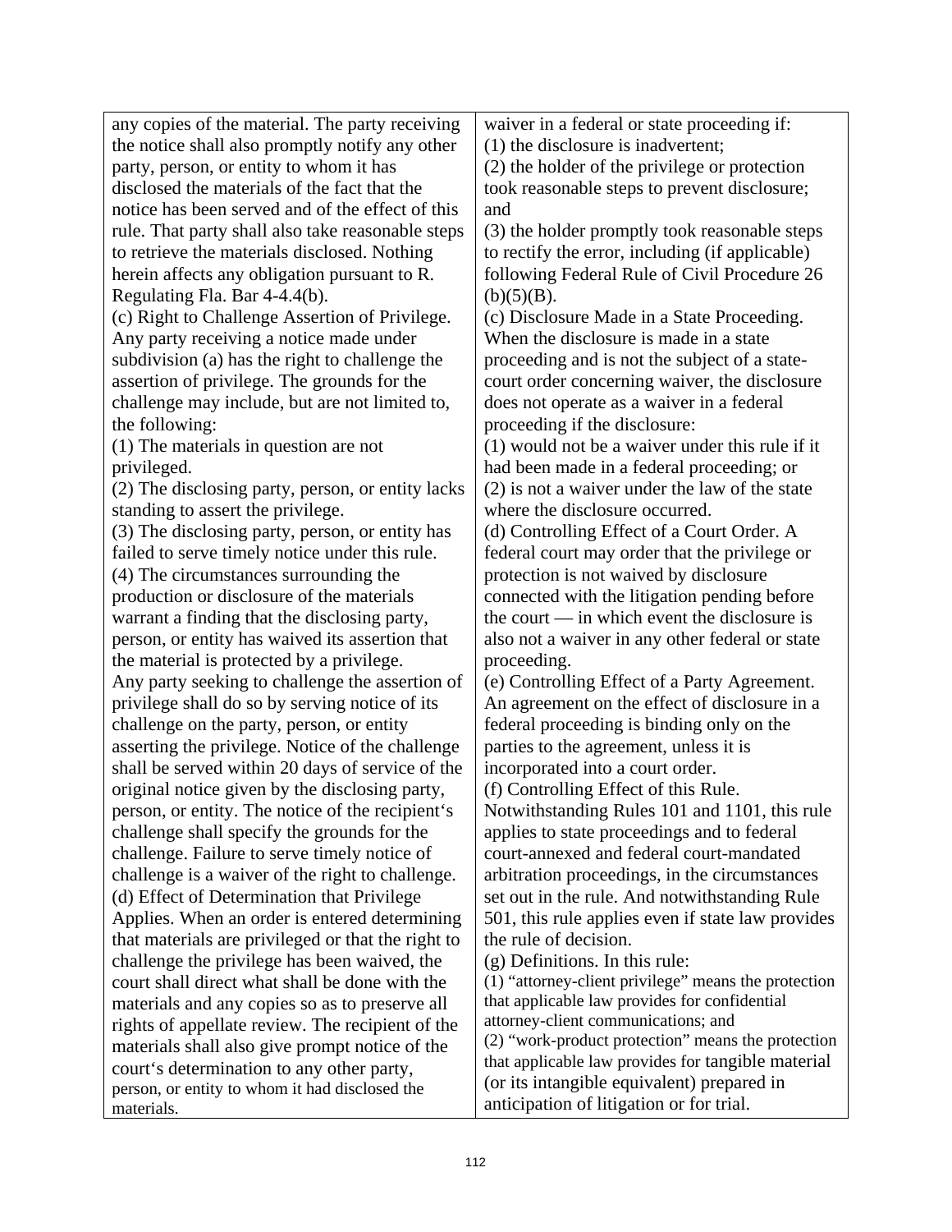| | |
|---|---|
| any copies of the material. The party receiving the notice shall also promptly notify any other party, person, or entity to whom it has disclosed the materials of the fact that the notice has been served and of the effect of this rule. That party shall also take reasonable steps to retrieve the materials disclosed. Nothing herein affects any obligation pursuant to R. Regulating Fla. Bar 4-4.4(b).<br>(c) Right to Challenge Assertion of Privilege. Any party receiving a notice made under subdivision (a) has the right to challenge the assertion of privilege. The grounds for the challenge may include, but are not limited to, the following:<br>(1) The materials in question are not privileged.<br>(2) The disclosing party, person, or entity lacks standing to assert the privilege.<br>(3) The disclosing party, person, or entity has failed to serve timely notice under this rule.<br>(4) The circumstances surrounding the production or disclosure of the materials warrant a finding that the disclosing party, person, or entity has waived its assertion that the material is protected by a privilege.<br>Any party seeking to challenge the assertion of privilege shall do so by serving notice of its challenge on the party, person, or entity asserting the privilege. Notice of the challenge shall be served within 20 days of service of the original notice given by the disclosing party, person, or entity. The notice of the recipient's challenge shall specify the grounds for the challenge. Failure to serve timely notice of challenge is a waiver of the right to challenge.<br>(d) Effect of Determination that Privilege Applies. When an order is entered determining that materials are privileged or that the right to challenge the privilege has been waived, the court shall direct what shall be done with the materials and any copies so as to preserve all rights of appellate review. The recipient of the materials shall also give prompt notice of the court's determination to any other party, person, or entity to whom it had disclosed the materials. | waiver in a federal or state proceeding if:<br>(1) the disclosure is inadvertent;<br>(2) the holder of the privilege or protection took reasonable steps to prevent disclosure; and<br>(3) the holder promptly took reasonable steps to rectify the error, including (if applicable) following Federal Rule of Civil Procedure 26 (b)(5)(B).<br>(c) Disclosure Made in a State Proceeding. When the disclosure is made in a state proceeding and is not the subject of a state-court order concerning waiver, the disclosure does not operate as a waiver in a federal proceeding if the disclosure:<br>(1) would not be a waiver under this rule if it had been made in a federal proceeding; or<br>(2) is not a waiver under the law of the state where the disclosure occurred.<br>(d) Controlling Effect of a Court Order. A federal court may order that the privilege or protection is not waived by disclosure connected with the litigation pending before the court — in which event the disclosure is also not a waiver in any other federal or state proceeding.<br>(e) Controlling Effect of a Party Agreement. An agreement on the effect of disclosure in a federal proceeding is binding only on the parties to the agreement, unless it is incorporated into a court order.<br>(f) Controlling Effect of this Rule. Notwithstanding Rules 101 and 1101, this rule applies to state proceedings and to federal court-annexed and federal court-mandated arbitration proceedings, in the circumstances set out in the rule. And notwithstanding Rule 501, this rule applies even if state law provides the rule of decision.<br>(g) Definitions. In this rule:<br>(1) "attorney-client privilege" means the protection that applicable law provides for confidential attorney-client communications; and<br>(2) "work-product protection" means the protection that applicable law provides for tangible material (or its intangible equivalent) prepared in anticipation of litigation or for trial. |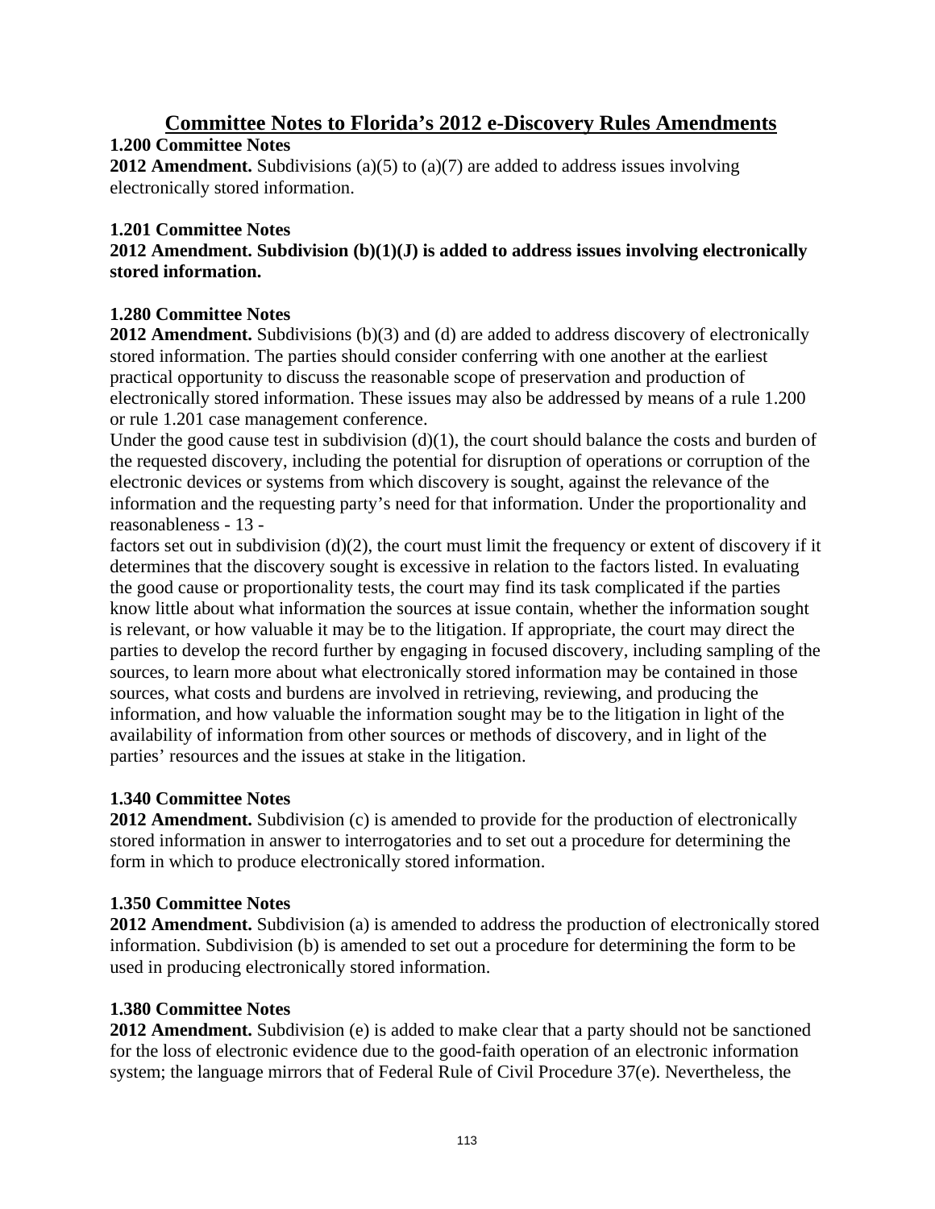# Committee Notes to Florida's 2012 e-Discovery Rules Amendments

**1.200 Committee Notes**

**2012 Amendment.** Subdivisions (a)(5) to (a)(7) are added to address issues involving electronically stored information.

**1.201 Committee Notes**

**2012 Amendment. Subdivision (b)(1)(J) is added to address issues involving electronically stored information.**

**1.280 Committee Notes**

**2012 Amendment.** Subdivisions (b)(3) and (d) are added to address discovery of electronically stored information. The parties should consider conferring with one another at the earliest practical opportunity to discuss the reasonable scope of preservation and production of electronically stored information. These issues may also be addressed by means of a rule 1.200 or rule 1.201 case management conference.

Under the good cause test in subdivision (d)(1), the court should balance the costs and burden of the requested discovery, including the potential for disruption of operations or corruption of the electronic devices or systems from which discovery is sought, against the relevance of the information and the requesting party's need for that information. Under the proportionality and reasonableness - 13 -

factors set out in subdivision (d)(2), the court must limit the frequency or extent of discovery if it determines that the discovery sought is excessive in relation to the factors listed. In evaluating the good cause or proportionality tests, the court may find its task complicated if the parties know little about what information the sources at issue contain, whether the information sought is relevant, or how valuable it may be to the litigation. If appropriate, the court may direct the parties to develop the record further by engaging in focused discovery, including sampling of the sources, to learn more about what electronically stored information may be contained in those sources, what costs and burdens are involved in retrieving, reviewing, and producing the information, and how valuable the information sought may be to the litigation in light of the availability of information from other sources or methods of discovery, and in light of the parties' resources and the issues at stake in the litigation.

**1.340 Committee Notes**

**2012 Amendment.** Subdivision (c) is amended to provide for the production of electronically stored information in answer to interrogatories and to set out a procedure for determining the form in which to produce electronically stored information.

**1.350 Committee Notes**

**2012 Amendment.** Subdivision (a) is amended to address the production of electronically stored information. Subdivision (b) is amended to set out a procedure for determining the form to be used in producing electronically stored information.

**1.380 Committee Notes**

**2012 Amendment.** Subdivision (e) is added to make clear that a party should not be sanctioned for the loss of electronic evidence due to the good-faith operation of an electronic information system; the language mirrors that of Federal Rule of Civil Procedure 37(e). Nevertheless, the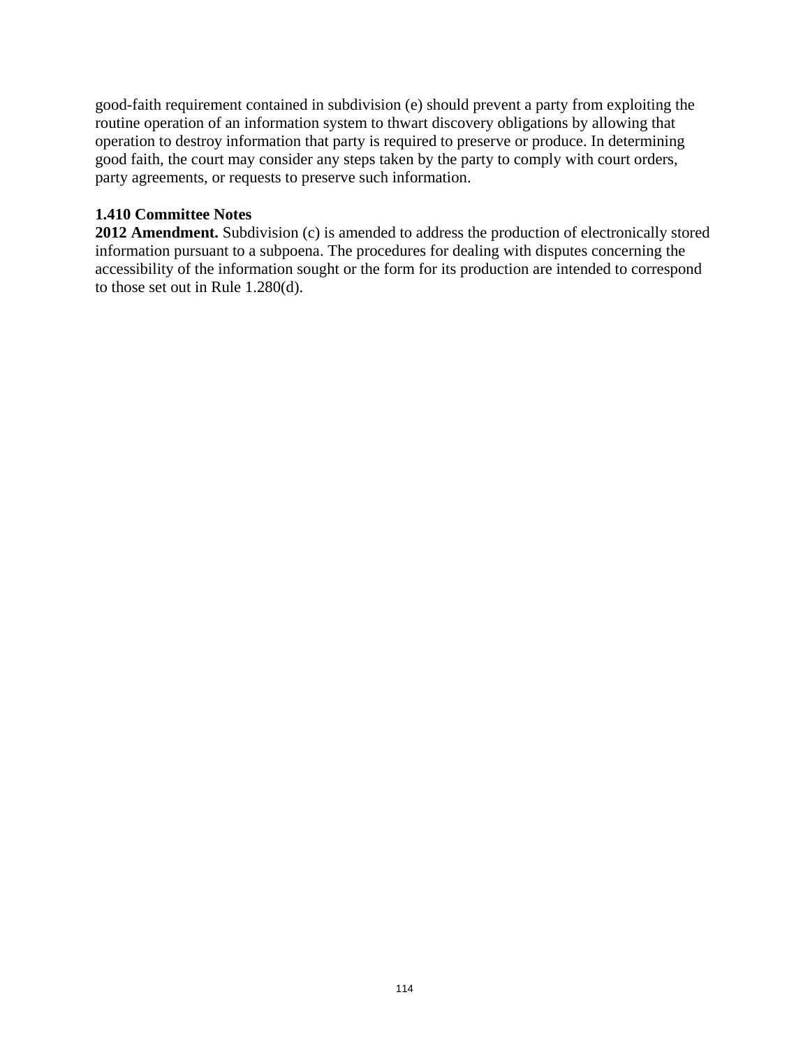good-faith requirement contained in subdivision (e) should prevent a party from exploiting the routine operation of an information system to thwart discovery obligations by allowing that operation to destroy information that party is required to preserve or produce. In determining good faith, the court may consider any steps taken by the party to comply with court orders, party agreements, or requests to preserve such information.

**1.410 Committee Notes**
**2012 Amendment.** Subdivision (c) is amended to address the production of electronically stored information pursuant to a subpoena. The procedures for dealing with disputes concerning the accessibility of the information sought or the form for its production are intended to correspond to those set out in Rule 1.280(d).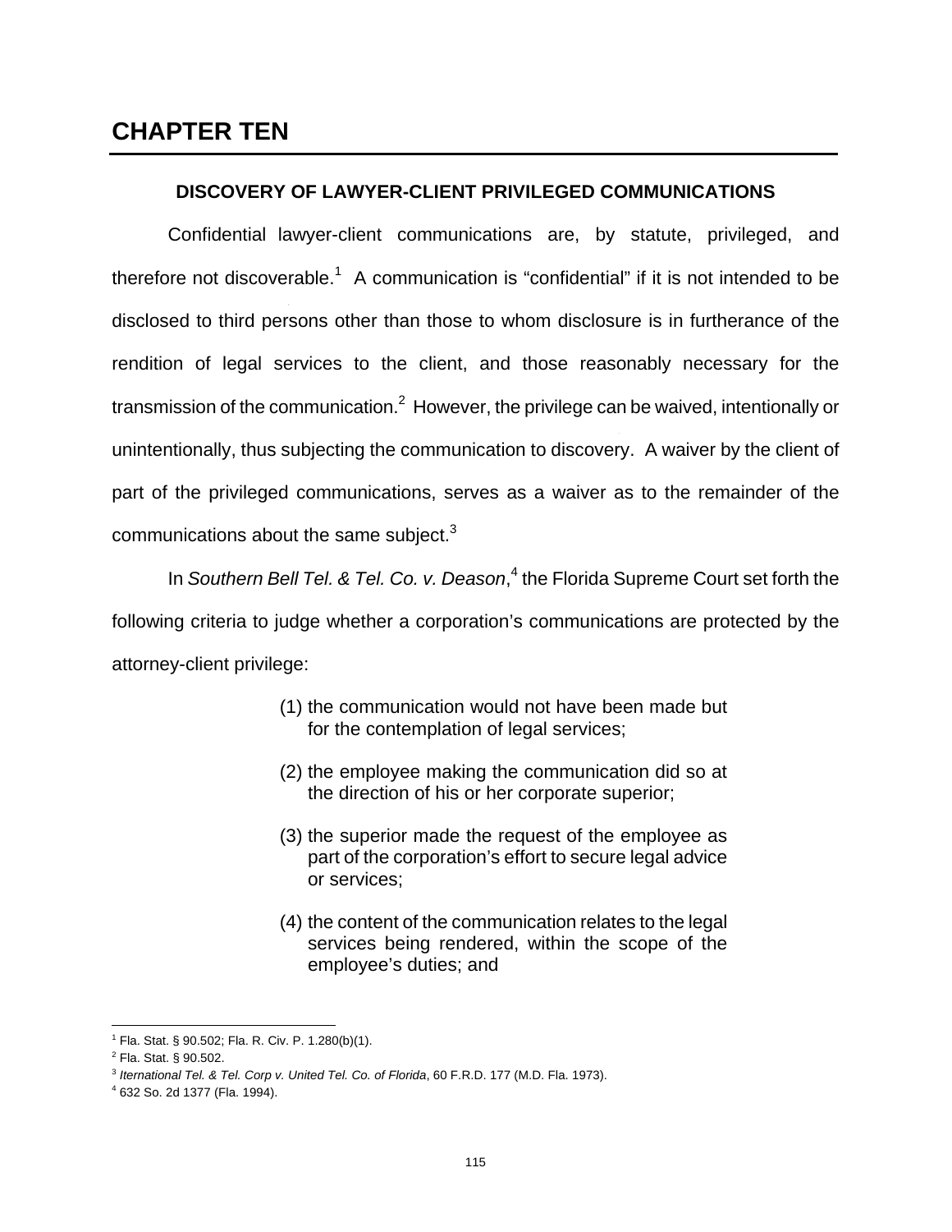# CHAPTER TEN

## DISCOVERY OF LAWYER-CLIENT PRIVILEGED COMMUNICATIONS

Confidential lawyer-client communications are, by statute, privileged, and therefore not discoverable.[1] A communication is "confidential" if it is not intended to be disclosed to third persons other than those to whom disclosure is in furtherance of the rendition of legal services to the client, and those reasonably necessary for the transmission of the communication.[2] However, the privilege can be waived, intentionally or unintentionally, thus subjecting the communication to discovery. A waiver by the client of part of the privileged communications, serves as a waiver as to the remainder of the communications about the same subject.[3]

In *Southern Bell Tel. & Tel. Co. v. Deason*,[4] the Florida Supreme Court set forth the following criteria to judge whether a corporation's communications are protected by the attorney-client privilege:

> (1) the communication would not have been made but for the contemplation of legal services;
>
> (2) the employee making the communication did so at the direction of his or her corporate superior;
>
> (3) the superior made the request of the employee as part of the corporation's effort to secure legal advice or services;
>
> (4) the content of the communication relates to the legal services being rendered, within the scope of the employee's duties; and

---

[1] Fla. Stat. § 90.502; Fla. R. Civ. P. 1.280(b)(1).

[2] Fla. Stat. § 90.502.

[3] *Iternational Tel. & Tel. Corp v. United Tel. Co. of Florida*, 60 F.R.D. 177 (M.D. Fla. 1973).

[4] 632 So. 2d 1377 (Fla. 1994).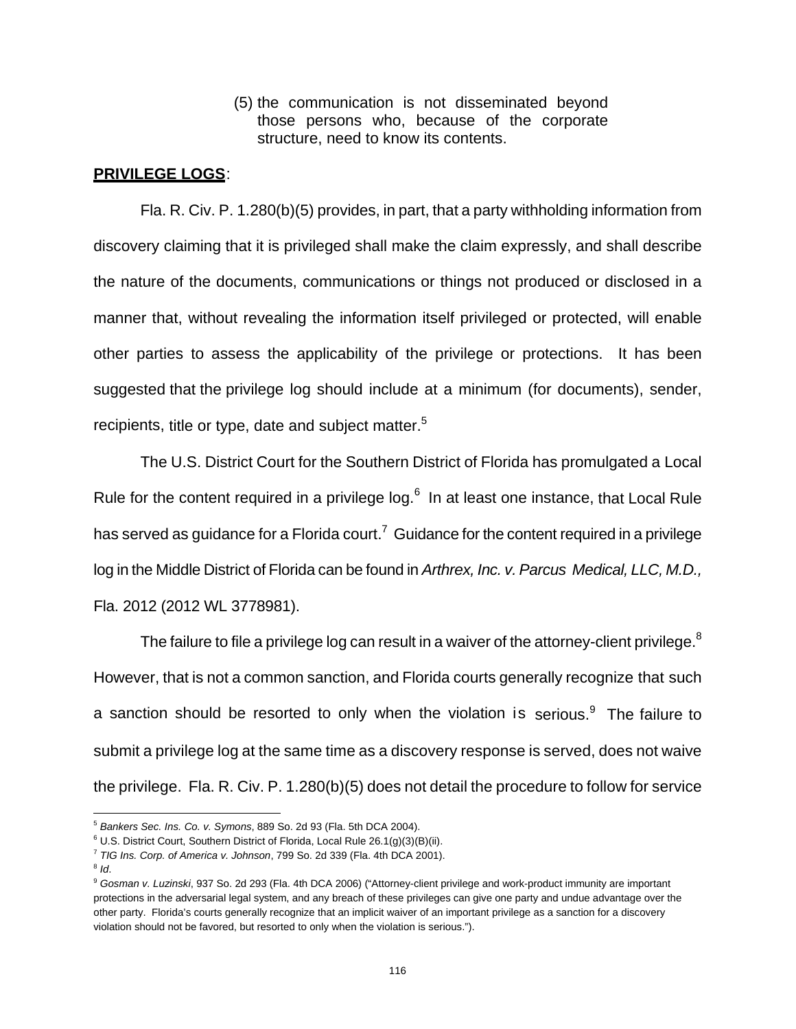(5) the communication is not disseminated beyond those persons who, because of the corporate structure, need to know its contents.

**PRIVILEGE LOGS**:

Fla. R. Civ. P. 1.280(b)(5) provides, in part, that a party withholding information from discovery claiming that it is privileged shall make the claim expressly, and shall describe the nature of the documents, communications or things not produced or disclosed in a manner that, without revealing the information itself privileged or protected, will enable other parties to assess the applicability of the privilege or protections. It has been suggested that the privilege log should include at a minimum (for documents), sender, recipients, title or type, date and subject matter.[5]

The U.S. District Court for the Southern District of Florida has promulgated a Local Rule for the content required in a privilege log.[6] In at least one instance, that Local Rule has served as guidance for a Florida court.[7] Guidance for the content required in a privilege log in the Middle District of Florida can be found in *Arthrex, Inc. v. Parcus Medical, LLC, M.D.,* Fla. 2012 (2012 WL 3778981).

The failure to file a privilege log can result in a waiver of the attorney-client privilege.[8] However, that is not a common sanction, and Florida courts generally recognize that such a sanction should be resorted to only when the violation is serious.[9] The failure to submit a privilege log at the same time as a discovery response is served, does not waive the privilege. Fla. R. Civ. P. 1.280(b)(5) does not detail the procedure to follow for service

---

[5] *Bankers Sec. Ins. Co. v. Symons*, 889 So. 2d 93 (Fla. 5th DCA 2004).

[6] U.S. District Court, Southern District of Florida, Local Rule 26.1(g)(3)(B)(ii).

[7] *TIG Ins. Corp. of America v. Johnson*, 799 So. 2d 339 (Fla. 4th DCA 2001).

[8] *Id*.

[9] *Gosman v. Luzinski*, 937 So. 2d 293 (Fla. 4th DCA 2006) ("Attorney-client privilege and work-product immunity are important protections in the adversarial legal system, and any breach of these privileges can give one party and undue advantage over the other party. Florida's courts generally recognize that an implicit waiver of an important privilege as a sanction for a discovery violation should not be favored, but resorted to only when the violation is serious.").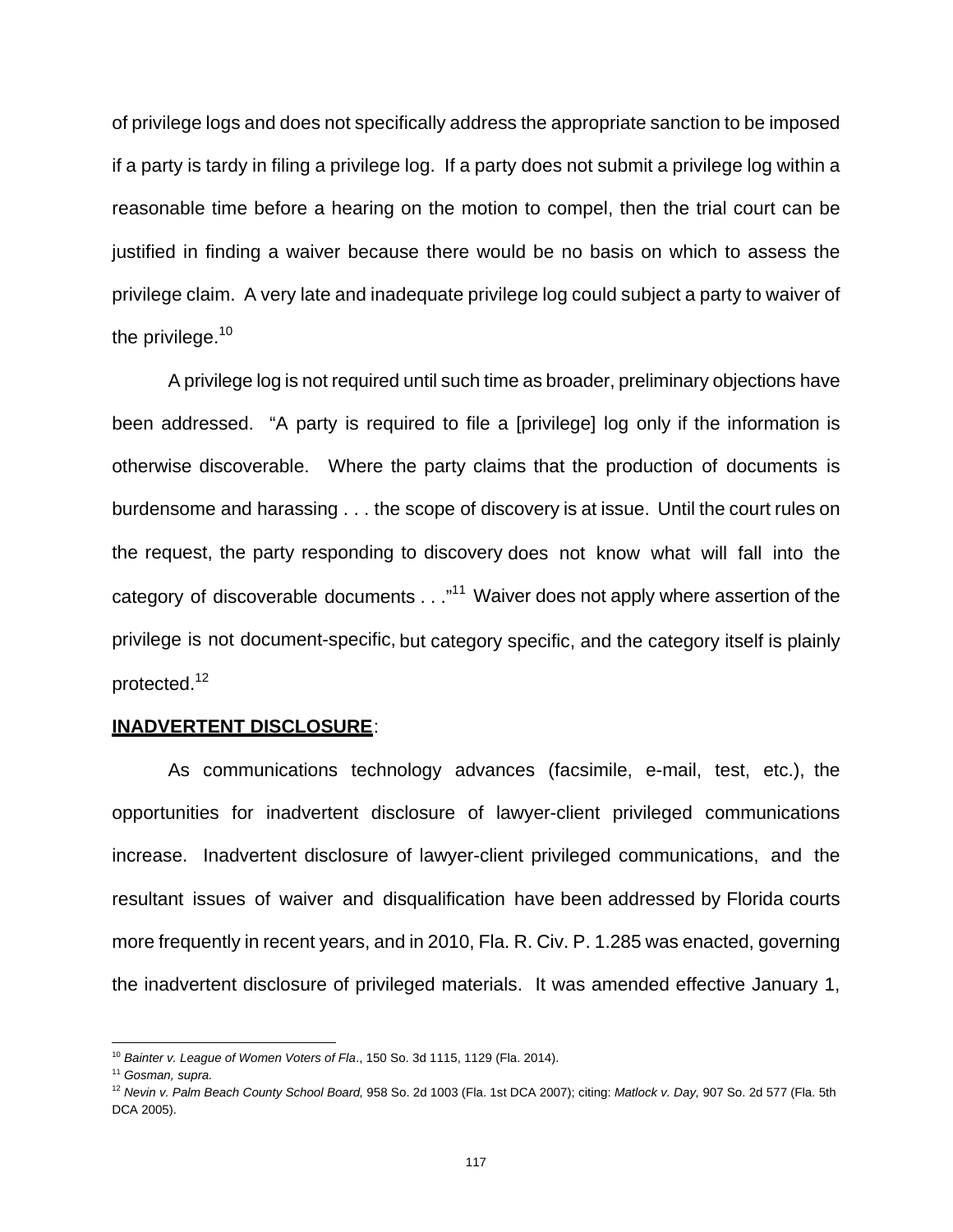of privilege logs and does not specifically address the appropriate sanction to be imposed if a party is tardy in filing a privilege log. If a party does not submit a privilege log within a reasonable time before a hearing on the motion to compel, then the trial court can be justified in finding a waiver because there would be no basis on which to assess the privilege claim. A very late and inadequate privilege log could subject a party to waiver of the privilege.[10]

A privilege log is not required until such time as broader, preliminary objections have been addressed. "A party is required to file a [privilege] log only if the information is otherwise discoverable. Where the party claims that the production of documents is burdensome and harassing . . . the scope of discovery is at issue. Until the court rules on the request, the party responding to discovery does not know what will fall into the category of discoverable documents . . ."[11] Waiver does not apply where assertion of the privilege is not document-specific, but category specific, and the category itself is plainly protected.[12]

**<u>INADVERTENT DISCLOSURE</u>**:

As communications technology advances (facsimile, e-mail, test, etc.), the opportunities for inadvertent disclosure of lawyer-client privileged communications increase. Inadvertent disclosure of lawyer-client privileged communications, and the resultant issues of waiver and disqualification have been addressed by Florida courts more frequently in recent years, and in 2010, Fla. R. Civ. P. 1.285 was enacted, governing the inadvertent disclosure of privileged materials. It was amended effective January 1,

---

[10] *Bainter v. League of Women Voters of Fla*., 150 So. 3d 1115, 1129 (Fla. 2014).

[11] *Gosman, supra.*

[12] *Nevin v. Palm Beach County School Board,* 958 So. 2d 1003 (Fla. 1st DCA 2007); citing: *Matlock v. Day,* 907 So. 2d 577 (Fla. 5th DCA 2005).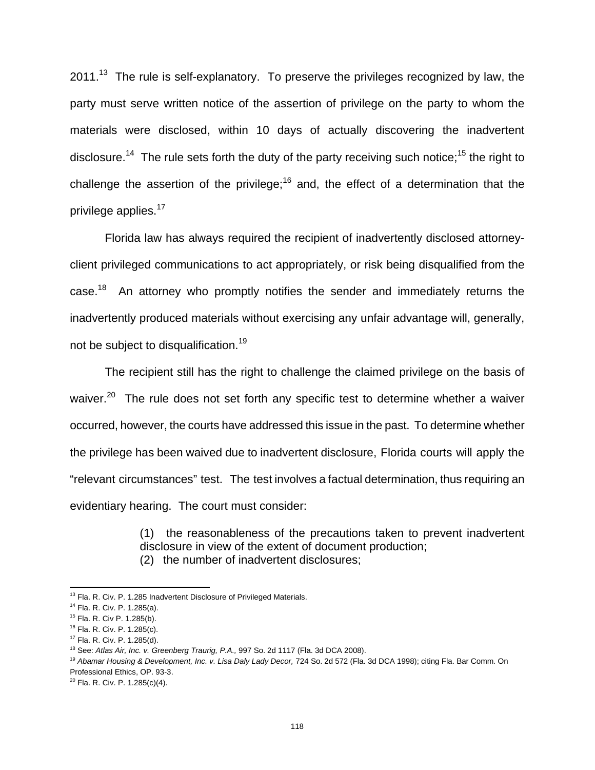2011.[13] The rule is self-explanatory. To preserve the privileges recognized by law, the party must serve written notice of the assertion of privilege on the party to whom the materials were disclosed, within 10 days of actually discovering the inadvertent disclosure.[14] The rule sets forth the duty of the party receiving such notice;[15] the right to challenge the assertion of the privilege;[16] and, the effect of a determination that the privilege applies.[17]

Florida law has always required the recipient of inadvertently disclosed attorney-client privileged communications to act appropriately, or risk being disqualified from the case.[18] An attorney who promptly notifies the sender and immediately returns the inadvertently produced materials without exercising any unfair advantage will, generally, not be subject to disqualification.[19]

The recipient still has the right to challenge the claimed privilege on the basis of waiver.[20] The rule does not set forth any specific test to determine whether a waiver occurred, however, the courts have addressed this issue in the past. To determine whether the privilege has been waived due to inadvertent disclosure, Florida courts will apply the "relevant circumstances" test. The test involves a factual determination, thus requiring an evidentiary hearing. The court must consider:

> (1) the reasonableness of the precautions taken to prevent inadvertent disclosure in view of the extent of document production;
> (2) the number of inadvertent disclosures;

---

[13] Fla. R. Civ. P. 1.285 Inadvertent Disclosure of Privileged Materials.
[14] Fla. R. Civ. P. 1.285(a).
[15] Fla. R. Civ P. 1.285(b).
[16] Fla. R. Civ. P. 1.285(c).
[17] Fla. R. Civ. P. 1.285(d).
[18] See: *Atlas Air, Inc. v. Greenberg Traurig, P.A.,* 997 So. 2d 1117 (Fla. 3d DCA 2008).
[19] *Abamar Housing & Development, Inc. v. Lisa Daly Lady Decor,* 724 So. 2d 572 (Fla. 3d DCA 1998); citing Fla. Bar Comm. On Professional Ethics, OP. 93-3.
[20] Fla. R. Civ. P. 1.285(c)(4).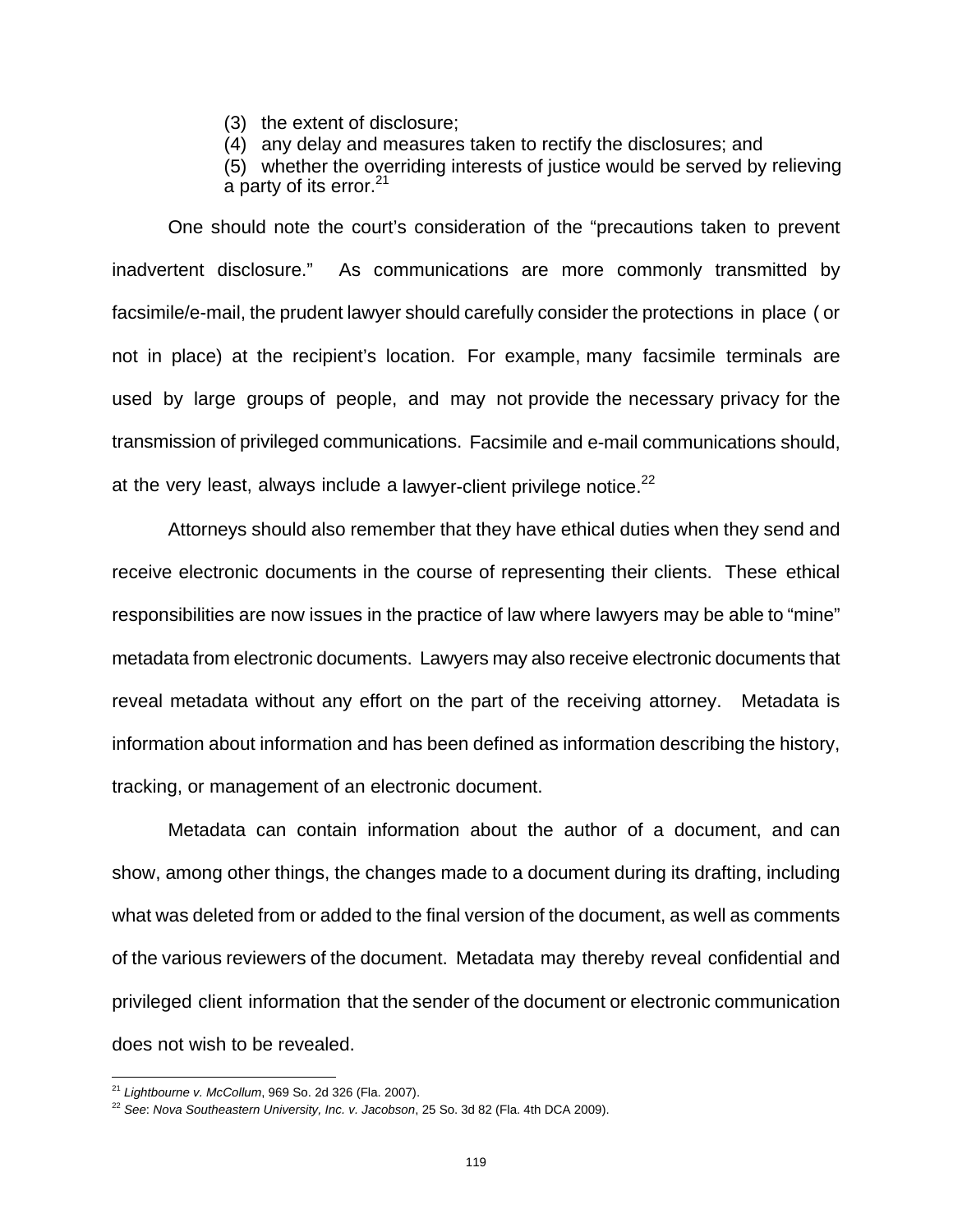(3) the extent of disclosure;
(4) any delay and measures taken to rectify the disclosures; and
(5) whether the overriding interests of justice would be served by relieving a party of its error.[21]

One should note the court's consideration of the "precautions taken to prevent inadvertent disclosure." As communications are more commonly transmitted by facsimile/e-mail, the prudent lawyer should carefully consider the protections in place (or not in place) at the recipient's location. For example, many facsimile terminals are used by large groups of people, and may not provide the necessary privacy for the transmission of privileged communications. Facsimile and e-mail communications should, at the very least, always include a lawyer-client privilege notice.[22]

Attorneys should also remember that they have ethical duties when they send and receive electronic documents in the course of representing their clients. These ethical responsibilities are now issues in the practice of law where lawyers may be able to "mine" metadata from electronic documents. Lawyers may also receive electronic documents that reveal metadata without any effort on the part of the receiving attorney. Metadata is information about information and has been defined as information describing the history, tracking, or management of an electronic document.

Metadata can contain information about the author of a document, and can show, among other things, the changes made to a document during its drafting, including what was deleted from or added to the final version of the document, as well as comments of the various reviewers of the document. Metadata may thereby reveal confidential and privileged client information that the sender of the document or electronic communication does not wish to be revealed.

---

[21] *Lightbourne v. McCollum*, 969 So. 2d 326 (Fla. 2007).

[22] *See*: *Nova Southeastern University, Inc. v. Jacobson*, 25 So. 3d 82 (Fla. 4th DCA 2009).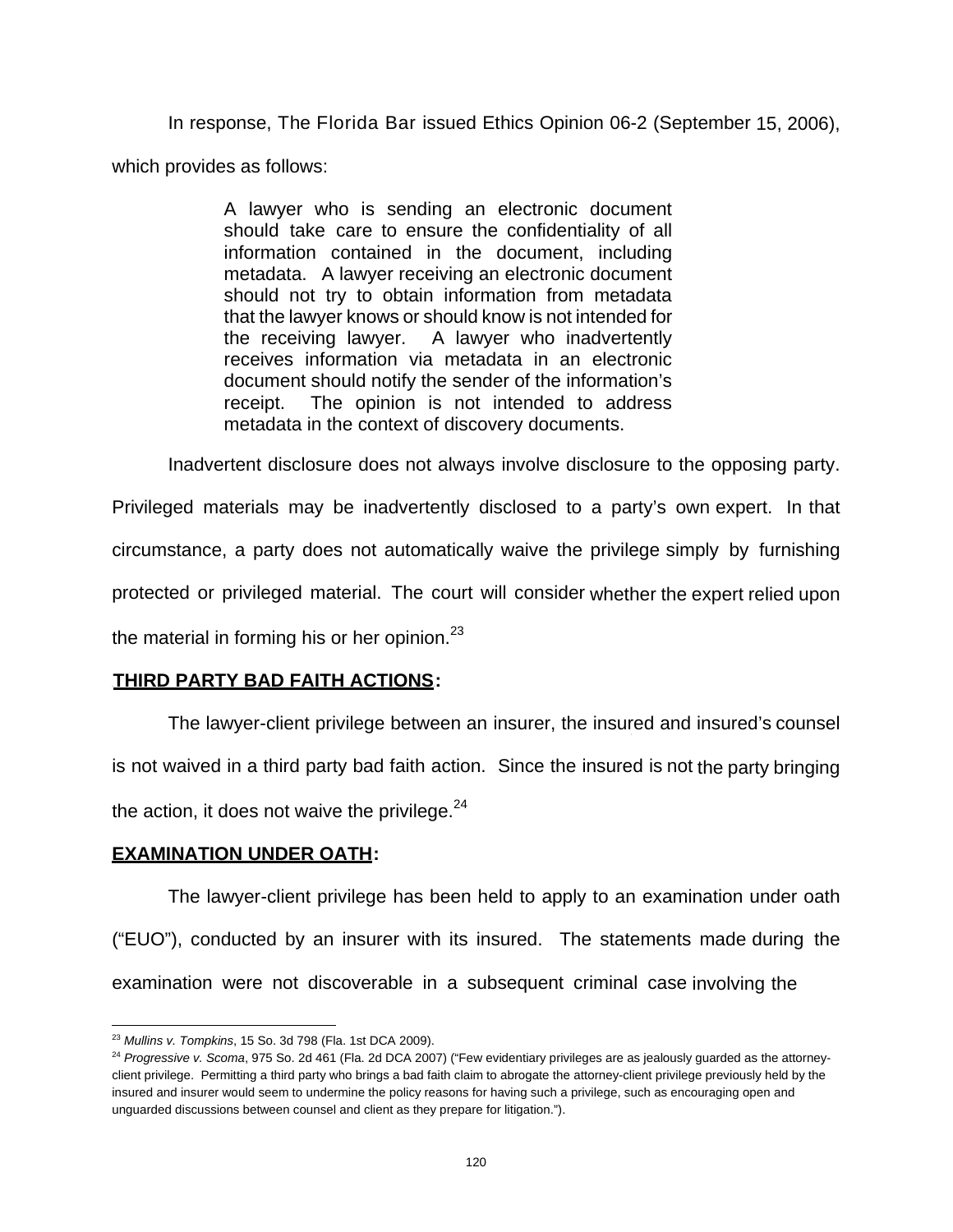In response, The Florida Bar issued Ethics Opinion 06-2 (September 15, 2006), which provides as follows:

> A lawyer who is sending an electronic document should take care to ensure the confidentiality of all information contained in the document, including metadata. A lawyer receiving an electronic document should not try to obtain information from metadata that the lawyer knows or should know is not intended for the receiving lawyer. A lawyer who inadvertently receives information via metadata in an electronic document should notify the sender of the information's receipt. The opinion is not intended to address metadata in the context of discovery documents.

Inadvertent disclosure does not always involve disclosure to the opposing party. Privileged materials may be inadvertently disclosed to a party's own expert. In that circumstance, a party does not automatically waive the privilege simply by furnishing protected or privileged material. The court will consider whether the expert relied upon the material in forming his or her opinion.[23]

**THIRD PARTY BAD FAITH ACTIONS:**

The lawyer-client privilege between an insurer, the insured and insured's counsel is not waived in a third party bad faith action. Since the insured is not the party bringing the action, it does not waive the privilege.[24]

**EXAMINATION UNDER OATH:**

The lawyer-client privilege has been held to apply to an examination under oath ("EUO"), conducted by an insurer with its insured. The statements made during the examination were not discoverable in a subsequent criminal case involving the

---

[23] *Mullins v. Tompkins*, 15 So. 3d 798 (Fla. 1st DCA 2009).

[24] *Progressive v. Scoma*, 975 So. 2d 461 (Fla. 2d DCA 2007) ("Few evidentiary privileges are as jealously guarded as the attorney-client privilege. Permitting a third party who brings a bad faith claim to abrogate the attorney-client privilege previously held by the insured and insurer would seem to undermine the policy reasons for having such a privilege, such as encouraging open and unguarded discussions between counsel and client as they prepare for litigation.").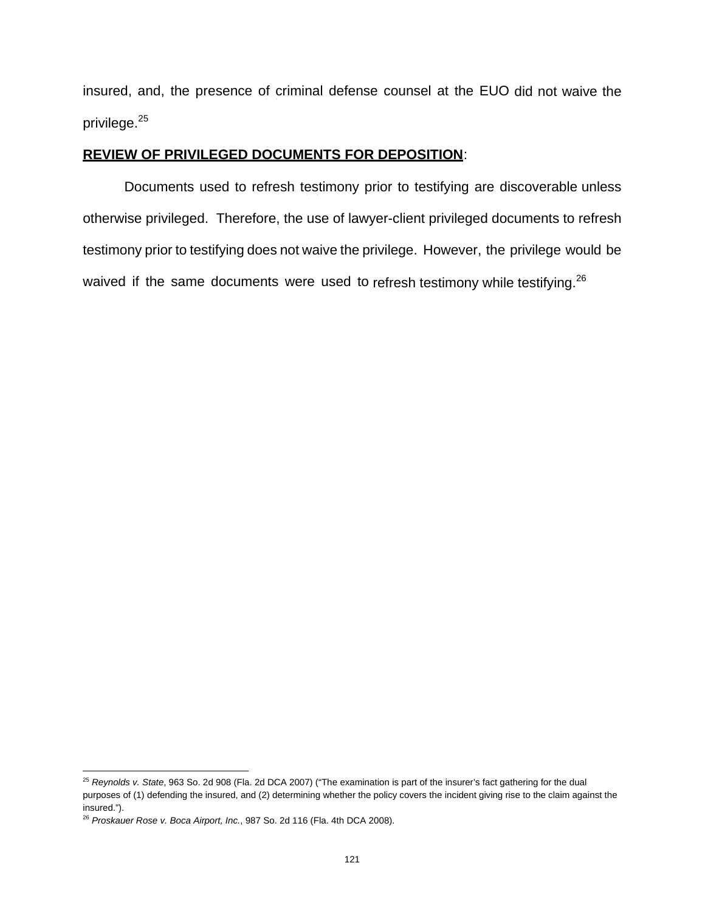insured, and, the presence of criminal defense counsel at the EUO did not waive the privilege.[25]

**REVIEW OF PRIVILEGED DOCUMENTS FOR DEPOSITION**:

Documents used to refresh testimony prior to testifying are discoverable unless otherwise privileged. Therefore, the use of lawyer-client privileged documents to refresh testimony prior to testifying does not waive the privilege. However, the privilege would be waived if the same documents were used to refresh testimony while testifying.[26]

---

[25] *Reynolds v. State*, 963 So. 2d 908 (Fla. 2d DCA 2007) ("The examination is part of the insurer's fact gathering for the dual purposes of (1) defending the insured, and (2) determining whether the policy covers the incident giving rise to the claim against the insured.").

[26] *Proskauer Rose v. Boca Airport, Inc.*, 987 So. 2d 116 (Fla. 4th DCA 2008).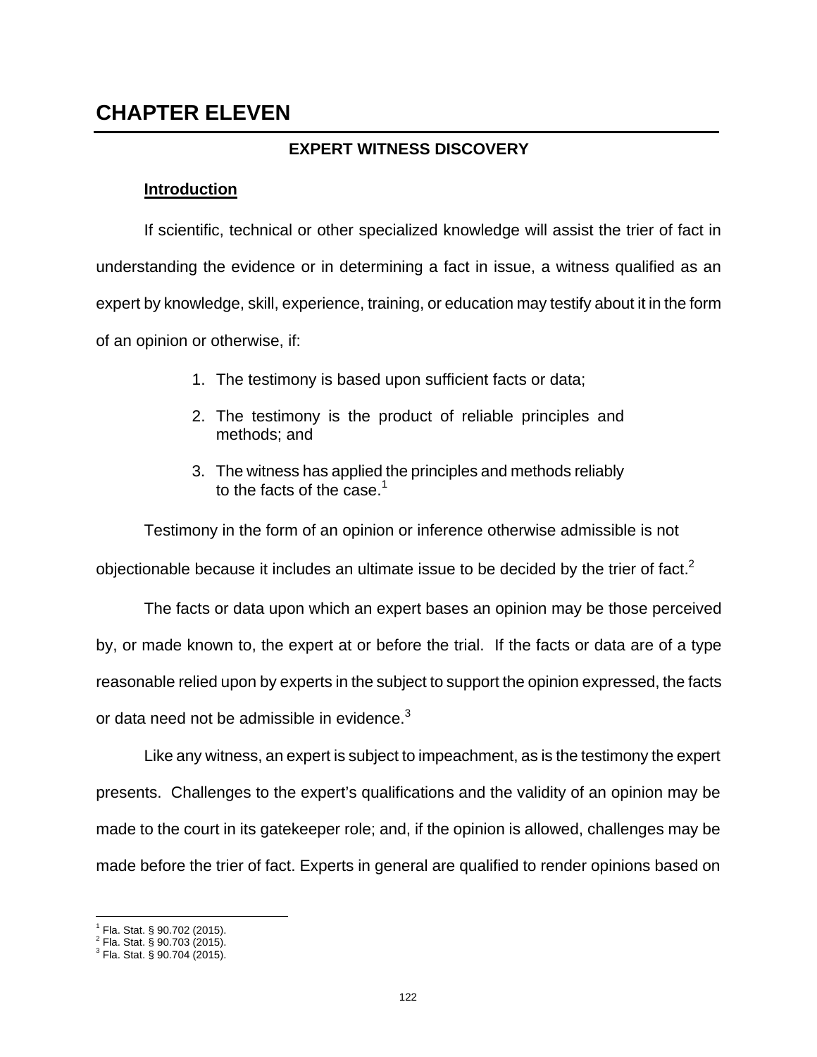# CHAPTER ELEVEN

## EXPERT WITNESS DISCOVERY

**Introduction**

If scientific, technical or other specialized knowledge will assist the trier of fact in understanding the evidence or in determining a fact in issue, a witness qualified as an expert by knowledge, skill, experience, training, or education may testify about it in the form of an opinion or otherwise, if:

1. The testimony is based upon sufficient facts or data;
2. The testimony is the product of reliable principles and methods; and
3. The witness has applied the principles and methods reliably to the facts of the case.[1]

Testimony in the form of an opinion or inference otherwise admissible is not objectionable because it includes an ultimate issue to be decided by the trier of fact.[2]

The facts or data upon which an expert bases an opinion may be those perceived by, or made known to, the expert at or before the trial. If the facts or data are of a type reasonable relied upon by experts in the subject to support the opinion expressed, the facts or data need not be admissible in evidence.[3]

Like any witness, an expert is subject to impeachment, as is the testimony the expert presents. Challenges to the expert's qualifications and the validity of an opinion may be made to the court in its gatekeeper role; and, if the opinion is allowed, challenges may be made before the trier of fact. Experts in general are qualified to render opinions based on

---

[1] Fla. Stat. § 90.702 (2015).
[2] Fla. Stat. § 90.703 (2015).
[3] Fla. Stat. § 90.704 (2015).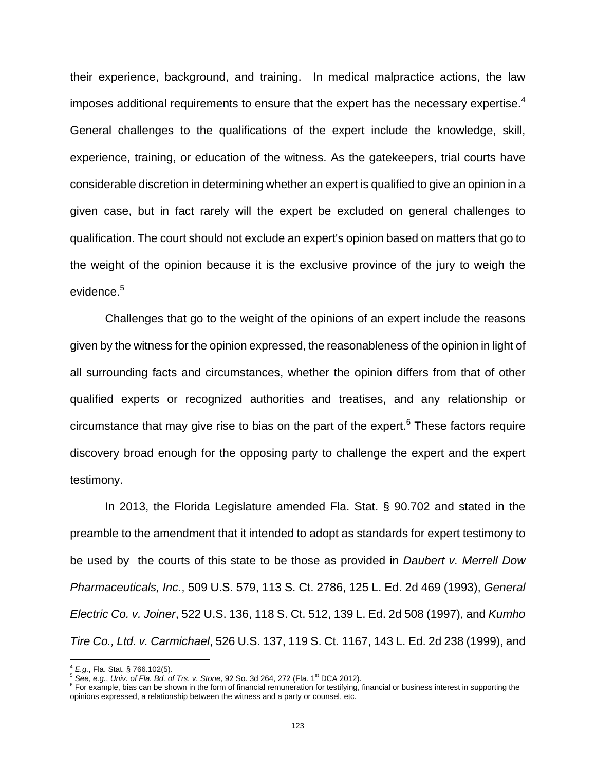their experience, background, and training. In medical malpractice actions, the law imposes additional requirements to ensure that the expert has the necessary expertise.[4] General challenges to the qualifications of the expert include the knowledge, skill, experience, training, or education of the witness. As the gatekeepers, trial courts have considerable discretion in determining whether an expert is qualified to give an opinion in a given case, but in fact rarely will the expert be excluded on general challenges to qualification. The court should not exclude an expert's opinion based on matters that go to the weight of the opinion because it is the exclusive province of the jury to weigh the evidence.[5]

Challenges that go to the weight of the opinions of an expert include the reasons given by the witness for the opinion expressed, the reasonableness of the opinion in light of all surrounding facts and circumstances, whether the opinion differs from that of other qualified experts or recognized authorities and treatises, and any relationship or circumstance that may give rise to bias on the part of the expert.[6] These factors require discovery broad enough for the opposing party to challenge the expert and the expert testimony.

In 2013, the Florida Legislature amended Fla. Stat. § 90.702 and stated in the preamble to the amendment that it intended to adopt as standards for expert testimony to be used by the courts of this state to be those as provided in *Daubert v. Merrell Dow Pharmaceuticals, Inc.*, 509 U.S. 579, 113 S. Ct. 2786, 125 L. Ed. 2d 469 (1993), *General Electric Co. v. Joiner*, 522 U.S. 136, 118 S. Ct. 512, 139 L. Ed. 2d 508 (1997), and *Kumho Tire Co., Ltd. v. Carmichael*, 526 U.S. 137, 119 S. Ct. 1167, 143 L. Ed. 2d 238 (1999), and

---

[4] *E.g.*, Fla. Stat. § 766.102(5).

[5] *See, e.g.*, *Univ. of Fla. Bd. of Trs. v. Stone*, 92 So. 3d 264, 272 (Fla. 1st DCA 2012).

[6] For example, bias can be shown in the form of financial remuneration for testifying, financial or business interest in supporting the opinions expressed, a relationship between the witness and a party or counsel, etc.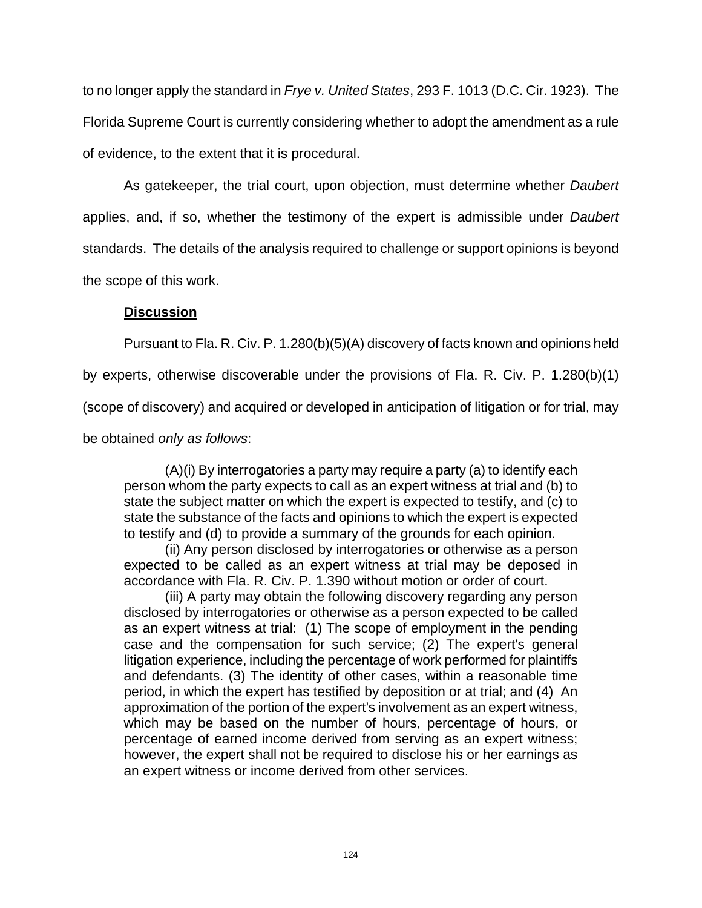to no longer apply the standard in *Frye v. United States*, 293 F. 1013 (D.C. Cir. 1923). The Florida Supreme Court is currently considering whether to adopt the amendment as a rule of evidence, to the extent that it is procedural.

As gatekeeper, the trial court, upon objection, must determine whether *Daubert* applies, and, if so, whether the testimony of the expert is admissible under *Daubert* standards. The details of the analysis required to challenge or support opinions is beyond the scope of this work.

**<u>Discussion</u>**

Pursuant to Fla. R. Civ. P. 1.280(b)(5)(A) discovery of facts known and opinions held by experts, otherwise discoverable under the provisions of Fla. R. Civ. P. 1.280(b)(1) (scope of discovery) and acquired or developed in anticipation of litigation or for trial, may be obtained *only as follows*:

> (A)(i) By interrogatories a party may require a party (a) to identify each person whom the party expects to call as an expert witness at trial and (b) to state the subject matter on which the expert is expected to testify, and (c) to state the substance of the facts and opinions to which the expert is expected to testify and (d) to provide a summary of the grounds for each opinion.
>
> (ii) Any person disclosed by interrogatories or otherwise as a person expected to be called as an expert witness at trial may be deposed in accordance with Fla. R. Civ. P. 1.390 without motion or order of court.
>
> (iii) A party may obtain the following discovery regarding any person disclosed by interrogatories or otherwise as a person expected to be called as an expert witness at trial: (1) The scope of employment in the pending case and the compensation for such service; (2) The expert's general litigation experience, including the percentage of work performed for plaintiffs and defendants. (3) The identity of other cases, within a reasonable time period, in which the expert has testified by deposition or at trial; and (4) An approximation of the portion of the expert's involvement as an expert witness, which may be based on the number of hours, percentage of hours, or percentage of earned income derived from serving as an expert witness; however, the expert shall not be required to disclose his or her earnings as an expert witness or income derived from other services.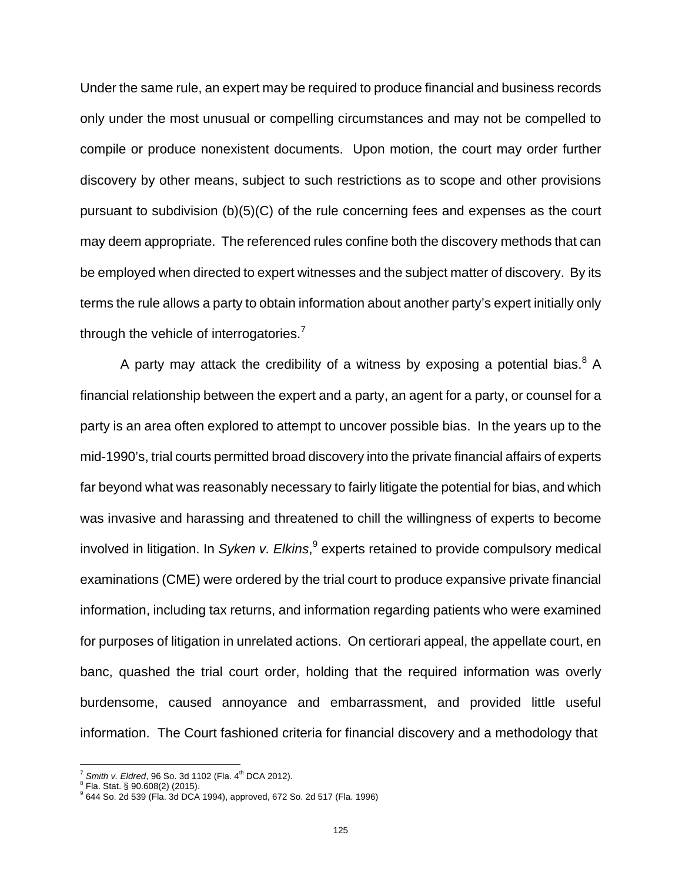Under the same rule, an expert may be required to produce financial and business records only under the most unusual or compelling circumstances and may not be compelled to compile or produce nonexistent documents. Upon motion, the court may order further discovery by other means, subject to such restrictions as to scope and other provisions pursuant to subdivision (b)(5)(C) of the rule concerning fees and expenses as the court may deem appropriate. The referenced rules confine both the discovery methods that can be employed when directed to expert witnesses and the subject matter of discovery. By its terms the rule allows a party to obtain information about another party's expert initially only through the vehicle of interrogatories.[7]

A party may attack the credibility of a witness by exposing a potential bias.[8] A financial relationship between the expert and a party, an agent for a party, or counsel for a party is an area often explored to attempt to uncover possible bias. In the years up to the mid-1990's, trial courts permitted broad discovery into the private financial affairs of experts far beyond what was reasonably necessary to fairly litigate the potential for bias, and which was invasive and harassing and threatened to chill the willingness of experts to become involved in litigation. In *Syken v. Elkins*,[9] experts retained to provide compulsory medical examinations (CME) were ordered by the trial court to produce expansive private financial information, including tax returns, and information regarding patients who were examined for purposes of litigation in unrelated actions. On certiorari appeal, the appellate court, en banc, quashed the trial court order, holding that the required information was overly burdensome, caused annoyance and embarrassment, and provided little useful information. The Court fashioned criteria for financial discovery and a methodology that

---

[7] *Smith v. Eldred*, 96 So. 3d 1102 (Fla. 4th DCA 2012).

[8] Fla. Stat. § 90.608(2) (2015).

[9] 644 So. 2d 539 (Fla. 3d DCA 1994), approved, 672 So. 2d 517 (Fla. 1996)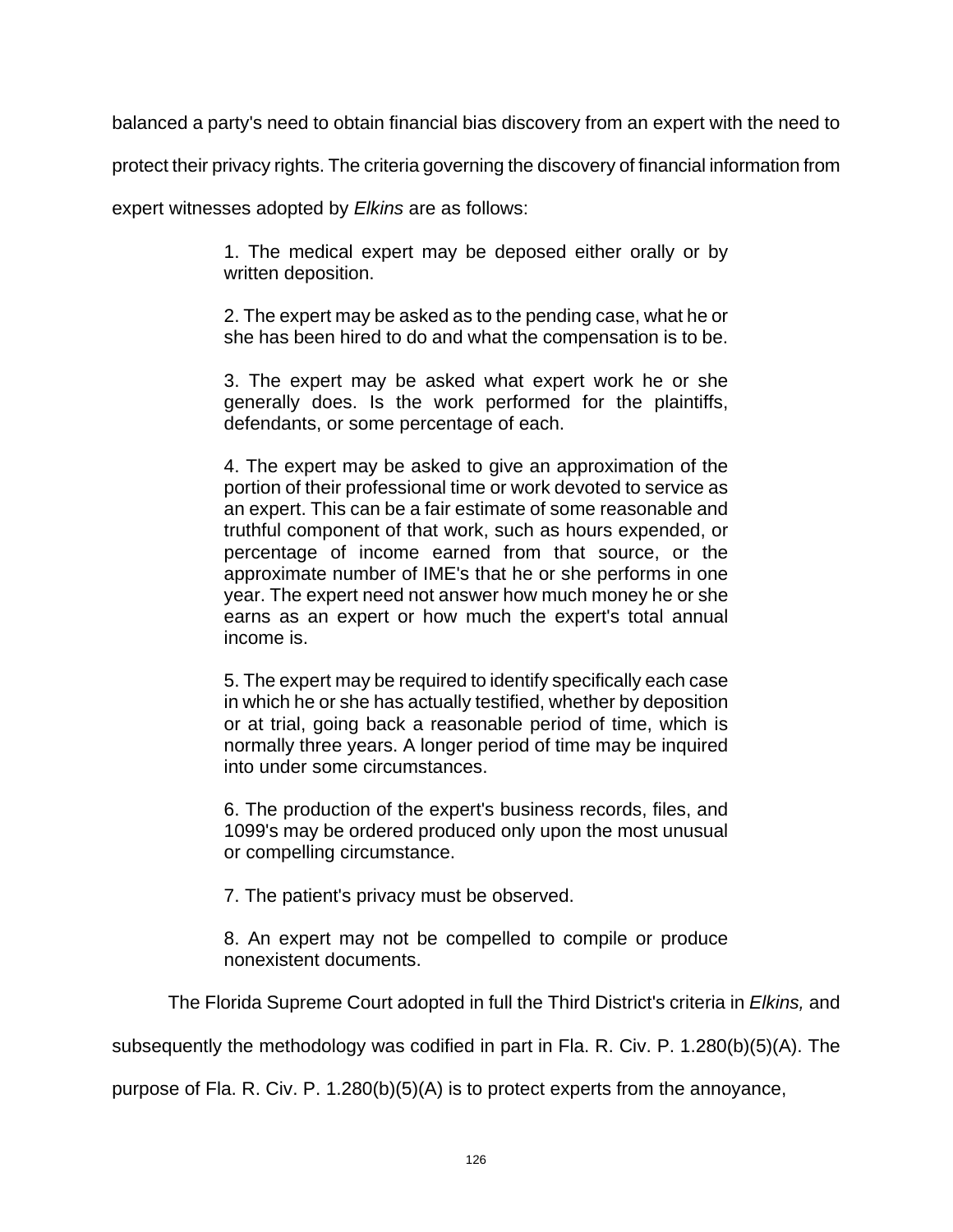balanced a party's need to obtain financial bias discovery from an expert with the need to protect their privacy rights. The criteria governing the discovery of financial information from expert witnesses adopted by *Elkins* are as follows:

> 1. The medical expert may be deposed either orally or by written deposition.
>
> 2. The expert may be asked as to the pending case, what he or she has been hired to do and what the compensation is to be.
>
> 3. The expert may be asked what expert work he or she generally does. Is the work performed for the plaintiffs, defendants, or some percentage of each.
>
> 4. The expert may be asked to give an approximation of the portion of their professional time or work devoted to service as an expert. This can be a fair estimate of some reasonable and truthful component of that work, such as hours expended, or percentage of income earned from that source, or the approximate number of IME's that he or she performs in one year. The expert need not answer how much money he or she earns as an expert or how much the expert's total annual income is.
>
> 5. The expert may be required to identify specifically each case in which he or she has actually testified, whether by deposition or at trial, going back a reasonable period of time, which is normally three years. A longer period of time may be inquired into under some circumstances.
>
> 6. The production of the expert's business records, files, and 1099's may be ordered produced only upon the most unusual or compelling circumstance.
>
> 7. The patient's privacy must be observed.
>
> 8. An expert may not be compelled to compile or produce nonexistent documents.

The Florida Supreme Court adopted in full the Third District's criteria in *Elkins,* and subsequently the methodology was codified in part in Fla. R. Civ. P. 1.280(b)(5)(A). The purpose of Fla. R. Civ. P. 1.280(b)(5)(A) is to protect experts from the annoyance,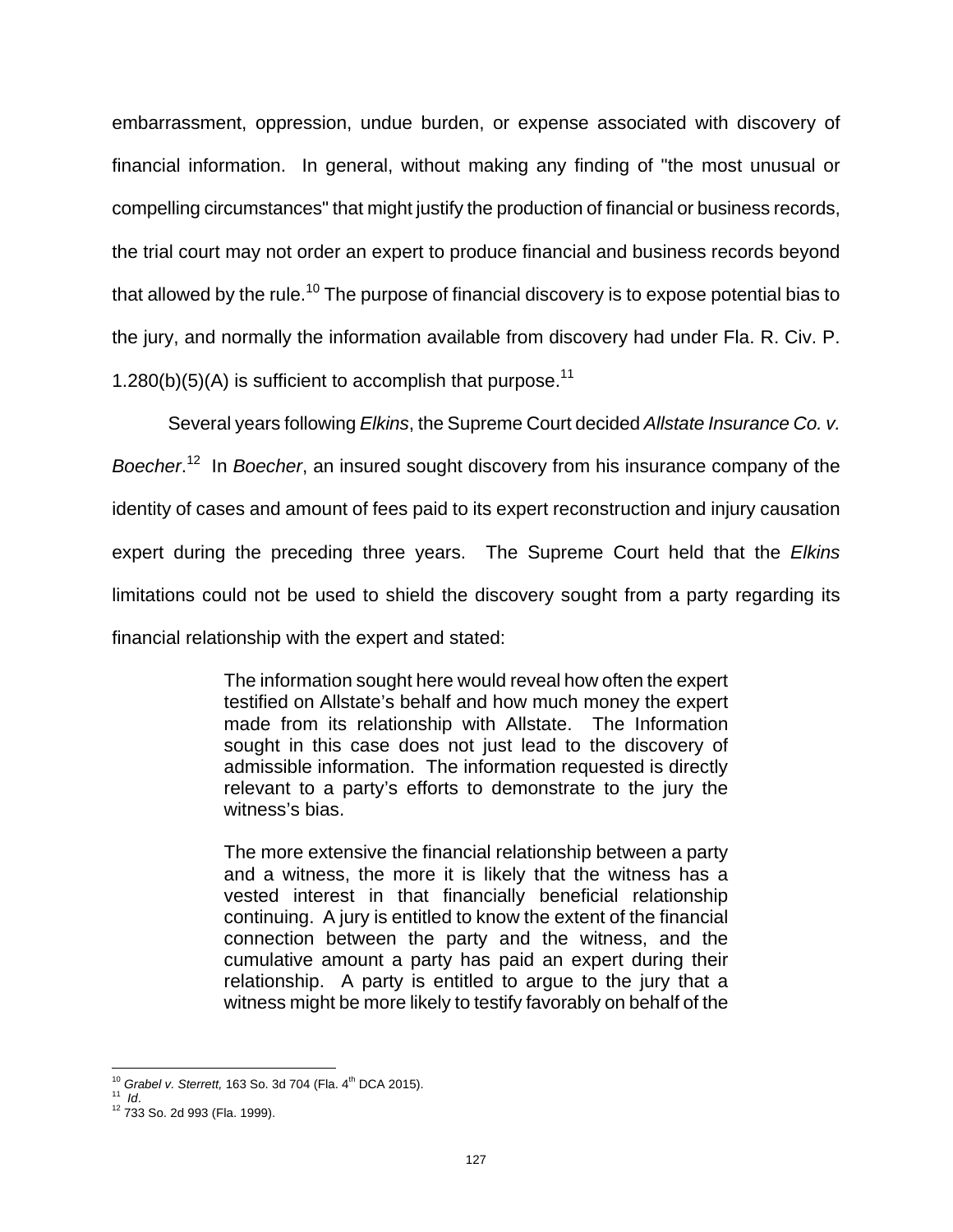embarrassment, oppression, undue burden, or expense associated with discovery of financial information. In general, without making any finding of "the most unusual or compelling circumstances" that might justify the production of financial or business records, the trial court may not order an expert to produce financial and business records beyond that allowed by the rule.[10] The purpose of financial discovery is to expose potential bias to the jury, and normally the information available from discovery had under Fla. R. Civ. P. 1.280(b)(5)(A) is sufficient to accomplish that purpose.[11]

Several years following *Elkins*, the Supreme Court decided *Allstate Insurance Co. v. Boecher*.[12] In *Boecher*, an insured sought discovery from his insurance company of the identity of cases and amount of fees paid to its expert reconstruction and injury causation expert during the preceding three years. The Supreme Court held that the *Elkins* limitations could not be used to shield the discovery sought from a party regarding its financial relationship with the expert and stated:

> The information sought here would reveal how often the expert testified on Allstate's behalf and how much money the expert made from its relationship with Allstate. The Information sought in this case does not just lead to the discovery of admissible information. The information requested is directly relevant to a party's efforts to demonstrate to the jury the witness's bias.
>
> The more extensive the financial relationship between a party and a witness, the more it is likely that the witness has a vested interest in that financially beneficial relationship continuing. A jury is entitled to know the extent of the financial connection between the party and the witness, and the cumulative amount a party has paid an expert during their relationship. A party is entitled to argue to the jury that a witness might be more likely to testify favorably on behalf of the

---

[10] *Grabel v. Sterrett,* 163 So. 3d 704 (Fla. 4th DCA 2015).

[11] *Id*.

[12] 733 So. 2d 993 (Fla. 1999).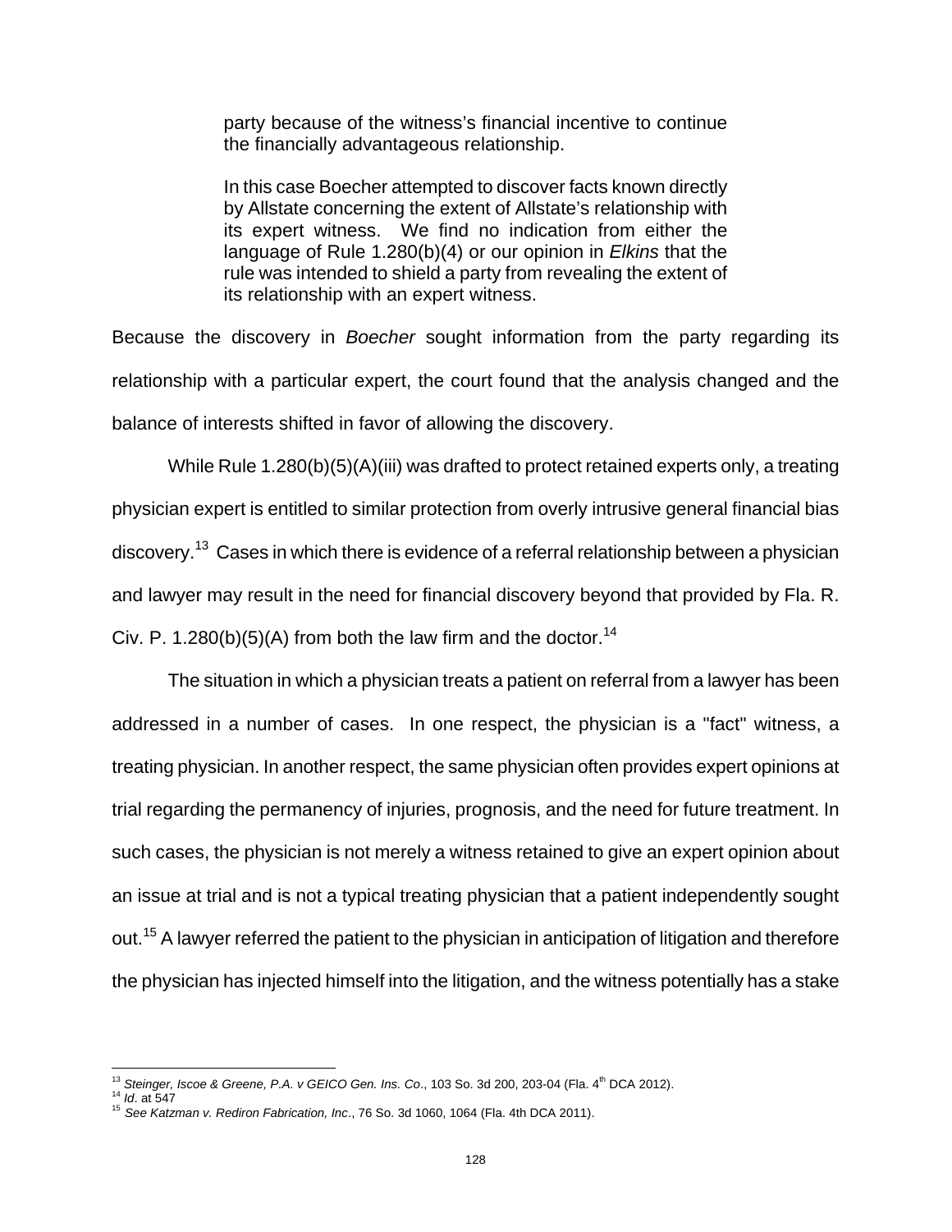> party because of the witness's financial incentive to continue the financially advantageous relationship.
>
> In this case Boecher attempted to discover facts known directly by Allstate concerning the extent of Allstate's relationship with its expert witness. We find no indication from either the language of Rule 1.280(b)(4) or our opinion in *Elkins* that the rule was intended to shield a party from revealing the extent of its relationship with an expert witness.

Because the discovery in *Boecher* sought information from the party regarding its relationship with a particular expert, the court found that the analysis changed and the balance of interests shifted in favor of allowing the discovery.

While Rule 1.280(b)(5)(A)(iii) was drafted to protect retained experts only, a treating physician expert is entitled to similar protection from overly intrusive general financial bias discovery.[13] Cases in which there is evidence of a referral relationship between a physician and lawyer may result in the need for financial discovery beyond that provided by Fla. R. Civ. P. 1.280(b)(5)(A) from both the law firm and the doctor.[14]

The situation in which a physician treats a patient on referral from a lawyer has been addressed in a number of cases. In one respect, the physician is a "fact" witness, a treating physician. In another respect, the same physician often provides expert opinions at trial regarding the permanency of injuries, prognosis, and the need for future treatment. In such cases, the physician is not merely a witness retained to give an expert opinion about an issue at trial and is not a typical treating physician that a patient independently sought out.[15] A lawyer referred the patient to the physician in anticipation of litigation and therefore the physician has injected himself into the litigation, and the witness potentially has a stake

---

[13] *Steinger, Iscoe & Greene, P.A. v GEICO Gen. Ins. Co*., 103 So. 3d 200, 203-04 (Fla. 4th DCA 2012).

[14] *Id*. at 547

[15] *See Katzman v. Rediron Fabrication, Inc*., 76 So. 3d 1060, 1064 (Fla. 4th DCA 2011).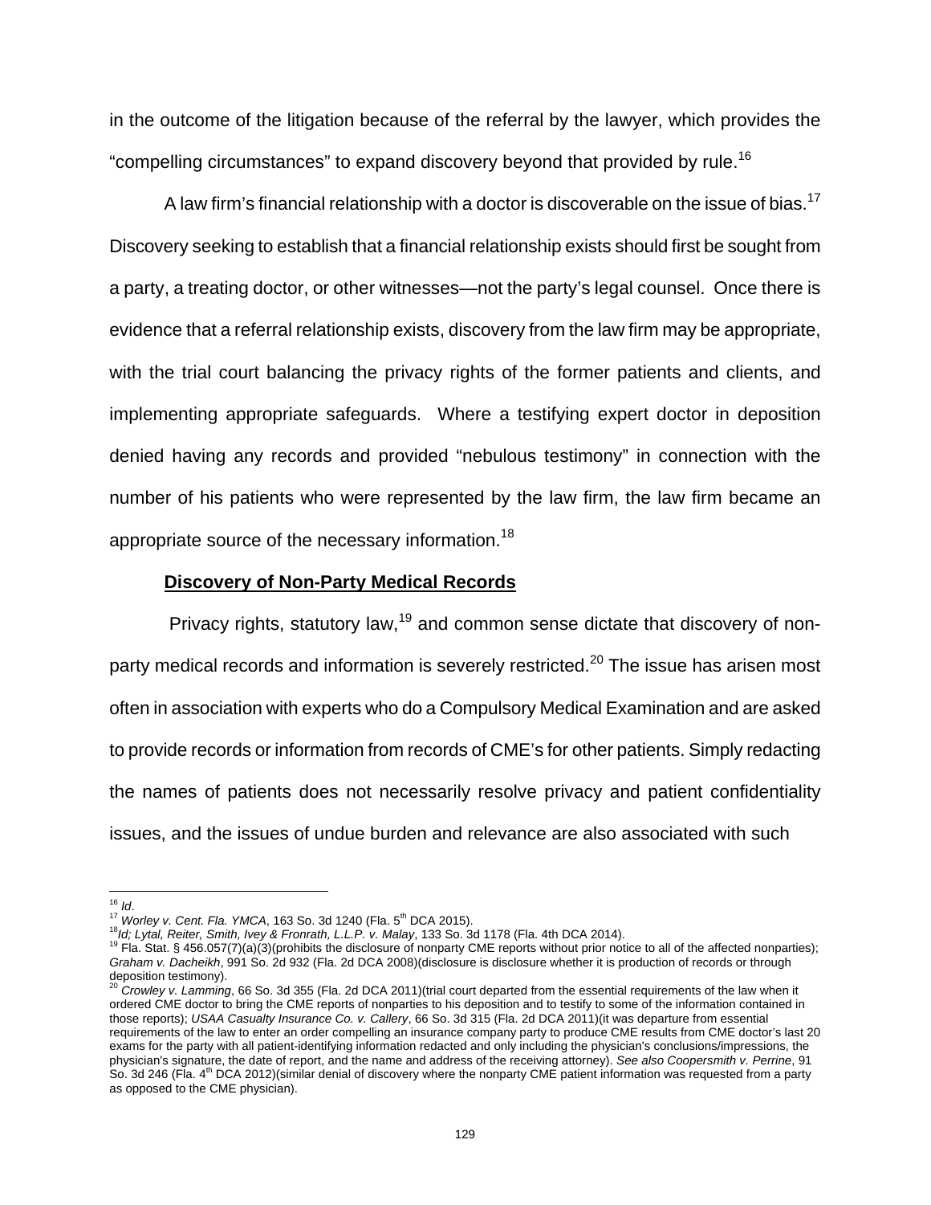in the outcome of the litigation because of the referral by the lawyer, which provides the "compelling circumstances" to expand discovery beyond that provided by rule.[16]

A law firm's financial relationship with a doctor is discoverable on the issue of bias.[17] Discovery seeking to establish that a financial relationship exists should first be sought from a party, a treating doctor, or other witnesses—not the party's legal counsel. Once there is evidence that a referral relationship exists, discovery from the law firm may be appropriate, with the trial court balancing the privacy rights of the former patients and clients, and implementing appropriate safeguards. Where a testifying expert doctor in deposition denied having any records and provided "nebulous testimony" in connection with the number of his patients who were represented by the law firm, the law firm became an appropriate source of the necessary information.[18]

**Discovery of Non-Party Medical Records**

Privacy rights, statutory law,[19] and common sense dictate that discovery of non-party medical records and information is severely restricted.[20] The issue has arisen most often in association with experts who do a Compulsory Medical Examination and are asked to provide records or information from records of CME's for other patients. Simply redacting the names of patients does not necessarily resolve privacy and patient confidentiality issues, and the issues of undue burden and relevance are also associated with such

---

[16] *Id*.
[17] *Worley v. Cent. Fla. YMCA*, 163 So. 3d 1240 (Fla. 5th DCA 2015).
[18] *Id; Lytal, Reiter, Smith, Ivey & Fronrath, L.L.P. v. Malay*, 133 So. 3d 1178 (Fla. 4th DCA 2014).
[19] Fla. Stat. § 456.057(7)(a)(3)(prohibits the disclosure of nonparty CME reports without prior notice to all of the affected nonparties); *Graham v. Dacheikh*, 991 So. 2d 932 (Fla. 2d DCA 2008)(disclosure is disclosure whether it is production of records or through deposition testimony).
[20] *Crowley v. Lamming*, 66 So. 3d 355 (Fla. 2d DCA 2011)(trial court departed from the essential requirements of the law when it ordered CME doctor to bring the CME reports of nonparties to his deposition and to testify to some of the information contained in those reports); *USAA Casualty Insurance Co. v. Callery*, 66 So. 3d 315 (Fla. 2d DCA 2011)(it was departure from essential requirements of the law to enter an order compelling an insurance company party to produce CME results from CME doctor's last 20 exams for the party with all patient-identifying information redacted and only including the physician's conclusions/impressions, the physician's signature, the date of report, and the name and address of the receiving attorney). *See also Coopersmith v. Perrine*, 91 So. 3d 246 (Fla. 4th DCA 2012)(similar denial of discovery where the nonparty CME patient information was requested from a party as opposed to the CME physician).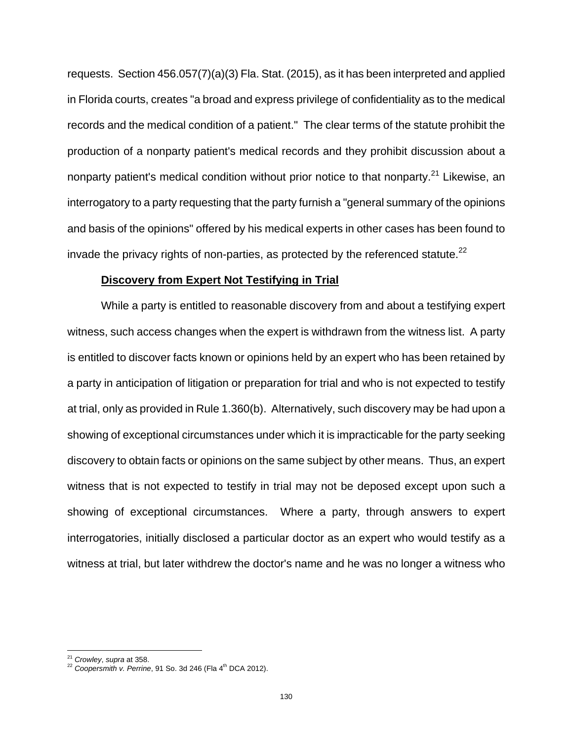requests. Section 456.057(7)(a)(3) Fla. Stat. (2015), as it has been interpreted and applied in Florida courts, creates "a broad and express privilege of confidentiality as to the medical records and the medical condition of a patient." The clear terms of the statute prohibit the production of a nonparty patient's medical records and they prohibit discussion about a nonparty patient's medical condition without prior notice to that nonparty.[21] Likewise, an interrogatory to a party requesting that the party furnish a "general summary of the opinions and basis of the opinions" offered by his medical experts in other cases has been found to invade the privacy rights of non-parties, as protected by the referenced statute.[22]

**Discovery from Expert Not Testifying in Trial**

While a party is entitled to reasonable discovery from and about a testifying expert witness, such access changes when the expert is withdrawn from the witness list. A party is entitled to discover facts known or opinions held by an expert who has been retained by a party in anticipation of litigation or preparation for trial and who is not expected to testify at trial, only as provided in Rule 1.360(b). Alternatively, such discovery may be had upon a showing of exceptional circumstances under which it is impracticable for the party seeking discovery to obtain facts or opinions on the same subject by other means. Thus, an expert witness that is not expected to testify in trial may not be deposed except upon such a showing of exceptional circumstances. Where a party, through answers to expert interrogatories, initially disclosed a particular doctor as an expert who would testify as a witness at trial, but later withdrew the doctor's name and he was no longer a witness who

---

[21] *Crowley*, *supra* at 358.

[22] *Coopersmith v. Perrine*, 91 So. 3d 246 (Fla 4th DCA 2012).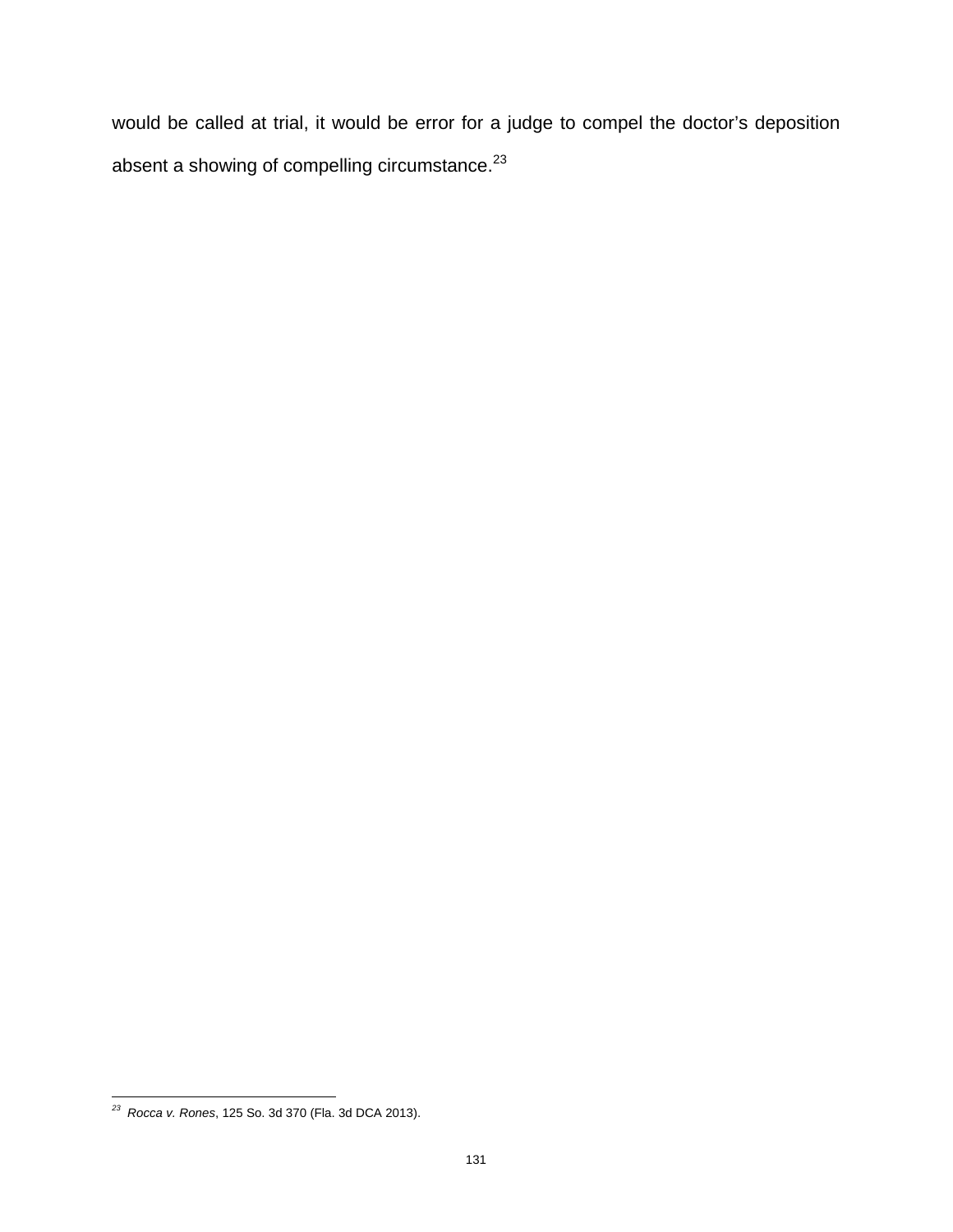would be called at trial, it would be error for a judge to compel the doctor's deposition absent a showing of compelling circumstance.[23]

---

[23] *Rocca v. Rones*, 125 So. 3d 370 (Fla. 3d DCA 2013).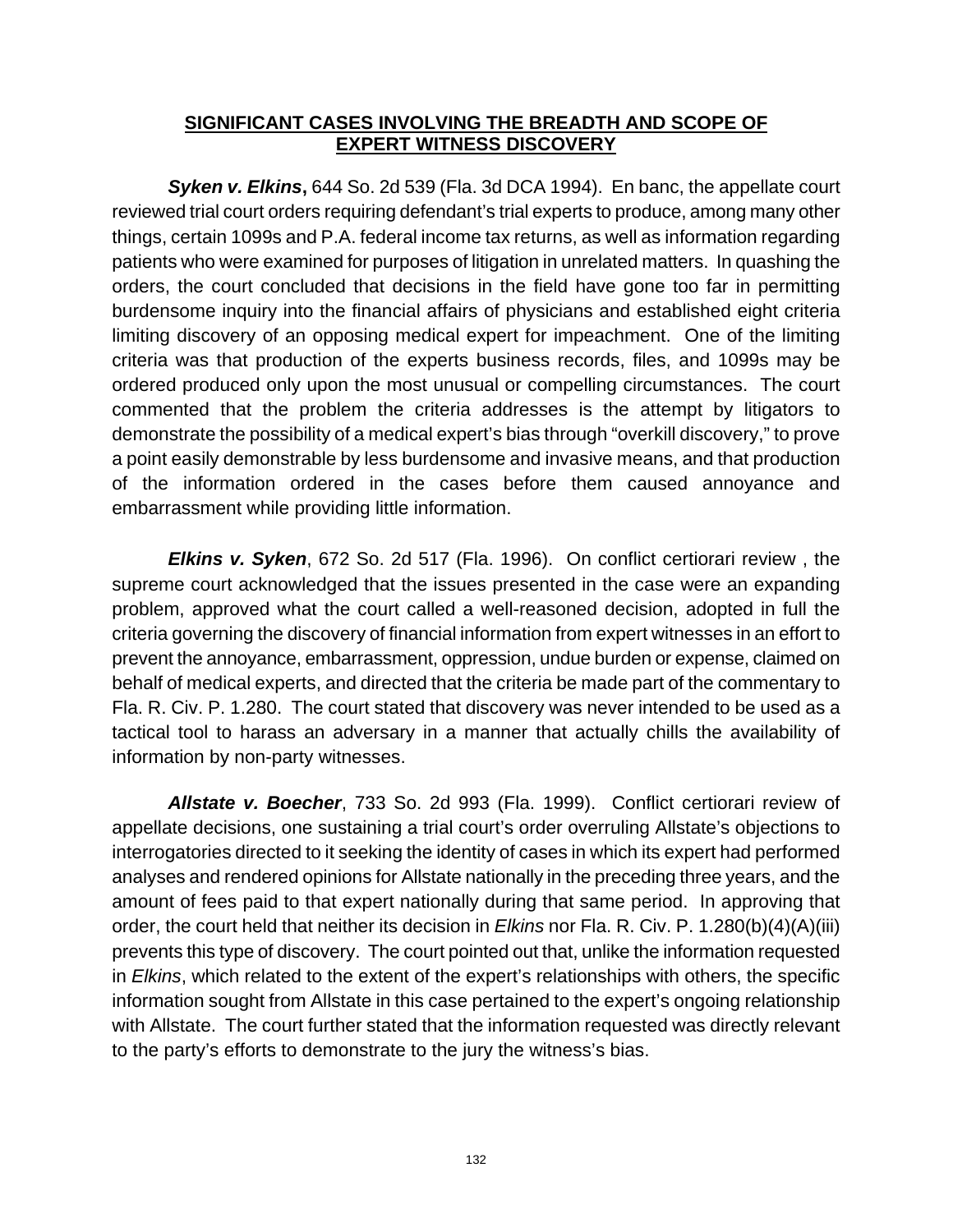## SIGNIFICANT CASES INVOLVING THE BREADTH AND SCOPE OF EXPERT WITNESS DISCOVERY

***Syken v. Elkins*****,** 644 So. 2d 539 (Fla. 3d DCA 1994). En banc, the appellate court reviewed trial court orders requiring defendant's trial experts to produce, among many other things, certain 1099s and P.A. federal income tax returns, as well as information regarding patients who were examined for purposes of litigation in unrelated matters. In quashing the orders, the court concluded that decisions in the field have gone too far in permitting burdensome inquiry into the financial affairs of physicians and established eight criteria limiting discovery of an opposing medical expert for impeachment. One of the limiting criteria was that production of the experts business records, files, and 1099s may be ordered produced only upon the most unusual or compelling circumstances. The court commented that the problem the criteria addresses is the attempt by litigators to demonstrate the possibility of a medical expert's bias through "overkill discovery," to prove a point easily demonstrable by less burdensome and invasive means, and that production of the information ordered in the cases before them caused annoyance and embarrassment while providing little information.

***Elkins v. Syken***, 672 So. 2d 517 (Fla. 1996). On conflict certiorari review , the supreme court acknowledged that the issues presented in the case were an expanding problem, approved what the court called a well-reasoned decision, adopted in full the criteria governing the discovery of financial information from expert witnesses in an effort to prevent the annoyance, embarrassment, oppression, undue burden or expense, claimed on behalf of medical experts, and directed that the criteria be made part of the commentary to Fla. R. Civ. P. 1.280. The court stated that discovery was never intended to be used as a tactical tool to harass an adversary in a manner that actually chills the availability of information by non-party witnesses.

***Allstate v. Boecher***, 733 So. 2d 993 (Fla. 1999). Conflict certiorari review of appellate decisions, one sustaining a trial court's order overruling Allstate's objections to interrogatories directed to it seeking the identity of cases in which its expert had performed analyses and rendered opinions for Allstate nationally in the preceding three years, and the amount of fees paid to that expert nationally during that same period. In approving that order, the court held that neither its decision in *Elkins* nor Fla. R. Civ. P. 1.280(b)(4)(A)(iii) prevents this type of discovery. The court pointed out that, unlike the information requested in *Elkins*, which related to the extent of the expert's relationships with others, the specific information sought from Allstate in this case pertained to the expert's ongoing relationship with Allstate. The court further stated that the information requested was directly relevant to the party's efforts to demonstrate to the jury the witness's bias.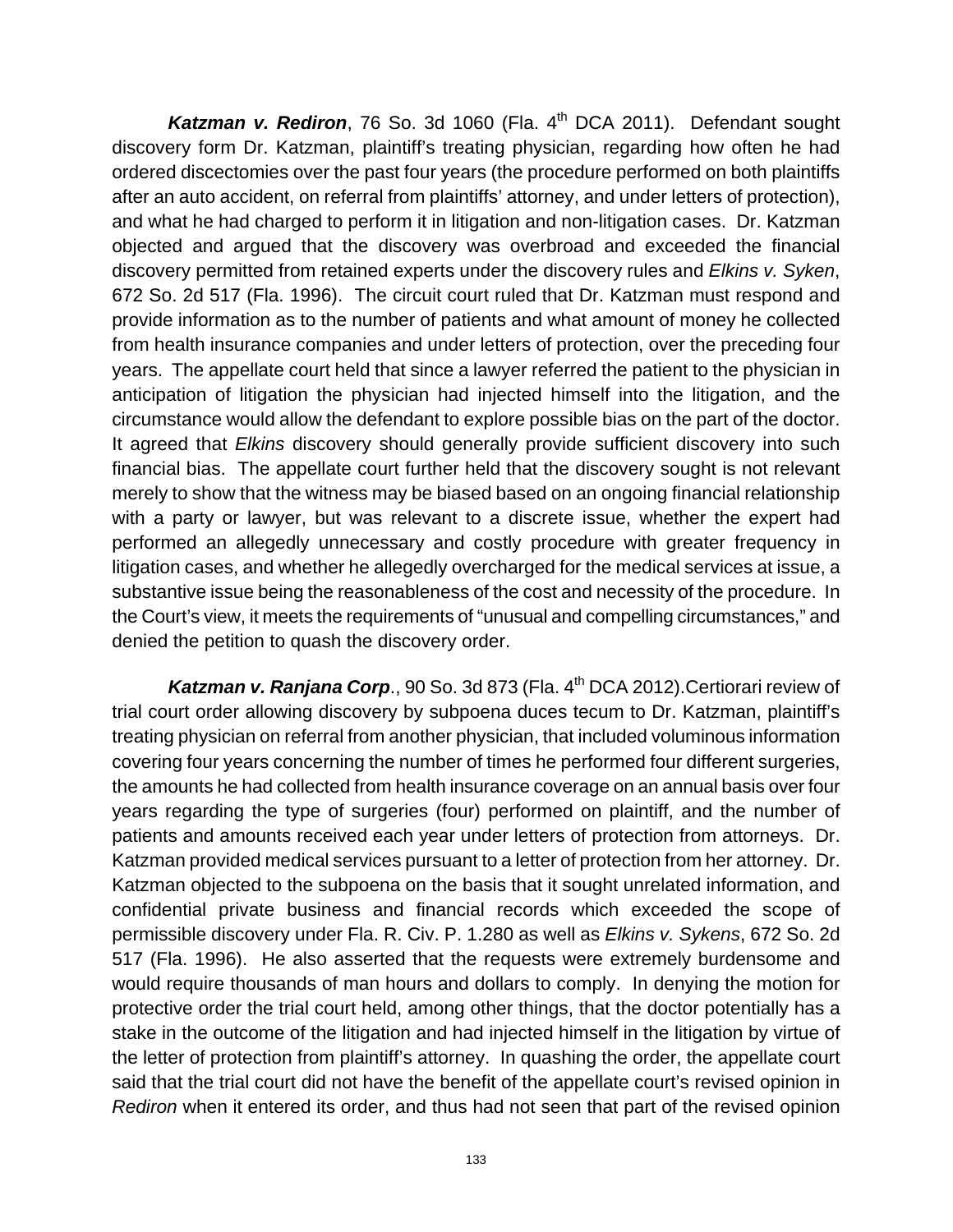***Katzman v. Rediron***, 76 So. 3d 1060 (Fla. 4th DCA 2011). Defendant sought discovery form Dr. Katzman, plaintiff's treating physician, regarding how often he had ordered discectomies over the past four years (the procedure performed on both plaintiffs after an auto accident, on referral from plaintiffs' attorney, and under letters of protection), and what he had charged to perform it in litigation and non-litigation cases. Dr. Katzman objected and argued that the discovery was overbroad and exceeded the financial discovery permitted from retained experts under the discovery rules and *Elkins v. Syken*, 672 So. 2d 517 (Fla. 1996). The circuit court ruled that Dr. Katzman must respond and provide information as to the number of patients and what amount of money he collected from health insurance companies and under letters of protection, over the preceding four years. The appellate court held that since a lawyer referred the patient to the physician in anticipation of litigation the physician had injected himself into the litigation, and the circumstance would allow the defendant to explore possible bias on the part of the doctor. It agreed that *Elkins* discovery should generally provide sufficient discovery into such financial bias. The appellate court further held that the discovery sought is not relevant merely to show that the witness may be biased based on an ongoing financial relationship with a party or lawyer, but was relevant to a discrete issue, whether the expert had performed an allegedly unnecessary and costly procedure with greater frequency in litigation cases, and whether he allegedly overcharged for the medical services at issue, a substantive issue being the reasonableness of the cost and necessity of the procedure. In the Court's view, it meets the requirements of "unusual and compelling circumstances," and denied the petition to quash the discovery order.

***Katzman v. Ranjana Corp***., 90 So. 3d 873 (Fla. 4th DCA 2012).Certiorari review of trial court order allowing discovery by subpoena duces tecum to Dr. Katzman, plaintiff's treating physician on referral from another physician, that included voluminous information covering four years concerning the number of times he performed four different surgeries, the amounts he had collected from health insurance coverage on an annual basis over four years regarding the type of surgeries (four) performed on plaintiff, and the number of patients and amounts received each year under letters of protection from attorneys. Dr. Katzman provided medical services pursuant to a letter of protection from her attorney. Dr. Katzman objected to the subpoena on the basis that it sought unrelated information, and confidential private business and financial records which exceeded the scope of permissible discovery under Fla. R. Civ. P. 1.280 as well as *Elkins v. Sykens*, 672 So. 2d 517 (Fla. 1996). He also asserted that the requests were extremely burdensome and would require thousands of man hours and dollars to comply. In denying the motion for protective order the trial court held, among other things, that the doctor potentially has a stake in the outcome of the litigation and had injected himself in the litigation by virtue of the letter of protection from plaintiff's attorney. In quashing the order, the appellate court said that the trial court did not have the benefit of the appellate court's revised opinion in *Rediron* when it entered its order, and thus had not seen that part of the revised opinion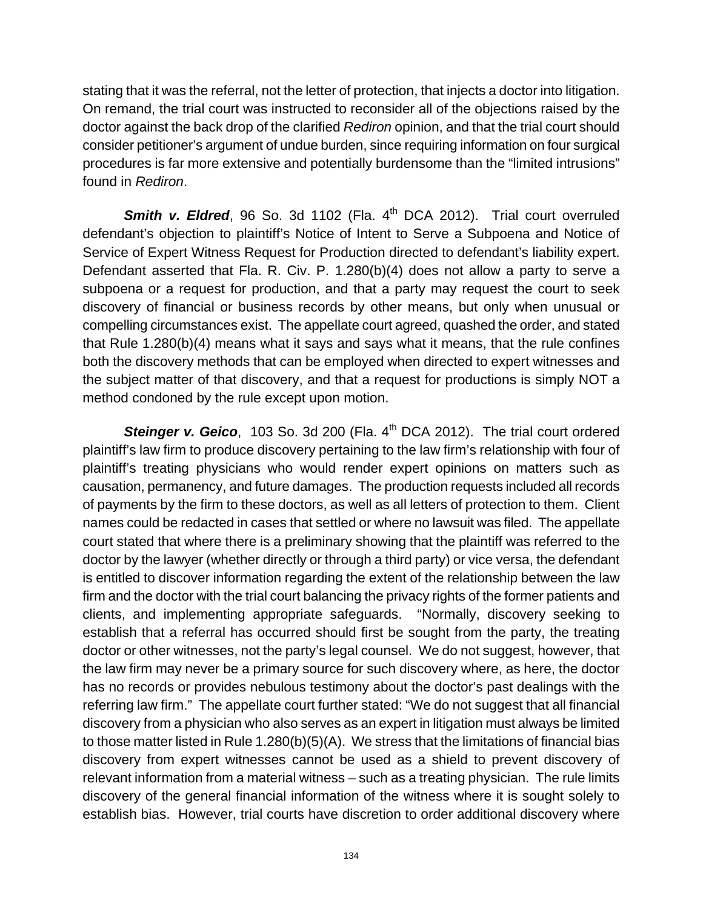stating that it was the referral, not the letter of protection, that injects a doctor into litigation. On remand, the trial court was instructed to reconsider all of the objections raised by the doctor against the back drop of the clarified *Rediron* opinion, and that the trial court should consider petitioner's argument of undue burden, since requiring information on four surgical procedures is far more extensive and potentially burdensome than the "limited intrusions" found in *Rediron*.

***Smith v. Eldred***, 96 So. 3d 1102 (Fla. 4th DCA 2012). Trial court overruled defendant's objection to plaintiff's Notice of Intent to Serve a Subpoena and Notice of Service of Expert Witness Request for Production directed to defendant's liability expert. Defendant asserted that Fla. R. Civ. P. 1.280(b)(4) does not allow a party to serve a subpoena or a request for production, and that a party may request the court to seek discovery of financial or business records by other means, but only when unusual or compelling circumstances exist. The appellate court agreed, quashed the order, and stated that Rule 1.280(b)(4) means what it says and says what it means, that the rule confines both the discovery methods that can be employed when directed to expert witnesses and the subject matter of that discovery, and that a request for productions is simply NOT a method condoned by the rule except upon motion.

***Steinger v. Geico***, 103 So. 3d 200 (Fla. 4th DCA 2012). The trial court ordered plaintiff's law firm to produce discovery pertaining to the law firm's relationship with four of plaintiff's treating physicians who would render expert opinions on matters such as causation, permanency, and future damages. The production requests included all records of payments by the firm to these doctors, as well as all letters of protection to them. Client names could be redacted in cases that settled or where no lawsuit was filed. The appellate court stated that where there is a preliminary showing that the plaintiff was referred to the doctor by the lawyer (whether directly or through a third party) or vice versa, the defendant is entitled to discover information regarding the extent of the relationship between the law firm and the doctor with the trial court balancing the privacy rights of the former patients and clients, and implementing appropriate safeguards. "Normally, discovery seeking to establish that a referral has occurred should first be sought from the party, the treating doctor or other witnesses, not the party's legal counsel. We do not suggest, however, that the law firm may never be a primary source for such discovery where, as here, the doctor has no records or provides nebulous testimony about the doctor's past dealings with the referring law firm." The appellate court further stated: "We do not suggest that all financial discovery from a physician who also serves as an expert in litigation must always be limited to those matter listed in Rule 1.280(b)(5)(A). We stress that the limitations of financial bias discovery from expert witnesses cannot be used as a shield to prevent discovery of relevant information from a material witness – such as a treating physician. The rule limits discovery of the general financial information of the witness where it is sought solely to establish bias. However, trial courts have discretion to order additional discovery where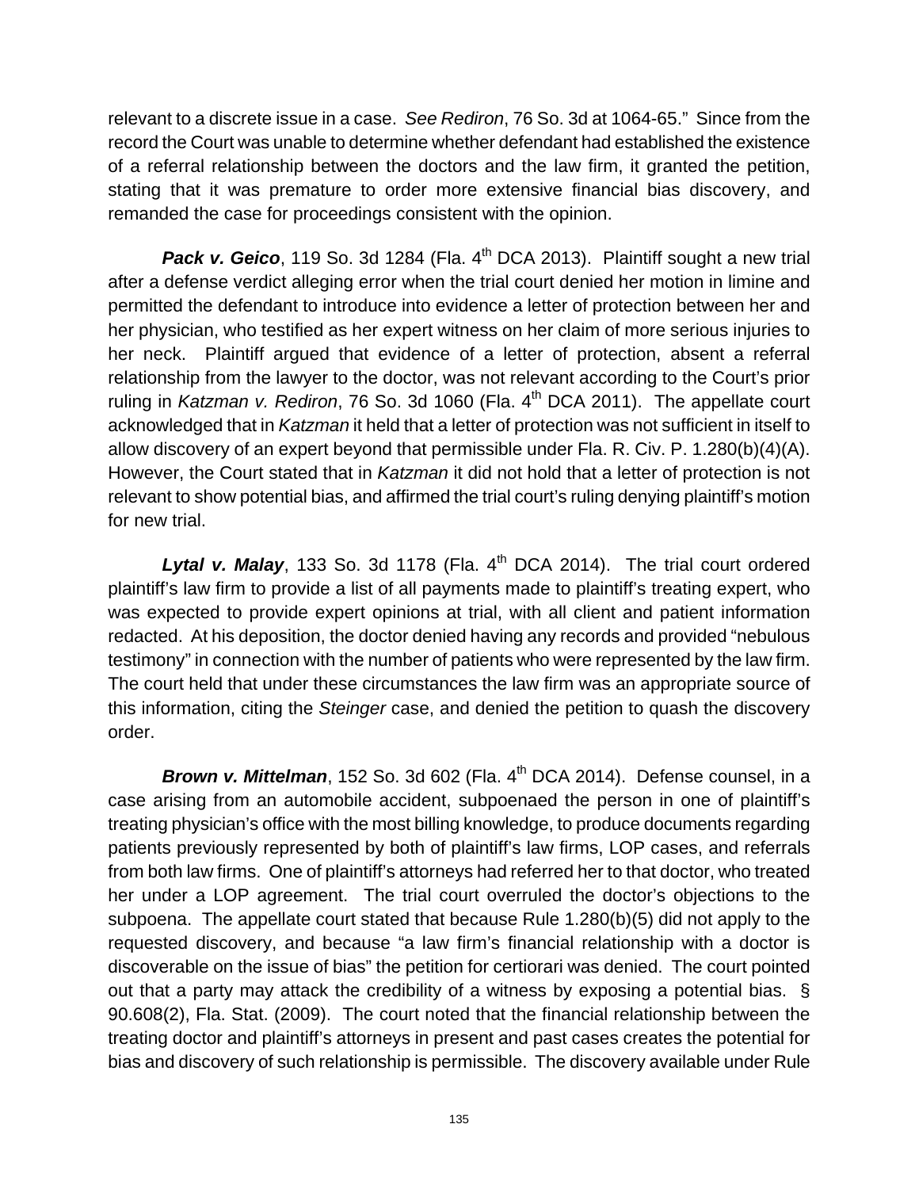relevant to a discrete issue in a case. *See Rediron*, 76 So. 3d at 1064-65." Since from the record the Court was unable to determine whether defendant had established the existence of a referral relationship between the doctors and the law firm, it granted the petition, stating that it was premature to order more extensive financial bias discovery, and remanded the case for proceedings consistent with the opinion.

***Pack v. Geico***, 119 So. 3d 1284 (Fla. 4th DCA 2013). Plaintiff sought a new trial after a defense verdict alleging error when the trial court denied her motion in limine and permitted the defendant to introduce into evidence a letter of protection between her and her physician, who testified as her expert witness on her claim of more serious injuries to her neck. Plaintiff argued that evidence of a letter of protection, absent a referral relationship from the lawyer to the doctor, was not relevant according to the Court's prior ruling in *Katzman v. Rediron*, 76 So. 3d 1060 (Fla. 4th DCA 2011). The appellate court acknowledged that in *Katzman* it held that a letter of protection was not sufficient in itself to allow discovery of an expert beyond that permissible under Fla. R. Civ. P. 1.280(b)(4)(A). However, the Court stated that in *Katzman* it did not hold that a letter of protection is not relevant to show potential bias, and affirmed the trial court's ruling denying plaintiff's motion for new trial.

***Lytal v. Malay***, 133 So. 3d 1178 (Fla. 4th DCA 2014). The trial court ordered plaintiff's law firm to provide a list of all payments made to plaintiff's treating expert, who was expected to provide expert opinions at trial, with all client and patient information redacted. At his deposition, the doctor denied having any records and provided "nebulous testimony" in connection with the number of patients who were represented by the law firm. The court held that under these circumstances the law firm was an appropriate source of this information, citing the *Steinger* case, and denied the petition to quash the discovery order.

***Brown v. Mittelman***, 152 So. 3d 602 (Fla. 4th DCA 2014). Defense counsel, in a case arising from an automobile accident, subpoenaed the person in one of plaintiff's treating physician's office with the most billing knowledge, to produce documents regarding patients previously represented by both of plaintiff's law firms, LOP cases, and referrals from both law firms. One of plaintiff's attorneys had referred her to that doctor, who treated her under a LOP agreement. The trial court overruled the doctor's objections to the subpoena. The appellate court stated that because Rule 1.280(b)(5) did not apply to the requested discovery, and because "a law firm's financial relationship with a doctor is discoverable on the issue of bias" the petition for certiorari was denied. The court pointed out that a party may attack the credibility of a witness by exposing a potential bias. § 90.608(2), Fla. Stat. (2009). The court noted that the financial relationship between the treating doctor and plaintiff's attorneys in present and past cases creates the potential for bias and discovery of such relationship is permissible. The discovery available under Rule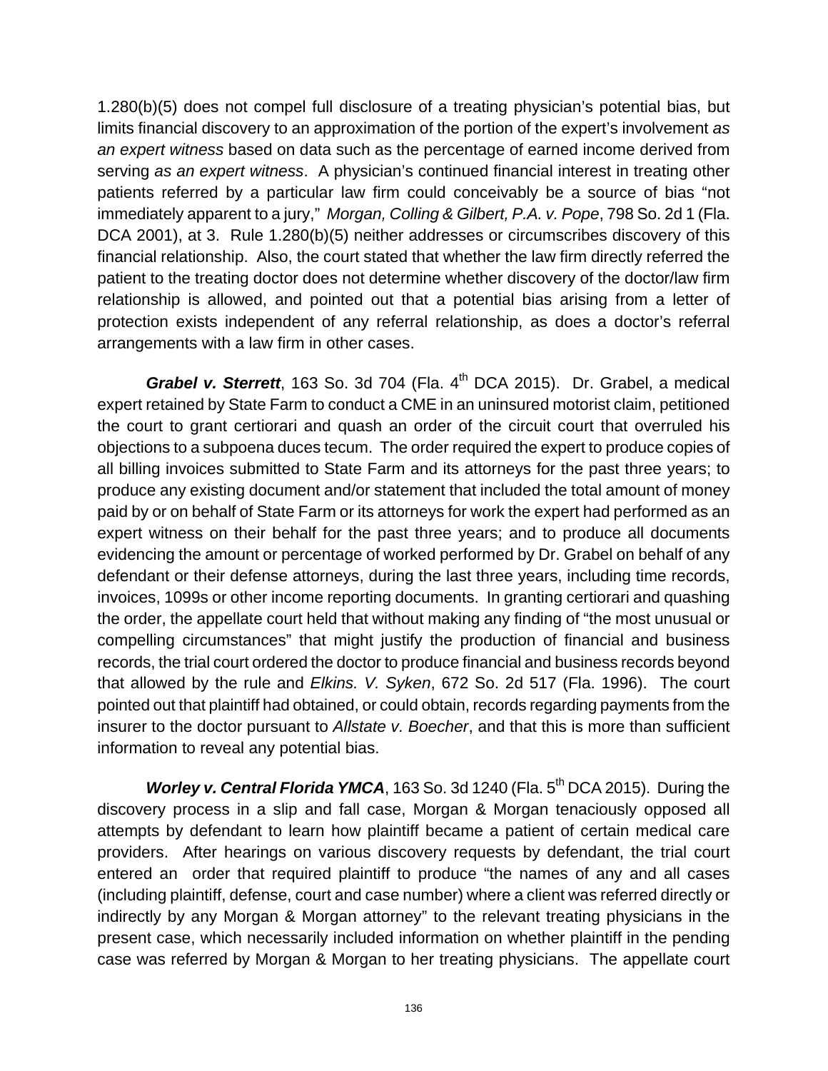1.280(b)(5) does not compel full disclosure of a treating physician's potential bias, but limits financial discovery to an approximation of the portion of the expert's involvement *as an expert witness* based on data such as the percentage of earned income derived from serving *as an expert witness*. A physician's continued financial interest in treating other patients referred by a particular law firm could conceivably be a source of bias "not immediately apparent to a jury," *Morgan, Colling & Gilbert, P.A. v. Pope*, 798 So. 2d 1 (Fla. DCA 2001), at 3. Rule 1.280(b)(5) neither addresses or circumscribes discovery of this financial relationship. Also, the court stated that whether the law firm directly referred the patient to the treating doctor does not determine whether discovery of the doctor/law firm relationship is allowed, and pointed out that a potential bias arising from a letter of protection exists independent of any referral relationship, as does a doctor's referral arrangements with a law firm in other cases.

***Grabel v. Sterrett***, 163 So. 3d 704 (Fla. 4th DCA 2015). Dr. Grabel, a medical expert retained by State Farm to conduct a CME in an uninsured motorist claim, petitioned the court to grant certiorari and quash an order of the circuit court that overruled his objections to a subpoena duces tecum. The order required the expert to produce copies of all billing invoices submitted to State Farm and its attorneys for the past three years; to produce any existing document and/or statement that included the total amount of money paid by or on behalf of State Farm or its attorneys for work the expert had performed as an expert witness on their behalf for the past three years; and to produce all documents evidencing the amount or percentage of worked performed by Dr. Grabel on behalf of any defendant or their defense attorneys, during the last three years, including time records, invoices, 1099s or other income reporting documents. In granting certiorari and quashing the order, the appellate court held that without making any finding of "the most unusual or compelling circumstances" that might justify the production of financial and business records, the trial court ordered the doctor to produce financial and business records beyond that allowed by the rule and *Elkins. V. Syken*, 672 So. 2d 517 (Fla. 1996). The court pointed out that plaintiff had obtained, or could obtain, records regarding payments from the insurer to the doctor pursuant to *Allstate v. Boecher*, and that this is more than sufficient information to reveal any potential bias.

***Worley v. Central Florida YMCA***, 163 So. 3d 1240 (Fla. 5th DCA 2015). During the discovery process in a slip and fall case, Morgan & Morgan tenaciously opposed all attempts by defendant to learn how plaintiff became a patient of certain medical care providers. After hearings on various discovery requests by defendant, the trial court entered an order that required plaintiff to produce "the names of any and all cases (including plaintiff, defense, court and case number) where a client was referred directly or indirectly by any Morgan & Morgan attorney" to the relevant treating physicians in the present case, which necessarily included information on whether plaintiff in the pending case was referred by Morgan & Morgan to her treating physicians. The appellate court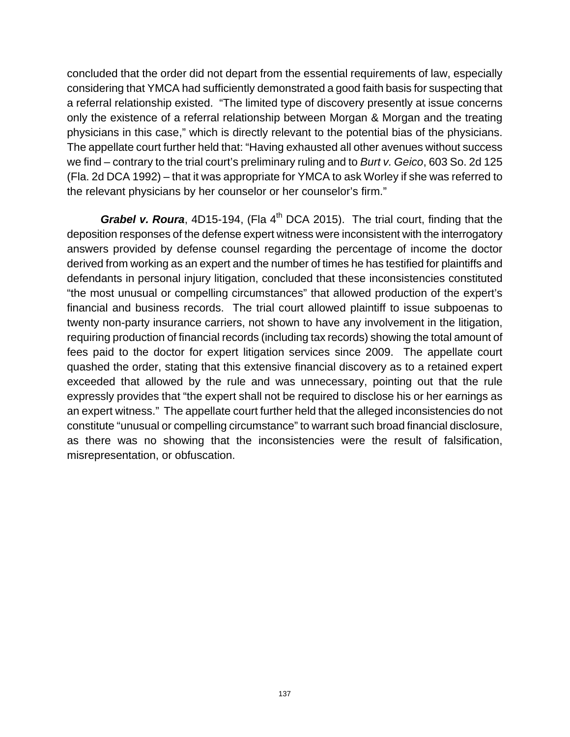concluded that the order did not depart from the essential requirements of law, especially considering that YMCA had sufficiently demonstrated a good faith basis for suspecting that a referral relationship existed. "The limited type of discovery presently at issue concerns only the existence of a referral relationship between Morgan & Morgan and the treating physicians in this case," which is directly relevant to the potential bias of the physicians. The appellate court further held that: "Having exhausted all other avenues without success we find – contrary to the trial court's preliminary ruling and to *Burt v. Geico*, 603 So. 2d 125 (Fla. 2d DCA 1992) – that it was appropriate for YMCA to ask Worley if she was referred to the relevant physicians by her counselor or her counselor's firm."

***Grabel v. Roura***, 4D15-194, (Fla 4th DCA 2015). The trial court, finding that the deposition responses of the defense expert witness were inconsistent with the interrogatory answers provided by defense counsel regarding the percentage of income the doctor derived from working as an expert and the number of times he has testified for plaintiffs and defendants in personal injury litigation, concluded that these inconsistencies constituted "the most unusual or compelling circumstances" that allowed production of the expert's financial and business records. The trial court allowed plaintiff to issue subpoenas to twenty non-party insurance carriers, not shown to have any involvement in the litigation, requiring production of financial records (including tax records) showing the total amount of fees paid to the doctor for expert litigation services since 2009. The appellate court quashed the order, stating that this extensive financial discovery as to a retained expert exceeded that allowed by the rule and was unnecessary, pointing out that the rule expressly provides that "the expert shall not be required to disclose his or her earnings as an expert witness." The appellate court further held that the alleged inconsistencies do not constitute "unusual or compelling circumstance" to warrant such broad financial disclosure, as there was no showing that the inconsistencies were the result of falsification, misrepresentation, or obfuscation.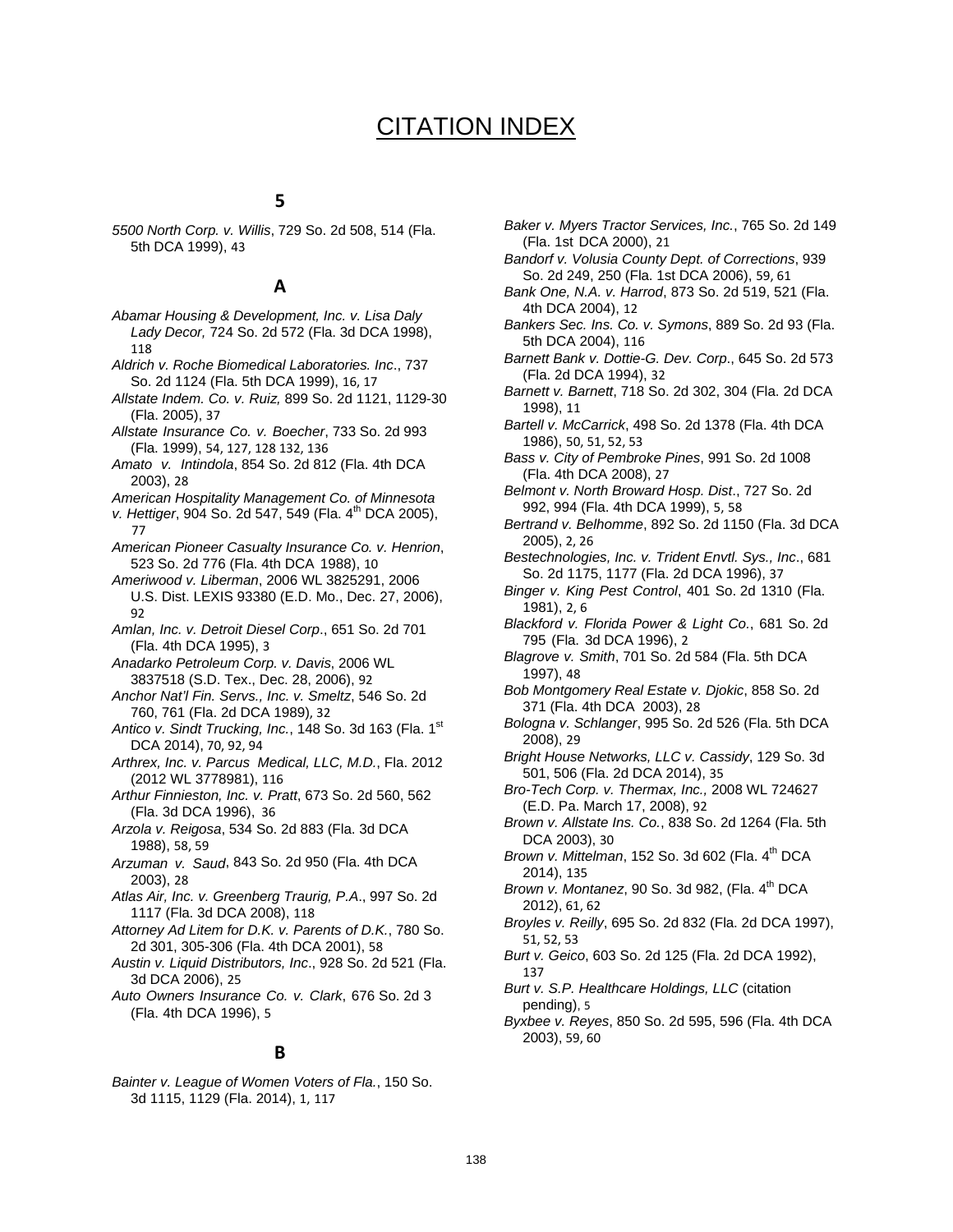# CITATION INDEX

## 5

*5500 North Corp. v. Willis*, 729 So. 2d 508, 514 (Fla. 5th DCA 1999), 43

## A

*Abamar Housing & Development, Inc. v. Lisa Daly Lady Decor,* 724 So. 2d 572 (Fla. 3d DCA 1998), 118

*Aldrich v. Roche Biomedical Laboratories. Inc*., 737 So. 2d 1124 (Fla. 5th DCA 1999), 16, 17

*Allstate Indem. Co. v. Ruiz,* 899 So. 2d 1121, 1129-30 (Fla. 2005), 37

*Allstate Insurance Co. v. Boecher*, 733 So. 2d 993 (Fla. 1999), 54, 127, 128 132, 136

*Amato v. Intindola*, 854 So. 2d 812 (Fla. 4th DCA 2003), 28

*American Hospitality Management Co. of Minnesota v. Hettiger*, 904 So. 2d 547, 549 (Fla. 4th DCA 2005), 77

*American Pioneer Casualty Insurance Co. v. Henrion*, 523 So. 2d 776 (Fla. 4th DCA 1988), 10

*Ameriwood v. Liberman*, 2006 WL 3825291, 2006 U.S. Dist. LEXIS 93380 (E.D. Mo., Dec. 27, 2006), 92

*Amlan, Inc. v. Detroit Diesel Corp*., 651 So. 2d 701 (Fla. 4th DCA 1995), 3

*Anadarko Petroleum Corp. v. Davis*, 2006 WL 3837518 (S.D. Tex., Dec. 28, 2006), 92

*Anchor Nat'l Fin. Servs., Inc. v. Smeltz*, 546 So. 2d 760, 761 (Fla. 2d DCA 1989), 32

*Antico v. Sindt Trucking, Inc.*, 148 So. 3d 163 (Fla. 1st DCA 2014), 70, 92, 94

*Arthrex, Inc. v. Parcus Medical, LLC, M.D.*, Fla. 2012 (2012 WL 3778981), 116

*Arthur Finnieston, Inc. v. Pratt*, 673 So. 2d 560, 562 (Fla. 3d DCA 1996), 36

*Arzola v. Reigosa*, 534 So. 2d 883 (Fla. 3d DCA 1988), 58, 59

*Arzuman v. Saud*, 843 So. 2d 950 (Fla. 4th DCA 2003), 28

*Atlas Air, Inc. v. Greenberg Traurig, P.A*., 997 So. 2d 1117 (Fla. 3d DCA 2008), 118

*Attorney Ad Litem for D.K. v. Parents of D.K.*, 780 So. 2d 301, 305-306 (Fla. 4th DCA 2001), 58

*Austin v. Liquid Distributors, Inc*., 928 So. 2d 521 (Fla. 3d DCA 2006), 25

*Auto Owners Insurance Co. v. Clark*, 676 So. 2d 3 (Fla. 4th DCA 1996), 5

## B

*Bainter v. League of Women Voters of Fla.*, 150 So. 3d 1115, 1129 (Fla. 2014), 1, 117

*Baker v. Myers Tractor Services, Inc.*, 765 So. 2d 149 (Fla. 1st DCA 2000), 21

*Bandorf v. Volusia County Dept. of Corrections*, 939 So. 2d 249, 250 (Fla. 1st DCA 2006), 59, 61

*Bank One, N.A. v. Harrod*, 873 So. 2d 519, 521 (Fla. 4th DCA 2004), 12

*Bankers Sec. Ins. Co. v. Symons*, 889 So. 2d 93 (Fla. 5th DCA 2004), 116

*Barnett Bank v. Dottie-G. Dev. Corp*., 645 So. 2d 573 (Fla. 2d DCA 1994), 32

*Barnett v. Barnett*, 718 So. 2d 302, 304 (Fla. 2d DCA 1998), 11

*Bartell v. McCarrick*, 498 So. 2d 1378 (Fla. 4th DCA 1986), 50, 51, 52, 53

*Bass v. City of Pembroke Pines*, 991 So. 2d 1008 (Fla. 4th DCA 2008), 27

*Belmont v. North Broward Hosp. Dist*., 727 So. 2d 992, 994 (Fla. 4th DCA 1999), 5, 58

*Bertrand v. Belhomme*, 892 So. 2d 1150 (Fla. 3d DCA 2005), 2, 26

*Bestechnologies, Inc. v. Trident Envtl. Sys., Inc*., 681 So. 2d 1175, 1177 (Fla. 2d DCA 1996), 37

*Binger v. King Pest Control*, 401 So. 2d 1310 (Fla. 1981), 2, 6

*Blackford v. Florida Power & Light Co.*, 681 So. 2d 795 (Fla. 3d DCA 1996), 2

*Blagrove v. Smith*, 701 So. 2d 584 (Fla. 5th DCA 1997), 48

*Bob Montgomery Real Estate v. Djokic*, 858 So. 2d 371 (Fla. 4th DCA 2003), 28

*Bologna v. Schlanger*, 995 So. 2d 526 (Fla. 5th DCA 2008), 29

*Bright House Networks, LLC v. Cassidy*, 129 So. 3d 501, 506 (Fla. 2d DCA 2014), 35

*Bro-Tech Corp. v. Thermax, Inc.,* 2008 WL 724627 (E.D. Pa. March 17, 2008), 92

*Brown v. Allstate Ins. Co.*, 838 So. 2d 1264 (Fla. 5th DCA 2003), 30

*Brown v. Mittelman*, 152 So. 3d 602 (Fla. 4th DCA 2014), 135

*Brown v. Montanez*, 90 So. 3d 982, (Fla. 4th DCA 2012), 61, 62

*Broyles v. Reilly*, 695 So. 2d 832 (Fla. 2d DCA 1997), 51, 52, 53

*Burt v. Geico*, 603 So. 2d 125 (Fla. 2d DCA 1992), 137

*Burt v. S.P. Healthcare Holdings, LLC* (citation pending), 5

*Byxbee v. Reyes*, 850 So. 2d 595, 596 (Fla. 4th DCA 2003), 59, 60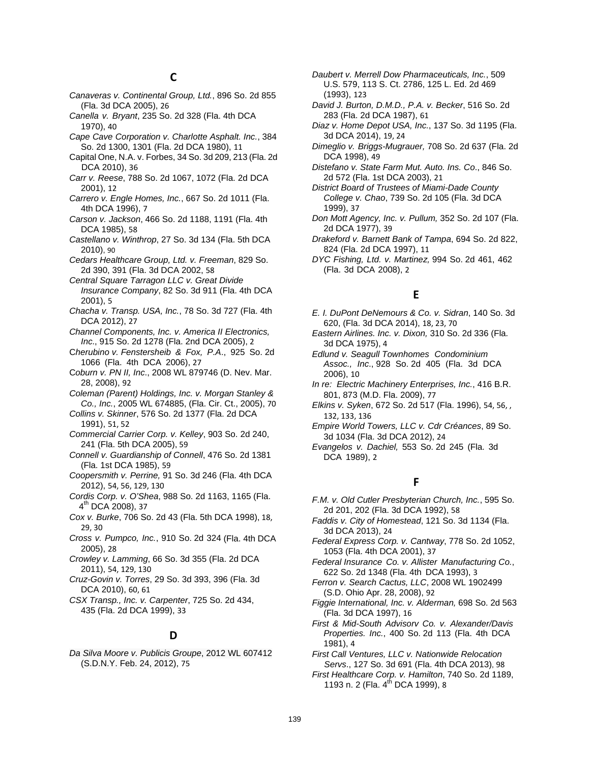## C

*Canaveras v. Continental Group, Ltd.*, 896 So. 2d 855 (Fla. 3d DCA 2005), 26

*Canella v. Bryant*, 235 So. 2d 328 (Fla. 4th DCA 1970), 40

*Cape Cave Corporation v. Charlotte Asphalt. Inc.*, 384 So. 2d 1300, 1301 (Fla. 2d DCA 1980), 11

Capital One, N.A. v. Forbes, 34 So. 3d 209, 213 (Fla. 2d DCA 2010), 36

*Carr v. Reese*, 788 So. 2d 1067, 1072 (Fla. 2d DCA 2001), 12

*Carrero v. Engle Homes, Inc.*, 667 So. 2d 1011 (Fla. 4th DCA 1996), 7

*Carson v. Jackson*, 466 So. 2d 1188, 1191 (Fla. 4th DCA 1985), 58

*Castellano v. Winthrop*, 27 So. 3d 134 (Fla. 5th DCA 2010), 90

*Cedars Healthcare Group, Ltd. v. Freeman*, 829 So. 2d 390, 391 (Fla. 3d DCA 2002, 58

*Central Square Tarragon LLC v. Great Divide Insurance Company*, 82 So. 3d 911 (Fla. 4th DCA 2001), 5

*Chacha v. Transp. USA, Inc.*, 78 So. 3d 727 (Fla. 4th DCA 2012), 27

*Channel Components, Inc. v. America II Electronics, Inc.*, 915 So. 2d 1278 (Fla. 2nd DCA 2005), 2

C*herubino v. Fenstersheib & Fox, P.A.*, 925 So. 2d 1066 (Fla. 4th DCA 2006), 27

C*oburn v. PN II, Inc.*, 2008 WL 879746 (D. Nev. Mar. 28, 2008), 92

*Coleman (Parent) Holdings, Inc. v. Morgan Stanley & Co., Inc.*, 2005 WL 674885, (Fla. Cir. Ct., 2005), 70

*Collins v. Skinner*, 576 So. 2d 1377 (Fla. 2d DCA 1991), 51, 52

*Commercial Carrier Corp. v. Kelley*, 903 So. 2d 240, 241 (Fla. 5th DCA 2005), 59

*Connell v. Guardianship of Connell*, 476 So. 2d 1381 (Fla. 1st DCA 1985), 59

*Coopersmith v. Perrine,* 91 So. 3d 246 (Fla. 4th DCA 2012), 54, 56, 129, 130

*Cordis Corp. v. O'Shea*, 988 So. 2d 1163, 1165 (Fla. 4th DCA 2008), 37

*Cox v. Burke*, 706 So. 2d 43 (Fla. 5th DCA 1998), 18, 29, 30

*Cross v. Pumpco, Inc.*, 910 So. 2d 324 (Fla. 4th DCA 2005), 28

*Crowley v. Lamming*, 66 So. 3d 355 (Fla. 2d DCA 2011), 54, 129, 130

*Cruz-Govin v. Torres*, 29 So. 3d 393, 396 (Fla. 3d DCA 2010), 60, 61

*CSX Transp., Inc. v. Carpenter*, 725 So. 2d 434, 435 (Fla. 2d DCA 1999), 33

## D

*Da Silva Moore v. Publicis Groupe*, 2012 WL 607412 (S.D.N.Y. Feb. 24, 2012), 75

*Daubert v. Merrell Dow Pharmaceuticals, Inc.*, 509 U.S. 579, 113 S. Ct. 2786, 125 L. Ed. 2d 469 (1993), 123

*David J. Burton, D.M.D., P.A. v. Becker*, 516 So. 2d 283 (Fla. 2d DCA 1987), 61

*Diaz v. Home Depot USA, Inc.*, 137 So. 3d 1195 (Fla. 3d DCA 2014), 19, 24

*Dimeglio v. Briggs-Mugrauer,* 708 So. 2d 637 (Fla. 2d DCA 1998), 49

*Distefano v. State Farm Mut. Auto. Ins. Co*., 846 So. 2d 572 (Fla. 1st DCA 2003), 21

*District Board of Trustees of Miami-Dade County College v. Chao*, 739 So. 2d 105 (Fla. 3d DCA 1999), 37

*Don Mott Agency, Inc. v. Pullum,* 352 So. 2d 107 (Fla. 2d DCA 1977), 39

*Drakeford v. Barnett Bank of Tampa*, 694 So. 2d 822, 824 (Fla. 2d DCA 1997), 11

*DYC Fishing, Ltd. v. Martinez,* 994 So. 2d 461, 462 (Fla. 3d DCA 2008), 2

## E

*E. I. DuPont DeNemours & Co. v. Sidran*, 140 So. 3d 620, (Fla. 3d DCA 2014), 18, 23, 70

*Eastern Airlines. Inc. v. Dixon,* 310 So. 2d 336 (Fla. 3d DCA 1975), 4

*Edlund v. Seagull Townhomes Condominium Assoc., Inc*., 928 So. 2d 405 (Fla. 3d DCA 2006), 10

*In re: Electric Machinery Enterprises, Inc.*, 416 B.R. 801, 873 (M.D. Fla. 2009), 77

*Elkins v. Syken*, 672 So. 2d 517 (Fla. 1996), 54, 56, , 132, 133, 136

*Empire World Towers, LLC v. Cdr Créances*, 89 So. 3d 1034 (Fla. 3d DCA 2012), 24

*Evangelos v. Dachiel,* 553 So. 2d 245 (Fla. 3d DCA 1989), 2

## F

*F.M. v. Old Cutler Presbyterian Church, Inc.*, 595 So. 2d 201, 202 (Fla. 3d DCA 1992), 58

*Faddis v. City of Homestead*, 121 So. 3d 1134 (Fla. 3d DCA 2013), 24

*Federal Express Corp. v. Cantway*, 778 So. 2d 1052, 1053 (Fla. 4th DCA 2001), 37

*Federal Insurance Co. v. Allister Manufacturing Co.*, 622 So. 2d 1348 (Fla. 4th DCA 1993), 3

*Ferron v. Search Cactus, LLC*, 2008 WL 1902499 (S.D. Ohio Apr. 28, 2008), 92

*Figgie International, Inc. v. Alderman,* 698 So. 2d 563 (Fla. 3d DCA 1997), 16

*First & Mid-South Advisorv Co. v. Alexander/Davis Properties. Inc.*, 400 So. 2d 113 (Fla. 4th DCA 1981), 4

*First Call Ventures, LLC v. Nationwide Relocation Servs*., 127 So. 3d 691 (Fla. 4th DCA 2013), 98

*First Healthcare Corp. v. Hamilton*, 740 So. 2d 1189, 1193 n. 2 (Fla. 4th DCA 1999), 8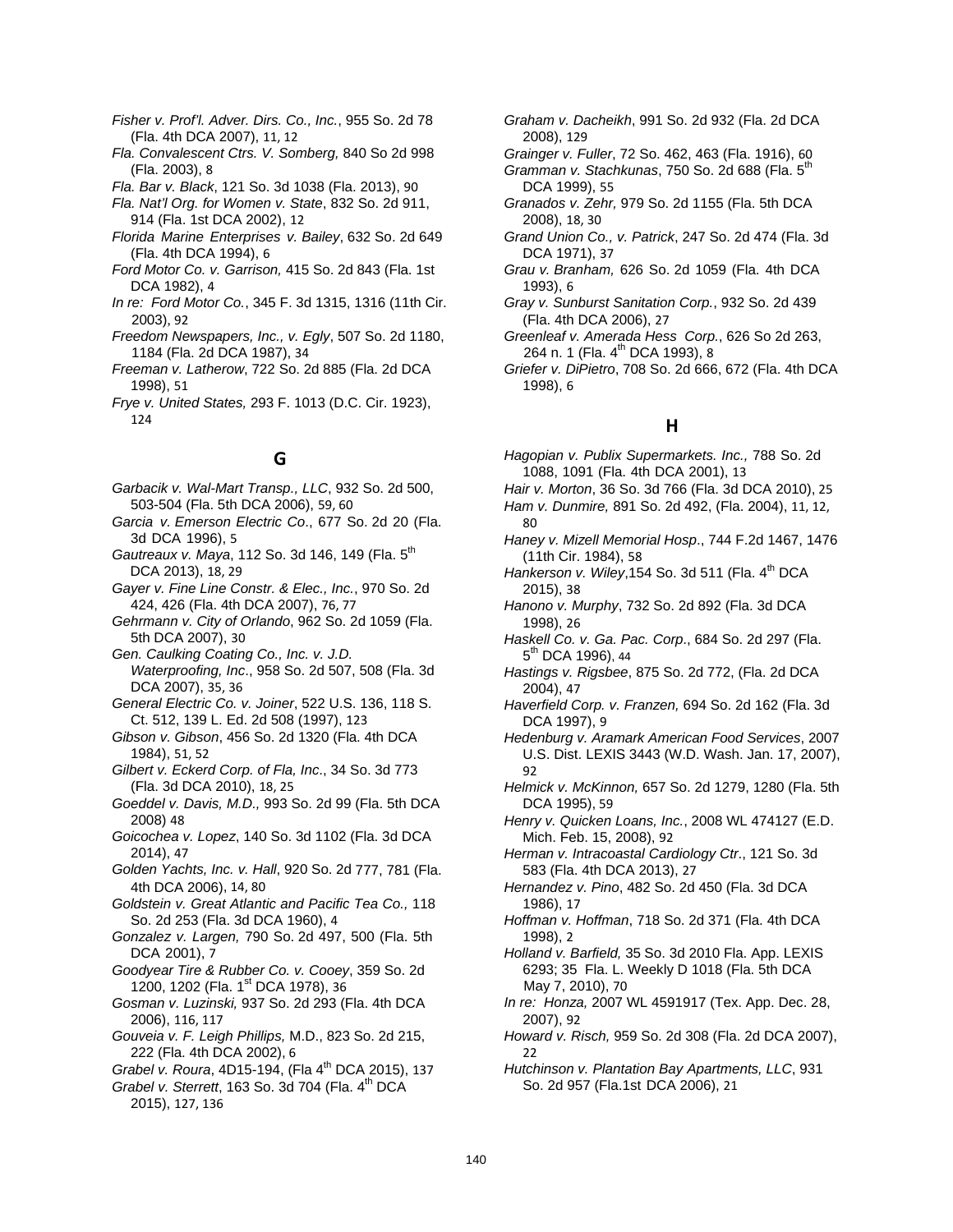*Fisher v. Prof'l. Adver. Dirs. Co., Inc.*, 955 So. 2d 78 (Fla. 4th DCA 2007), 11, 12

*Fla. Convalescent Ctrs. V. Somberg,* 840 So 2d 998 (Fla. 2003), 8

*Fla. Bar v. Black*, 121 So. 3d 1038 (Fla. 2013), 90

*Fla. Nat'l Org. for Women v. State*, 832 So. 2d 911, 914 (Fla. 1st DCA 2002), 12

*Florida Marine Enterprises v. Bailey*, 632 So. 2d 649 (Fla. 4th DCA 1994), 6

*Ford Motor Co. v. Garrison,* 415 So. 2d 843 (Fla. 1st DCA 1982), 4

*In re: Ford Motor Co.*, 345 F. 3d 1315, 1316 (11th Cir. 2003), 92

*Freedom Newspapers, Inc., v. Egly*, 507 So. 2d 1180, 1184 (Fla. 2d DCA 1987), 34

*Freeman v. Latherow*, 722 So. 2d 885 (Fla. 2d DCA 1998), 51

*Frye v. United States,* 293 F. 1013 (D.C. Cir. 1923), 124

## G

*Garbacik v. Wal-Mart Transp., LLC*, 932 So. 2d 500, 503-504 (Fla. 5th DCA 2006), 59, 60

*Garcia v. Emerson Electric Co*., 677 So. 2d 20 (Fla. 3d DCA 1996), 5

*Gautreaux v. Maya*, 112 So. 3d 146, 149 (Fla. 5th DCA 2013), 18, 29

*Gayer v. Fine Line Constr. & Elec., Inc.*, 970 So. 2d 424, 426 (Fla. 4th DCA 2007), 76, 77

*Gehrmann v. City of Orlando*, 962 So. 2d 1059 (Fla. 5th DCA 2007), 30

*Gen. Caulking Coating Co., Inc. v. J.D. Waterproofing, Inc*., 958 So. 2d 507, 508 (Fla. 3d DCA 2007), 35, 36

*General Electric Co. v. Joiner*, 522 U.S. 136, 118 S. Ct. 512, 139 L. Ed. 2d 508 (1997), 123

*Gibson v. Gibson*, 456 So. 2d 1320 (Fla. 4th DCA 1984), 51, 52

*Gilbert v. Eckerd Corp. of Fla, Inc*., 34 So. 3d 773 (Fla. 3d DCA 2010), 18, 25

*Goeddel v. Davis, M.D.,* 993 So. 2d 99 (Fla. 5th DCA 2008) 48

*Goicochea v. Lopez*, 140 So. 3d 1102 (Fla. 3d DCA 2014), 47

*Golden Yachts, Inc. v. Hall*, 920 So. 2d 777, 781 (Fla. 4th DCA 2006), 14, 80

*Goldstein v. Great Atlantic and Pacific Tea Co.,* 118 So. 2d 253 (Fla. 3d DCA 1960), 4

*Gonzalez v. Largen,* 790 So. 2d 497, 500 (Fla. 5th DCA 2001), 7

*Goodyear Tire & Rubber Co. v. Cooey*, 359 So. 2d 1200, 1202 (Fla. 1st DCA 1978), 36

*Gosman v. Luzinski,* 937 So. 2d 293 (Fla. 4th DCA 2006), 116, 117

*Gouveia v. F. Leigh Phillips,* M.D., 823 So. 2d 215, 222 (Fla. 4th DCA 2002), 6

*Grabel v. Roura*, 4D15-194, (Fla 4th DCA 2015), 137

*Grabel v. Sterrett*, 163 So. 3d 704 (Fla. 4th DCA 2015), 127, 136

*Graham v. Dacheikh*, 991 So. 2d 932 (Fla. 2d DCA 2008), 129

*Grainger v. Fuller*, 72 So. 462, 463 (Fla. 1916), 60

*Gramman v. Stachkunas*, 750 So. 2d 688 (Fla. 5th DCA 1999), 55

*Granados v. Zehr,* 979 So. 2d 1155 (Fla. 5th DCA 2008), 18, 30

*Grand Union Co., v. Patrick*, 247 So. 2d 474 (Fla. 3d DCA 1971), 37

*Grau v. Branham,* 626 So. 2d 1059 (Fla. 4th DCA 1993), 6

*Gray v. Sunburst Sanitation Corp.*, 932 So. 2d 439 (Fla. 4th DCA 2006), 27

*Greenleaf v. Amerada Hess Corp.*, 626 So 2d 263, 264 n. 1 (Fla. 4th DCA 1993), 8

*Griefer v. DiPietro*, 708 So. 2d 666, 672 (Fla. 4th DCA 1998), 6

## H

*Hagopian v. Publix Supermarkets. Inc.,* 788 So. 2d 1088, 1091 (Fla. 4th DCA 2001), 13

*Hair v. Morton*, 36 So. 3d 766 (Fla. 3d DCA 2010), 25

*Ham v. Dunmire,* 891 So. 2d 492, (Fla. 2004), 11, 12, 80

*Haney v. Mizell Memorial Hosp*., 744 F.2d 1467, 1476 (11th Cir. 1984), 58

*Hankerson v. Wiley*,154 So. 3d 511 (Fla. 4th DCA 2015), 38

*Hanono v. Murphy*, 732 So. 2d 892 (Fla. 3d DCA 1998), 26

*Haskell Co. v. Ga. Pac. Corp*., 684 So. 2d 297 (Fla. 5th DCA 1996), 44

*Hastings v. Rigsbee*, 875 So. 2d 772, (Fla. 2d DCA 2004), 47

*Haverfield Corp. v. Franzen,* 694 So. 2d 162 (Fla. 3d DCA 1997), 9

*Hedenburg v. Aramark American Food Services*, 2007 U.S. Dist. LEXIS 3443 (W.D. Wash. Jan. 17, 2007), 92

*Helmick v. McKinnon,* 657 So. 2d 1279, 1280 (Fla. 5th DCA 1995), 59

*Henry v. Quicken Loans, Inc.*, 2008 WL 474127 (E.D. Mich. Feb. 15, 2008), 92

*Herman v. Intracoastal Cardiology Ctr*., 121 So. 3d 583 (Fla. 4th DCA 2013), 27

*Hernandez v. Pino*, 482 So. 2d 450 (Fla. 3d DCA 1986), 17

*Hoffman v. Hoffman*, 718 So. 2d 371 (Fla. 4th DCA 1998), 2

*Holland v. Barfield,* 35 So. 3d 2010 Fla. App. LEXIS 6293; 35 Fla. L. Weekly D 1018 (Fla. 5th DCA May 7, 2010), 70

*In re: Honza,* 2007 WL 4591917 (Tex. App. Dec. 28, 2007), 92

*Howard v. Risch,* 959 So. 2d 308 (Fla. 2d DCA 2007), 22

*Hutchinson v. Plantation Bay Apartments, LLC*, 931 So. 2d 957 (Fla.1st DCA 2006), 21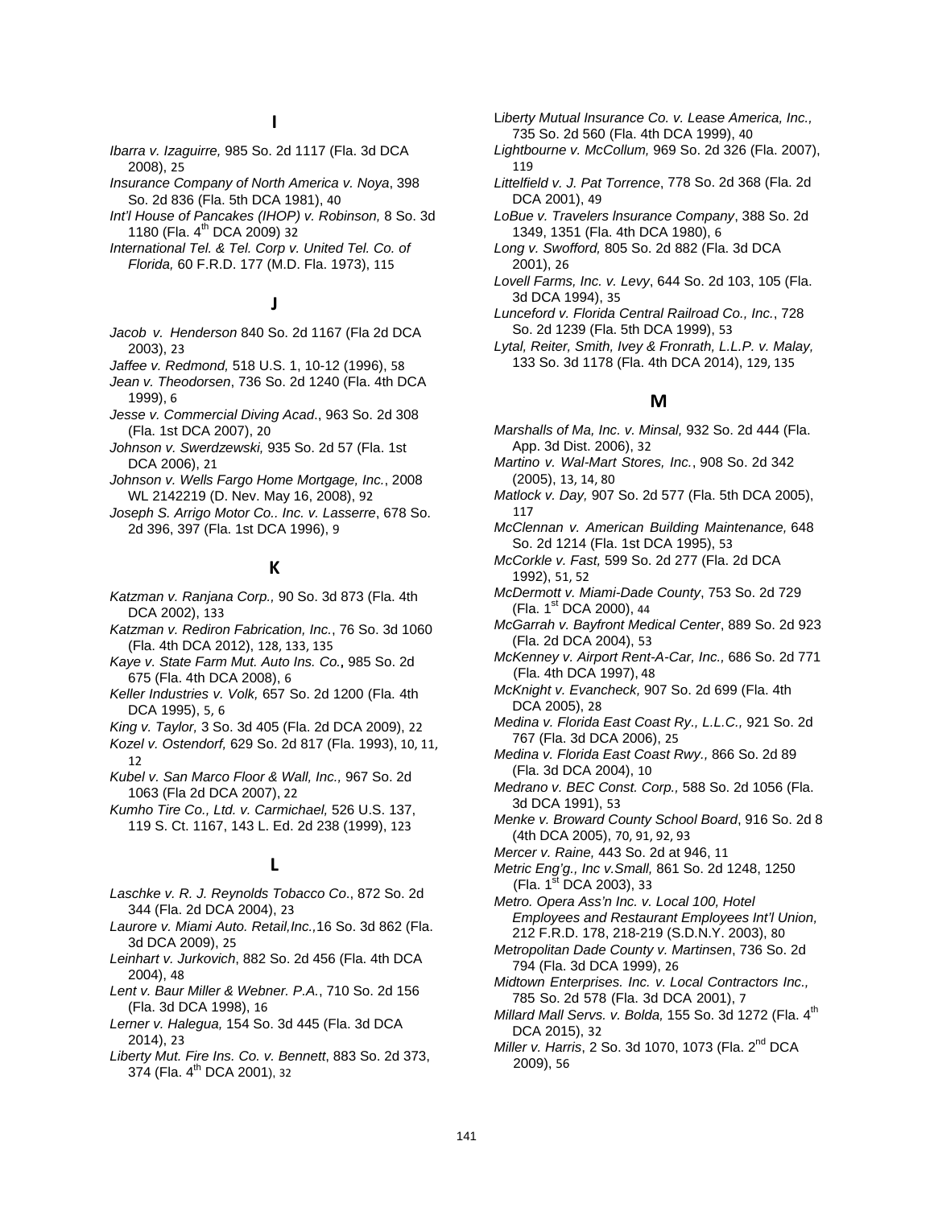## I

*Ibarra v. Izaguirre,* 985 So. 2d 1117 (Fla. 3d DCA 2008), 25

*Insurance Company of North America v. Noya*, 398 So. 2d 836 (Fla. 5th DCA 1981), 40

*Int'l House of Pancakes (IHOP) v. Robinson,* 8 So. 3d 1180 (Fla. 4th DCA 2009) 32

*International Tel. & Tel. Corp v. United Tel. Co. of Florida,* 60 F.R.D. 177 (M.D. Fla. 1973), 115

## J

*Jacob v. Henderson* 840 So. 2d 1167 (Fla 2d DCA 2003), 23

*Jaffee v. Redmond,* 518 U.S. 1, 10-12 (1996), 58

*Jean v. Theodorsen*, 736 So. 2d 1240 (Fla. 4th DCA 1999), 6

*Jesse v. Commercial Diving Acad*., 963 So. 2d 308 (Fla. 1st DCA 2007), 20

*Johnson v. Swerdzewski,* 935 So. 2d 57 (Fla. 1st DCA 2006), 21

*Johnson v. Wells Fargo Home Mortgage, Inc.*, 2008 WL 2142219 (D. Nev. May 16, 2008), 92

*Joseph S. Arrigo Motor Co.. Inc. v. Lasserre*, 678 So. 2d 396, 397 (Fla. 1st DCA 1996), 9

## K

*Katzman v. Ranjana Corp.,* 90 So. 3d 873 (Fla. 4th DCA 2002), 133

*Katzman v. Rediron Fabrication, Inc.*, 76 So. 3d 1060 (Fla. 4th DCA 2012), 128, 133, 135

*Kaye v. State Farm Mut. Auto Ins. Co.***,** 985 So. 2d 675 (Fla. 4th DCA 2008), 6

*Keller Industries v. Volk,* 657 So. 2d 1200 (Fla. 4th DCA 1995), 5, 6

*King v. Taylor,* 3 So. 3d 405 (Fla. 2d DCA 2009), 22

*Kozel v. Ostendorf,* 629 So. 2d 817 (Fla. 1993), 10, 11, 12

*Kubel v. San Marco Floor & Wall, Inc.,* 967 So. 2d 1063 (Fla 2d DCA 2007), 22

*Kumho Tire Co., Ltd. v. Carmichael,* 526 U.S. 137, 119 S. Ct. 1167, 143 L. Ed. 2d 238 (1999), 123

## L

*Laschke v. R. J. Reynolds Tobacco Co*., 872 So. 2d 344 (Fla. 2d DCA 2004), 23

*Laurore v. Miami Auto. Retail,Inc.,*16 So. 3d 862 (Fla. 3d DCA 2009), 25

*Leinhart v. Jurkovich*, 882 So. 2d 456 (Fla. 4th DCA 2004), 48

*Lent v. Baur Miller & Webner. P.A.*, 710 So. 2d 156 (Fla. 3d DCA 1998), 16

*Lerner v. Halegua,* 154 So. 3d 445 (Fla. 3d DCA 2014), 23

*Liberty Mut. Fire Ins. Co. v. Bennett*, 883 So. 2d 373, 374 (Fla. 4th DCA 2001), 32

L*iberty Mutual Insurance Co. v. Lease America, Inc.,* 735 So. 2d 560 (Fla. 4th DCA 1999), 40

*Lightbourne v. McCollum,* 969 So. 2d 326 (Fla. 2007), 119

*Littelfield v. J. Pat Torrence*, 778 So. 2d 368 (Fla. 2d DCA 2001), 49

*LoBue v. Travelers lnsurance Company*, 388 So. 2d 1349, 1351 (Fla. 4th DCA 1980), 6

*Long v. Swofford,* 805 So. 2d 882 (Fla. 3d DCA 2001), 26

*Lovell Farms, Inc. v. Levy*, 644 So. 2d 103, 105 (Fla. 3d DCA 1994), 35

*Lunceford v. Florida Central Railroad Co., Inc.*, 728 So. 2d 1239 (Fla. 5th DCA 1999), 53

*Lytal, Reiter, Smith, Ivey & Fronrath, L.L.P. v. Malay,* 133 So. 3d 1178 (Fla. 4th DCA 2014), 129, 135

## M

*Marshalls of Ma, Inc. v. Minsal,* 932 So. 2d 444 (Fla. App. 3d Dist. 2006), 32

*Martino v. Wal-Mart Stores, Inc.*, 908 So. 2d 342 (2005), 13, 14, 80

*Matlock v. Day,* 907 So. 2d 577 (Fla. 5th DCA 2005), 117

*McClennan v. American Building Maintenance,* 648 So. 2d 1214 (Fla. 1st DCA 1995), 53

*McCorkle v. Fast,* 599 So. 2d 277 (Fla. 2d DCA 1992), 51, 52

*McDermott v. Miami-Dade County*, 753 So. 2d 729 (Fla. 1st DCA 2000), 44

*McGarrah v. Bayfront Medical Center*, 889 So. 2d 923 (Fla. 2d DCA 2004), 53

*McKenney v. Airport Rent-A-Car, Inc.,* 686 So. 2d 771 (Fla. 4th DCA 1997), 48

*McKnight v. Evancheck,* 907 So. 2d 699 (Fla. 4th DCA 2005), 28

*Medina v. Florida East Coast Ry., L.L.C.,* 921 So. 2d 767 (Fla. 3d DCA 2006), 25

*Medina v. Florida East Coast Rwy.,* 866 So. 2d 89 (Fla. 3d DCA 2004), 10

*Medrano v. BEC Const. Corp.,* 588 So. 2d 1056 (Fla. 3d DCA 1991), 53

*Menke v. Broward County School Board*, 916 So. 2d 8 (4th DCA 2005), 70, 91, 92, 93

*Mercer v. Raine,* 443 So. 2d at 946, 11

*Metric Eng'g., Inc v.Small,* 861 So. 2d 1248, 1250 (Fla. 1st DCA 2003), 33

*Metro. Opera Ass'n Inc. v. Local 100, Hotel Employees and Restaurant Employees Int'l Union,* 212 F.R.D. 178, 218-219 (S.D.N.Y. 2003), 80

*Metropolitan Dade County v. Martinsen*, 736 So. 2d 794 (Fla. 3d DCA 1999), 26

*Midtown Enterprises. Inc. v. Local Contractors Inc.,* 785 So. 2d 578 (Fla. 3d DCA 2001), 7

*Millard Mall Servs. v. Bolda,* 155 So. 3d 1272 (Fla. 4th DCA 2015), 32

*Miller v. Harris*, 2 So. 3d 1070, 1073 (Fla. 2nd DCA 2009), 56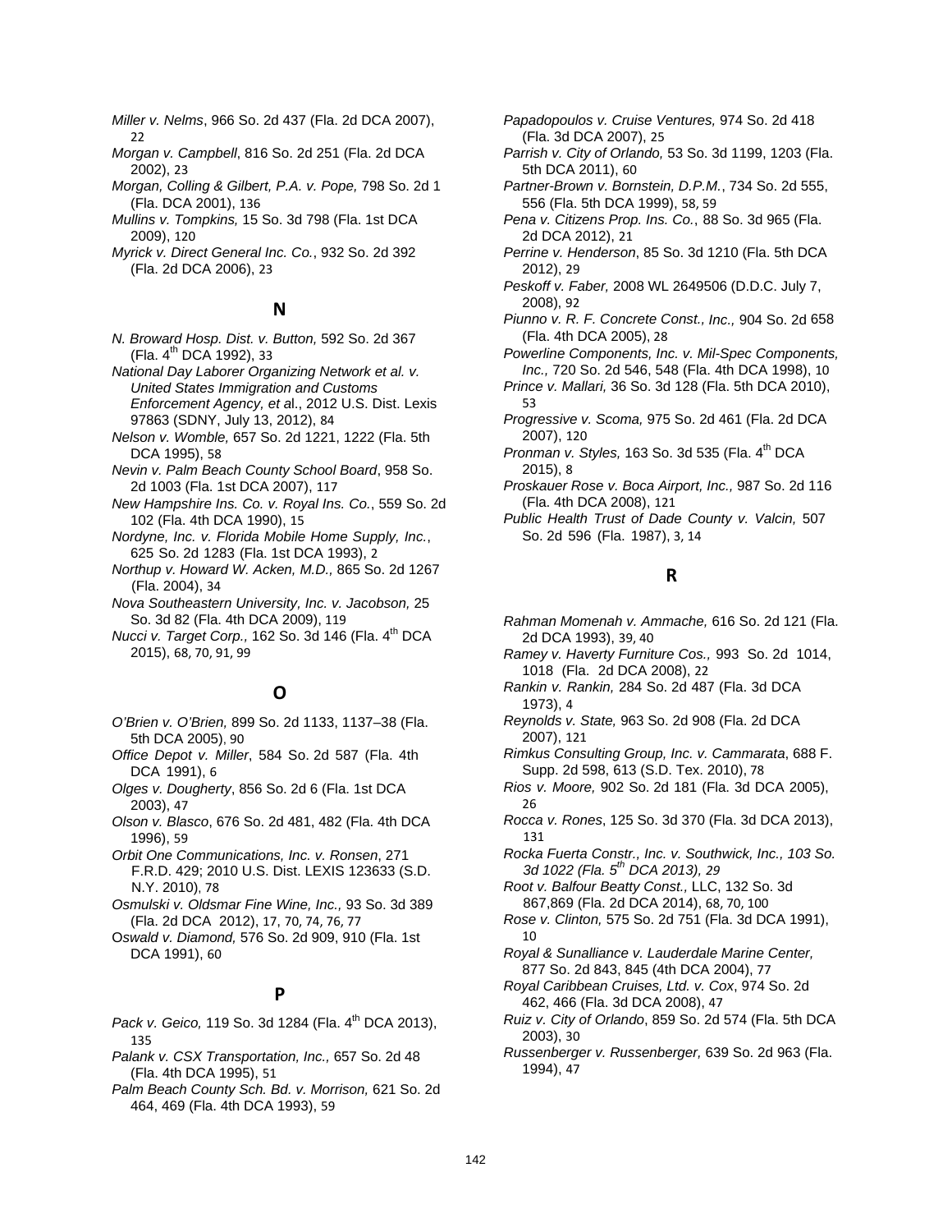*Miller v. Nelms*, 966 So. 2d 437 (Fla. 2d DCA 2007), 22

*Morgan v. Campbell*, 816 So. 2d 251 (Fla. 2d DCA 2002), 23

*Morgan, Colling & Gilbert, P.A. v. Pope,* 798 So. 2d 1 (Fla. DCA 2001), 136

*Mullins v. Tompkins,* 15 So. 3d 798 (Fla. 1st DCA 2009), 120

*Myrick v. Direct General Inc. Co.*, 932 So. 2d 392 (Fla. 2d DCA 2006), 23

## N

*N. Broward Hosp. Dist. v. Button,* 592 So. 2d 367 (Fla. 4th DCA 1992), 33

*National Day Laborer Organizing Network et al. v. United States Immigration and Customs Enforcement Agency, et a*l., 2012 U.S. Dist. Lexis 97863 (SDNY, July 13, 2012), 84

*Nelson v. Womble,* 657 So. 2d 1221, 1222 (Fla. 5th DCA 1995), 58

*Nevin v. Palm Beach County School Board*, 958 So. 2d 1003 (Fla. 1st DCA 2007), 117

*New Hampshire Ins. Co. v. Royal Ins. Co.*, 559 So. 2d 102 (Fla. 4th DCA 1990), 15

*Nordyne, Inc. v. Florida Mobile Home Supply, Inc.*, 625 So. 2d 1283 (Fla. 1st DCA 1993), 2

*Northup v. Howard W. Acken, M.D.,* 865 So. 2d 1267 (Fla. 2004), 34

*Nova Southeastern University, Inc. v. Jacobson,* 25 So. 3d 82 (Fla. 4th DCA 2009), 119

*Nucci v. Target Corp.,* 162 So. 3d 146 (Fla. 4th DCA 2015), 68, 70, 91, 99

## O

*O'Brien v. O'Brien,* 899 So. 2d 1133, 1137–38 (Fla. 5th DCA 2005), 90

*Office Depot v. Miller*, 584 So. 2d 587 (Fla. 4th DCA 1991), 6

*Olges v. Dougherty*, 856 So. 2d 6 (Fla. 1st DCA 2003), 47

*Olson v. Blasco*, 676 So. 2d 481, 482 (Fla. 4th DCA 1996), 59

*Orbit One Communications, Inc. v. Ronsen*, 271 F.R.D. 429; 2010 U.S. Dist. LEXIS 123633 (S.D. N.Y. 2010), 78

*Osmulski v. Oldsmar Fine Wine, Inc.,* 93 So. 3d 389 (Fla. 2d DCA 2012), 17, 70, 74, 76, 77

O*swald v. Diamond,* 576 So. 2d 909, 910 (Fla. 1st DCA 1991), 60

## P

*Pack v. Geico,* 119 So. 3d 1284 (Fla. 4th DCA 2013), 135

*Palank v. CSX Transportation, Inc.,* 657 So. 2d 48 (Fla. 4th DCA 1995), 51

*Palm Beach County Sch. Bd. v. Morrison,* 621 So. 2d 464, 469 (Fla. 4th DCA 1993), 59

*Papadopoulos v. Cruise Ventures,* 974 So. 2d 418 (Fla. 3d DCA 2007), 25

*Parrish v. City of Orlando,* 53 So. 3d 1199, 1203 (Fla. 5th DCA 2011), 60

*Partner-Brown v. Bornstein, D.P.M.*, 734 So. 2d 555, 556 (Fla. 5th DCA 1999), 58, 59

*Pena v. Citizens Prop. Ins. Co.*, 88 So. 3d 965 (Fla. 2d DCA 2012), 21

*Perrine v. Henderson*, 85 So. 3d 1210 (Fla. 5th DCA 2012), 29

*Peskoff v. Faber,* 2008 WL 2649506 (D.D.C. July 7, 2008), 92

*Piunno v. R. F. Concrete Const., Inc.,* 904 So. 2d 658 (Fla. 4th DCA 2005), 28

*Powerline Components, Inc. v. Mil-Spec Components, Inc.,* 720 So. 2d 546, 548 (Fla. 4th DCA 1998), 10

*Prince v. Mallari,* 36 So. 3d 128 (Fla. 5th DCA 2010), 53

*Progressive v. Scoma,* 975 So. 2d 461 (Fla. 2d DCA 2007), 120

*Pronman v. Styles,* 163 So. 3d 535 (Fla. 4th DCA 2015), 8

*Proskauer Rose v. Boca Airport, Inc.,* 987 So. 2d 116 (Fla. 4th DCA 2008), 121

*Public Health Trust of Dade County v. Valcin,* 507 So. 2d 596 (Fla. 1987), 3, 14

## R

*Rahman Momenah v. Ammache,* 616 So. 2d 121 (Fla. 2d DCA 1993), 39, 40

*Ramey v. Haverty Furniture Cos.,* 993 So. 2d 1014, 1018 (Fla. 2d DCA 2008), 22

*Rankin v. Rankin,* 284 So. 2d 487 (Fla. 3d DCA 1973), 4

*Reynolds v. State,* 963 So. 2d 908 (Fla. 2d DCA 2007), 121

*Rimkus Consulting Group, Inc. v. Cammarata*, 688 F. Supp. 2d 598, 613 (S.D. Tex. 2010), 78

*Rios v. Moore,* 902 So. 2d 181 (Fla. 3d DCA 2005), 26

*Rocca v. Rones*, 125 So. 3d 370 (Fla. 3d DCA 2013), 131

*Rocka Fuerta Constr., Inc. v. Southwick, Inc., 103 So. 3d 1022 (Fla. 5th DCA 2013), 29*

*Root v. Balfour Beatty Const.,* LLC, 132 So. 3d 867,869 (Fla. 2d DCA 2014), 68, 70, 100

*Rose v. Clinton,* 575 So. 2d 751 (Fla. 3d DCA 1991), 10

*Royal & Sunalliance v. Lauderdale Marine Center,* 877 So. 2d 843, 845 (4th DCA 2004), 77

*Royal Caribbean Cruises, Ltd. v. Cox*, 974 So. 2d 462, 466 (Fla. 3d DCA 2008), 47

*Ruiz v. City of Orlando*, 859 So. 2d 574 (Fla. 5th DCA 2003), 30

*Russenberger v. Russenberger,* 639 So. 2d 963 (Fla. 1994), 47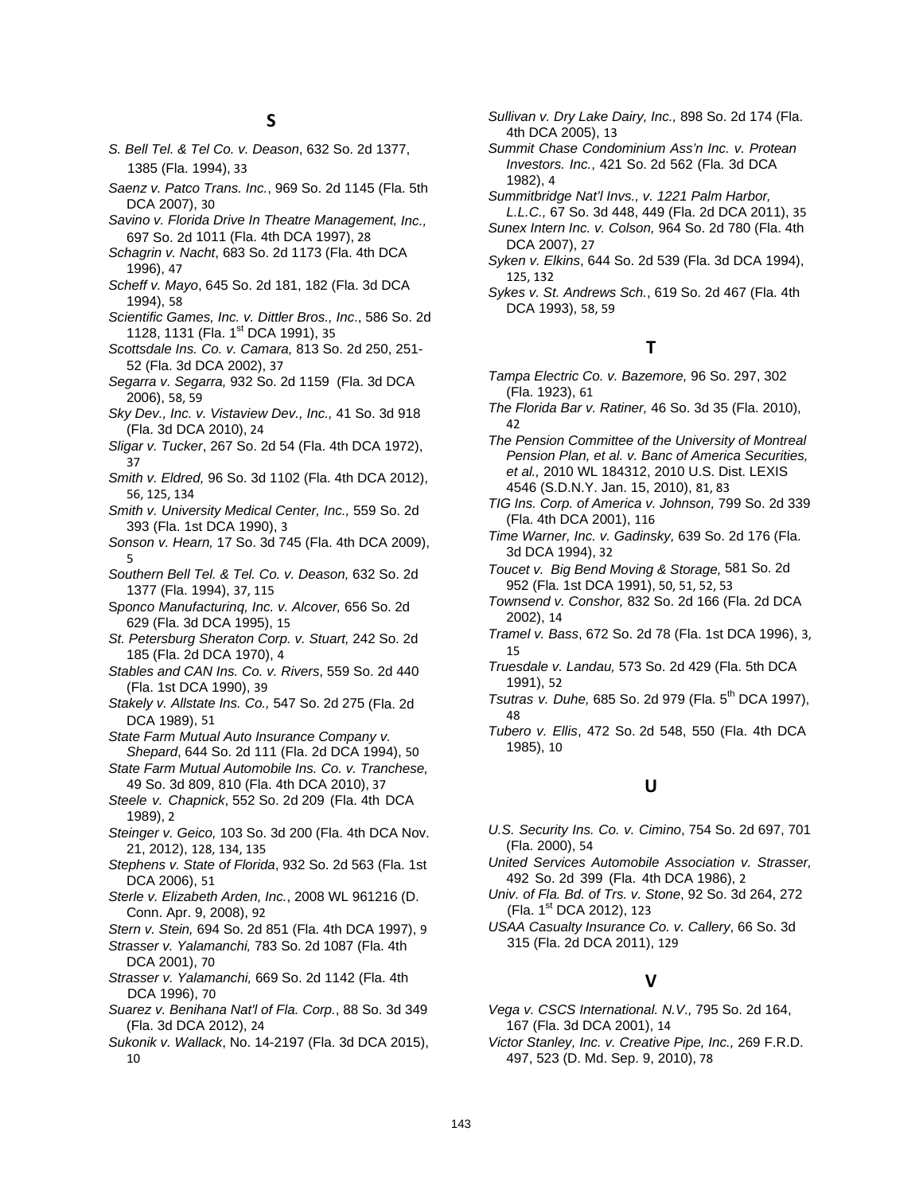## S

*S. Bell Tel. & Tel Co. v. Deason*, 632 So. 2d 1377, 1385 (Fla. 1994), 33

*Saenz v. Patco Trans. Inc.*, 969 So. 2d 1145 (Fla. 5th DCA 2007), 30

*Savino v. Florida Drive In Theatre Management, Inc.,* 697 So. 2d 1011 (Fla. 4th DCA 1997), 28

*Schagrin v. Nacht*, 683 So. 2d 1173 (Fla. 4th DCA 1996), 47

*Scheff v. Mayo*, 645 So. 2d 181, 182 (Fla. 3d DCA 1994), 58

*Scientific Games, Inc. v. Dittler Bros., Inc.*, 586 So. 2d 1128, 1131 (Fla. 1st DCA 1991), 35

*Scottsdale Ins. Co. v. Camara,* 813 So. 2d 250, 251-52 (Fla. 3d DCA 2002), 37

*Segarra v. Segarra,* 932 So. 2d 1159 (Fla. 3d DCA 2006), 58, 59

*Sky Dev., Inc. v. Vistaview Dev., Inc.,* 41 So. 3d 918 (Fla. 3d DCA 2010), 24

*Sligar v. Tucker*, 267 So. 2d 54 (Fla. 4th DCA 1972), 37

*Smith v. Eldred,* 96 So. 3d 1102 (Fla. 4th DCA 2012), 56, 125, 134

*Smith v. University Medical Center, Inc.,* 559 So. 2d 393 (Fla. 1st DCA 1990), 3

*Sonson v. Hearn,* 17 So. 3d 745 (Fla. 4th DCA 2009), 5

*Southern Bell Tel. & Tel. Co. v. Deason,* 632 So. 2d 1377 (Fla. 1994), 37, 115

*Sponco Manufacturinq, Inc. v. Alcover,* 656 So. 2d 629 (Fla. 3d DCA 1995), 15

*St. Petersburg Sheraton Corp. v. Stuart,* 242 So. 2d 185 (Fla. 2d DCA 1970), 4

*Stables and CAN Ins. Co. v. Rivers*, 559 So. 2d 440 (Fla. 1st DCA 1990), 39

*Stakely v. Allstate Ins. Co.,* 547 So. 2d 275 (Fla. 2d DCA 1989), 51

*State Farm Mutual Auto Insurance Company v. Shepard*, 644 So. 2d 111 (Fla. 2d DCA 1994), 50

*State Farm Mutual Automobile Ins. Co. v. Tranchese,* 49 So. 3d 809, 810 (Fla. 4th DCA 2010), 37

*Steele v. Chapnick*, 552 So. 2d 209 (Fla. 4th DCA 1989), 2

*Steinger v. Geico,* 103 So. 3d 200 (Fla. 4th DCA Nov. 21, 2012), 128, 134, 135

*Stephens v. State of Florida*, 932 So. 2d 563 (Fla. 1st DCA 2006), 51

*Sterle v. Elizabeth Arden, Inc.*, 2008 WL 961216 (D. Conn. Apr. 9, 2008), 92

*Stern v. Stein,* 694 So. 2d 851 (Fla. 4th DCA 1997), 9

*Strasser v. Yalamanchi,* 783 So. 2d 1087 (Fla. 4th DCA 2001), 70

*Strasser v. Yalamanchi,* 669 So. 2d 1142 (Fla. 4th DCA 1996), 70

*Suarez v. Benihana Nat'l of Fla. Corp.*, 88 So. 3d 349 (Fla. 3d DCA 2012), 24

*Sukonik v. Wallack*, No. 14-2197 (Fla. 3d DCA 2015), 10

*Sullivan v. Dry Lake Dairy, Inc.,* 898 So. 2d 174 (Fla. 4th DCA 2005), 13

*Summit Chase Condominium Ass'n Inc. v. Protean Investors. Inc.*, 421 So. 2d 562 (Fla. 3d DCA 1982), 4

*Summitbridge Nat'l Invs., v. 1221 Palm Harbor, L.L.C.,* 67 So. 3d 448, 449 (Fla. 2d DCA 2011), 35

*Sunex Intern Inc. v. Colson,* 964 So. 2d 780 (Fla. 4th DCA 2007), 27

*Syken v. Elkins*, 644 So. 2d 539 (Fla. 3d DCA 1994), 125, 132

*Sykes v. St. Andrews Sch.*, 619 So. 2d 467 (Fla. 4th DCA 1993), 58, 59

## T

*Tampa Electric Co. v. Bazemore,* 96 So. 297, 302 (Fla. 1923), 61

*The Florida Bar v. Ratiner,* 46 So. 3d 35 (Fla. 2010), 42

*The Pension Committee of the University of Montreal Pension Plan, et al. v. Banc of America Securities, et al.,* 2010 WL 184312, 2010 U.S. Dist. LEXIS 4546 (S.D.N.Y. Jan. 15, 2010), 81, 83

*TIG Ins. Corp. of America v. Johnson,* 799 So. 2d 339 (Fla. 4th DCA 2001), 116

*Time Warner, Inc. v. Gadinsky,* 639 So. 2d 176 (Fla. 3d DCA 1994), 32

*Toucet v. Big Bend Moving & Storage,* 581 So. 2d 952 (Fla. 1st DCA 1991), 50, 51, 52, 53

*Townsend v. Conshor,* 832 So. 2d 166 (Fla. 2d DCA 2002), 14

*Tramel v. Bass*, 672 So. 2d 78 (Fla. 1st DCA 1996), 3, 15

*Truesdale v. Landau,* 573 So. 2d 429 (Fla. 5th DCA 1991), 52

*Tsutras v. Duhe,* 685 So. 2d 979 (Fla. 5th DCA 1997), 48

*Tubero v. Ellis*, 472 So. 2d 548, 550 (Fla. 4th DCA 1985), 10

## U

*U.S. Security Ins. Co. v. Cimino*, 754 So. 2d 697, 701 (Fla. 2000), 54

*United Services Automobile Association v. Strasser,* 492 So. 2d 399 (Fla. 4th DCA 1986), 2

*Univ. of Fla. Bd. of Trs. v. Stone*, 92 So. 3d 264, 272 (Fla. 1st DCA 2012), 123

*USAA Casualty Insurance Co. v. Callery*, 66 So. 3d 315 (Fla. 2d DCA 2011), 129

## V

*Vega v. CSCS International. N.V.,* 795 So. 2d 164, 167 (Fla. 3d DCA 2001), 14

*Victor Stanley, Inc. v. Creative Pipe, Inc.,* 269 F.R.D. 497, 523 (D. Md. Sep. 9, 2010), 78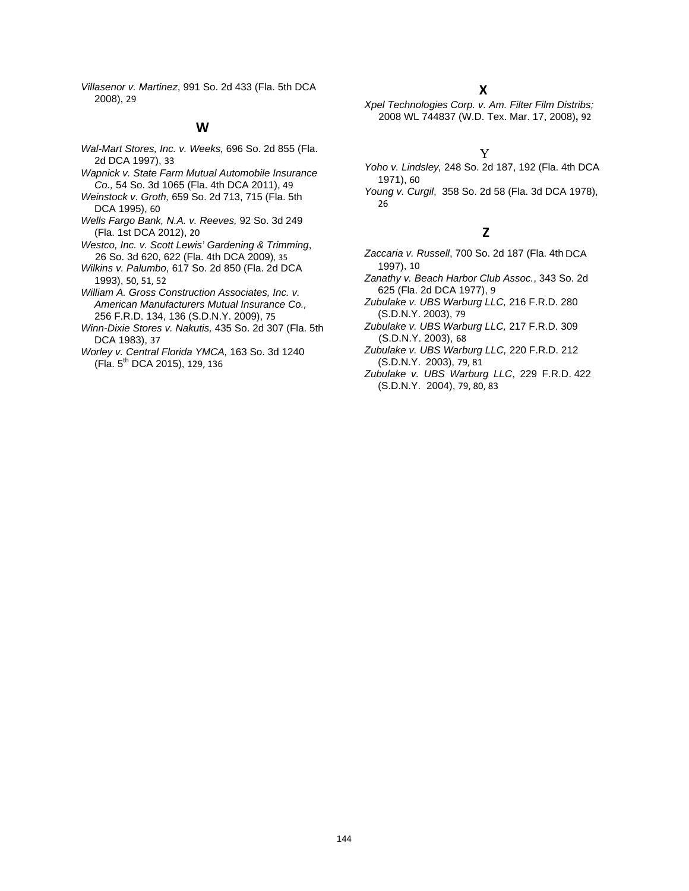*Villasenor v. Martinez*, 991 So. 2d 433 (Fla. 5th DCA 2008), 29

## W

*Wal-Mart Stores, Inc. v. Weeks,* 696 So. 2d 855 (Fla. 2d DCA 1997), 33

*Wapnick v. State Farm Mutual Automobile Insurance Co.,* 54 So. 3d 1065 (Fla. 4th DCA 2011), 49

*Weinstock v. Groth,* 659 So. 2d 713, 715 (Fla. 5th DCA 1995), 60

*Wells Fargo Bank, N.A. v. Reeves,* 92 So. 3d 249 (Fla. 1st DCA 2012), 20

*Westco, Inc. v. Scott Lewis' Gardening & Trimming*, 26 So. 3d 620, 622 (Fla. 4th DCA 2009), 35

*Wilkins v. Palumbo,* 617 So. 2d 850 (Fla. 2d DCA 1993), 50, 51, 52

*William A. Gross Construction Associates, Inc. v. American Manufacturers Mutual Insurance Co.,* 256 F.R.D. 134, 136 (S.D.N.Y. 2009), 75

*Winn-Dixie Stores v. Nakutis,* 435 So. 2d 307 (Fla. 5th DCA 1983), 37

*Worley v. Central Florida YMCA,* 163 So. 3d 1240 (Fla. 5th DCA 2015), 129, 136

## X

*Xpel Technologies Corp. v. Am. Filter Film Distribs;* 2008 WL 744837 (W.D. Tex. Mar. 17, 2008), 92

## Y

*Yoho v. Lindsley,* 248 So. 2d 187, 192 (Fla. 4th DCA 1971), 60

*Young v. Curgil*, 358 So. 2d 58 (Fla. 3d DCA 1978), 26

## Z

*Zaccaria v. Russell*, 700 So. 2d 187 (Fla. 4th DCA 1997), 10

*Zanathy v. Beach Harbor Club Assoc.*, 343 So. 2d 625 (Fla. 2d DCA 1977), 9

*Zubulake v. UBS Warburg LLC,* 216 F.R.D. 280 (S.D.N.Y. 2003), 79

*Zubulake v. UBS Warburg LLC,* 217 F.R.D. 309 (S.D.N.Y. 2003), 68

*Zubulake v. UBS Warburg LLC,* 220 F.R.D. 212 (S.D.N.Y. 2003), 79, 81

*Zubulake v. UBS Warburg LLC*, 229 F.R.D. 422 (S.D.N.Y. 2004), 79, 80, 83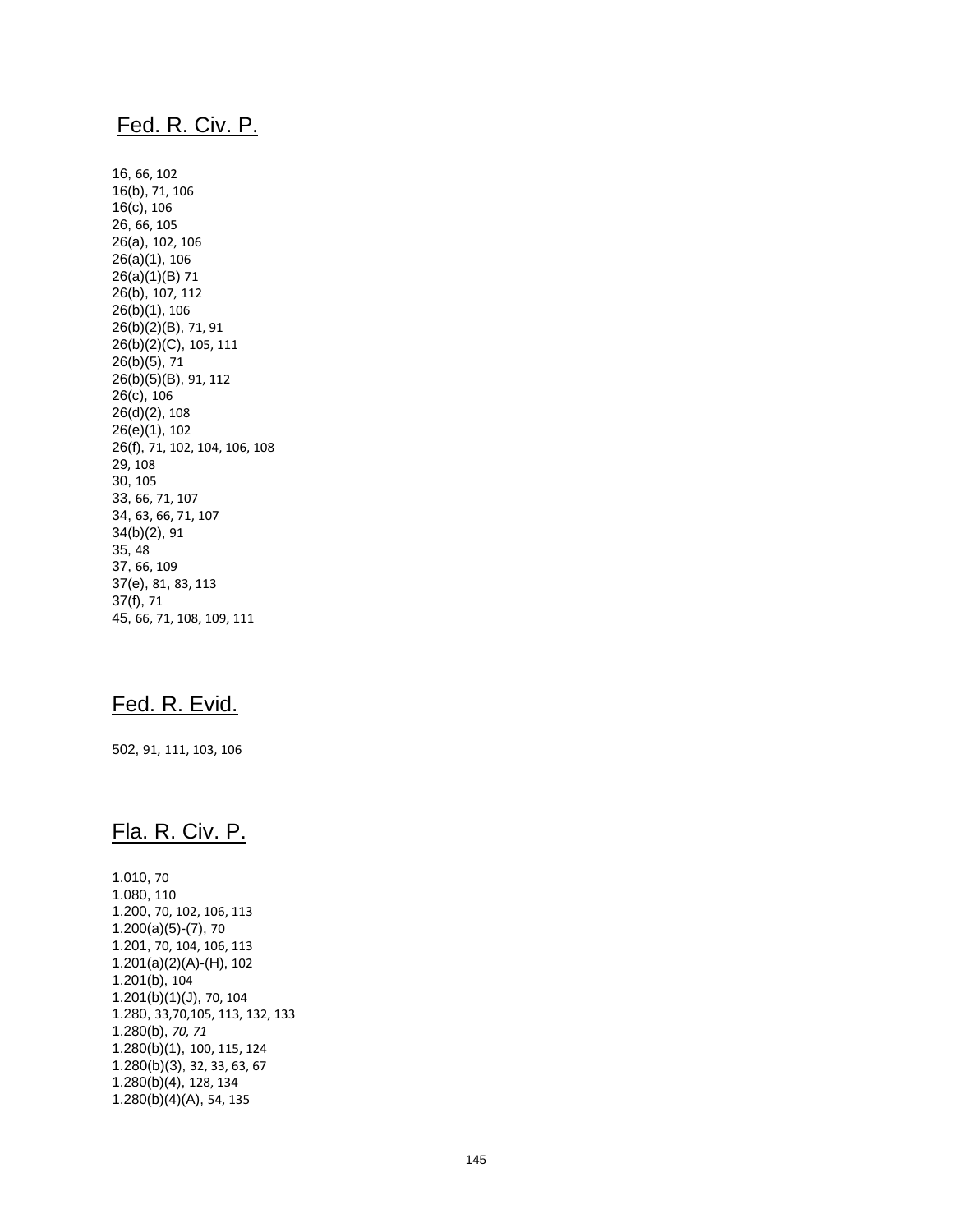## Fed. R. Civ. P.

16, 66, 102
16(b), 71, 106
16(c), 106
26, 66, 105
26(a), 102, 106
26(a)(1), 106
26(a)(1)(B) 71
26(b), 107, 112
26(b)(1), 106
26(b)(2)(B), 71, 91
26(b)(2)(C), 105, 111
26(b)(5), 71
26(b)(5)(B), 91, 112
26(c), 106
26(d)(2), 108
26(e)(1), 102
26(f), 71, 102, 104, 106, 108
29, 108
30, 105
33, 66, 71, 107
34, 63, 66, 71, 107
34(b)(2), 91
35, 48
37, 66, 109
37(e), 81, 83, 113
37(f), 71
45, 66, 71, 108, 109, 111

## Fed. R. Evid.

502, 91, 111, 103, 106

## Fla. R. Civ. P.

1.010, 70
1.080, 110
1.200, 70, 102, 106, 113
1.200(a)(5)-(7), 70
1.201, 70, 104, 106, 113
1.201(a)(2)(A)-(H), 102
1.201(b), 104
1.201(b)(1)(J), 70, 104
1.280, 33,70,105, 113, 132, 133
1.280(b), *70, 71*
1.280(b)(1), 100, 115, 124
1.280(b)(3), 32, 33, 63, 67
1.280(b)(4), 128, 134
1.280(b)(4)(A), 54, 135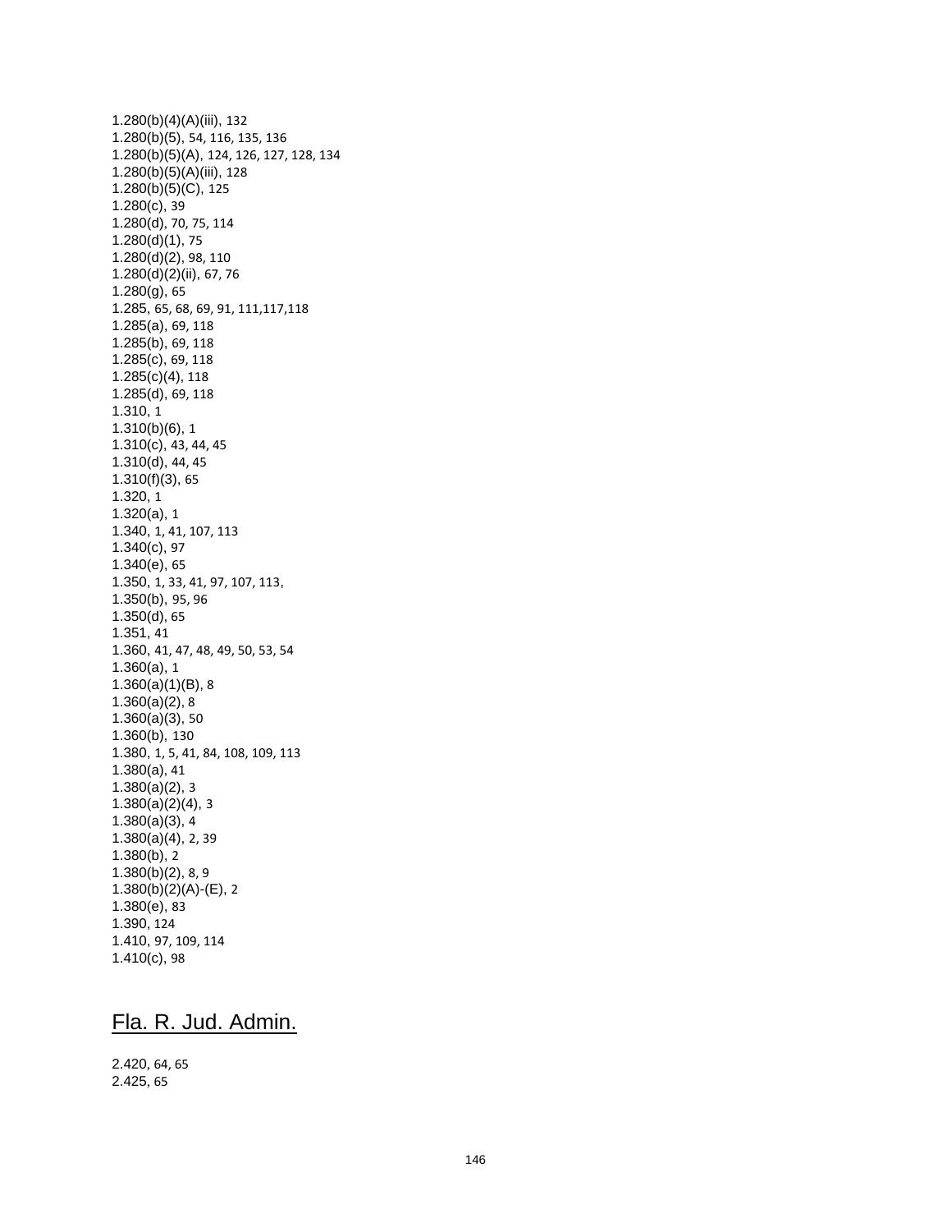1.280(b)(4)(A)(iii), 132
1.280(b)(5), 54, 116, 135, 136
1.280(b)(5)(A), 124, 126, 127, 128, 134
1.280(b)(5)(A)(iii), 128
1.280(b)(5)(C), 125
1.280(c), 39
1.280(d), 70, 75, 114
1.280(d)(1), 75
1.280(d)(2), 98, 110
1.280(d)(2)(ii), 67, 76
1.280(g), 65
1.285, 65, 68, 69, 91, 111,117,118
1.285(a), 69, 118
1.285(b), 69, 118
1.285(c), 69, 118
1.285(c)(4), 118
1.285(d), 69, 118
1.310, 1
1.310(b)(6), 1
1.310(c), 43, 44, 45
1.310(d), 44, 45
1.310(f)(3), 65
1.320, 1
1.320(a), 1
1.340, 1, 41, 107, 113
1.340(c), 97
1.340(e), 65
1.350, 1, 33, 41, 97, 107, 113,
1.350(b), 95, 96
1.350(d), 65
1.351, 41
1.360, 41, 47, 48, 49, 50, 53, 54
1.360(a), 1
1.360(a)(1)(B), 8
1.360(a)(2), 8
1.360(a)(3), 50
1.360(b), 130
1.380, 1, 5, 41, 84, 108, 109, 113
1.380(a), 41
1.380(a)(2), 3
1.380(a)(2)(4), 3
1.380(a)(3), 4
1.380(a)(4), 2, 39
1.380(b), 2
1.380(b)(2), 8, 9
1.380(b)(2)(A)-(E), 2
1.380(e), 83
1.390, 124
1.410, 97, 109, 114
1.410(c), 98

## Fla. R. Jud. Admin.

2.420, 64, 65
2.425, 65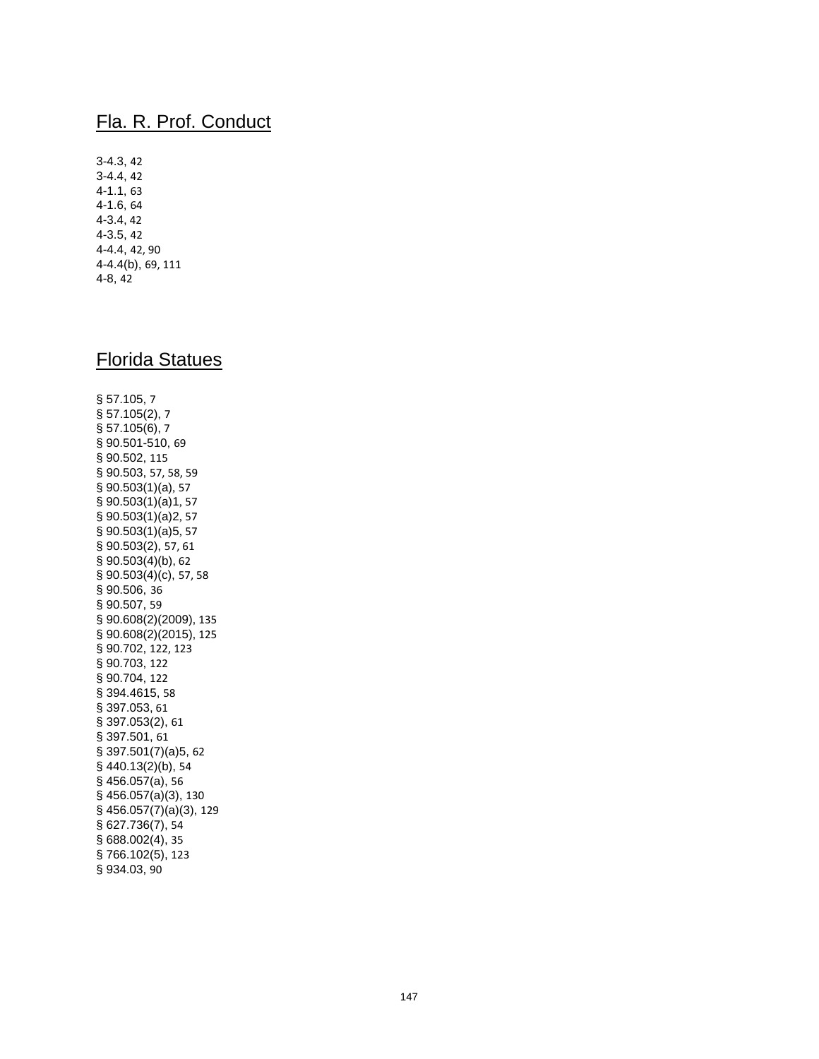## Fla. R. Prof. Conduct

3-4.3, 42
3-4.4, 42
4-1.1, 63
4-1.6, 64
4-3.4, 42
4-3.5, 42
4-4.4, 42, 90
4-4.4(b), 69, 111
4-8, 42

## Florida Statues

§ 57.105, 7
§ 57.105(2), 7
§ 57.105(6), 7
§ 90.501-510, 69
§ 90.502, 115
§ 90.503, 57, 58, 59
§ 90.503(1)(a), 57
§ 90.503(1)(a)1, 57
§ 90.503(1)(a)2, 57
§ 90.503(1)(a)5, 57
§ 90.503(2), 57, 61
§ 90.503(4)(b), 62
§ 90.503(4)(c), 57, 58
§ 90.506, 36
§ 90.507, 59
§ 90.608(2)(2009), 135
§ 90.608(2)(2015), 125
§ 90.702, 122, 123
§ 90.703, 122
§ 90.704, 122
§ 394.4615, 58
§ 397.053, 61
§ 397.053(2), 61
§ 397.501, 61
§ 397.501(7)(a)5, 62
§ 440.13(2)(b), 54
§ 456.057(a), 56
§ 456.057(a)(3), 130
§ 456.057(7)(a)(3), 129
§ 627.736(7), 54
§ 688.002(4), 35
§ 766.102(5), 123
§ 934.03, 90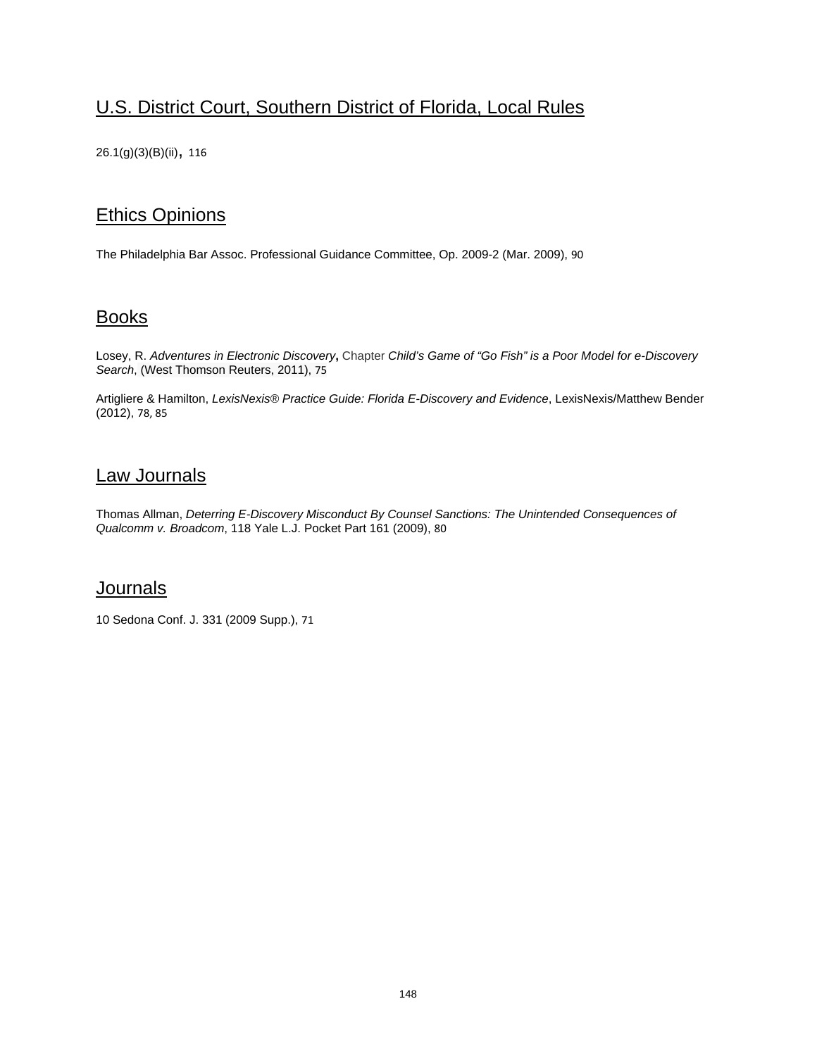## U.S. District Court, Southern District of Florida, Local Rules

26.1(g)(3)(B)(ii), 116

## Ethics Opinions

The Philadelphia Bar Assoc. Professional Guidance Committee, Op. 2009-2 (Mar. 2009), 90

## Books

Losey, R. *Adventures in Electronic Discovery***,** Chapter *Child's Game of "Go Fish" is a Poor Model for e-Discovery Search*, (West Thomson Reuters, 2011), 75

Artigliere & Hamilton, *LexisNexis® Practice Guide: Florida E-Discovery and Evidence*, LexisNexis/Matthew Bender (2012), 78, 85

## Law Journals

Thomas Allman, *Deterring E-Discovery Misconduct By Counsel Sanctions: The Unintended Consequences of Qualcomm v. Broadcom*, 118 Yale L.J. Pocket Part 161 (2009), 80

## Journals

10 Sedona Conf. J. 331 (2009 Supp.), 71